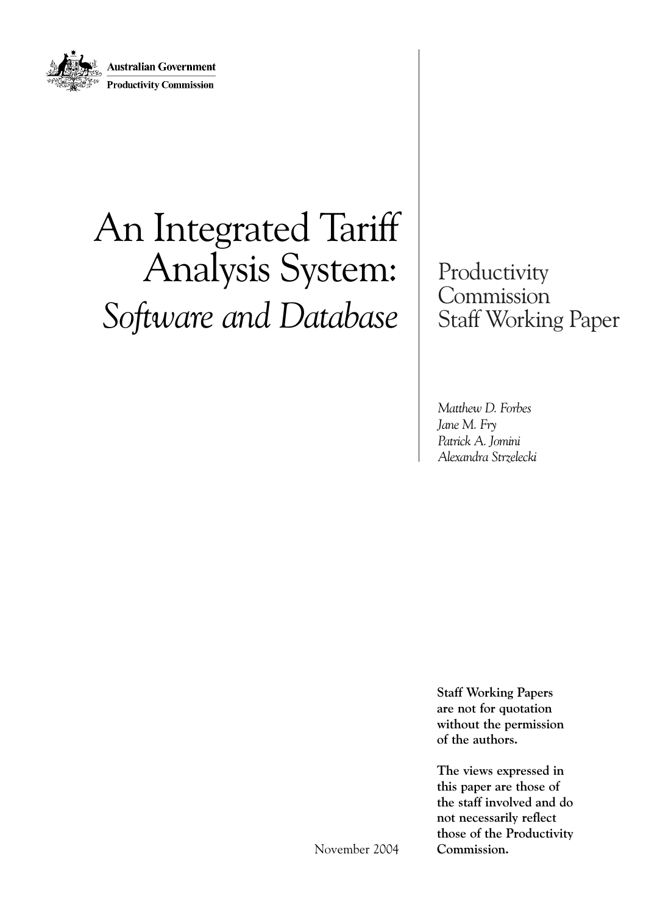Australian Government

Productivity Commission

# An Integrated Tariff Analysis System: *Software and Database*

Productivity Commission Staff Working Paper

*Matthew D. Forbes*
*Jane M. Fry*
*Patrick A. Jomini*
*Alexandra Strzelecki*

November 2004

**Staff Working Papers are not for quotation without the permission of the authors.**

**The views expressed in this paper are those of the staff involved and do not necessarily reflect those of the Productivity Commission.**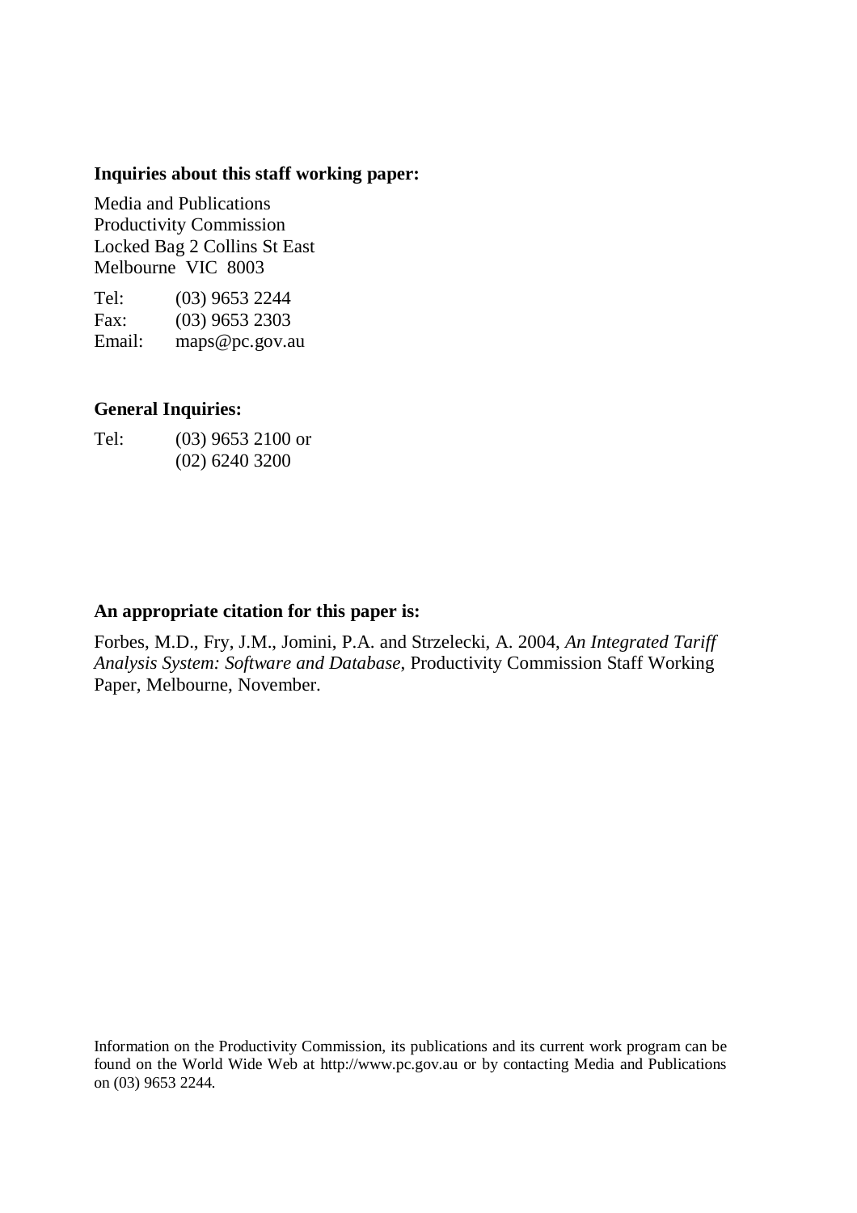**Inquiries about this staff working paper:**

Media and Publications
Productivity Commission
Locked Bag 2 Collins St East
Melbourne VIC 8003

Tel: (03) 9653 2244
Fax: (03) 9653 2303
Email: maps@pc.gov.au

**General Inquiries:**

Tel: (03) 9653 2100 or
(02) 6240 3200

**An appropriate citation for this paper is:**

Forbes, M.D., Fry, J.M., Jomini, P.A. and Strzelecki, A. 2004, *An Integrated Tariff Analysis System: Software and Database*, Productivity Commission Staff Working Paper, Melbourne, November.

Information on the Productivity Commission, its publications and its current work program can be found on the World Wide Web at http://www.pc.gov.au or by contacting Media and Publications on (03) 9653 2244.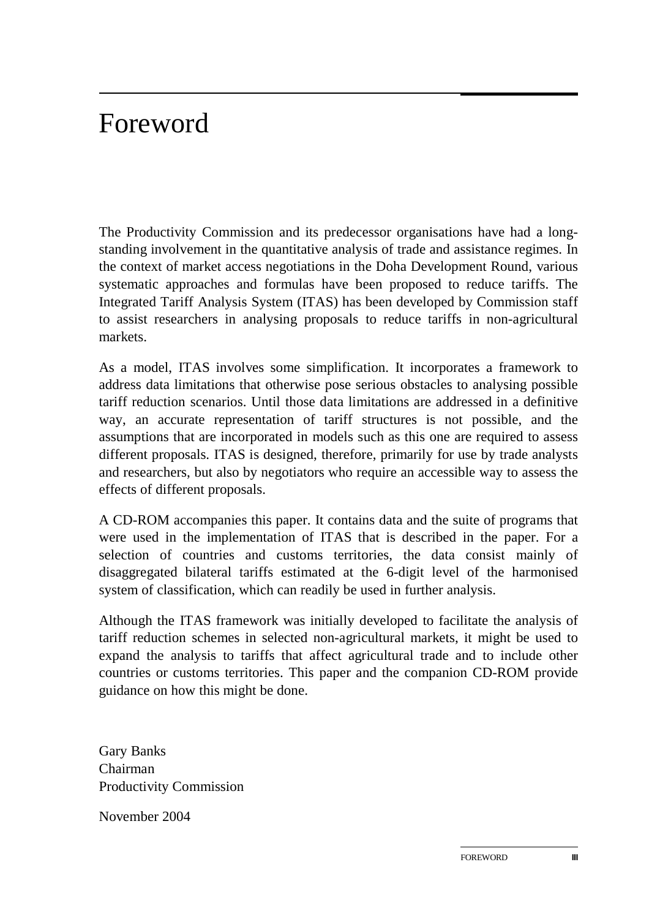# Foreword

The Productivity Commission and its predecessor organisations have had a long-standing involvement in the quantitative analysis of trade and assistance regimes. In the context of market access negotiations in the Doha Development Round, various systematic approaches and formulas have been proposed to reduce tariffs. The Integrated Tariff Analysis System (ITAS) has been developed by Commission staff to assist researchers in analysing proposals to reduce tariffs in non-agricultural markets.

As a model, ITAS involves some simplification. It incorporates a framework to address data limitations that otherwise pose serious obstacles to analysing possible tariff reduction scenarios. Until those data limitations are addressed in a definitive way, an accurate representation of tariff structures is not possible, and the assumptions that are incorporated in models such as this one are required to assess different proposals. ITAS is designed, therefore, primarily for use by trade analysts and researchers, but also by negotiators who require an accessible way to assess the effects of different proposals.

A CD-ROM accompanies this paper. It contains data and the suite of programs that were used in the implementation of ITAS that is described in the paper. For a selection of countries and customs territories, the data consist mainly of disaggregated bilateral tariffs estimated at the 6-digit level of the harmonised system of classification, which can readily be used in further analysis.

Although the ITAS framework was initially developed to facilitate the analysis of tariff reduction schemes in selected non-agricultural markets, it might be used to expand the analysis to tariffs that affect agricultural trade and to include other countries or customs territories. This paper and the companion CD-ROM provide guidance on how this might be done.

Gary Banks
Chairman
Productivity Commission

November 2004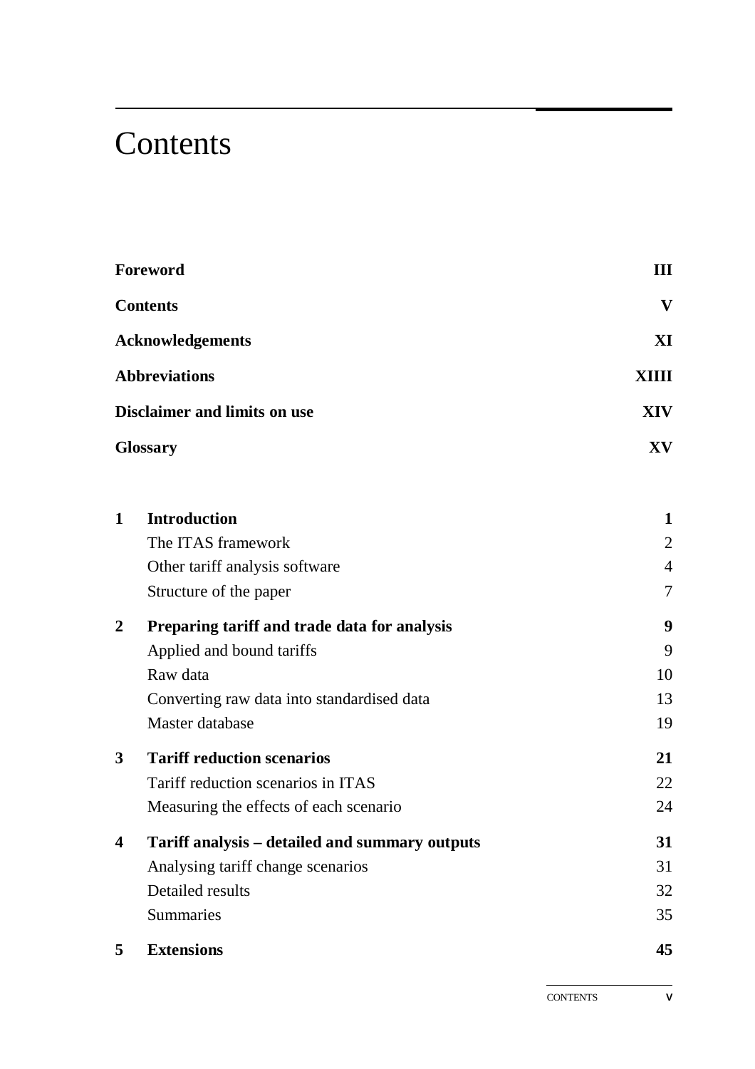# Contents

| | | |
|---|---|---|
| **Foreword** | | **III** |
| **Contents** | | **V** |
| **Acknowledgements** | | **XI** |
| **Abbreviations** | | **XIIII** |
| **Disclaimer and limits on use** | | **XIV** |
| **Glossary** | | **XV** |
| **1** | **Introduction** | **1** |
| | The ITAS framework | 2 |
| | Other tariff analysis software | 4 |
| | Structure of the paper | 7 |
| **2** | **Preparing tariff and trade data for analysis** | **9** |
| | Applied and bound tariffs | 9 |
| | Raw data | 10 |
| | Converting raw data into standardised data | 13 |
| | Master database | 19 |
| **3** | **Tariff reduction scenarios** | **21** |
| | Tariff reduction scenarios in ITAS | 22 |
| | Measuring the effects of each scenario | 24 |
| **4** | **Tariff analysis – detailed and summary outputs** | **31** |
| | Analysing tariff change scenarios | 31 |
| | Detailed results | 32 |
| | Summaries | 35 |
| **5** | **Extensions** | **45** |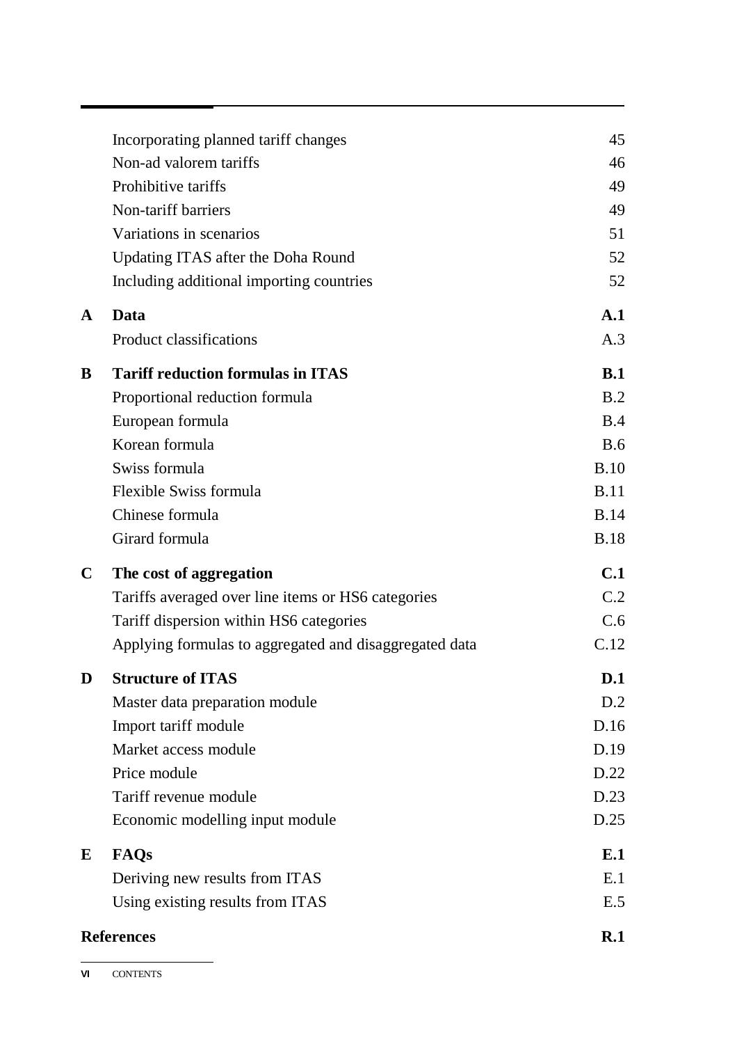| | | |
|---|---|---|
| | Incorporating planned tariff changes | 45 |
| | Non-ad valorem tariffs | 46 |
| | Prohibitive tariffs | 49 |
| | Non-tariff barriers | 49 |
| | Variations in scenarios | 51 |
| | Updating ITAS after the Doha Round | 52 |
| | Including additional importing countries | 52 |
| **A** | **Data** | **A.1** |
| | Product classifications | A.3 |
| **B** | **Tariff reduction formulas in ITAS** | **B.1** |
| | Proportional reduction formula | B.2 |
| | European formula | B.4 |
| | Korean formula | B.6 |
| | Swiss formula | B.10 |
| | Flexible Swiss formula | B.11 |
| | Chinese formula | B.14 |
| | Girard formula | B.18 |
| **C** | **The cost of aggregation** | **C.1** |
| | Tariffs averaged over line items or HS6 categories | C.2 |
| | Tariff dispersion within HS6 categories | C.6 |
| | Applying formulas to aggregated and disaggregated data | C.12 |
| **D** | **Structure of ITAS** | **D.1** |
| | Master data preparation module | D.2 |
| | Import tariff module | D.16 |
| | Market access module | D.19 |
| | Price module | D.22 |
| | Tariff revenue module | D.23 |
| | Economic modelling input module | D.25 |
| **E** | **FAQs** | **E.1** |
| | Deriving new results from ITAS | E.1 |
| | Using existing results from ITAS | E.5 |
| **References** | | **R.1** |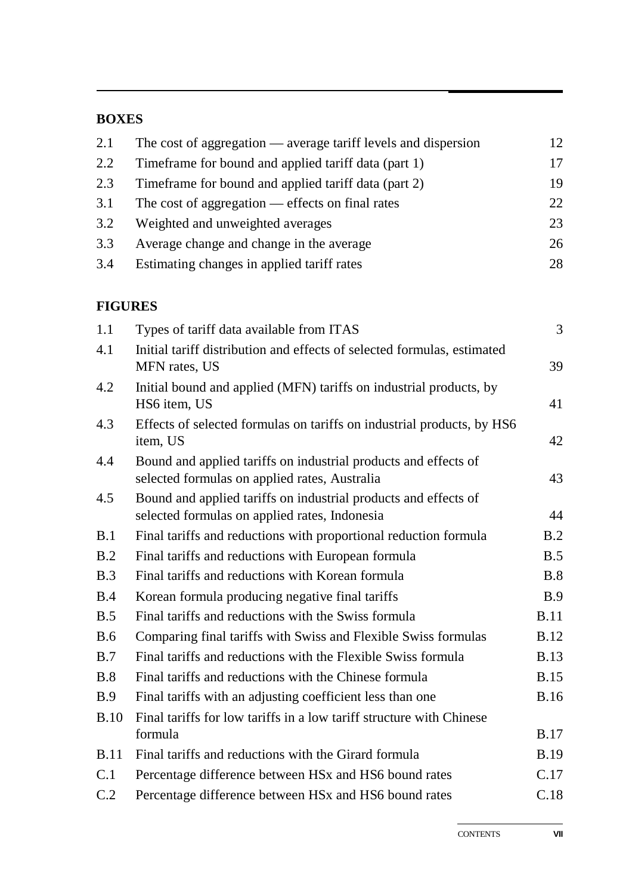## BOXES

| | | |
|---|---|---|
| 2.1 | The cost of aggregation — average tariff levels and dispersion | 12 |
| 2.2 | Timeframe for bound and applied tariff data (part 1) | 17 |
| 2.3 | Timeframe for bound and applied tariff data (part 2) | 19 |
| 3.1 | The cost of aggregation — effects on final rates | 22 |
| 3.2 | Weighted and unweighted averages | 23 |
| 3.3 | Average change and change in the average | 26 |
| 3.4 | Estimating changes in applied tariff rates | 28 |

## FIGURES

| | | |
|---|---|---|
| 1.1 | Types of tariff data available from ITAS | 3 |
| 4.1 | Initial tariff distribution and effects of selected formulas, estimated MFN rates, US | 39 |
| 4.2 | Initial bound and applied (MFN) tariffs on industrial products, by HS6 item, US | 41 |
| 4.3 | Effects of selected formulas on tariffs on industrial products, by HS6 item, US | 42 |
| 4.4 | Bound and applied tariffs on industrial products and effects of selected formulas on applied rates, Australia | 43 |
| 4.5 | Bound and applied tariffs on industrial products and effects of selected formulas on applied rates, Indonesia | 44 |
| B.1 | Final tariffs and reductions with proportional reduction formula | B.2 |
| B.2 | Final tariffs and reductions with European formula | B.5 |
| B.3 | Final tariffs and reductions with Korean formula | B.8 |
| B.4 | Korean formula producing negative final tariffs | B.9 |
| B.5 | Final tariffs and reductions with the Swiss formula | B.11 |
| B.6 | Comparing final tariffs with Swiss and Flexible Swiss formulas | B.12 |
| B.7 | Final tariffs and reductions with the Flexible Swiss formula | B.13 |
| B.8 | Final tariffs and reductions with the Chinese formula | B.15 |
| B.9 | Final tariffs with an adjusting coefficient less than one | B.16 |
| B.10 | Final tariffs for low tariffs in a low tariff structure with Chinese formula | B.17 |
| B.11 | Final tariffs and reductions with the Girard formula | B.19 |
| C.1 | Percentage difference between HSx and HS6 bound rates | C.17 |
| C.2 | Percentage difference between HSx and HS6 bound rates | C.18 |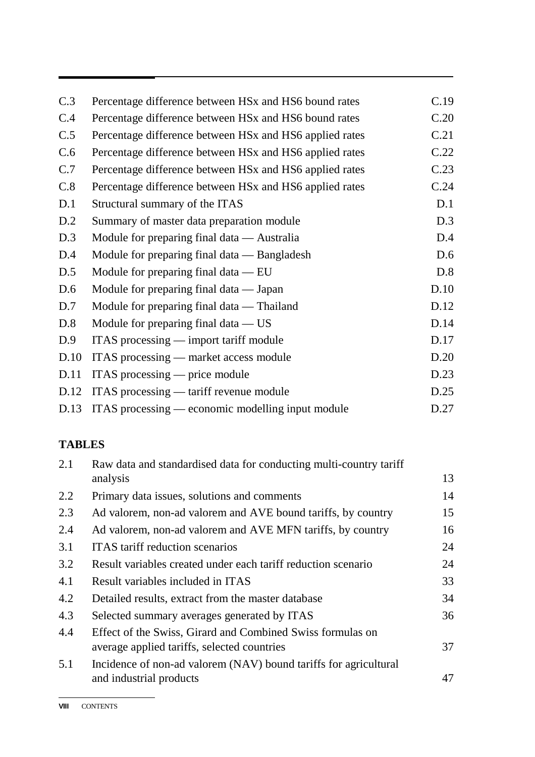| | | |
|---|---|---|
| C.3 | Percentage difference between HSx and HS6 bound rates | C.19 |
| C.4 | Percentage difference between HSx and HS6 bound rates | C.20 |
| C.5 | Percentage difference between HSx and HS6 applied rates | C.21 |
| C.6 | Percentage difference between HSx and HS6 applied rates | C.22 |
| C.7 | Percentage difference between HSx and HS6 applied rates | C.23 |
| C.8 | Percentage difference between HSx and HS6 applied rates | C.24 |
| D.1 | Structural summary of the ITAS | D.1 |
| D.2 | Summary of master data preparation module | D.3 |
| D.3 | Module for preparing final data — Australia | D.4 |
| D.4 | Module for preparing final data — Bangladesh | D.6 |
| D.5 | Module for preparing final data — EU | D.8 |
| D.6 | Module for preparing final data — Japan | D.10 |
| D.7 | Module for preparing final data — Thailand | D.12 |
| D.8 | Module for preparing final data — US | D.14 |
| D.9 | ITAS processing — import tariff module | D.17 |
| D.10 | ITAS processing — market access module | D.20 |
| D.11 | ITAS processing — price module | D.23 |
| D.12 | ITAS processing — tariff revenue module | D.25 |
| D.13 | ITAS processing — economic modelling input module | D.27 |

**TABLES**

| | | |
|---|---|---|
| 2.1 | Raw data and standardised data for conducting multi-country tariff analysis | 13 |
| 2.2 | Primary data issues, solutions and comments | 14 |
| 2.3 | Ad valorem, non-ad valorem and AVE bound tariffs, by country | 15 |
| 2.4 | Ad valorem, non-ad valorem and AVE MFN tariffs, by country | 16 |
| 3.1 | ITAS tariff reduction scenarios | 24 |
| 3.2 | Result variables created under each tariff reduction scenario | 24 |
| 4.1 | Result variables included in ITAS | 33 |
| 4.2 | Detailed results, extract from the master database | 34 |
| 4.3 | Selected summary averages generated by ITAS | 36 |
| 4.4 | Effect of the Swiss, Girard and Combined Swiss formulas on average applied tariffs, selected countries | 37 |
| 5.1 | Incidence of non-ad valorem (NAV) bound tariffs for agricultural and industrial products | 47 |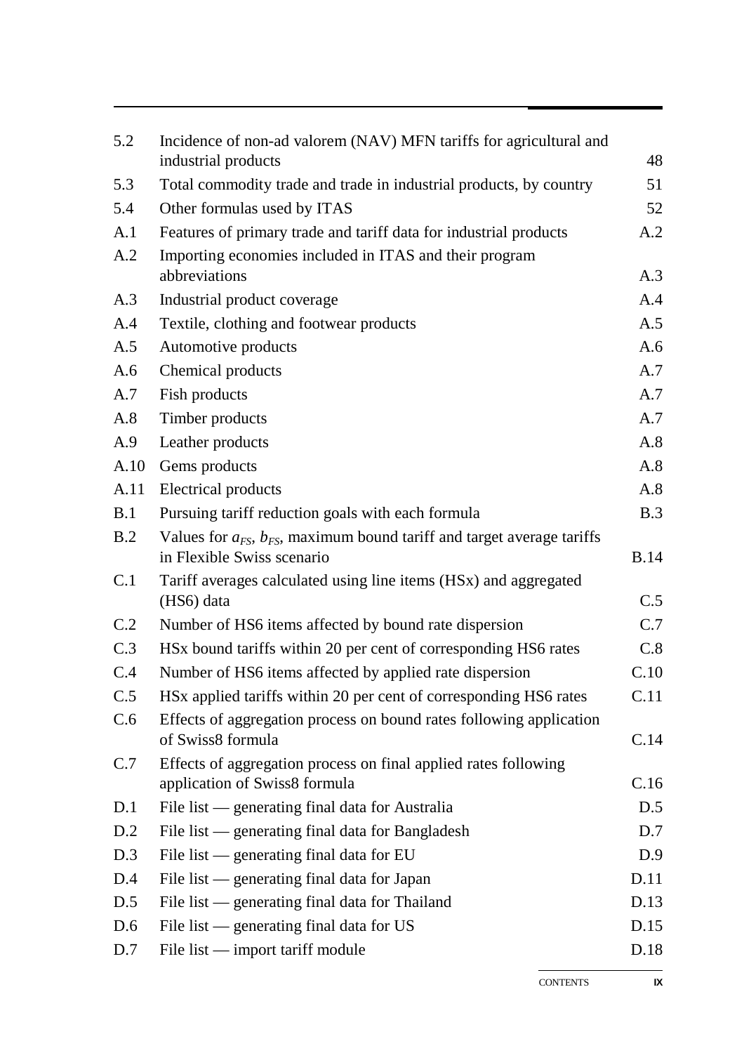| | | |
|---|---|---|
| 5.2 | Incidence of non-ad valorem (NAV) MFN tariffs for agricultural and industrial products | 48 |
| 5.3 | Total commodity trade and trade in industrial products, by country | 51 |
| 5.4 | Other formulas used by ITAS | 52 |
| A.1 | Features of primary trade and tariff data for industrial products | A.2 |
| A.2 | Importing economies included in ITAS and their program abbreviations | A.3 |
| A.3 | Industrial product coverage | A.4 |
| A.4 | Textile, clothing and footwear products | A.5 |
| A.5 | Automotive products | A.6 |
| A.6 | Chemical products | A.7 |
| A.7 | Fish products | A.7 |
| A.8 | Timber products | A.7 |
| A.9 | Leather products | A.8 |
| A.10 | Gems products | A.8 |
| A.11 | Electrical products | A.8 |
| B.1 | Pursuing tariff reduction goals with each formula | B.3 |
| B.2 | Values for $a_{FS}$, $b_{FS}$, maximum bound tariff and target average tariffs in Flexible Swiss scenario | B.14 |
| C.1 | Tariff averages calculated using line items (HSx) and aggregated (HS6) data | C.5 |
| C.2 | Number of HS6 items affected by bound rate dispersion | C.7 |
| C.3 | HSx bound tariffs within 20 per cent of corresponding HS6 rates | C.8 |
| C.4 | Number of HS6 items affected by applied rate dispersion | C.10 |
| C.5 | HSx applied tariffs within 20 per cent of corresponding HS6 rates | C.11 |
| C.6 | Effects of aggregation process on bound rates following application of Swiss8 formula | C.14 |
| C.7 | Effects of aggregation process on final applied rates following application of Swiss8 formula | C.16 |
| D.1 | File list — generating final data for Australia | D.5 |
| D.2 | File list — generating final data for Bangladesh | D.7 |
| D.3 | File list — generating final data for EU | D.9 |
| D.4 | File list — generating final data for Japan | D.11 |
| D.5 | File list — generating final data for Thailand | D.13 |
| D.6 | File list — generating final data for US | D.15 |
| D.7 | File list — import tariff module | D.18 |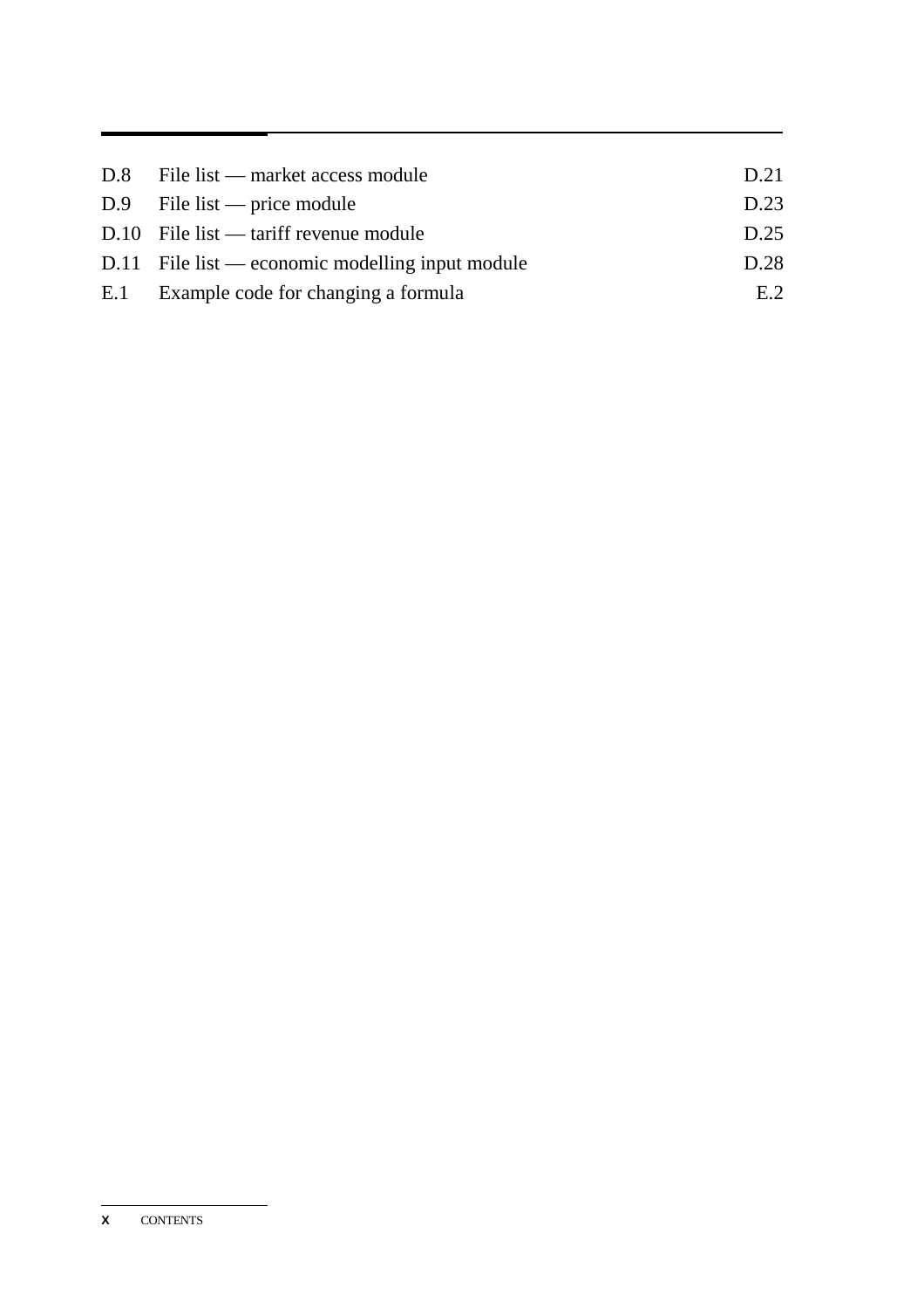| | | |
|---|---|---|
| D.8 | File list — market access module | D.21 |
| D.9 | File list — price module | D.23 |
| D.10 | File list — tariff revenue module | D.25 |
| D.11 | File list — economic modelling input module | D.28 |
| E.1 | Example code for changing a formula | E.2 |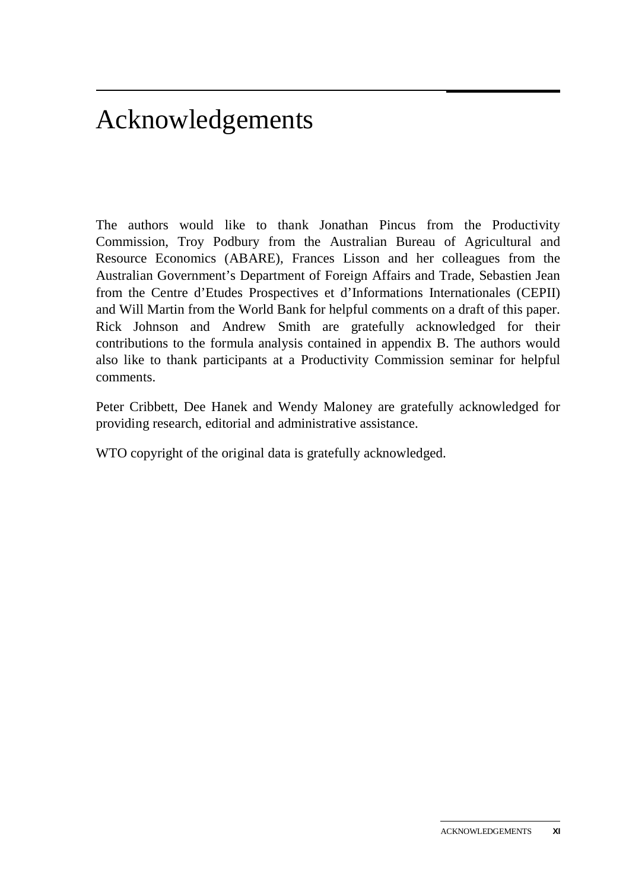# Acknowledgements

The authors would like to thank Jonathan Pincus from the Productivity Commission, Troy Podbury from the Australian Bureau of Agricultural and Resource Economics (ABARE), Frances Lisson and her colleagues from the Australian Government's Department of Foreign Affairs and Trade, Sebastien Jean from the Centre d'Etudes Prospectives et d'Informations Internationales (CEPII) and Will Martin from the World Bank for helpful comments on a draft of this paper. Rick Johnson and Andrew Smith are gratefully acknowledged for their contributions to the formula analysis contained in appendix B. The authors would also like to thank participants at a Productivity Commission seminar for helpful comments.

Peter Cribbett, Dee Hanek and Wendy Maloney are gratefully acknowledged for providing research, editorial and administrative assistance.

WTO copyright of the original data is gratefully acknowledged.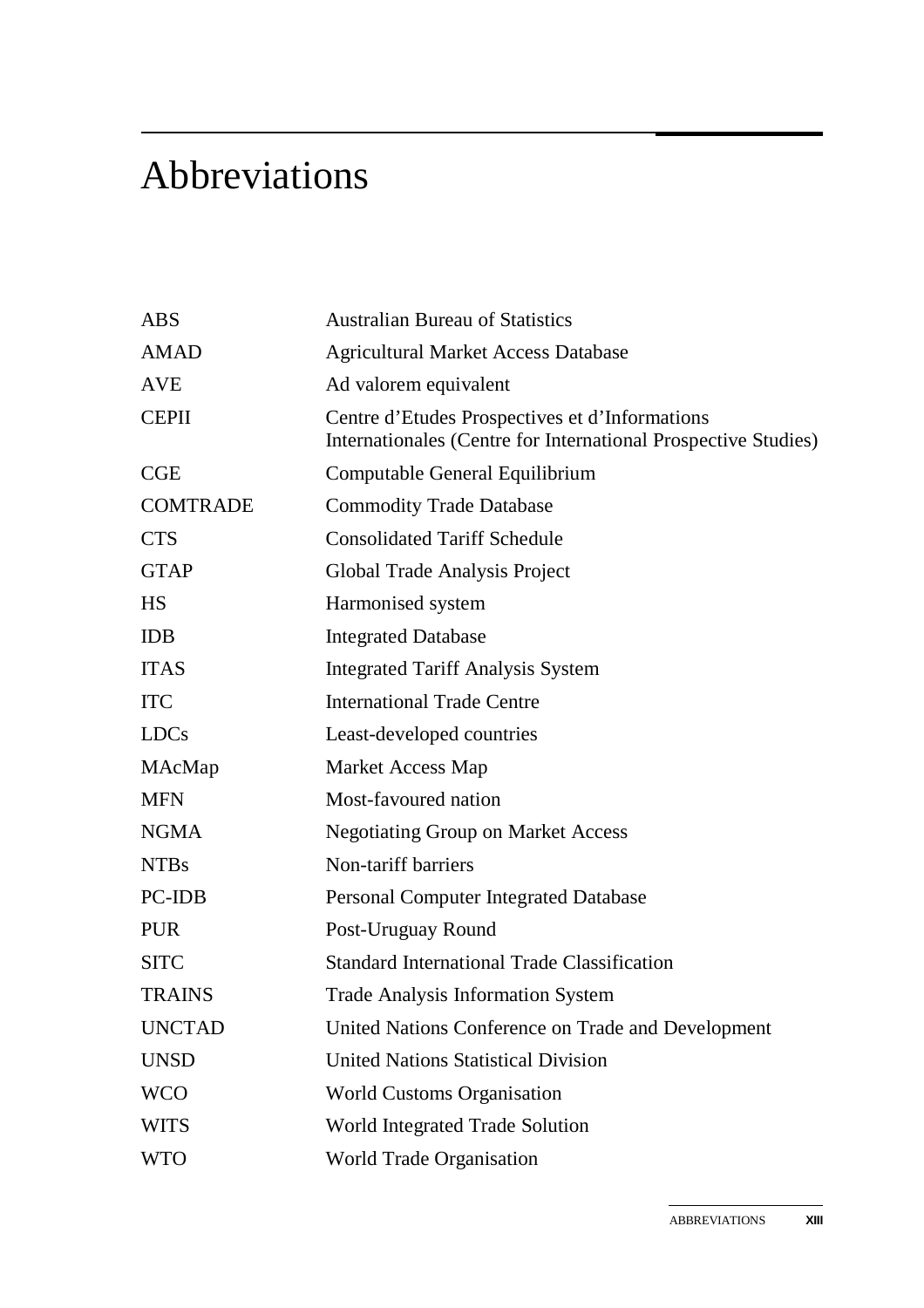# Abbreviations

| | |
|---|---|
| ABS | Australian Bureau of Statistics |
| AMAD | Agricultural Market Access Database |
| AVE | Ad valorem equivalent |
| CEPII | Centre d'Etudes Prospectives et d'Informations Internationales (Centre for International Prospective Studies) |
| CGE | Computable General Equilibrium |
| COMTRADE | Commodity Trade Database |
| CTS | Consolidated Tariff Schedule |
| GTAP | Global Trade Analysis Project |
| HS | Harmonised system |
| IDB | Integrated Database |
| ITAS | Integrated Tariff Analysis System |
| ITC | International Trade Centre |
| LDCs | Least-developed countries |
| MAcMap | Market Access Map |
| MFN | Most-favoured nation |
| NGMA | Negotiating Group on Market Access |
| NTBs | Non-tariff barriers |
| PC-IDB | Personal Computer Integrated Database |
| PUR | Post-Uruguay Round |
| SITC | Standard International Trade Classification |
| TRAINS | Trade Analysis Information System |
| UNCTAD | United Nations Conference on Trade and Development |
| UNSD | United Nations Statistical Division |
| WCO | World Customs Organisation |
| WITS | World Integrated Trade Solution |
| WTO | World Trade Organisation |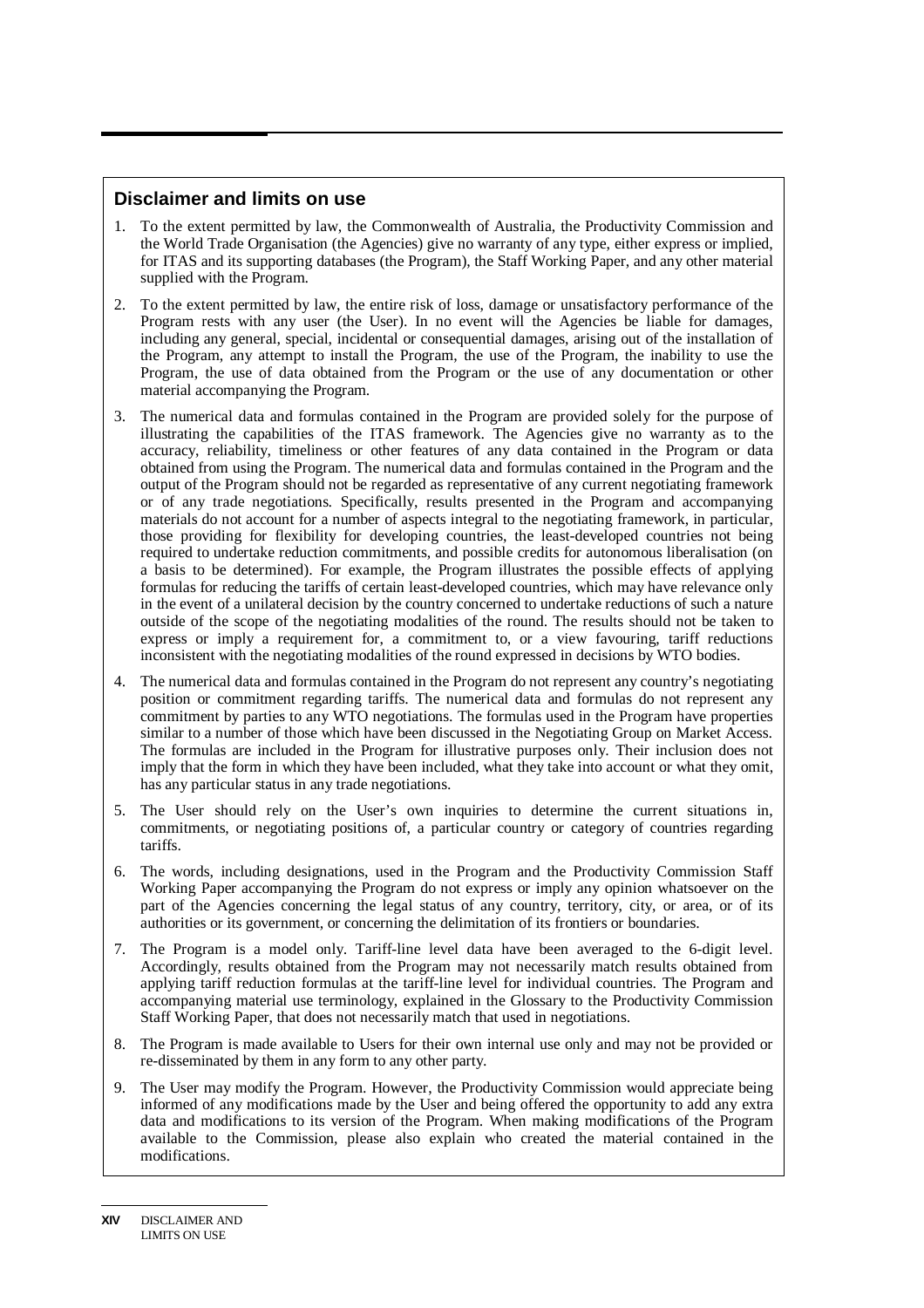## Disclaimer and limits on use

1. To the extent permitted by law, the Commonwealth of Australia, the Productivity Commission and the World Trade Organisation (the Agencies) give no warranty of any type, either express or implied, for ITAS and its supporting databases (the Program), the Staff Working Paper, and any other material supplied with the Program.

2. To the extent permitted by law, the entire risk of loss, damage or unsatisfactory performance of the Program rests with any user (the User). In no event will the Agencies be liable for damages, including any general, special, incidental or consequential damages, arising out of the installation of the Program, any attempt to install the Program, the use of the Program, the inability to use the Program, the use of data obtained from the Program or the use of any documentation or other material accompanying the Program.

3. The numerical data and formulas contained in the Program are provided solely for the purpose of illustrating the capabilities of the ITAS framework. The Agencies give no warranty as to the accuracy, reliability, timeliness or other features of any data contained in the Program or data obtained from using the Program. The numerical data and formulas contained in the Program and the output of the Program should not be regarded as representative of any current negotiating framework or of any trade negotiations. Specifically, results presented in the Program and accompanying materials do not account for a number of aspects integral to the negotiating framework, in particular, those providing for flexibility for developing countries, the least-developed countries not being required to undertake reduction commitments, and possible credits for autonomous liberalisation (on a basis to be determined). For example, the Program illustrates the possible effects of applying formulas for reducing the tariffs of certain least-developed countries, which may have relevance only in the event of a unilateral decision by the country concerned to undertake reductions of such a nature outside of the scope of the negotiating modalities of the round. The results should not be taken to express or imply a requirement for, a commitment to, or a view favouring, tariff reductions inconsistent with the negotiating modalities of the round expressed in decisions by WTO bodies.

4. The numerical data and formulas contained in the Program do not represent any country's negotiating position or commitment regarding tariffs. The numerical data and formulas do not represent any commitment by parties to any WTO negotiations. The formulas used in the Program have properties similar to a number of those which have been discussed in the Negotiating Group on Market Access. The formulas are included in the Program for illustrative purposes only. Their inclusion does not imply that the form in which they have been included, what they take into account or what they omit, has any particular status in any trade negotiations.

5. The User should rely on the User's own inquiries to determine the current situations in, commitments, or negotiating positions of, a particular country or category of countries regarding tariffs.

6. The words, including designations, used in the Program and the Productivity Commission Staff Working Paper accompanying the Program do not express or imply any opinion whatsoever on the part of the Agencies concerning the legal status of any country, territory, city, or area, or of its authorities or its government, or concerning the delimitation of its frontiers or boundaries.

7. The Program is a model only. Tariff-line level data have been averaged to the 6-digit level. Accordingly, results obtained from the Program may not necessarily match results obtained from applying tariff reduction formulas at the tariff-line level for individual countries. The Program and accompanying material use terminology, explained in the Glossary to the Productivity Commission Staff Working Paper, that does not necessarily match that used in negotiations.

8. The Program is made available to Users for their own internal use only and may not be provided or re-disseminated by them in any form to any other party.

9. The User may modify the Program. However, the Productivity Commission would appreciate being informed of any modifications made by the User and being offered the opportunity to add any extra data and modifications to its version of the Program. When making modifications of the Program available to the Commission, please also explain who created the material contained in the modifications.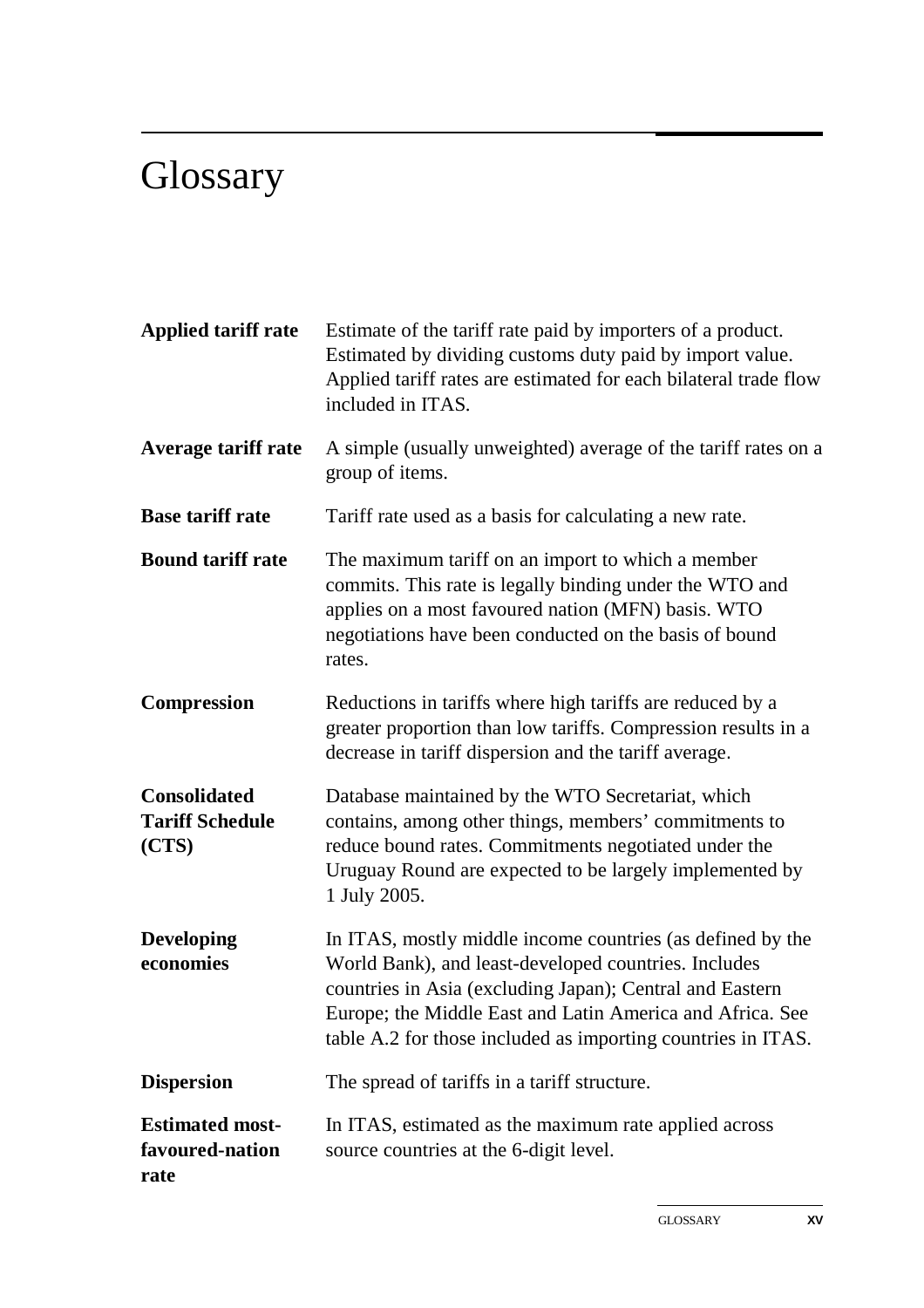# Glossary

**Applied tariff rate** Estimate of the tariff rate paid by importers of a product. Estimated by dividing customs duty paid by import value. Applied tariff rates are estimated for each bilateral trade flow included in ITAS.

**Average tariff rate** A simple (usually unweighted) average of the tariff rates on a group of items.

**Base tariff rate** Tariff rate used as a basis for calculating a new rate.

**Bound tariff rate** The maximum tariff on an import to which a member commits. This rate is legally binding under the WTO and applies on a most favoured nation (MFN) basis. WTO negotiations have been conducted on the basis of bound rates.

**Compression** Reductions in tariffs where high tariffs are reduced by a greater proportion than low tariffs. Compression results in a decrease in tariff dispersion and the tariff average.

**Consolidated Tariff Schedule (CTS)** Database maintained by the WTO Secretariat, which contains, among other things, members' commitments to reduce bound rates. Commitments negotiated under the Uruguay Round are expected to be largely implemented by 1 July 2005.

**Developing economies** In ITAS, mostly middle income countries (as defined by the World Bank), and least-developed countries. Includes countries in Asia (excluding Japan); Central and Eastern Europe; the Middle East and Latin America and Africa. See table A.2 for those included as importing countries in ITAS.

**Dispersion** The spread of tariffs in a tariff structure.

**Estimated most-favoured-nation rate** In ITAS, estimated as the maximum rate applied across source countries at the 6-digit level.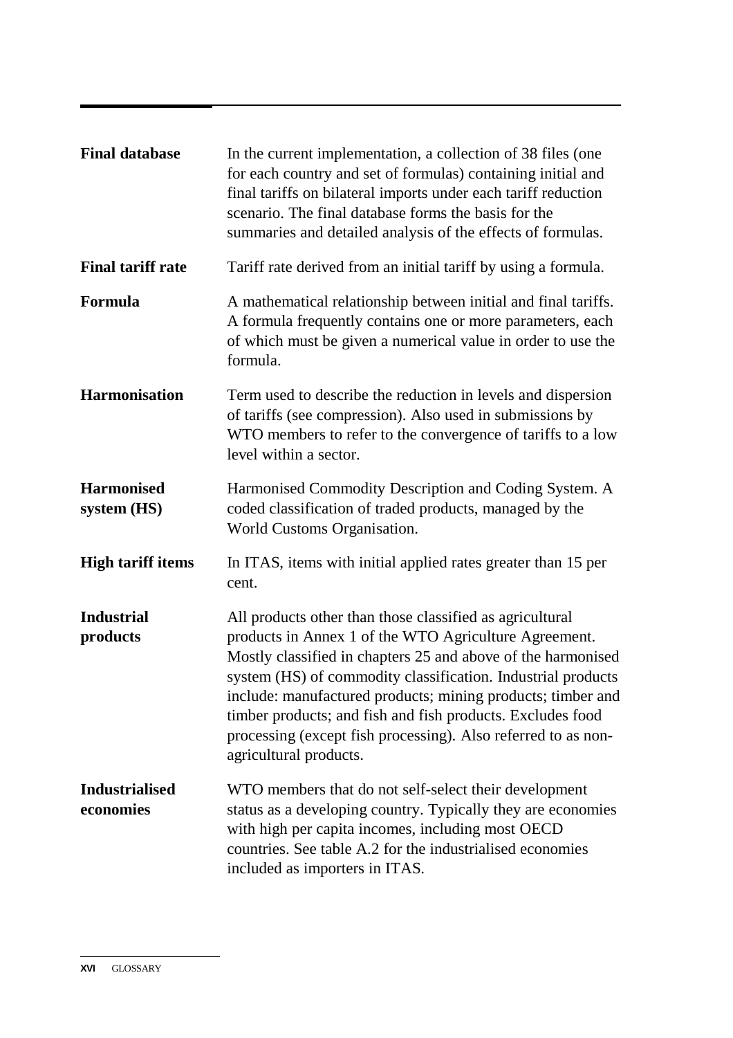**Final database** In the current implementation, a collection of 38 files (one for each country and set of formulas) containing initial and final tariffs on bilateral imports under each tariff reduction scenario. The final database forms the basis for the summaries and detailed analysis of the effects of formulas.

**Final tariff rate** Tariff rate derived from an initial tariff by using a formula.

**Formula** A mathematical relationship between initial and final tariffs. A formula frequently contains one or more parameters, each of which must be given a numerical value in order to use the formula.

**Harmonisation** Term used to describe the reduction in levels and dispersion of tariffs (see compression). Also used in submissions by WTO members to refer to the convergence of tariffs to a low level within a sector.

**Harmonised system (HS)** Harmonised Commodity Description and Coding System. A coded classification of traded products, managed by the World Customs Organisation.

**High tariff items** In ITAS, items with initial applied rates greater than 15 per cent.

**Industrial products** All products other than those classified as agricultural products in Annex 1 of the WTO Agriculture Agreement. Mostly classified in chapters 25 and above of the harmonised system (HS) of commodity classification. Industrial products include: manufactured products; mining products; timber and timber products; and fish and fish products. Excludes food processing (except fish processing). Also referred to as non-agricultural products.

**Industrialised economies** WTO members that do not self-select their development status as a developing country. Typically they are economies with high per capita incomes, including most OECD countries. See table A.2 for the industrialised economies included as importers in ITAS.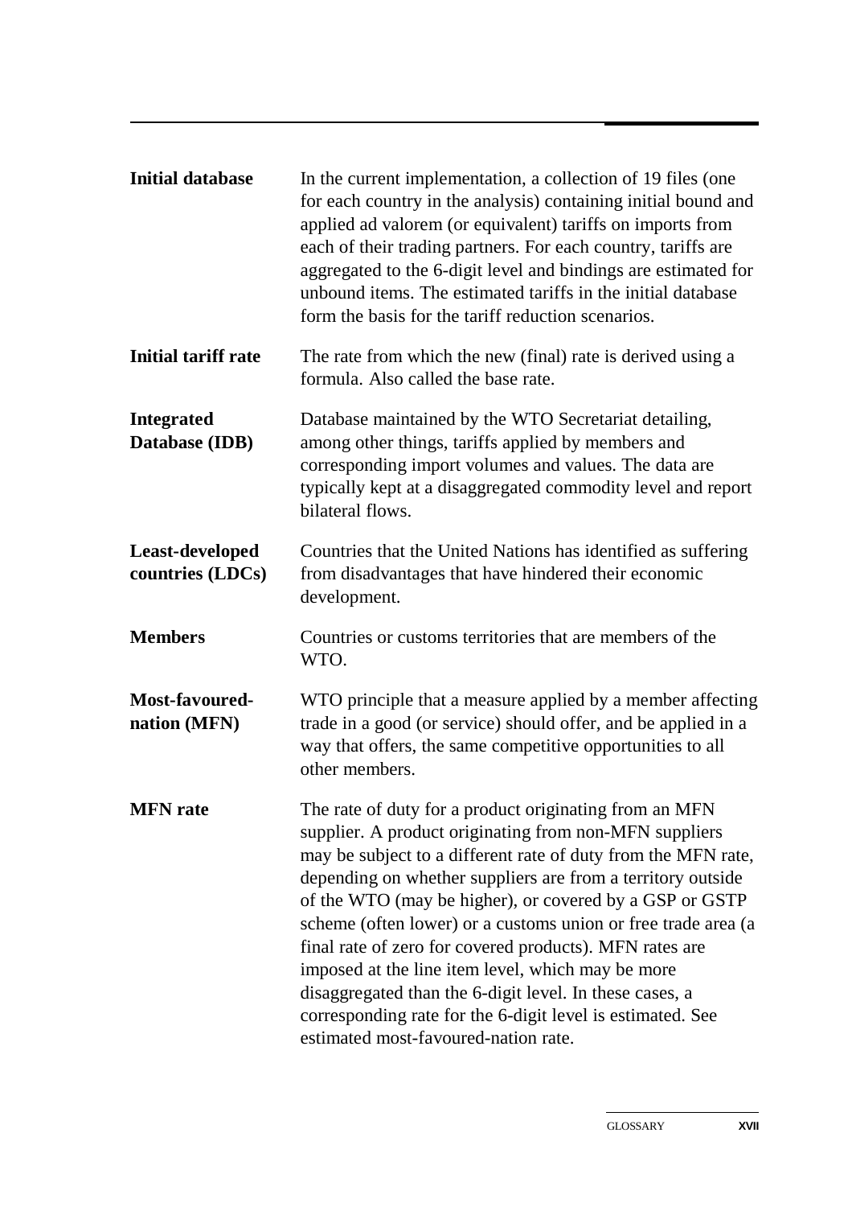**Initial database** In the current implementation, a collection of 19 files (one for each country in the analysis) containing initial bound and applied ad valorem (or equivalent) tariffs on imports from each of their trading partners. For each country, tariffs are aggregated to the 6-digit level and bindings are estimated for unbound items. The estimated tariffs in the initial database form the basis for the tariff reduction scenarios.

**Initial tariff rate** The rate from which the new (final) rate is derived using a formula. Also called the base rate.

**Integrated Database (IDB)** Database maintained by the WTO Secretariat detailing, among other things, tariffs applied by members and corresponding import volumes and values. The data are typically kept at a disaggregated commodity level and report bilateral flows.

**Least-developed countries (LDCs)** Countries that the United Nations has identified as suffering from disadvantages that have hindered their economic development.

**Members** Countries or customs territories that are members of the WTO.

**Most-favoured-nation (MFN)** WTO principle that a measure applied by a member affecting trade in a good (or service) should offer, and be applied in a way that offers, the same competitive opportunities to all other members.

**MFN rate** The rate of duty for a product originating from an MFN supplier. A product originating from non-MFN suppliers may be subject to a different rate of duty from the MFN rate, depending on whether suppliers are from a territory outside of the WTO (may be higher), or covered by a GSP or GSTP scheme (often lower) or a customs union or free trade area (a final rate of zero for covered products). MFN rates are imposed at the line item level, which may be more disaggregated than the 6-digit level. In these cases, a corresponding rate for the 6-digit level is estimated. See estimated most-favoured-nation rate.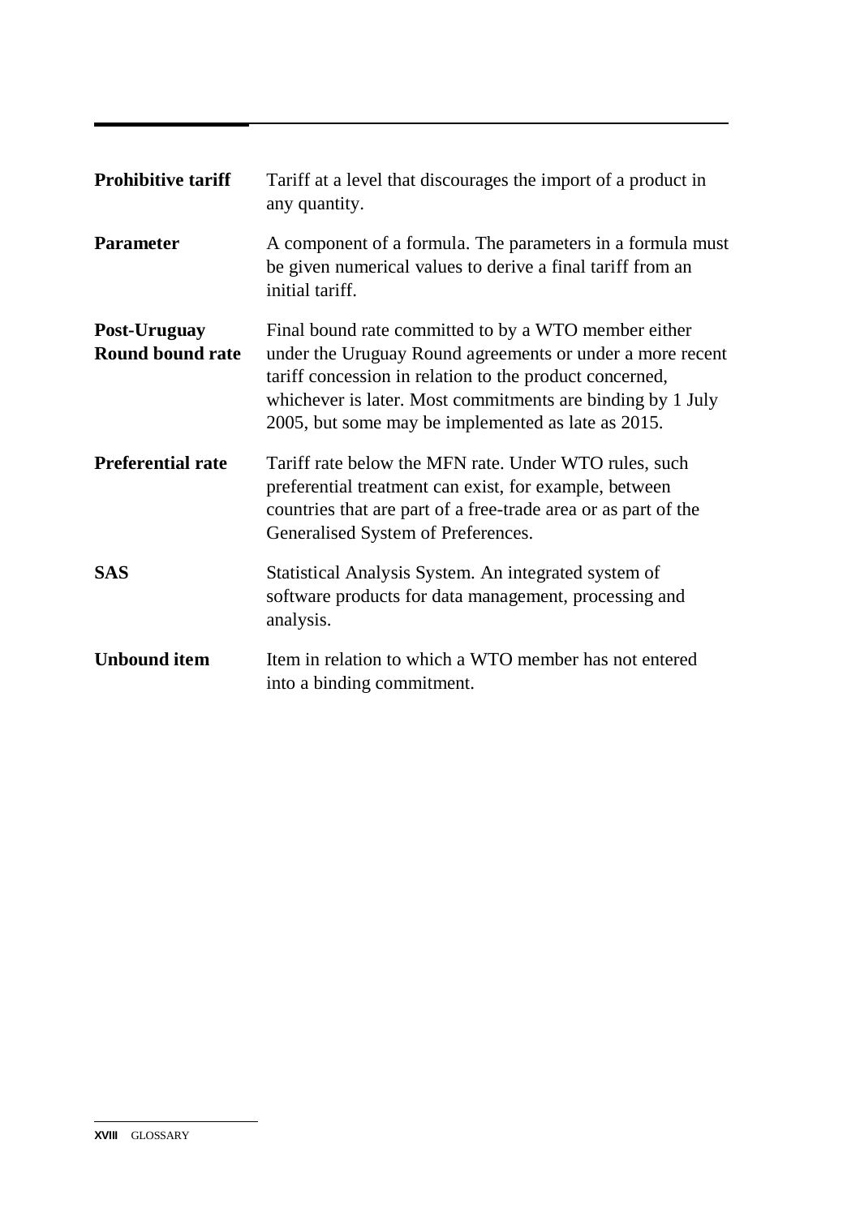**Prohibitive tariff** Tariff at a level that discourages the import of a product in any quantity.

**Parameter** A component of a formula. The parameters in a formula must be given numerical values to derive a final tariff from an initial tariff.

**Post-Uruguay Round bound rate** Final bound rate committed to by a WTO member either under the Uruguay Round agreements or under a more recent tariff concession in relation to the product concerned, whichever is later. Most commitments are binding by 1 July 2005, but some may be implemented as late as 2015.

**Preferential rate** Tariff rate below the MFN rate. Under WTO rules, such preferential treatment can exist, for example, between countries that are part of a free-trade area or as part of the Generalised System of Preferences.

**SAS** Statistical Analysis System. An integrated system of software products for data management, processing and analysis.

**Unbound item** Item in relation to which a WTO member has not entered into a binding commitment.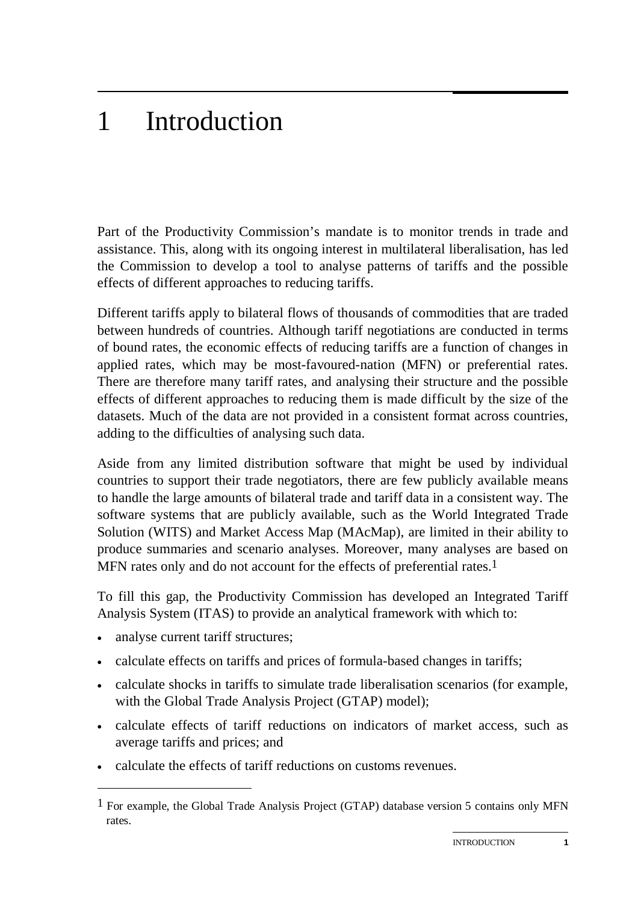# 1 Introduction

Part of the Productivity Commission's mandate is to monitor trends in trade and assistance. This, along with its ongoing interest in multilateral liberalisation, has led the Commission to develop a tool to analyse patterns of tariffs and the possible effects of different approaches to reducing tariffs.

Different tariffs apply to bilateral flows of thousands of commodities that are traded between hundreds of countries. Although tariff negotiations are conducted in terms of bound rates, the economic effects of reducing tariffs are a function of changes in applied rates, which may be most-favoured-nation (MFN) or preferential rates. There are therefore many tariff rates, and analysing their structure and the possible effects of different approaches to reducing them is made difficult by the size of the datasets. Much of the data are not provided in a consistent format across countries, adding to the difficulties of analysing such data.

Aside from any limited distribution software that might be used by individual countries to support their trade negotiators, there are few publicly available means to handle the large amounts of bilateral trade and tariff data in a consistent way. The software systems that are publicly available, such as the World Integrated Trade Solution (WITS) and Market Access Map (MAcMap), are limited in their ability to produce summaries and scenario analyses. Moreover, many analyses are based on MFN rates only and do not account for the effects of preferential rates.[1]

To fill this gap, the Productivity Commission has developed an Integrated Tariff Analysis System (ITAS) to provide an analytical framework with which to:

- analyse current tariff structures;
- calculate effects on tariffs and prices of formula-based changes in tariffs;
- calculate shocks in tariffs to simulate trade liberalisation scenarios (for example, with the Global Trade Analysis Project (GTAP) model);
- calculate effects of tariff reductions on indicators of market access, such as average tariffs and prices; and
- calculate the effects of tariff reductions on customs revenues.

[1] For example, the Global Trade Analysis Project (GTAP) database version 5 contains only MFN rates.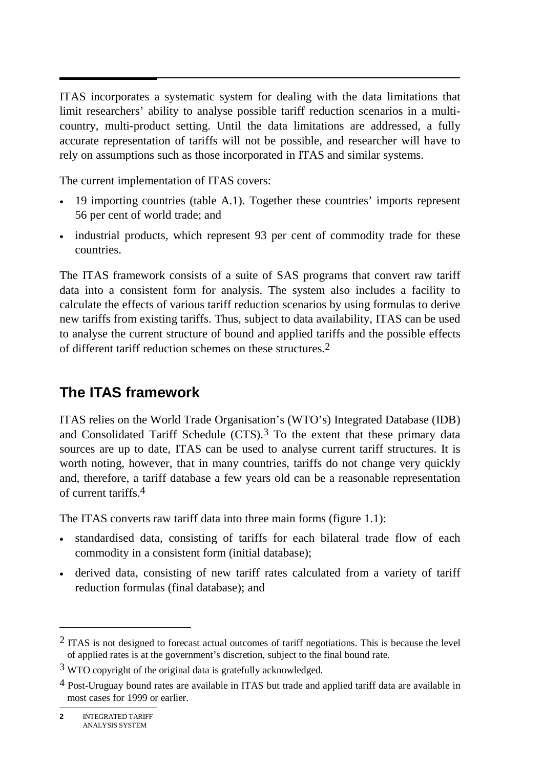ITAS incorporates a systematic system for dealing with the data limitations that limit researchers' ability to analyse possible tariff reduction scenarios in a multi-country, multi-product setting. Until the data limitations are addressed, a fully accurate representation of tariffs will not be possible, and researcher will have to rely on assumptions such as those incorporated in ITAS and similar systems.

The current implementation of ITAS covers:

- 19 importing countries (table A.1). Together these countries' imports represent 56 per cent of world trade; and
- industrial products, which represent 93 per cent of commodity trade for these countries.

The ITAS framework consists of a suite of SAS programs that convert raw tariff data into a consistent form for analysis. The system also includes a facility to calculate the effects of various tariff reduction scenarios by using formulas to derive new tariffs from existing tariffs. Thus, subject to data availability, ITAS can be used to analyse the current structure of bound and applied tariffs and the possible effects of different tariff reduction schemes on these structures.[2]

## The ITAS framework

ITAS relies on the World Trade Organisation's (WTO's) Integrated Database (IDB) and Consolidated Tariff Schedule (CTS).[3] To the extent that these primary data sources are up to date, ITAS can be used to analyse current tariff structures. It is worth noting, however, that in many countries, tariffs do not change very quickly and, therefore, a tariff database a few years old can be a reasonable representation of current tariffs.[4]

The ITAS converts raw tariff data into three main forms (figure 1.1):

- standardised data, consisting of tariffs for each bilateral trade flow of each commodity in a consistent form (initial database);
- derived data, consisting of new tariff rates calculated from a variety of tariff reduction formulas (final database); and

---

[2] ITAS is not designed to forecast actual outcomes of tariff negotiations. This is because the level of applied rates is at the government's discretion, subject to the final bound rate.

[3] WTO copyright of the original data is gratefully acknowledged.

[4] Post-Uruguay bound rates are available in ITAS but trade and applied tariff data are available in most cases for 1999 or earlier.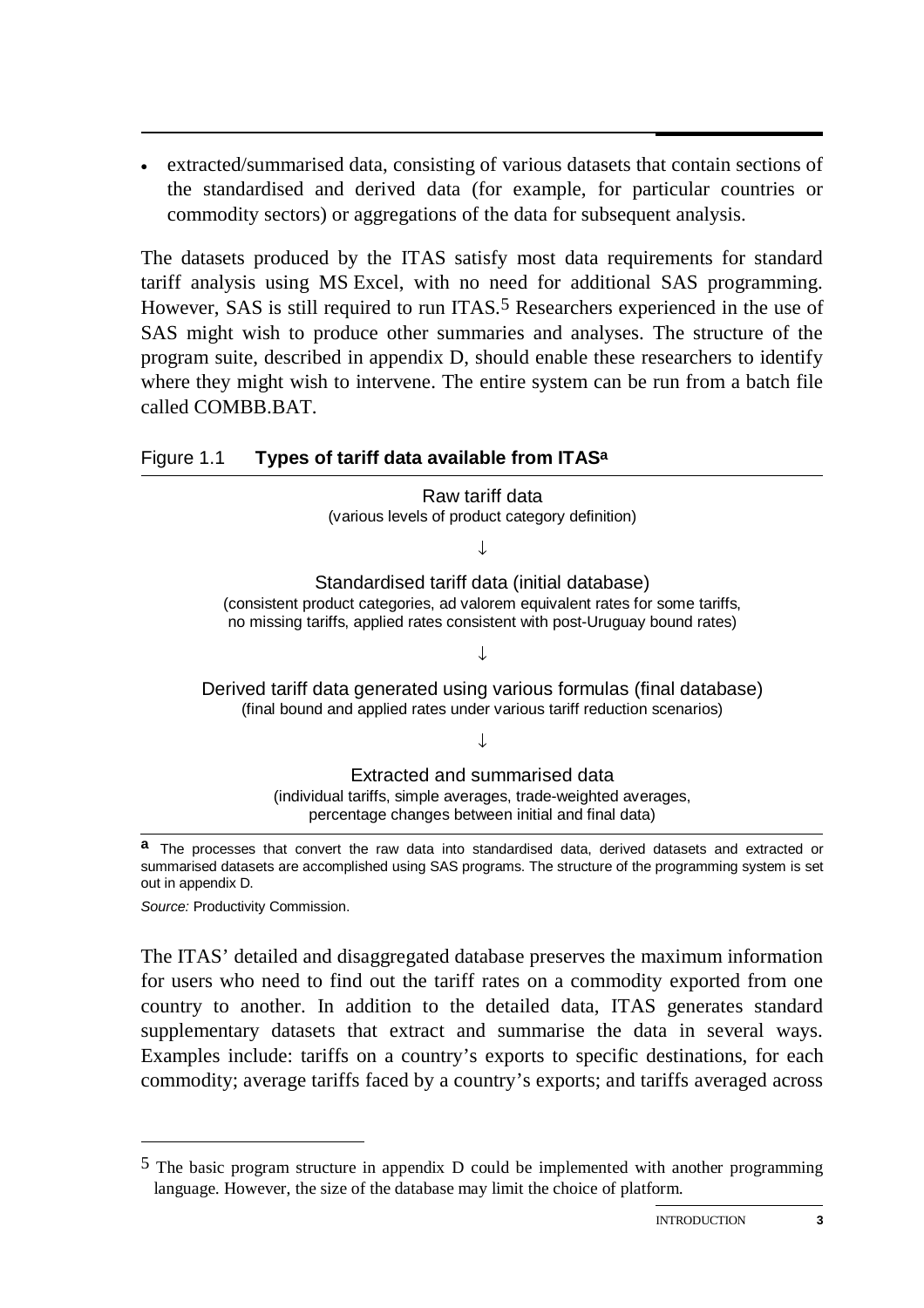- extracted/summarised data, consisting of various datasets that contain sections of the standardised and derived data (for example, for particular countries or commodity sectors) or aggregations of the data for subsequent analysis.

The datasets produced by the ITAS satisfy most data requirements for standard tariff analysis using MS Excel, with no need for additional SAS programming. However, SAS is still required to run ITAS.[5] Researchers experienced in the use of SAS might wish to produce other summaries and analyses. The structure of the program suite, described in appendix D, should enable these researchers to identify where they might wish to intervene. The entire system can be run from a batch file called COMBB.BAT.

Figure 1.1 **Types of tariff data available from ITAS[a]**

Raw tariff data
(various levels of product category definition)

↓

Standardised tariff data (initial database)
(consistent product categories, ad valorem equivalent rates for some tariffs, no missing tariffs, applied rates consistent with post-Uruguay bound rates)

↓

Derived tariff data generated using various formulas (final database)
(final bound and applied rates under various tariff reduction scenarios)

↓

Extracted and summarised data
(individual tariffs, simple averages, trade-weighted averages, percentage changes between initial and final data)

**a** The processes that convert the raw data into standardised data, derived datasets and extracted or summarised datasets are accomplished using SAS programs. The structure of the programming system is set out in appendix D.

*Source:* Productivity Commission.

The ITAS' detailed and disaggregated database preserves the maximum information for users who need to find out the tariff rates on a commodity exported from one country to another. In addition to the detailed data, ITAS generates standard supplementary datasets that extract and summarise the data in several ways. Examples include: tariffs on a country's exports to specific destinations, for each commodity; average tariffs faced by a country's exports; and tariffs averaged across

[5] The basic program structure in appendix D could be implemented with another programming language. However, the size of the database may limit the choice of platform.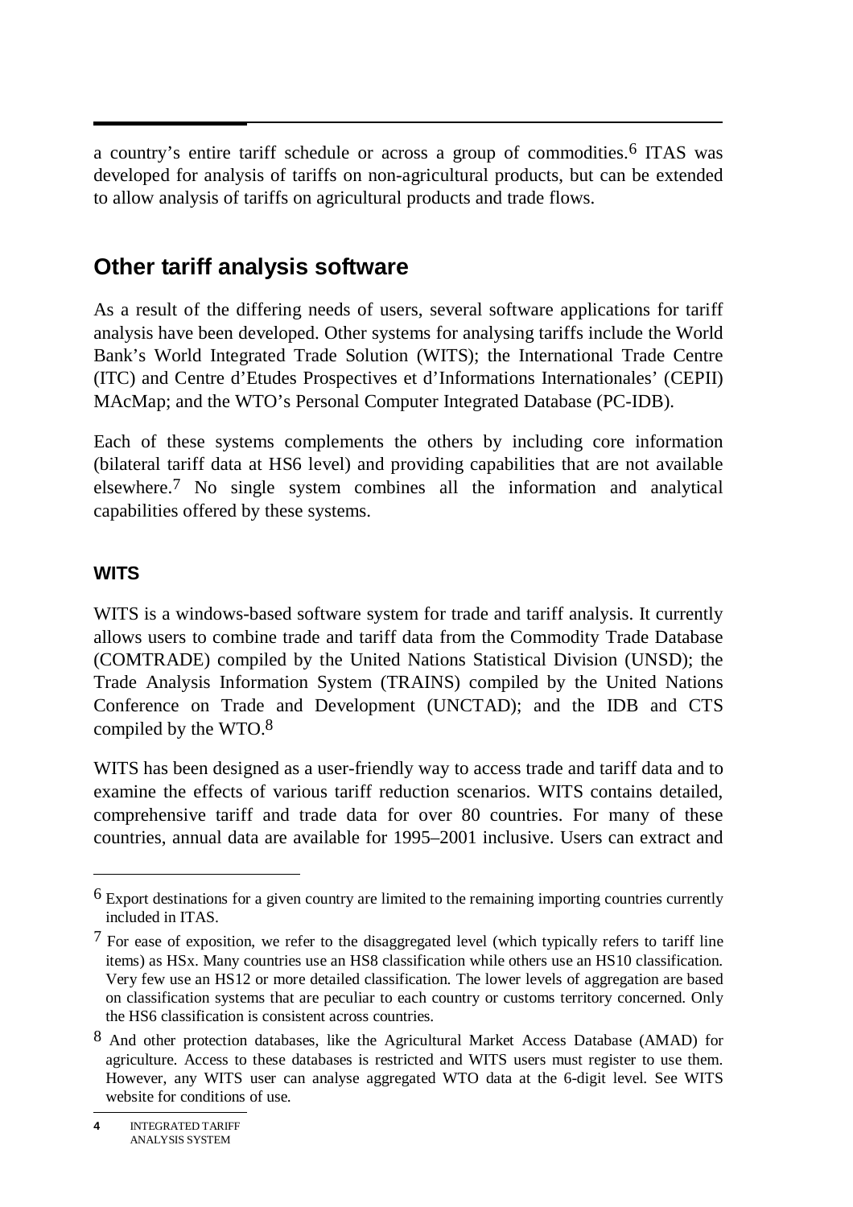a country's entire tariff schedule or across a group of commodities.[6] ITAS was developed for analysis of tariffs on non-agricultural products, but can be extended to allow analysis of tariffs on agricultural products and trade flows.

## Other tariff analysis software

As a result of the differing needs of users, several software applications for tariff analysis have been developed. Other systems for analysing tariffs include the World Bank's World Integrated Trade Solution (WITS); the International Trade Centre (ITC) and Centre d'Etudes Prospectives et d'Informations Internationales' (CEPII) MAcMap; and the WTO's Personal Computer Integrated Database (PC-IDB).

Each of these systems complements the others by including core information (bilateral tariff data at HS6 level) and providing capabilities that are not available elsewhere.[7] No single system combines all the information and analytical capabilities offered by these systems.

### WITS

WITS is a windows-based software system for trade and tariff analysis. It currently allows users to combine trade and tariff data from the Commodity Trade Database (COMTRADE) compiled by the United Nations Statistical Division (UNSD); the Trade Analysis Information System (TRAINS) compiled by the United Nations Conference on Trade and Development (UNCTAD); and the IDB and CTS compiled by the WTO.[8]

WITS has been designed as a user-friendly way to access trade and tariff data and to examine the effects of various tariff reduction scenarios. WITS contains detailed, comprehensive tariff and trade data for over 80 countries. For many of these countries, annual data are available for 1995–2001 inclusive. Users can extract and

---

[6] Export destinations for a given country are limited to the remaining importing countries currently included in ITAS.

[7] For ease of exposition, we refer to the disaggregated level (which typically refers to tariff line items) as HSx. Many countries use an HS8 classification while others use an HS10 classification. Very few use an HS12 or more detailed classification. The lower levels of aggregation are based on classification systems that are peculiar to each country or customs territory concerned. Only the HS6 classification is consistent across countries.

[8] And other protection databases, like the Agricultural Market Access Database (AMAD) for agriculture. Access to these databases is restricted and WITS users must register to use them. However, any WITS user can analyse aggregated WTO data at the 6-digit level. See WITS website for conditions of use.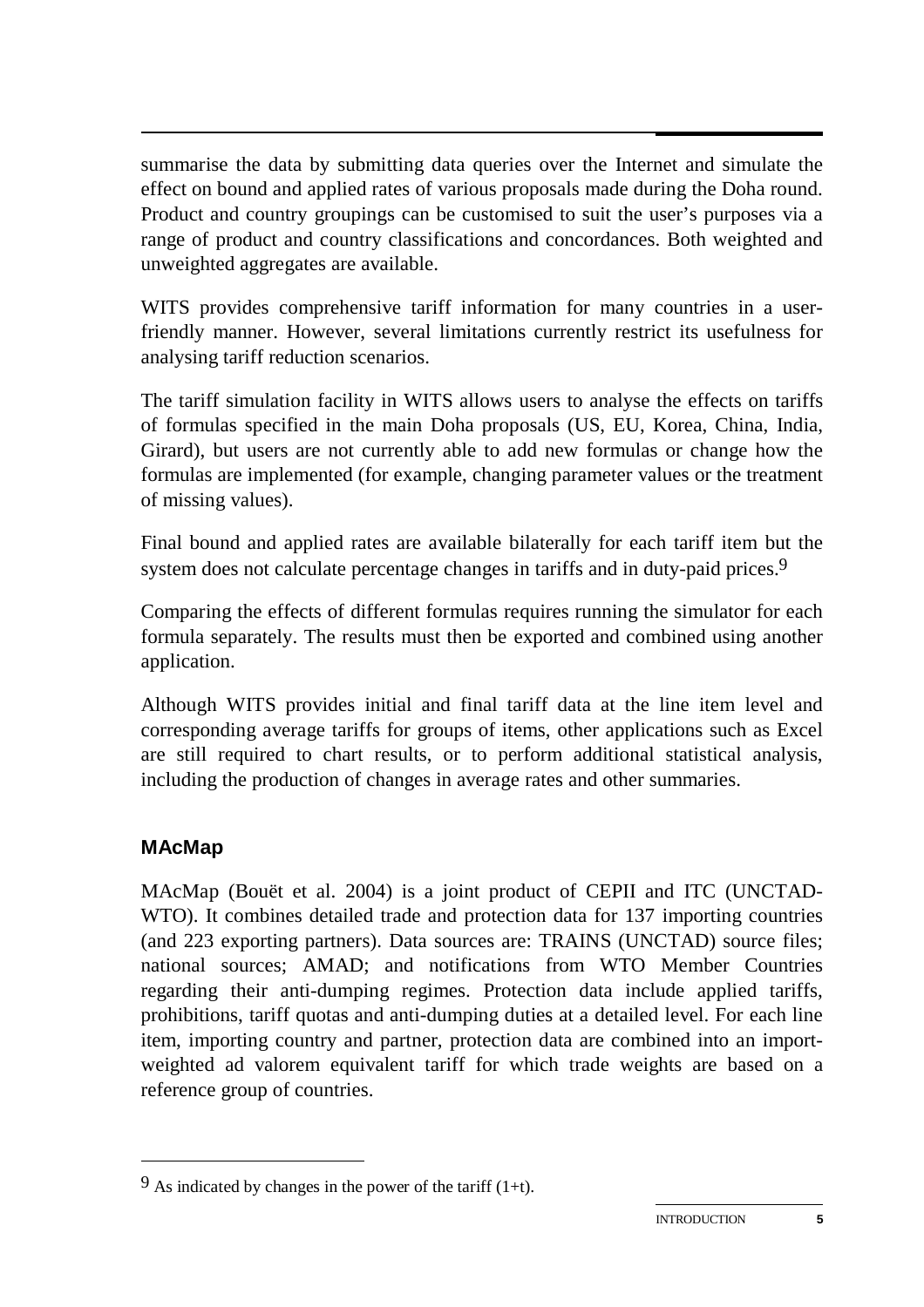summarise the data by submitting data queries over the Internet and simulate the effect on bound and applied rates of various proposals made during the Doha round. Product and country groupings can be customised to suit the user's purposes via a range of product and country classifications and concordances. Both weighted and unweighted aggregates are available.

WITS provides comprehensive tariff information for many countries in a user-friendly manner. However, several limitations currently restrict its usefulness for analysing tariff reduction scenarios.

The tariff simulation facility in WITS allows users to analyse the effects on tariffs of formulas specified in the main Doha proposals (US, EU, Korea, China, India, Girard), but users are not currently able to add new formulas or change how the formulas are implemented (for example, changing parameter values or the treatment of missing values).

Final bound and applied rates are available bilaterally for each tariff item but the system does not calculate percentage changes in tariffs and in duty-paid prices.[9]

Comparing the effects of different formulas requires running the simulator for each formula separately. The results must then be exported and combined using another application.

Although WITS provides initial and final tariff data at the line item level and corresponding average tariffs for groups of items, other applications such as Excel are still required to chart results, or to perform additional statistical analysis, including the production of changes in average rates and other summaries.

### MAcMap

MAcMap (Bouët et al. 2004) is a joint product of CEPII and ITC (UNCTAD-WTO). It combines detailed trade and protection data for 137 importing countries (and 223 exporting partners). Data sources are: TRAINS (UNCTAD) source files; national sources; AMAD; and notifications from WTO Member Countries regarding their anti-dumping regimes. Protection data include applied tariffs, prohibitions, tariff quotas and anti-dumping duties at a detailed level. For each line item, importing country and partner, protection data are combined into an import-weighted ad valorem equivalent tariff for which trade weights are based on a reference group of countries.

---

[9] As indicated by changes in the power of the tariff (1+t).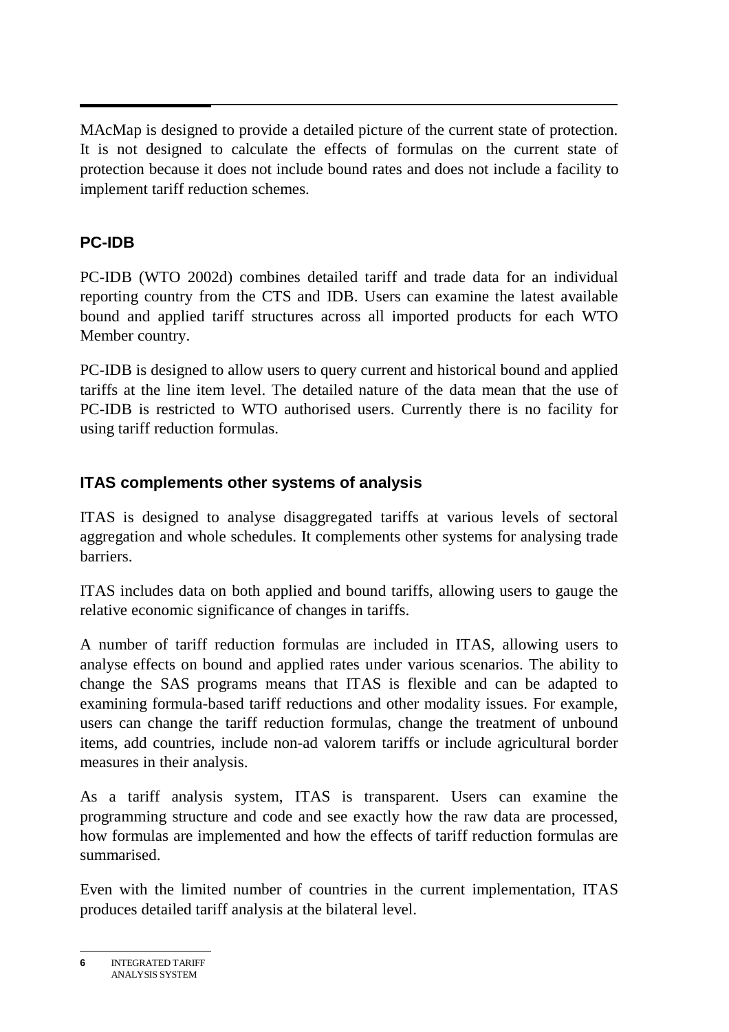MAcMap is designed to provide a detailed picture of the current state of protection. It is not designed to calculate the effects of formulas on the current state of protection because it does not include bound rates and does not include a facility to implement tariff reduction schemes.

### PC-IDB

PC-IDB (WTO 2002d) combines detailed tariff and trade data for an individual reporting country from the CTS and IDB. Users can examine the latest available bound and applied tariff structures across all imported products for each WTO Member country.

PC-IDB is designed to allow users to query current and historical bound and applied tariffs at the line item level. The detailed nature of the data mean that the use of PC-IDB is restricted to WTO authorised users. Currently there is no facility for using tariff reduction formulas.

### ITAS complements other systems of analysis

ITAS is designed to analyse disaggregated tariffs at various levels of sectoral aggregation and whole schedules. It complements other systems for analysing trade barriers.

ITAS includes data on both applied and bound tariffs, allowing users to gauge the relative economic significance of changes in tariffs.

A number of tariff reduction formulas are included in ITAS, allowing users to analyse effects on bound and applied rates under various scenarios. The ability to change the SAS programs means that ITAS is flexible and can be adapted to examining formula-based tariff reductions and other modality issues. For example, users can change the tariff reduction formulas, change the treatment of unbound items, add countries, include non-ad valorem tariffs or include agricultural border measures in their analysis.

As a tariff analysis system, ITAS is transparent. Users can examine the programming structure and code and see exactly how the raw data are processed, how formulas are implemented and how the effects of tariff reduction formulas are summarised.

Even with the limited number of countries in the current implementation, ITAS produces detailed tariff analysis at the bilateral level.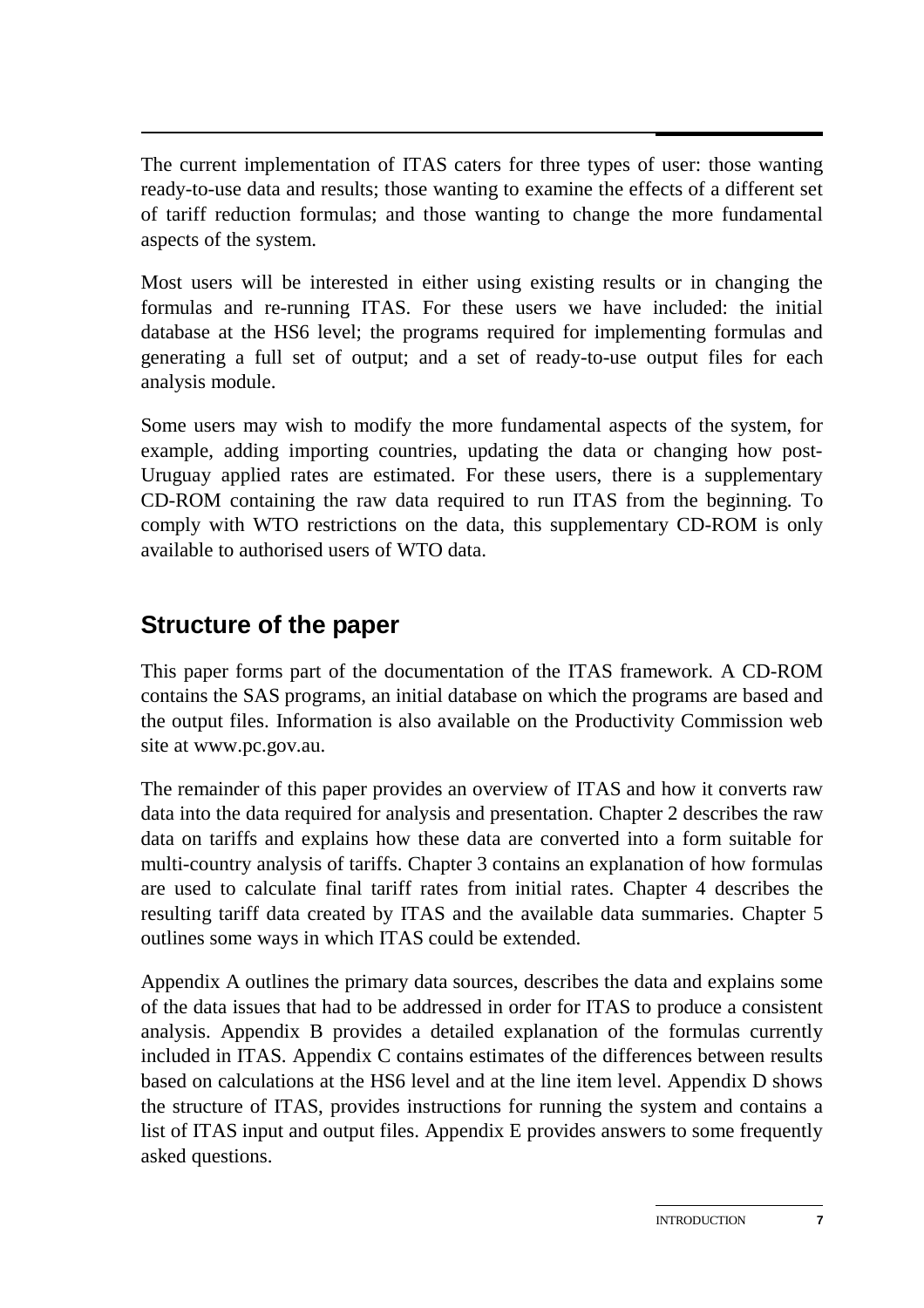The current implementation of ITAS caters for three types of user: those wanting ready-to-use data and results; those wanting to examine the effects of a different set of tariff reduction formulas; and those wanting to change the more fundamental aspects of the system.

Most users will be interested in either using existing results or in changing the formulas and re-running ITAS. For these users we have included: the initial database at the HS6 level; the programs required for implementing formulas and generating a full set of output; and a set of ready-to-use output files for each analysis module.

Some users may wish to modify the more fundamental aspects of the system, for example, adding importing countries, updating the data or changing how post-Uruguay applied rates are estimated. For these users, there is a supplementary CD-ROM containing the raw data required to run ITAS from the beginning. To comply with WTO restrictions on the data, this supplementary CD-ROM is only available to authorised users of WTO data.

## Structure of the paper

This paper forms part of the documentation of the ITAS framework. A CD-ROM contains the SAS programs, an initial database on which the programs are based and the output files. Information is also available on the Productivity Commission web site at www.pc.gov.au.

The remainder of this paper provides an overview of ITAS and how it converts raw data into the data required for analysis and presentation. Chapter 2 describes the raw data on tariffs and explains how these data are converted into a form suitable for multi-country analysis of tariffs. Chapter 3 contains an explanation of how formulas are used to calculate final tariff rates from initial rates. Chapter 4 describes the resulting tariff data created by ITAS and the available data summaries. Chapter 5 outlines some ways in which ITAS could be extended.

Appendix A outlines the primary data sources, describes the data and explains some of the data issues that had to be addressed in order for ITAS to produce a consistent analysis. Appendix B provides a detailed explanation of the formulas currently included in ITAS. Appendix C contains estimates of the differences between results based on calculations at the HS6 level and at the line item level. Appendix D shows the structure of ITAS, provides instructions for running the system and contains a list of ITAS input and output files. Appendix E provides answers to some frequently asked questions.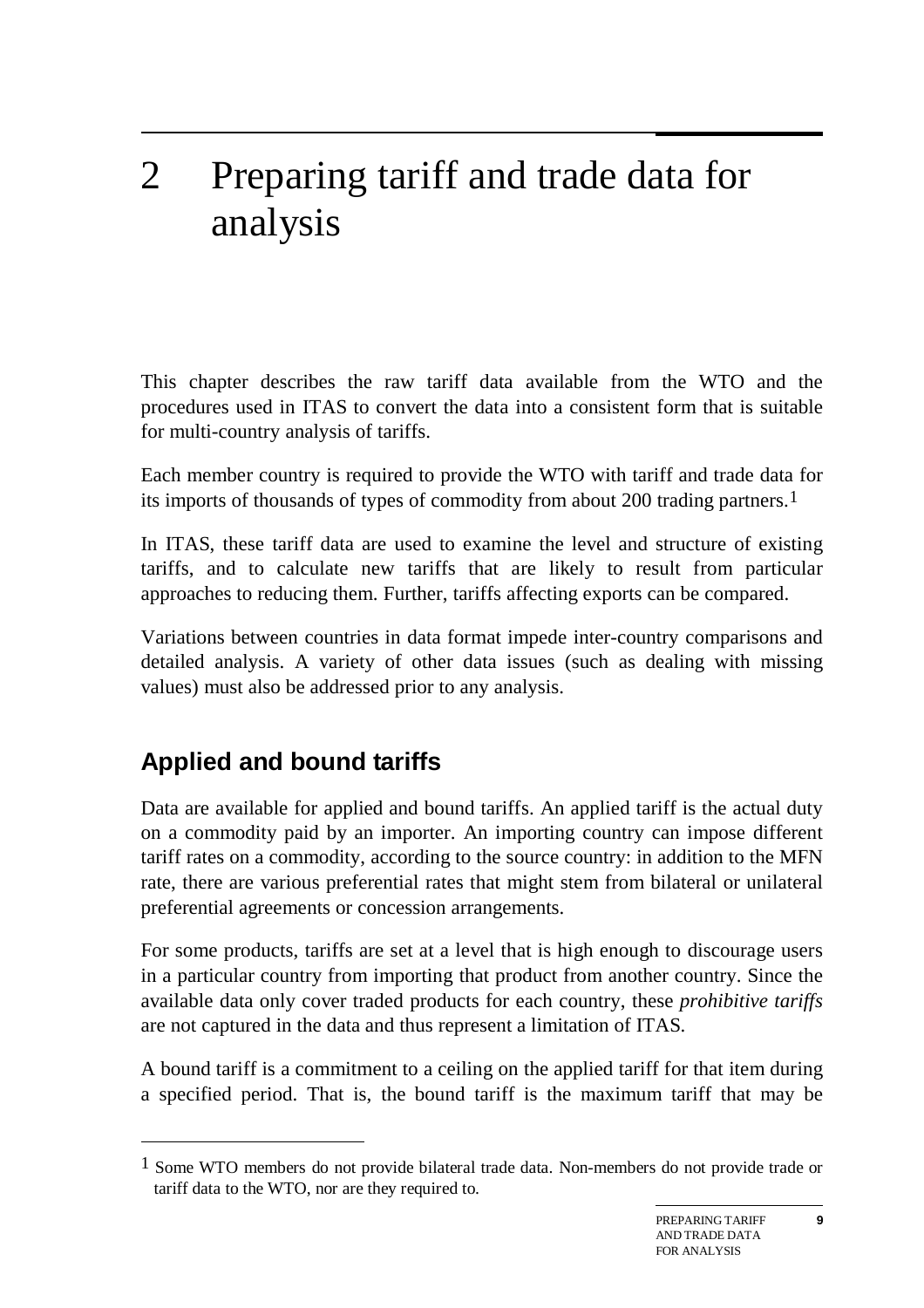# 2 Preparing tariff and trade data for analysis

This chapter describes the raw tariff data available from the WTO and the procedures used in ITAS to convert the data into a consistent form that is suitable for multi-country analysis of tariffs.

Each member country is required to provide the WTO with tariff and trade data for its imports of thousands of types of commodity from about 200 trading partners.[1]

In ITAS, these tariff data are used to examine the level and structure of existing tariffs, and to calculate new tariffs that are likely to result from particular approaches to reducing them. Further, tariffs affecting exports can be compared.

Variations between countries in data format impede inter-country comparisons and detailed analysis. A variety of other data issues (such as dealing with missing values) must also be addressed prior to any analysis.

## Applied and bound tariffs

Data are available for applied and bound tariffs. An applied tariff is the actual duty on a commodity paid by an importer. An importing country can impose different tariff rates on a commodity, according to the source country: in addition to the MFN rate, there are various preferential rates that might stem from bilateral or unilateral preferential agreements or concession arrangements.

For some products, tariffs are set at a level that is high enough to discourage users in a particular country from importing that product from another country. Since the available data only cover traded products for each country, these *prohibitive tariffs* are not captured in the data and thus represent a limitation of ITAS.

A bound tariff is a commitment to a ceiling on the applied tariff for that item during a specified period. That is, the bound tariff is the maximum tariff that may be

---

[1] Some WTO members do not provide bilateral trade data. Non-members do not provide trade or tariff data to the WTO, nor are they required to.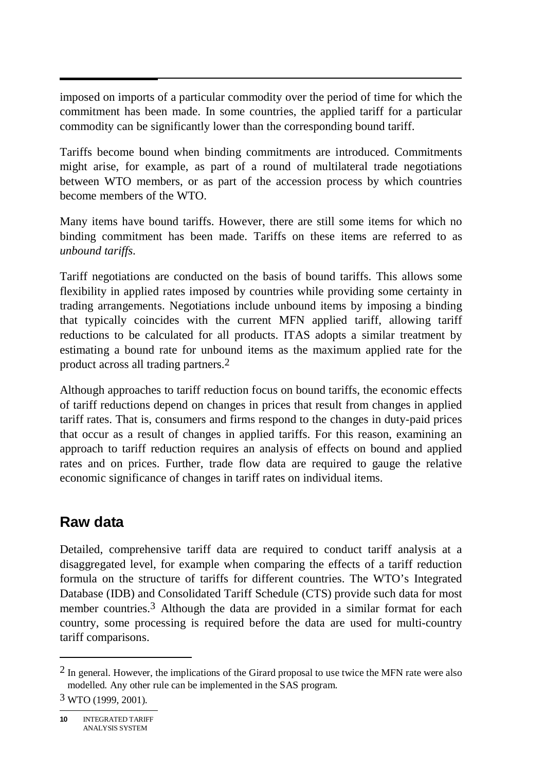imposed on imports of a particular commodity over the period of time for which the commitment has been made. In some countries, the applied tariff for a particular commodity can be significantly lower than the corresponding bound tariff.

Tariffs become bound when binding commitments are introduced. Commitments might arise, for example, as part of a round of multilateral trade negotiations between WTO members, or as part of the accession process by which countries become members of the WTO.

Many items have bound tariffs. However, there are still some items for which no binding commitment has been made. Tariffs on these items are referred to as *unbound tariffs*.

Tariff negotiations are conducted on the basis of bound tariffs. This allows some flexibility in applied rates imposed by countries while providing some certainty in trading arrangements. Negotiations include unbound items by imposing a binding that typically coincides with the current MFN applied tariff, allowing tariff reductions to be calculated for all products. ITAS adopts a similar treatment by estimating a bound rate for unbound items as the maximum applied rate for the product across all trading partners.[2]

Although approaches to tariff reduction focus on bound tariffs, the economic effects of tariff reductions depend on changes in prices that result from changes in applied tariff rates. That is, consumers and firms respond to the changes in duty-paid prices that occur as a result of changes in applied tariffs. For this reason, examining an approach to tariff reduction requires an analysis of effects on bound and applied rates and on prices. Further, trade flow data are required to gauge the relative economic significance of changes in tariff rates on individual items.

## Raw data

Detailed, comprehensive tariff data are required to conduct tariff analysis at a disaggregated level, for example when comparing the effects of a tariff reduction formula on the structure of tariffs for different countries. The WTO's Integrated Database (IDB) and Consolidated Tariff Schedule (CTS) provide such data for most member countries.[3] Although the data are provided in a similar format for each country, some processing is required before the data are used for multi-country tariff comparisons.

---

[2] In general. However, the implications of the Girard proposal to use twice the MFN rate were also modelled. Any other rule can be implemented in the SAS program.

[3] WTO (1999, 2001).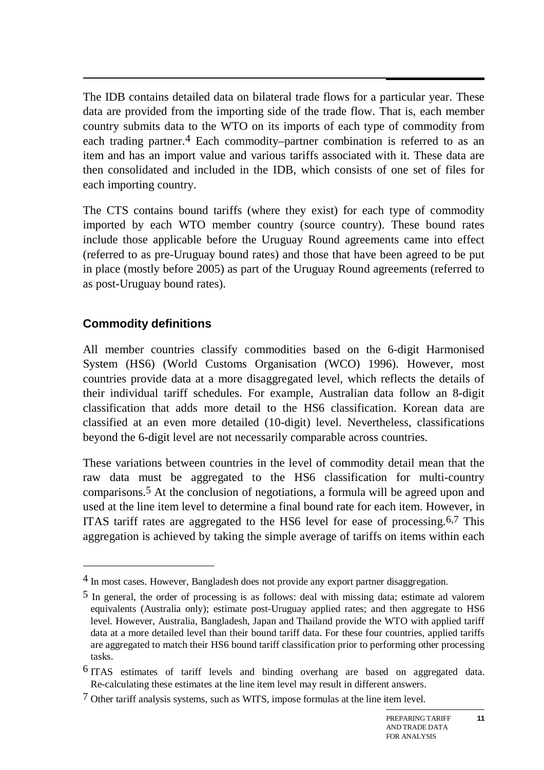The IDB contains detailed data on bilateral trade flows for a particular year. These data are provided from the importing side of the trade flow. That is, each member country submits data to the WTO on its imports of each type of commodity from each trading partner.[4] Each commodity–partner combination is referred to as an item and has an import value and various tariffs associated with it. These data are then consolidated and included in the IDB, which consists of one set of files for each importing country.

The CTS contains bound tariffs (where they exist) for each type of commodity imported by each WTO member country (source country). These bound rates include those applicable before the Uruguay Round agreements came into effect (referred to as pre-Uruguay bound rates) and those that have been agreed to be put in place (mostly before 2005) as part of the Uruguay Round agreements (referred to as post-Uruguay bound rates).

### Commodity definitions

All member countries classify commodities based on the 6-digit Harmonised System (HS6) (World Customs Organisation (WCO) 1996). However, most countries provide data at a more disaggregated level, which reflects the details of their individual tariff schedules. For example, Australian data follow an 8-digit classification that adds more detail to the HS6 classification. Korean data are classified at an even more detailed (10-digit) level. Nevertheless, classifications beyond the 6-digit level are not necessarily comparable across countries.

These variations between countries in the level of commodity detail mean that the raw data must be aggregated to the HS6 classification for multi-country comparisons.[5] At the conclusion of negotiations, a formula will be agreed upon and used at the line item level to determine a final bound rate for each item. However, in ITAS tariff rates are aggregated to the HS6 level for ease of processing.[6,7] This aggregation is achieved by taking the simple average of tariffs on items within each

---

[4] In most cases. However, Bangladesh does not provide any export partner disaggregation.

[5] In general, the order of processing is as follows: deal with missing data; estimate ad valorem equivalents (Australia only); estimate post-Uruguay applied rates; and then aggregate to HS6 level. However, Australia, Bangladesh, Japan and Thailand provide the WTO with applied tariff data at a more detailed level than their bound tariff data. For these four countries, applied tariffs are aggregated to match their HS6 bound tariff classification prior to performing other processing tasks.

[6] ITAS estimates of tariff levels and binding overhang are based on aggregated data. Re-calculating these estimates at the line item level may result in different answers.

[7] Other tariff analysis systems, such as WITS, impose formulas at the line item level.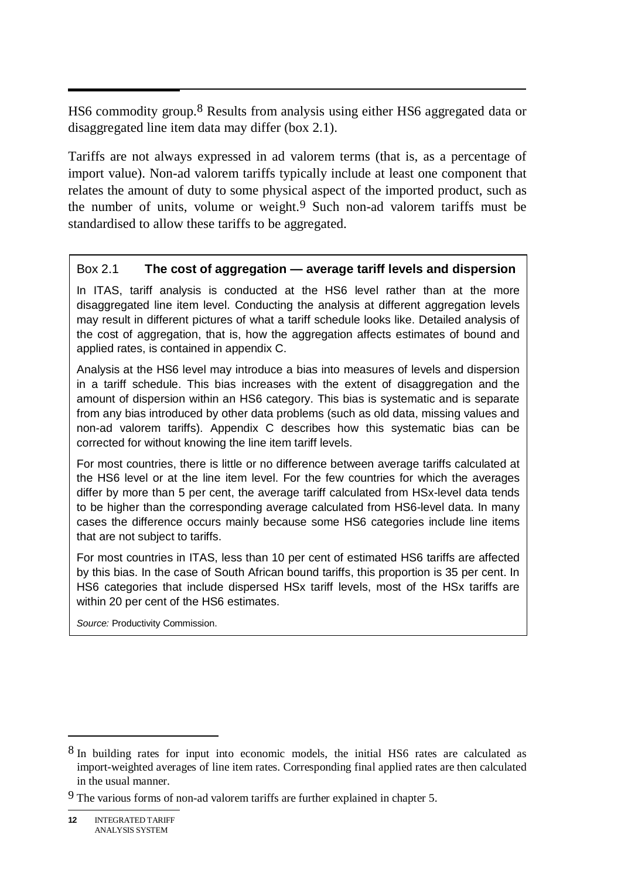HS6 commodity group.[8] Results from analysis using either HS6 aggregated data or disaggregated line item data may differ (box 2.1).

Tariffs are not always expressed in ad valorem terms (that is, as a percentage of import value). Non-ad valorem tariffs typically include at least one component that relates the amount of duty to some physical aspect of the imported product, such as the number of units, volume or weight.[9] Such non-ad valorem tariffs must be standardised to allow these tariffs to be aggregated.

### Box 2.1 **The cost of aggregation — average tariff levels and dispersion**

In ITAS, tariff analysis is conducted at the HS6 level rather than at the more disaggregated line item level. Conducting the analysis at different aggregation levels may result in different pictures of what a tariff schedule looks like. Detailed analysis of the cost of aggregation, that is, how the aggregation affects estimates of bound and applied rates, is contained in appendix C.

Analysis at the HS6 level may introduce a bias into measures of levels and dispersion in a tariff schedule. This bias increases with the extent of disaggregation and the amount of dispersion within an HS6 category. This bias is systematic and is separate from any bias introduced by other data problems (such as old data, missing values and non-ad valorem tariffs). Appendix C describes how this systematic bias can be corrected for without knowing the line item tariff levels.

For most countries, there is little or no difference between average tariffs calculated at the HS6 level or at the line item level. For the few countries for which the averages differ by more than 5 per cent, the average tariff calculated from HSx-level data tends to be higher than the corresponding average calculated from HS6-level data. In many cases the difference occurs mainly because some HS6 categories include line items that are not subject to tariffs.

For most countries in ITAS, less than 10 per cent of estimated HS6 tariffs are affected by this bias. In the case of South African bound tariffs, this proportion is 35 per cent. In HS6 categories that include dispersed HSx tariff levels, most of the HSx tariffs are within 20 per cent of the HS6 estimates.

*Source:* Productivity Commission.

---

[8] In building rates for input into economic models, the initial HS6 rates are calculated as import-weighted averages of line item rates. Corresponding final applied rates are then calculated in the usual manner.

[9] The various forms of non-ad valorem tariffs are further explained in chapter 5.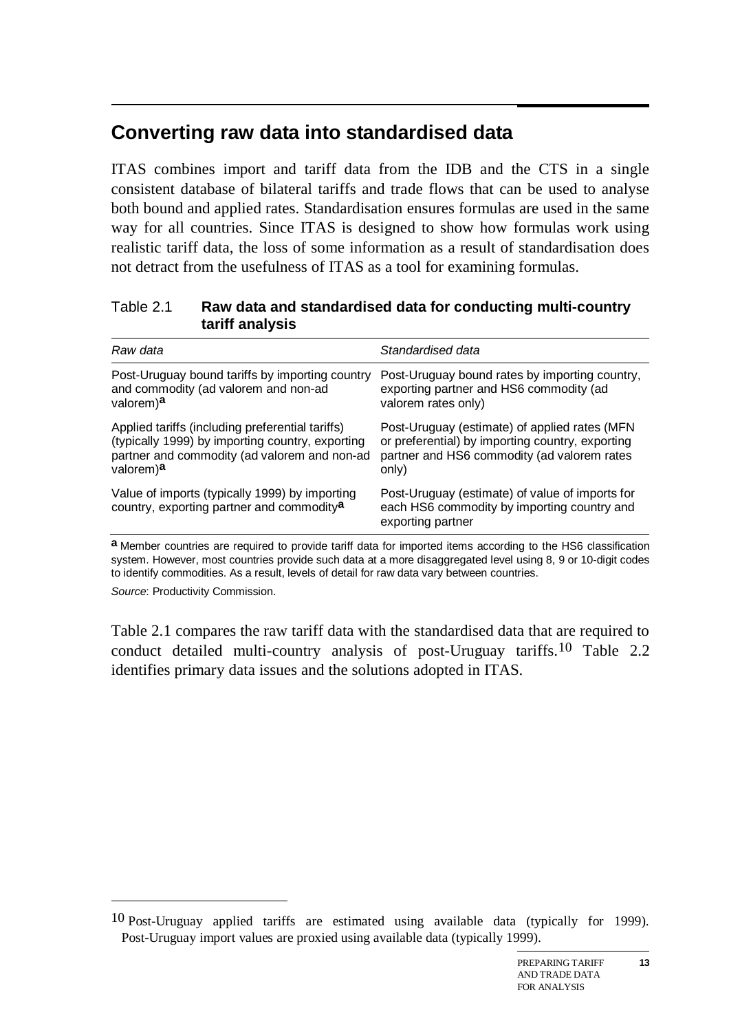## Converting raw data into standardised data

ITAS combines import and tariff data from the IDB and the CTS in a single consistent database of bilateral tariffs and trade flows that can be used to analyse both bound and applied rates. Standardisation ensures formulas are used in the same way for all countries. Since ITAS is designed to show how formulas work using realistic tariff data, the loss of some information as a result of standardisation does not detract from the usefulness of ITAS as a tool for examining formulas.

Table 2.1 **Raw data and standardised data for conducting multi-country tariff analysis**

| *Raw data* | *Standardised data* |
|---|---|
| Post-Uruguay bound tariffs by importing country and commodity (ad valorem and non-ad valorem)[a] | Post-Uruguay bound rates by importing country, exporting partner and HS6 commodity (ad valorem rates only) |
| Applied tariffs (including preferential tariffs) (typically 1999) by importing country, exporting partner and commodity (ad valorem and non-ad valorem)[a] | Post-Uruguay (estimate) of applied rates (MFN or preferential) by importing country, exporting partner and HS6 commodity (ad valorem rates only) |
| Value of imports (typically 1999) by importing country, exporting partner and commodity[a] | Post-Uruguay (estimate) of value of imports for each HS6 commodity by importing country and exporting partner |

[a] Member countries are required to provide tariff data for imported items according to the HS6 classification system. However, most countries provide such data at a more disaggregated level using 8, 9 or 10-digit codes to identify commodities. As a result, levels of detail for raw data vary between countries.

*Source*: Productivity Commission.

Table 2.1 compares the raw tariff data with the standardised data that are required to conduct detailed multi-country analysis of post-Uruguay tariffs.[10] Table 2.2 identifies primary data issues and the solutions adopted in ITAS.

[10] Post-Uruguay applied tariffs are estimated using available data (typically for 1999). Post-Uruguay import values are proxied using available data (typically 1999).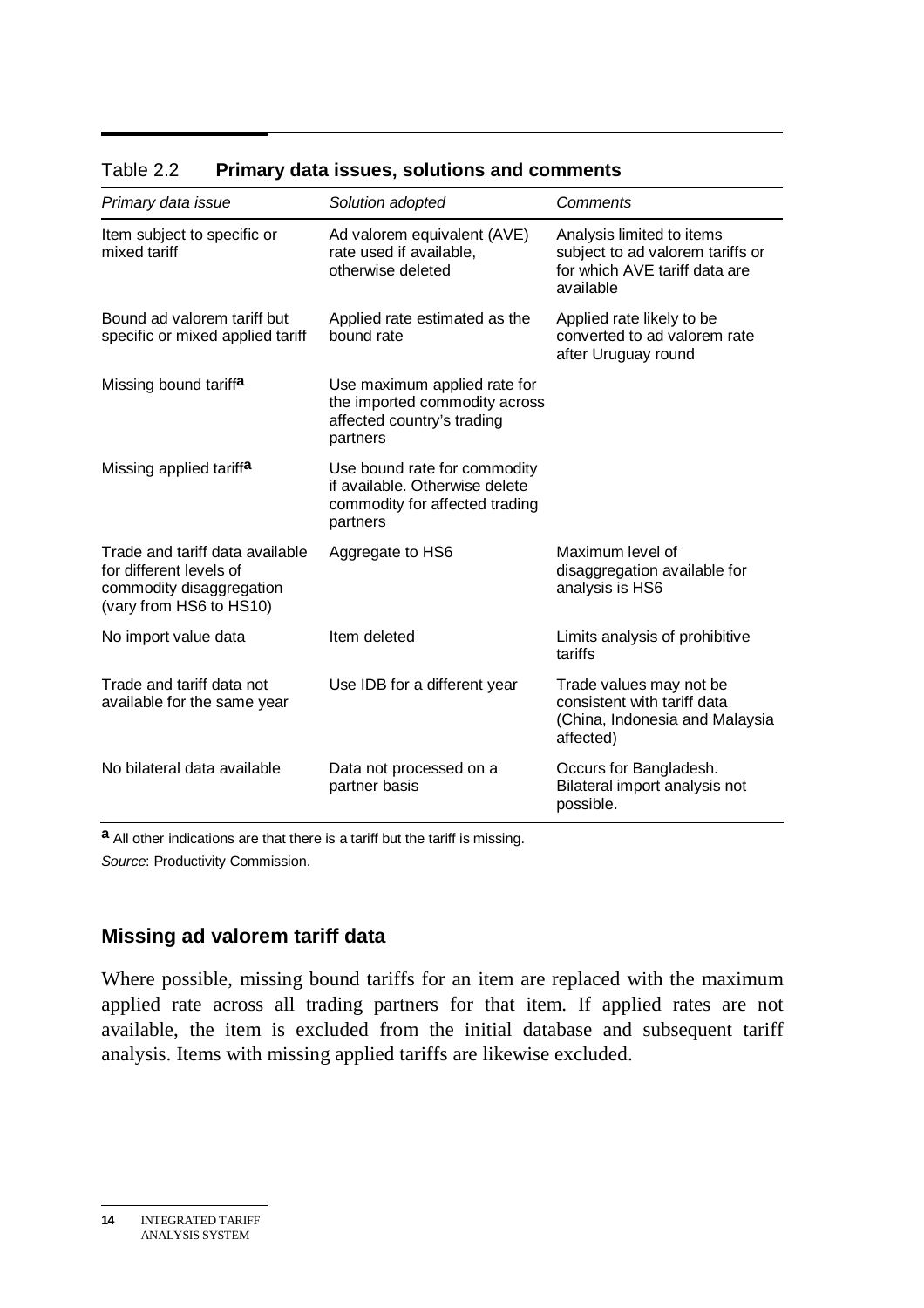Table 2.2 **Primary data issues, solutions and comments**

| *Primary data issue* | *Solution adopted* | *Comments* |
|---|---|---|
| Item subject to specific or mixed tariff | Ad valorem equivalent (AVE) rate used if available, otherwise deleted | Analysis limited to items subject to ad valorem tariffs or for which AVE tariff data are available |
| Bound ad valorem tariff but specific or mixed applied tariff | Applied rate estimated as the bound rate | Applied rate likely to be converted to ad valorem rate after Uruguay round |
| Missing bound tariff[a] | Use maximum applied rate for the imported commodity across affected country's trading partners | |
| Missing applied tariff[a] | Use bound rate for commodity if available. Otherwise delete commodity for affected trading partners | |
| Trade and tariff data available for different levels of commodity disaggregation (vary from HS6 to HS10) | Aggregate to HS6 | Maximum level of disaggregation available for analysis is HS6 |
| No import value data | Item deleted | Limits analysis of prohibitive tariffs |
| Trade and tariff data not available for the same year | Use IDB for a different year | Trade values may not be consistent with tariff data (China, Indonesia and Malaysia affected) |
| No bilateral data available | Data not processed on a partner basis | Occurs for Bangladesh. Bilateral import analysis not possible. |

[a] All other indications are that there is a tariff but the tariff is missing.

*Source*: Productivity Commission.

### Missing ad valorem tariff data

Where possible, missing bound tariffs for an item are replaced with the maximum applied rate across all trading partners for that item. If applied rates are not available, the item is excluded from the initial database and subsequent tariff analysis. Items with missing applied tariffs are likewise excluded.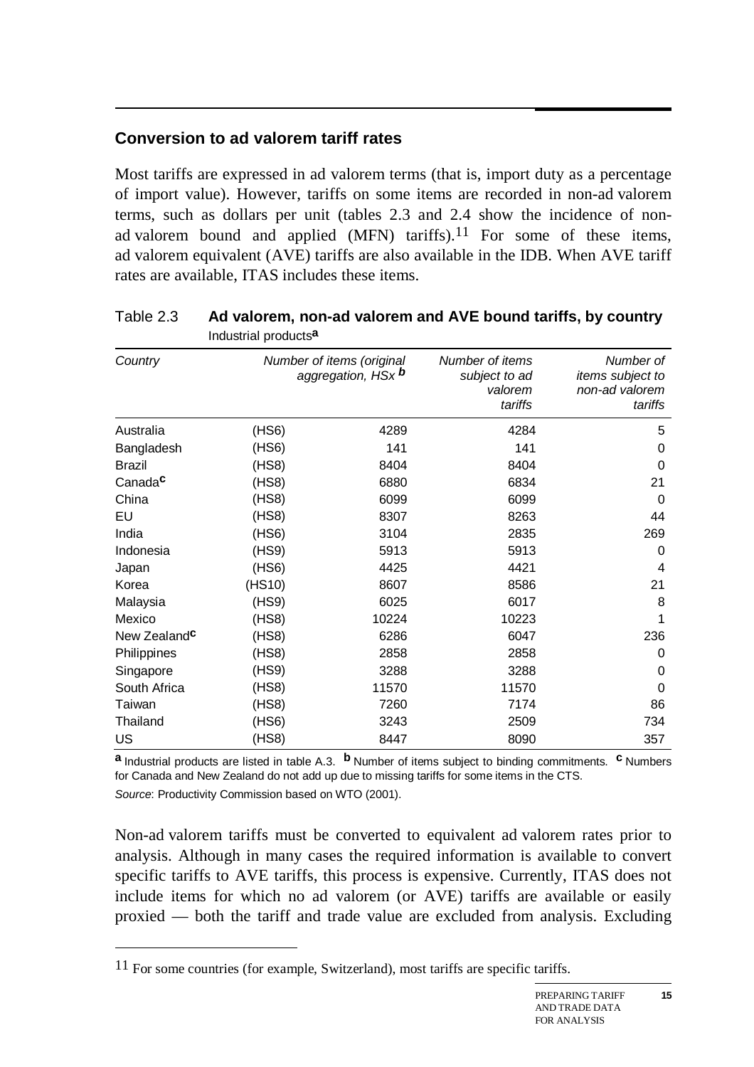## Conversion to ad valorem tariff rates

Most tariffs are expressed in ad valorem terms (that is, import duty as a percentage of import value). However, tariffs on some items are recorded in non-ad valorem terms, such as dollars per unit (tables 2.3 and 2.4 show the incidence of non-ad valorem bound and applied (MFN) tariffs).[11] For some of these items, ad valorem equivalent (AVE) tariffs are also available in the IDB. When AVE tariff rates are available, ITAS includes these items.

Table 2.3 **Ad valorem, non-ad valorem and AVE bound tariffs, by country**
Industrial products[a]

| *Country* | | *Number of items (original aggregation, HSx* [b] | *Number of items subject to ad valorem tariffs* | *Number of items subject to non-ad valorem tariffs* |
|---|---|---|---|---|
| Australia | (HS6) | 4289 | 4284 | 5 |
| Bangladesh | (HS6) | 141 | 141 | 0 |
| Brazil | (HS8) | 8404 | 8404 | 0 |
| Canada[c] | (HS8) | 6880 | 6834 | 21 |
| China | (HS8) | 6099 | 6099 | 0 |
| EU | (HS8) | 8307 | 8263 | 44 |
| India | (HS6) | 3104 | 2835 | 269 |
| Indonesia | (HS9) | 5913 | 5913 | 0 |
| Japan | (HS6) | 4425 | 4421 | 4 |
| Korea | (HS10) | 8607 | 8586 | 21 |
| Malaysia | (HS9) | 6025 | 6017 | 8 |
| Mexico | (HS8) | 10224 | 10223 | 1 |
| New Zealand[c] | (HS8) | 6286 | 6047 | 236 |
| Philippines | (HS8) | 2858 | 2858 | 0 |
| Singapore | (HS9) | 3288 | 3288 | 0 |
| South Africa | (HS8) | 11570 | 11570 | 0 |
| Taiwan | (HS8) | 7260 | 7174 | 86 |
| Thailand | (HS6) | 3243 | 2509 | 734 |
| US | (HS8) | 8447 | 8090 | 357 |

[a] Industrial products are listed in table A.3. [b] Number of items subject to binding commitments. [c] Numbers for Canada and New Zealand do not add up due to missing tariffs for some items in the CTS.

*Source*: Productivity Commission based on WTO (2001).

Non-ad valorem tariffs must be converted to equivalent ad valorem rates prior to analysis. Although in many cases the required information is available to convert specific tariffs to AVE tariffs, this process is expensive. Currently, ITAS does not include items for which no ad valorem (or AVE) tariffs are available or easily proxied — both the tariff and trade value are excluded from analysis. Excluding

[11] For some countries (for example, Switzerland), most tariffs are specific tariffs.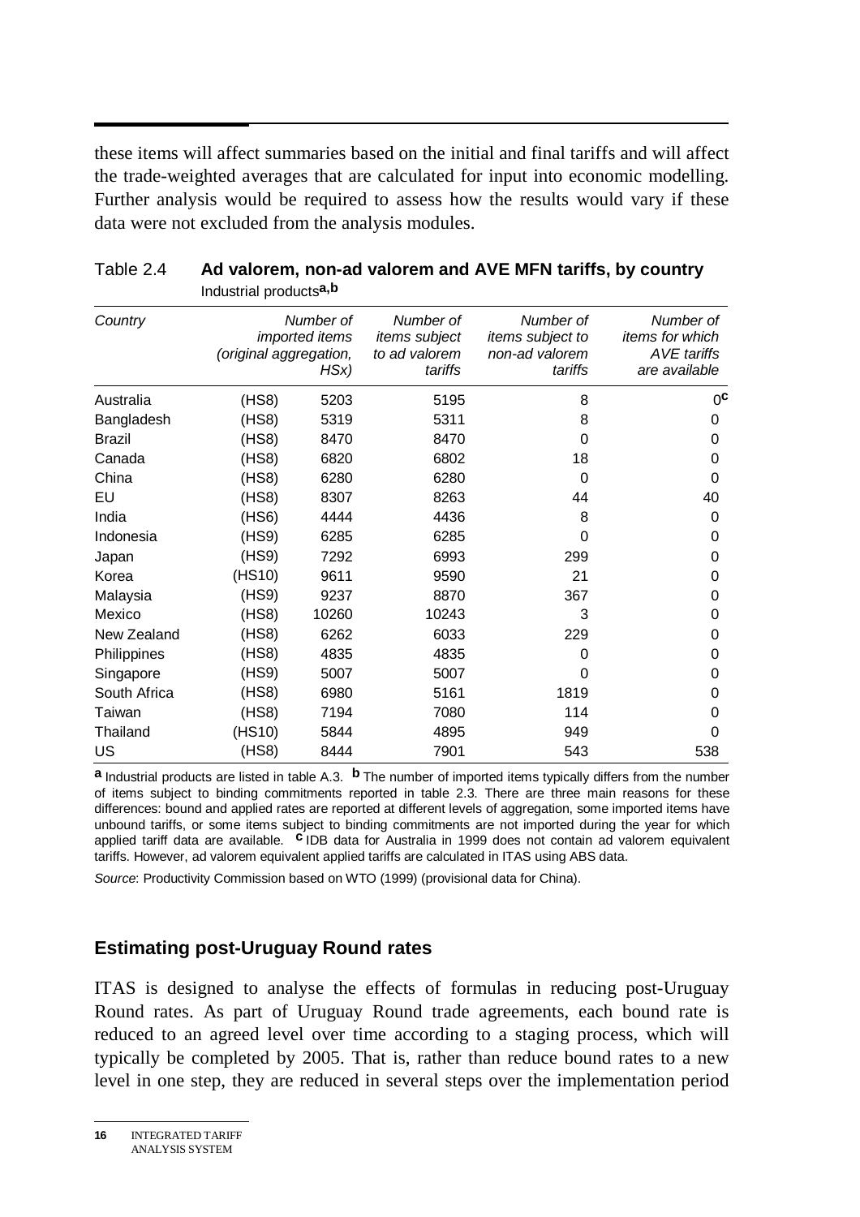these items will affect summaries based on the initial and final tariffs and will affect the trade-weighted averages that are calculated for input into economic modelling. Further analysis would be required to assess how the results would vary if these data were not excluded from the analysis modules.

Table 2.4 **Ad valorem, non-ad valorem and AVE MFN tariffs, by country**
Industrial products[a,b]

| *Country* | *Number of imported items (original aggregation, HSx)* | | *Number of items subject to ad valorem tariffs* | *Number of items subject to non-ad valorem tariffs* | *Number of items for which AVE tariffs are available* |
|---|---|---|---|---|---|
| Australia | (HS8) | 5203 | 5195 | 8 | 0[c] |
| Bangladesh | (HS8) | 5319 | 5311 | 8 | 0 |
| Brazil | (HS8) | 8470 | 8470 | 0 | 0 |
| Canada | (HS8) | 6820 | 6802 | 18 | 0 |
| China | (HS8) | 6280 | 6280 | 0 | 0 |
| EU | (HS8) | 8307 | 8263 | 44 | 40 |
| India | (HS6) | 4444 | 4436 | 8 | 0 |
| Indonesia | (HS9) | 6285 | 6285 | 0 | 0 |
| Japan | (HS9) | 7292 | 6993 | 299 | 0 |
| Korea | (HS10) | 9611 | 9590 | 21 | 0 |
| Malaysia | (HS9) | 9237 | 8870 | 367 | 0 |
| Mexico | (HS8) | 10260 | 10243 | 3 | 0 |
| New Zealand | (HS8) | 6262 | 6033 | 229 | 0 |
| Philippines | (HS8) | 4835 | 4835 | 0 | 0 |
| Singapore | (HS9) | 5007 | 5007 | 0 | 0 |
| South Africa | (HS8) | 6980 | 5161 | 1819 | 0 |
| Taiwan | (HS8) | 7194 | 7080 | 114 | 0 |
| Thailand | (HS10) | 5844 | 4895 | 949 | 0 |
| US | (HS8) | 8444 | 7901 | 543 | 538 |

**a** Industrial products are listed in table A.3. **b** The number of imported items typically differs from the number of items subject to binding commitments reported in table 2.3. There are three main reasons for these differences: bound and applied rates are reported at different levels of aggregation, some imported items have unbound tariffs, or some items subject to binding commitments are not imported during the year for which applied tariff data are available. **c** IDB data for Australia in 1999 does not contain ad valorem equivalent tariffs. However, ad valorem equivalent applied tariffs are calculated in ITAS using ABS data.

*Source*: Productivity Commission based on WTO (1999) (provisional data for China).

## Estimating post-Uruguay Round rates

ITAS is designed to analyse the effects of formulas in reducing post-Uruguay Round rates. As part of Uruguay Round trade agreements, each bound rate is reduced to an agreed level over time according to a staging process, which will typically be completed by 2005. That is, rather than reduce bound rates to a new level in one step, they are reduced in several steps over the implementation period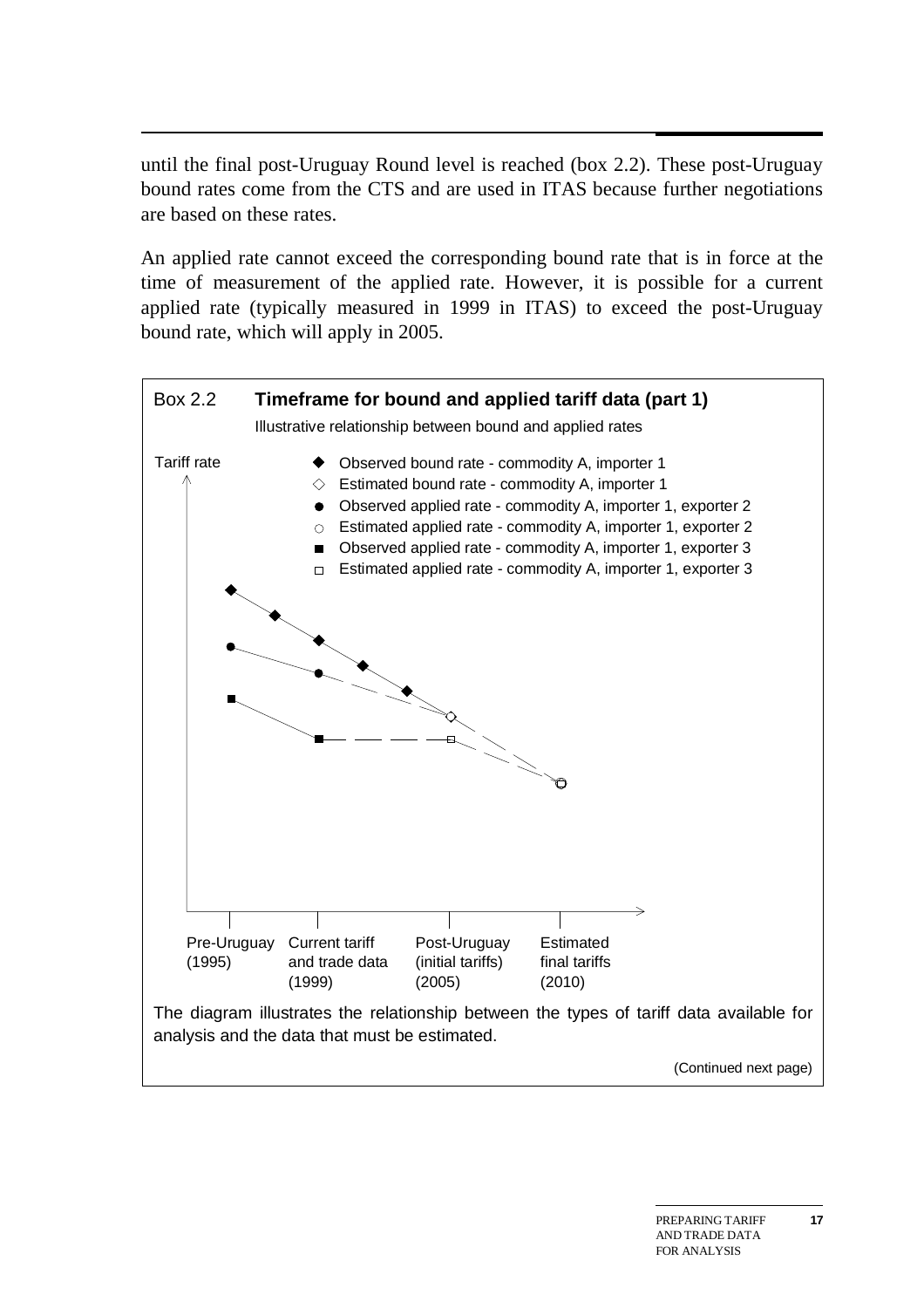until the final post-Uruguay Round level is reached (box 2.2). These post-Uruguay bound rates come from the CTS and are used in ITAS because further negotiations are based on these rates.

An applied rate cannot exceed the corresponding bound rate that is in force at the time of measurement of the applied rate. However, it is possible for a current applied rate (typically measured in 1999 in ITAS) to exceed the post-Uruguay bound rate, which will apply in 2005.

**Box 2.2 Timeframe for bound and applied tariff data (part 1)**

Illustrative relationship between bound and applied rates

Tariff rate

- ◆ Observed bound rate - commodity A, importer 1
- ◇ Estimated bound rate - commodity A, importer 1
- ● Observed applied rate - commodity A, importer 1, exporter 2
- ○ Estimated applied rate - commodity A, importer 1, exporter 2
- ■ Observed applied rate - commodity A, importer 1, exporter 3
- □ Estimated applied rate - commodity A, importer 1, exporter 3

Pre-Uruguay (1995) | Current tariff and trade data (1999) | Post-Uruguay (initial tariffs) (2005) | Estimated final tariffs (2010)

The diagram illustrates the relationship between the types of tariff data available for analysis and the data that must be estimated.

(Continued next page)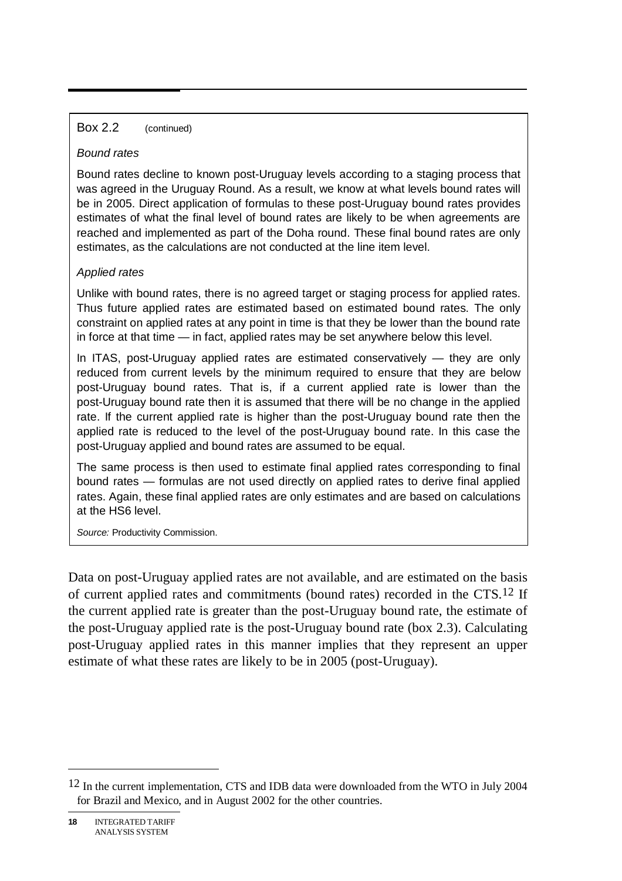Box 2.2 (continued)

*Bound rates*

Bound rates decline to known post-Uruguay levels according to a staging process that was agreed in the Uruguay Round. As a result, we know at what levels bound rates will be in 2005. Direct application of formulas to these post-Uruguay bound rates provides estimates of what the final level of bound rates are likely to be when agreements are reached and implemented as part of the Doha round. These final bound rates are only estimates, as the calculations are not conducted at the line item level.

*Applied rates*

Unlike with bound rates, there is no agreed target or staging process for applied rates. Thus future applied rates are estimated based on estimated bound rates. The only constraint on applied rates at any point in time is that they be lower than the bound rate in force at that time — in fact, applied rates may be set anywhere below this level.

In ITAS, post-Uruguay applied rates are estimated conservatively — they are only reduced from current levels by the minimum required to ensure that they are below post-Uruguay bound rates. That is, if a current applied rate is lower than the post-Uruguay bound rate then it is assumed that there will be no change in the applied rate. If the current applied rate is higher than the post-Uruguay bound rate then the applied rate is reduced to the level of the post-Uruguay bound rate. In this case the post-Uruguay applied and bound rates are assumed to be equal.

The same process is then used to estimate final applied rates corresponding to final bound rates — formulas are not used directly on applied rates to derive final applied rates. Again, these final applied rates are only estimates and are based on calculations at the HS6 level.

*Source:* Productivity Commission.

Data on post-Uruguay applied rates are not available, and are estimated on the basis of current applied rates and commitments (bound rates) recorded in the CTS.[12] If the current applied rate is greater than the post-Uruguay bound rate, the estimate of the post-Uruguay applied rate is the post-Uruguay bound rate (box 2.3). Calculating post-Uruguay applied rates in this manner implies that they represent an upper estimate of what these rates are likely to be in 2005 (post-Uruguay).

[12] In the current implementation, CTS and IDB data were downloaded from the WTO in July 2004 for Brazil and Mexico, and in August 2002 for the other countries.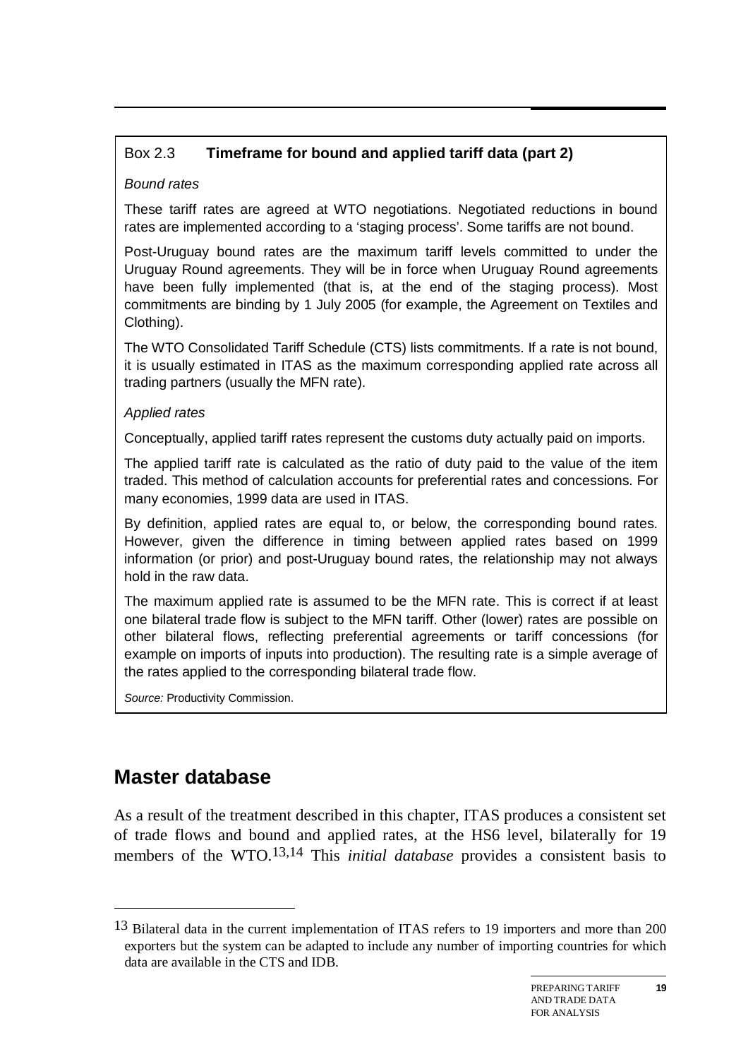**Box 2.3 Timeframe for bound and applied tariff data (part 2)**

*Bound rates*

These tariff rates are agreed at WTO negotiations. Negotiated reductions in bound rates are implemented according to a 'staging process'. Some tariffs are not bound.

Post-Uruguay bound rates are the maximum tariff levels committed to under the Uruguay Round agreements. They will be in force when Uruguay Round agreements have been fully implemented (that is, at the end of the staging process). Most commitments are binding by 1 July 2005 (for example, the Agreement on Textiles and Clothing).

The WTO Consolidated Tariff Schedule (CTS) lists commitments. If a rate is not bound, it is usually estimated in ITAS as the maximum corresponding applied rate across all trading partners (usually the MFN rate).

*Applied rates*

Conceptually, applied tariff rates represent the customs duty actually paid on imports.

The applied tariff rate is calculated as the ratio of duty paid to the value of the item traded. This method of calculation accounts for preferential rates and concessions. For many economies, 1999 data are used in ITAS.

By definition, applied rates are equal to, or below, the corresponding bound rates. However, given the difference in timing between applied rates based on 1999 information (or prior) and post-Uruguay bound rates, the relationship may not always hold in the raw data.

The maximum applied rate is assumed to be the MFN rate. This is correct if at least one bilateral trade flow is subject to the MFN tariff. Other (lower) rates are possible on other bilateral flows, reflecting preferential agreements or tariff concessions (for example on imports of inputs into production). The resulting rate is a simple average of the rates applied to the corresponding bilateral trade flow.

*Source:* Productivity Commission.

## Master database

As a result of the treatment described in this chapter, ITAS produces a consistent set of trade flows and bound and applied rates, at the HS6 level, bilaterally for 19 members of the WTO.[13,14] This *initial database* provides a consistent basis to

---

[13] Bilateral data in the current implementation of ITAS refers to 19 importers and more than 200 exporters but the system can be adapted to include any number of importing countries for which data are available in the CTS and IDB.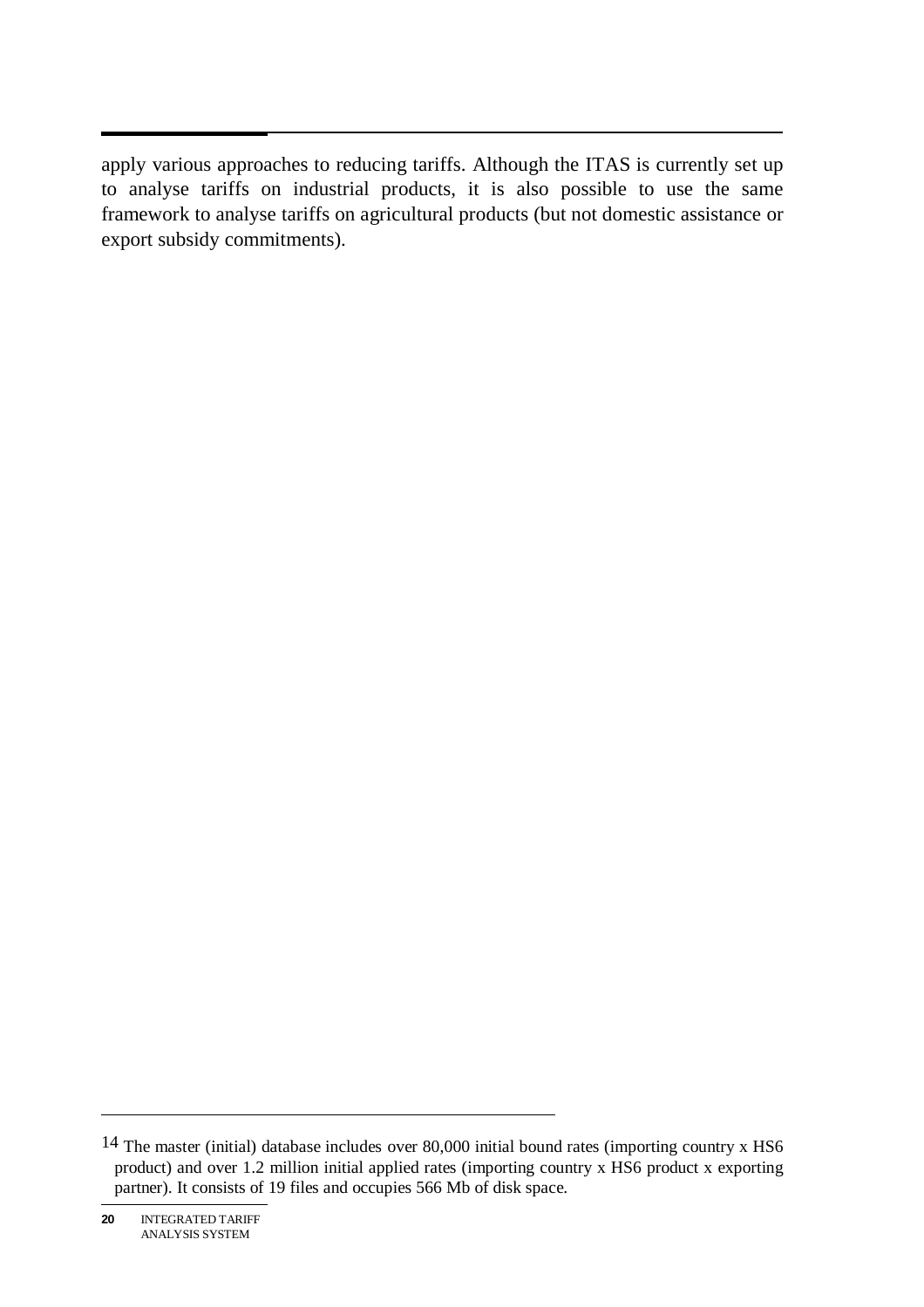apply various approaches to reducing tariffs. Although the ITAS is currently set up to analyse tariffs on industrial products, it is also possible to use the same framework to analyse tariffs on agricultural products (but not domestic assistance or export subsidy commitments).

---

[14] The master (initial) database includes over 80,000 initial bound rates (importing country x HS6 product) and over 1.2 million initial applied rates (importing country x HS6 product x exporting partner). It consists of 19 files and occupies 566 Mb of disk space.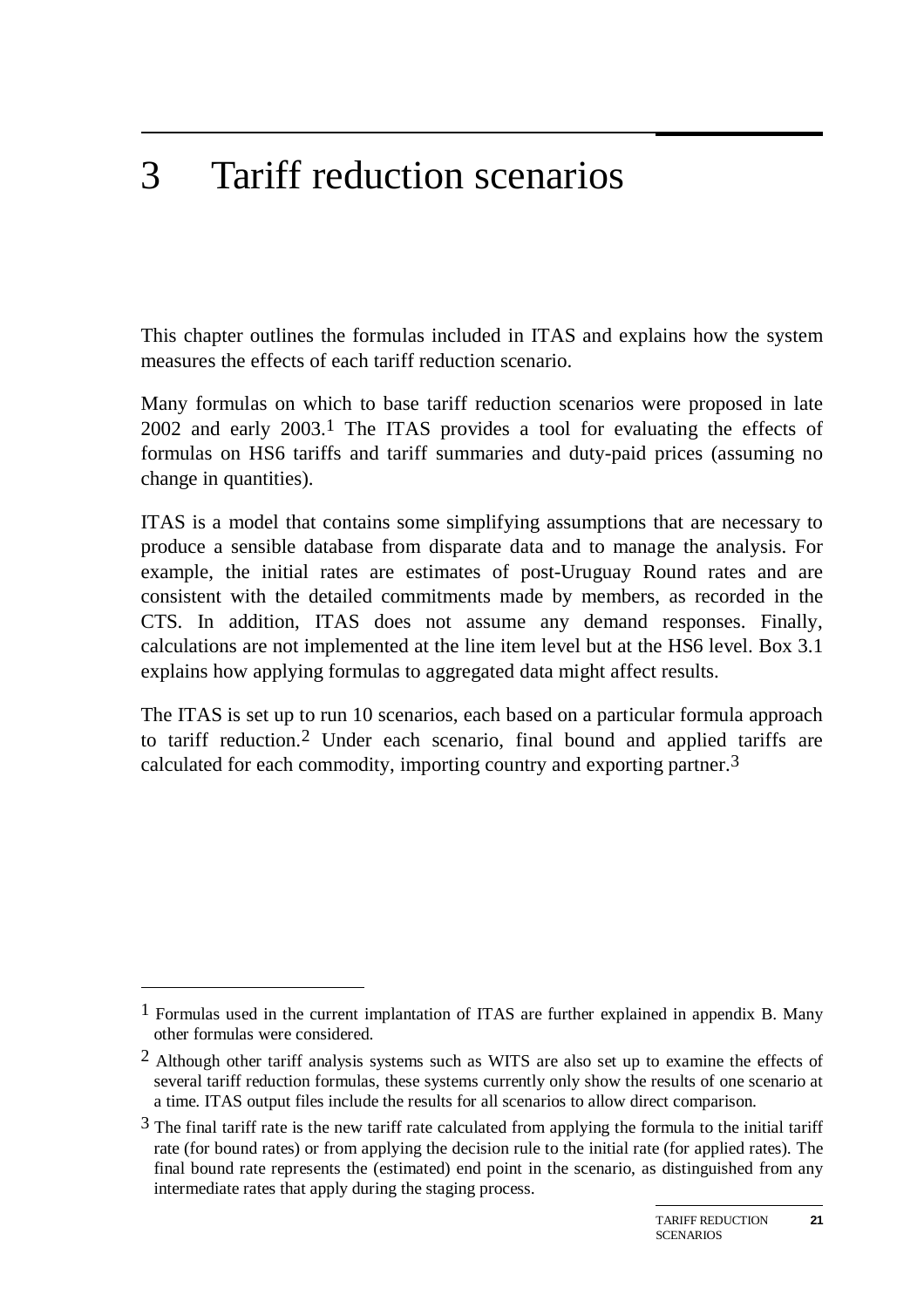# 3 Tariff reduction scenarios

This chapter outlines the formulas included in ITAS and explains how the system measures the effects of each tariff reduction scenario.

Many formulas on which to base tariff reduction scenarios were proposed in late 2002 and early 2003.[1] The ITAS provides a tool for evaluating the effects of formulas on HS6 tariffs and tariff summaries and duty-paid prices (assuming no change in quantities).

ITAS is a model that contains some simplifying assumptions that are necessary to produce a sensible database from disparate data and to manage the analysis. For example, the initial rates are estimates of post-Uruguay Round rates and are consistent with the detailed commitments made by members, as recorded in the CTS. In addition, ITAS does not assume any demand responses. Finally, calculations are not implemented at the line item level but at the HS6 level. Box 3.1 explains how applying formulas to aggregated data might affect results.

The ITAS is set up to run 10 scenarios, each based on a particular formula approach to tariff reduction.[2] Under each scenario, final bound and applied tariffs are calculated for each commodity, importing country and exporting partner.[3]

---

[1] Formulas used in the current implantation of ITAS are further explained in appendix B. Many other formulas were considered.

[2] Although other tariff analysis systems such as WITS are also set up to examine the effects of several tariff reduction formulas, these systems currently only show the results of one scenario at a time. ITAS output files include the results for all scenarios to allow direct comparison.

[3] The final tariff rate is the new tariff rate calculated from applying the formula to the initial tariff rate (for bound rates) or from applying the decision rule to the initial rate (for applied rates). The final bound rate represents the (estimated) end point in the scenario, as distinguished from any intermediate rates that apply during the staging process.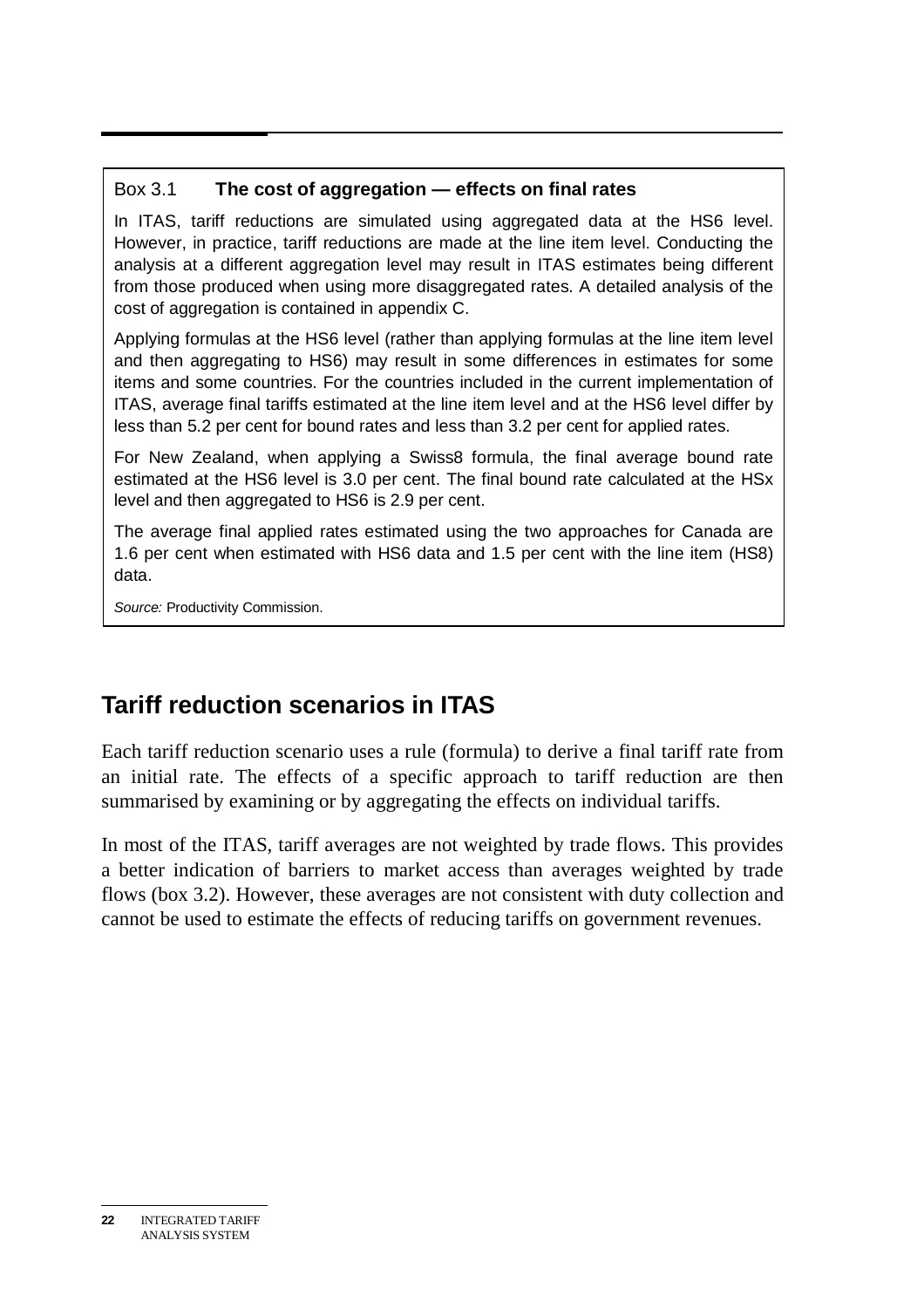**Box 3.1 The cost of aggregation — effects on final rates**

In ITAS, tariff reductions are simulated using aggregated data at the HS6 level. However, in practice, tariff reductions are made at the line item level. Conducting the analysis at a different aggregation level may result in ITAS estimates being different from those produced when using more disaggregated rates. A detailed analysis of the cost of aggregation is contained in appendix C.

Applying formulas at the HS6 level (rather than applying formulas at the line item level and then aggregating to HS6) may result in some differences in estimates for some items and some countries. For the countries included in the current implementation of ITAS, average final tariffs estimated at the line item level and at the HS6 level differ by less than 5.2 per cent for bound rates and less than 3.2 per cent for applied rates.

For New Zealand, when applying a Swiss8 formula, the final average bound rate estimated at the HS6 level is 3.0 per cent. The final bound rate calculated at the HSx level and then aggregated to HS6 is 2.9 per cent.

The average final applied rates estimated using the two approaches for Canada are 1.6 per cent when estimated with HS6 data and 1.5 per cent with the line item (HS8) data.

*Source:* Productivity Commission.

## Tariff reduction scenarios in ITAS

Each tariff reduction scenario uses a rule (formula) to derive a final tariff rate from an initial rate. The effects of a specific approach to tariff reduction are then summarised by examining or by aggregating the effects on individual tariffs.

In most of the ITAS, tariff averages are not weighted by trade flows. This provides a better indication of barriers to market access than averages weighted by trade flows (box 3.2). However, these averages are not consistent with duty collection and cannot be used to estimate the effects of reducing tariffs on government revenues.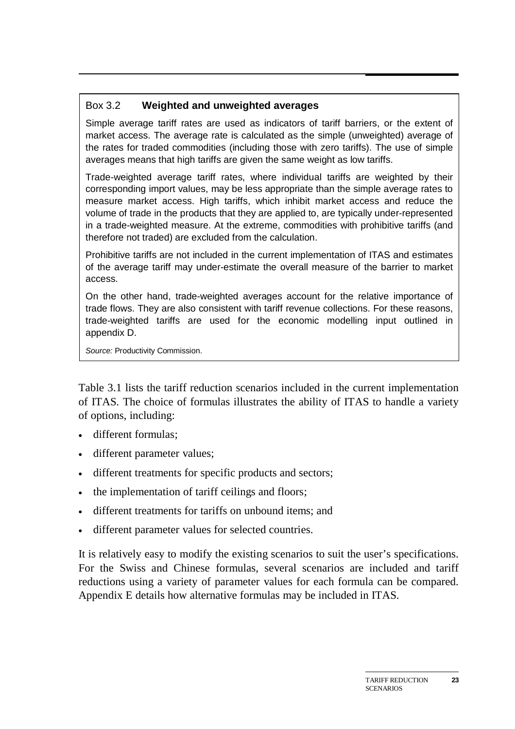## Box 3.2 **Weighted and unweighted averages**

Simple average tariff rates are used as indicators of tariff barriers, or the extent of market access. The average rate is calculated as the simple (unweighted) average of the rates for traded commodities (including those with zero tariffs). The use of simple averages means that high tariffs are given the same weight as low tariffs.

Trade-weighted average tariff rates, where individual tariffs are weighted by their corresponding import values, may be less appropriate than the simple average rates to measure market access. High tariffs, which inhibit market access and reduce the volume of trade in the products that they are applied to, are typically under-represented in a trade-weighted measure. At the extreme, commodities with prohibitive tariffs (and therefore not traded) are excluded from the calculation.

Prohibitive tariffs are not included in the current implementation of ITAS and estimates of the average tariff may under-estimate the overall measure of the barrier to market access.

On the other hand, trade-weighted averages account for the relative importance of trade flows. They are also consistent with tariff revenue collections. For these reasons, trade-weighted tariffs are used for the economic modelling input outlined in appendix D.

*Source:* Productivity Commission.

Table 3.1 lists the tariff reduction scenarios included in the current implementation of ITAS. The choice of formulas illustrates the ability of ITAS to handle a variety of options, including:

- different formulas;
- different parameter values;
- different treatments for specific products and sectors;
- the implementation of tariff ceilings and floors;
- different treatments for tariffs on unbound items; and
- different parameter values for selected countries.

It is relatively easy to modify the existing scenarios to suit the user's specifications. For the Swiss and Chinese formulas, several scenarios are included and tariff reductions using a variety of parameter values for each formula can be compared. Appendix E details how alternative formulas may be included in ITAS.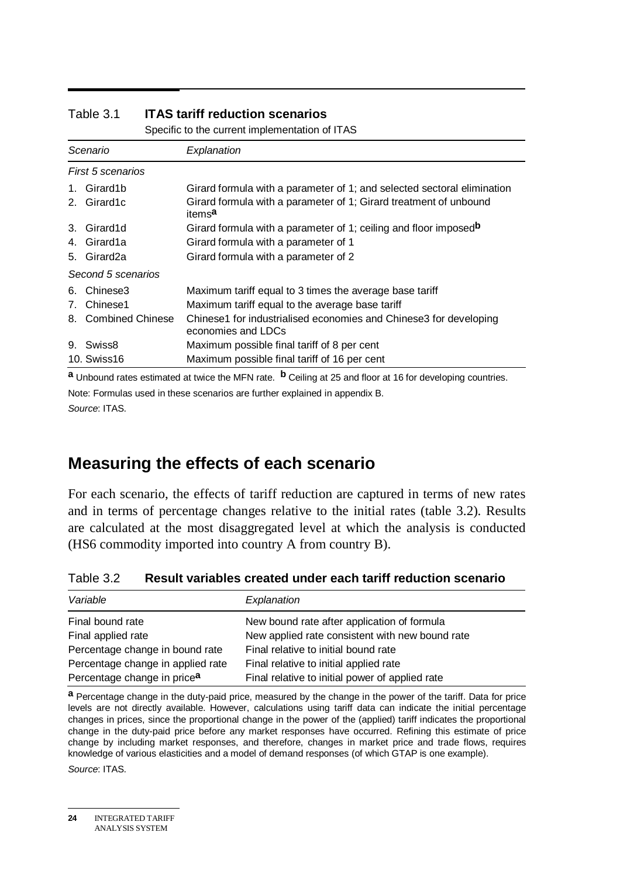Table 3.1 **ITAS tariff reduction scenarios**

Specific to the current implementation of ITAS

| *Scenario* | *Explanation* |
|---|---|
| *First 5 scenarios* | |
| 1. Girard1b | Girard formula with a parameter of 1; and selected sectoral elimination |
| 2. Girard1c | Girard formula with a parameter of 1; Girard treatment of unbound items[a] |
| 3. Girard1d | Girard formula with a parameter of 1; ceiling and floor imposed[b] |
| 4. Girard1a | Girard formula with a parameter of 1 |
| 5. Girard2a | Girard formula with a parameter of 2 |
| *Second 5 scenarios* | |
| 6. Chinese3 | Maximum tariff equal to 3 times the average base tariff |
| 7. Chinese1 | Maximum tariff equal to the average base tariff |
| 8. Combined Chinese | Chinese1 for industrialised economies and Chinese3 for developing economies and LDCs |
| 9. Swiss8 | Maximum possible final tariff of 8 per cent |
| 10. Swiss16 | Maximum possible final tariff of 16 per cent |

**a** Unbound rates estimated at twice the MFN rate. **b** Ceiling at 25 and floor at 16 for developing countries.

Note: Formulas used in these scenarios are further explained in appendix B.

*Source*: ITAS.

## Measuring the effects of each scenario

For each scenario, the effects of tariff reduction are captured in terms of new rates and in terms of percentage changes relative to the initial rates (table 3.2). Results are calculated at the most disaggregated level at which the analysis is conducted (HS6 commodity imported into country A from country B).

Table 3.2 **Result variables created under each tariff reduction scenario**

| *Variable* | *Explanation* |
|---|---|
| Final bound rate | New bound rate after application of formula |
| Final applied rate | New applied rate consistent with new bound rate |
| Percentage change in bound rate | Final relative to initial bound rate |
| Percentage change in applied rate | Final relative to initial applied rate |
| Percentage change in price[a] | Final relative to initial power of applied rate |

**a** Percentage change in the duty-paid price, measured by the change in the power of the tariff. Data for price levels are not directly available. However, calculations using tariff data can indicate the initial percentage changes in prices, since the proportional change in the power of the (applied) tariff indicates the proportional change in the duty-paid price before any market responses have occurred. Refining this estimate of price change by including market responses, and therefore, changes in market price and trade flows, requires knowledge of various elasticities and a model of demand responses (of which GTAP is one example).

*Source*: ITAS.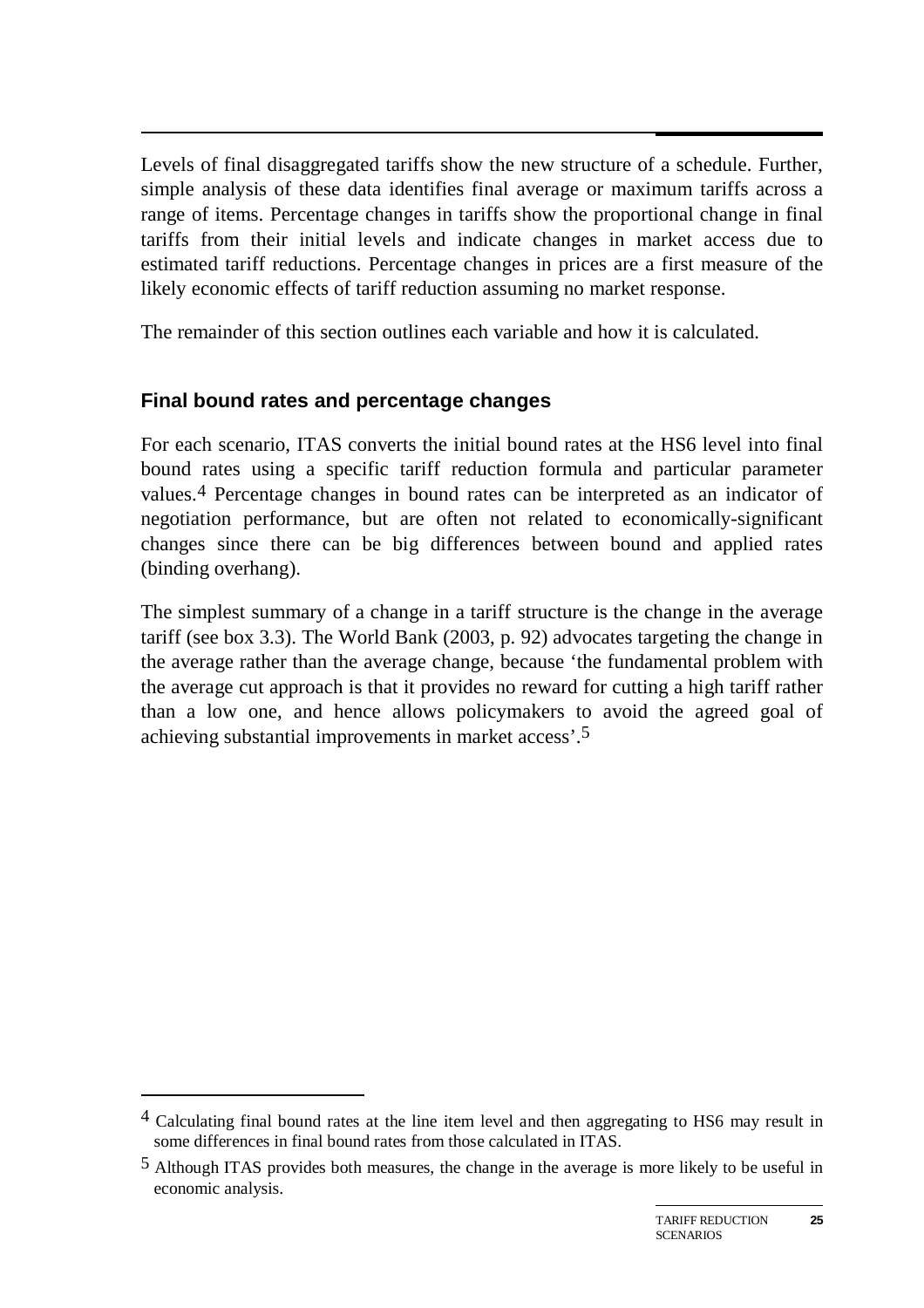Levels of final disaggregated tariffs show the new structure of a schedule. Further, simple analysis of these data identifies final average or maximum tariffs across a range of items. Percentage changes in tariffs show the proportional change in final tariffs from their initial levels and indicate changes in market access due to estimated tariff reductions. Percentage changes in prices are a first measure of the likely economic effects of tariff reduction assuming no market response.

The remainder of this section outlines each variable and how it is calculated.

### Final bound rates and percentage changes

For each scenario, ITAS converts the initial bound rates at the HS6 level into final bound rates using a specific tariff reduction formula and particular parameter values.[4] Percentage changes in bound rates can be interpreted as an indicator of negotiation performance, but are often not related to economically-significant changes since there can be big differences between bound and applied rates (binding overhang).

The simplest summary of a change in a tariff structure is the change in the average tariff (see box 3.3). The World Bank (2003, p. 92) advocates targeting the change in the average rather than the average change, because 'the fundamental problem with the average cut approach is that it provides no reward for cutting a high tariff rather than a low one, and hence allows policymakers to avoid the agreed goal of achieving substantial improvements in market access'.[5]

---

[4] Calculating final bound rates at the line item level and then aggregating to HS6 may result in some differences in final bound rates from those calculated in ITAS.

[5] Although ITAS provides both measures, the change in the average is more likely to be useful in economic analysis.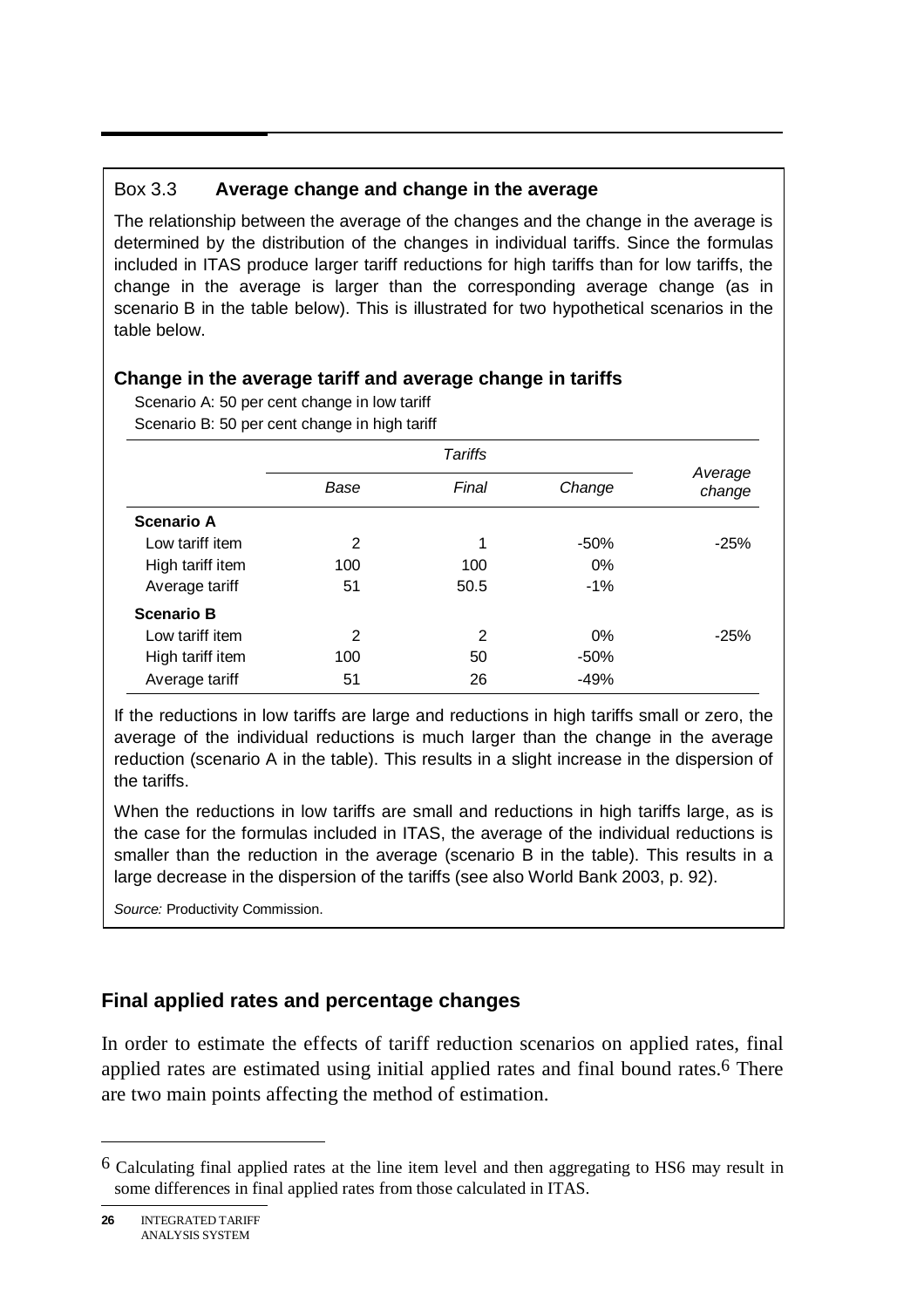### Box 3.3 **Average change and change in the average**

The relationship between the average of the changes and the change in the average is determined by the distribution of the changes in individual tariffs. Since the formulas included in ITAS produce larger tariff reductions for high tariffs than for low tariffs, the change in the average is larger than the corresponding average change (as in scenario B in the table below). This is illustrated for two hypothetical scenarios in the table below.

**Change in the average tariff and average change in tariffs**

Scenario A: 50 per cent change in low tariff
Scenario B: 50 per cent change in high tariff

| | *Tariffs* | | | *Average change* |
|---|---|---|---|---|
| | *Base* | *Final* | *Change* | |
| **Scenario A** | | | | |
| Low tariff item | 2 | 1 | -50% | -25% |
| High tariff item | 100 | 100 | 0% | |
| Average tariff | 51 | 50.5 | -1% | |
| **Scenario B** | | | | |
| Low tariff item | 2 | 2 | 0% | -25% |
| High tariff item | 100 | 50 | -50% | |
| Average tariff | 51 | 26 | -49% | |

If the reductions in low tariffs are large and reductions in high tariffs small or zero, the average of the individual reductions is much larger than the change in the average reduction (scenario A in the table). This results in a slight increase in the dispersion of the tariffs.

When the reductions in low tariffs are small and reductions in high tariffs large, as is the case for the formulas included in ITAS, the average of the individual reductions is smaller than the reduction in the average (scenario B in the table). This results in a large decrease in the dispersion of the tariffs (see also World Bank 2003, p. 92).

*Source:* Productivity Commission.

## Final applied rates and percentage changes

In order to estimate the effects of tariff reduction scenarios on applied rates, final applied rates are estimated using initial applied rates and final bound rates.[6] There are two main points affecting the method of estimation.

---

[6] Calculating final applied rates at the line item level and then aggregating to HS6 may result in some differences in final applied rates from those calculated in ITAS.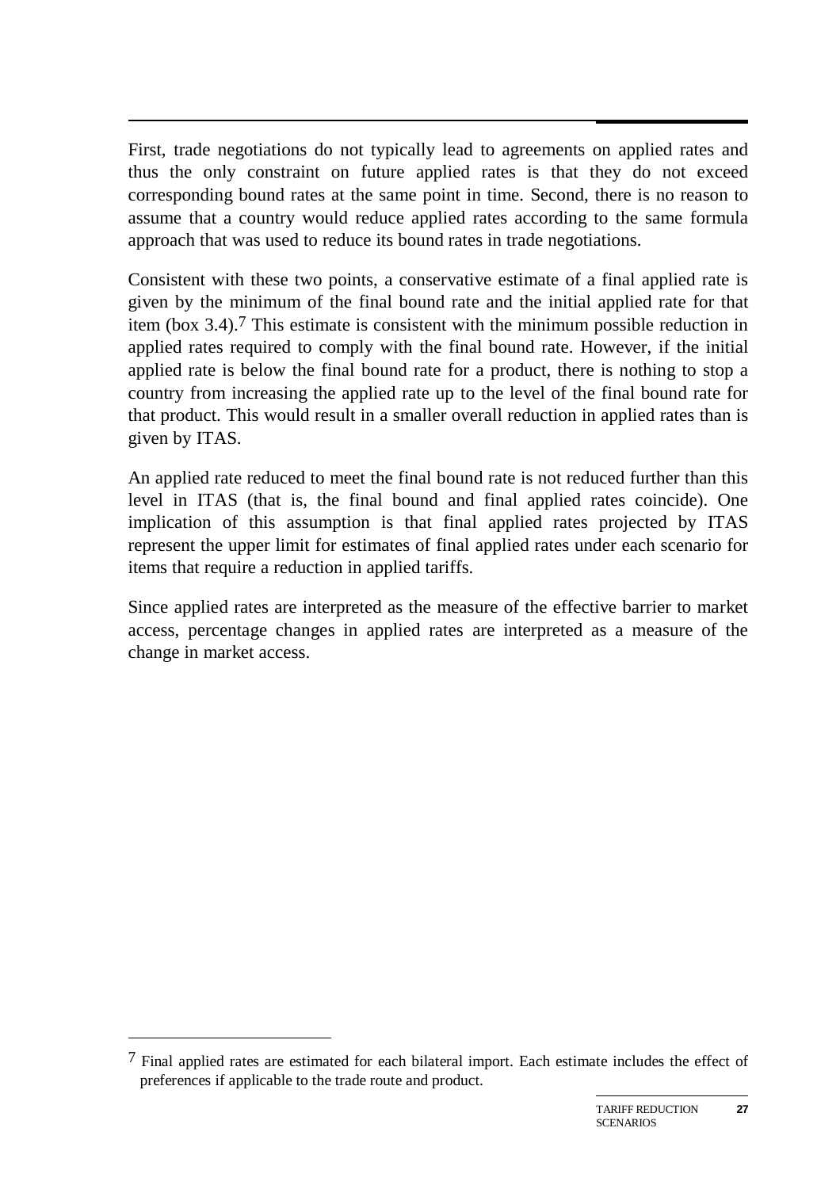First, trade negotiations do not typically lead to agreements on applied rates and thus the only constraint on future applied rates is that they do not exceed corresponding bound rates at the same point in time. Second, there is no reason to assume that a country would reduce applied rates according to the same formula approach that was used to reduce its bound rates in trade negotiations.

Consistent with these two points, a conservative estimate of a final applied rate is given by the minimum of the final bound rate and the initial applied rate for that item (box 3.4).[7] This estimate is consistent with the minimum possible reduction in applied rates required to comply with the final bound rate. However, if the initial applied rate is below the final bound rate for a product, there is nothing to stop a country from increasing the applied rate up to the level of the final bound rate for that product. This would result in a smaller overall reduction in applied rates than is given by ITAS.

An applied rate reduced to meet the final bound rate is not reduced further than this level in ITAS (that is, the final bound and final applied rates coincide). One implication of this assumption is that final applied rates projected by ITAS represent the upper limit for estimates of final applied rates under each scenario for items that require a reduction in applied tariffs.

Since applied rates are interpreted as the measure of the effective barrier to market access, percentage changes in applied rates are interpreted as a measure of the change in market access.

---

[7] Final applied rates are estimated for each bilateral import. Each estimate includes the effect of preferences if applicable to the trade route and product.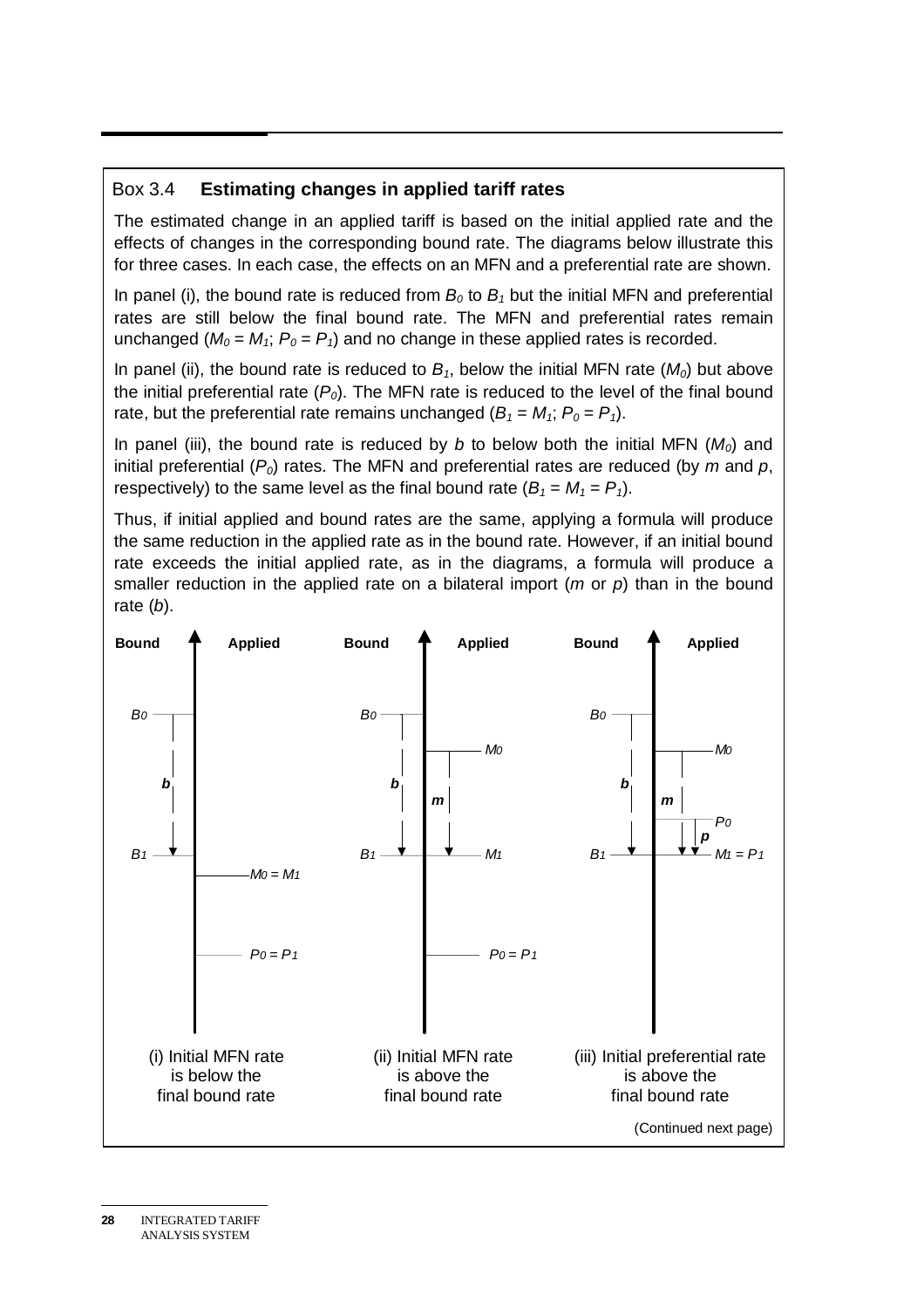### Box 3.4 Estimating changes in applied tariff rates

The estimated change in an applied tariff is based on the initial applied rate and the effects of changes in the corresponding bound rate. The diagrams below illustrate this for three cases. In each case, the effects on an MFN and a preferential rate are shown.

In panel (i), the bound rate is reduced from $B_0$ to $B_1$ but the initial MFN and preferential rates are still below the final bound rate. The MFN and preferential rates remain unchanged ($M_0 = M_1$; $P_0 = P_1$) and no change in these applied rates is recorded.

In panel (ii), the bound rate is reduced to $B_1$, below the initial MFN rate ($M_0$) but above the initial preferential rate ($P_0$). The MFN rate is reduced to the level of the final bound rate, but the preferential rate remains unchanged ($B_1 = M_1$; $P_0 = P_1$).

In panel (iii), the bound rate is reduced by $b$ to below both the initial MFN ($M_0$) and initial preferential ($P_0$) rates. The MFN and preferential rates are reduced (by $m$ and $p$, respectively) to the same level as the final bound rate ($B_1 = M_1 = P_1$).

Thus, if initial applied and bound rates are the same, applying a formula will produce the same reduction in the applied rate as in the bound rate. However, if an initial bound rate exceeds the initial applied rate, as in the diagrams, a formula will produce a smaller reduction in the applied rate on a bilateral import ($m$ or $p$) than in the bound rate ($b$).

(i) Initial MFN rate is below the final bound rate

(ii) Initial MFN rate is above the final bound rate

(iii) Initial preferential rate is above the final bound rate

(Continued next page)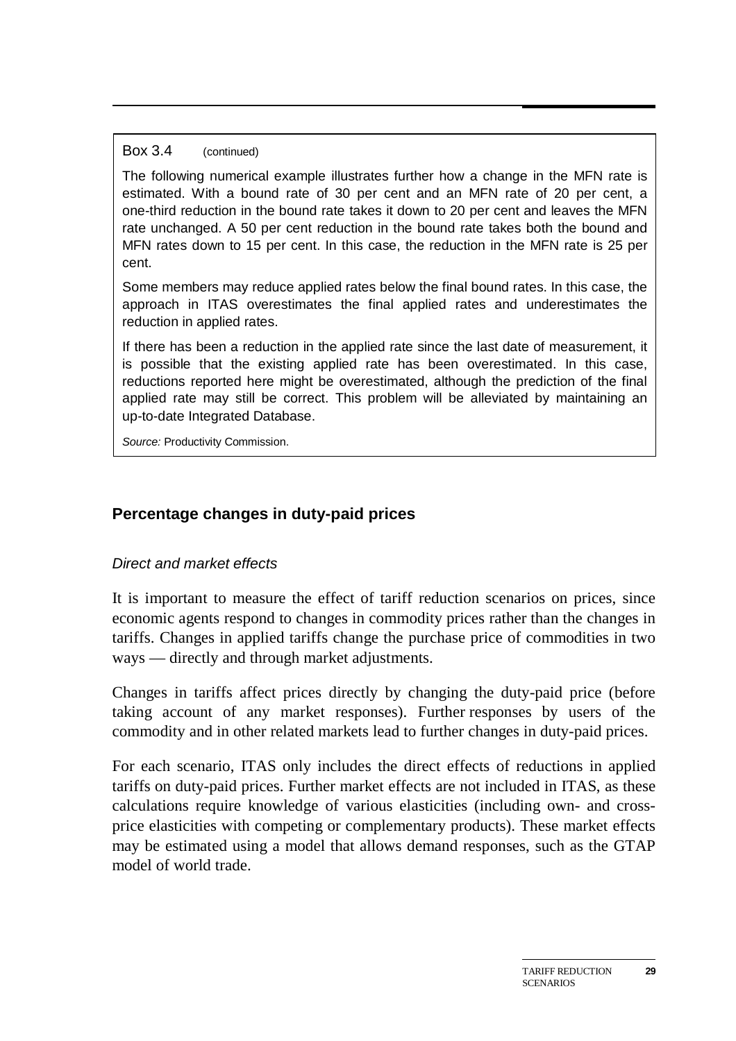Box 3.4 (continued)

The following numerical example illustrates further how a change in the MFN rate is estimated. With a bound rate of 30 per cent and an MFN rate of 20 per cent, a one-third reduction in the bound rate takes it down to 20 per cent and leaves the MFN rate unchanged. A 50 per cent reduction in the bound rate takes both the bound and MFN rates down to 15 per cent. In this case, the reduction in the MFN rate is 25 per cent.

Some members may reduce applied rates below the final bound rates. In this case, the approach in ITAS overestimates the final applied rates and underestimates the reduction in applied rates.

If there has been a reduction in the applied rate since the last date of measurement, it is possible that the existing applied rate has been overestimated. In this case, reductions reported here might be overestimated, although the prediction of the final applied rate may still be correct. This problem will be alleviated by maintaining an up-to-date Integrated Database.

*Source:* Productivity Commission.

### Percentage changes in duty-paid prices

*Direct and market effects*

It is important to measure the effect of tariff reduction scenarios on prices, since economic agents respond to changes in commodity prices rather than the changes in tariffs. Changes in applied tariffs change the purchase price of commodities in two ways — directly and through market adjustments.

Changes in tariffs affect prices directly by changing the duty-paid price (before taking account of any market responses). Further responses by users of the commodity and in other related markets lead to further changes in duty-paid prices.

For each scenario, ITAS only includes the direct effects of reductions in applied tariffs on duty-paid prices. Further market effects are not included in ITAS, as these calculations require knowledge of various elasticities (including own- and cross-price elasticities with competing or complementary products). These market effects may be estimated using a model that allows demand responses, such as the GTAP model of world trade.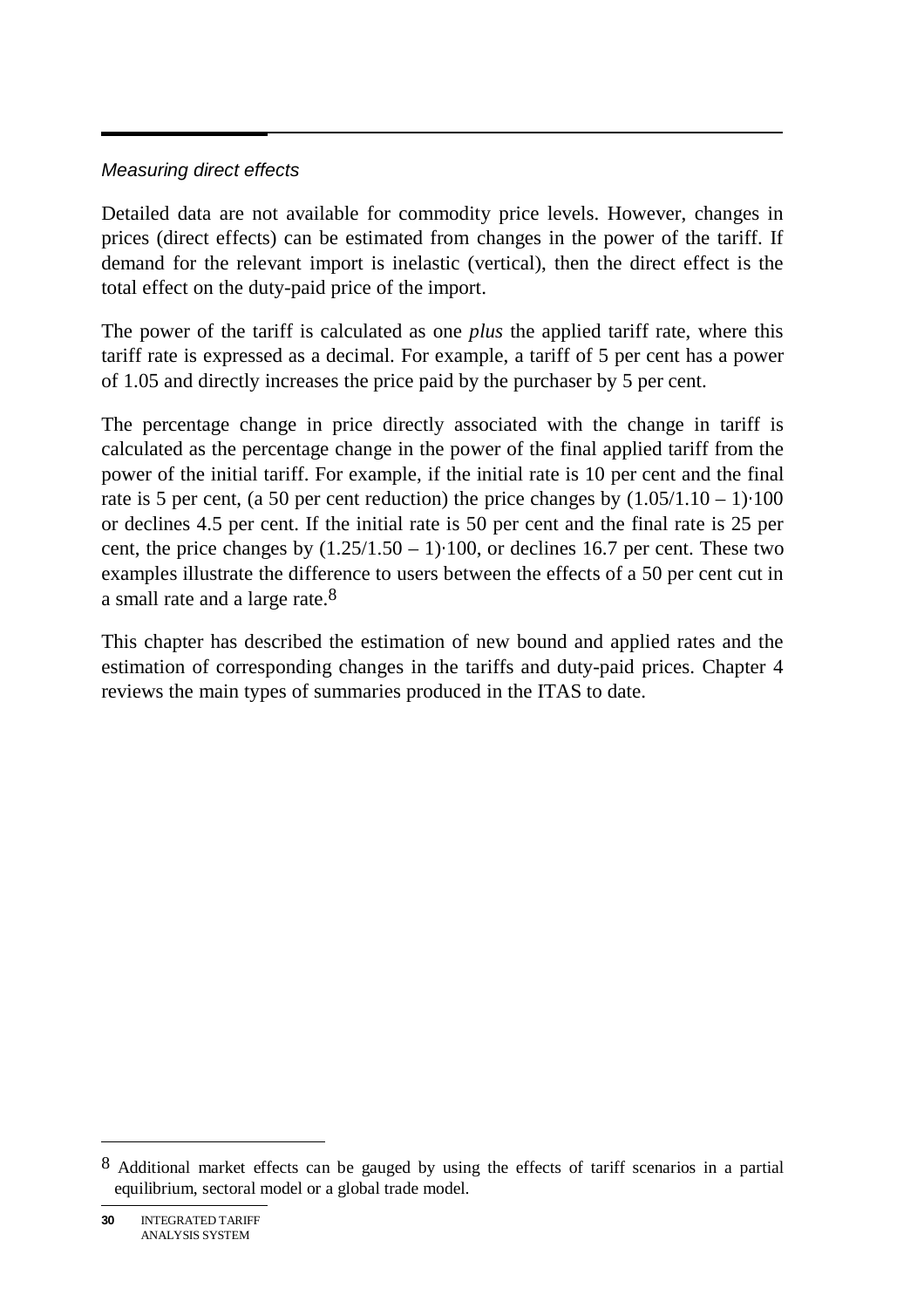*Measuring direct effects*

Detailed data are not available for commodity price levels. However, changes in prices (direct effects) can be estimated from changes in the power of the tariff. If demand for the relevant import is inelastic (vertical), then the direct effect is the total effect on the duty-paid price of the import.

The power of the tariff is calculated as one *plus* the applied tariff rate, where this tariff rate is expressed as a decimal. For example, a tariff of 5 per cent has a power of 1.05 and directly increases the price paid by the purchaser by 5 per cent.

The percentage change in price directly associated with the change in tariff is calculated as the percentage change in the power of the final applied tariff from the power of the initial tariff. For example, if the initial rate is 10 per cent and the final rate is 5 per cent, (a 50 per cent reduction) the price changes by $(1.05/1.10 - 1) \cdot 100$ or declines 4.5 per cent. If the initial rate is 50 per cent and the final rate is 25 per cent, the price changes by $(1.25/1.50 - 1) \cdot 100$, or declines 16.7 per cent. These two examples illustrate the difference to users between the effects of a 50 per cent cut in a small rate and a large rate.[8]

This chapter has described the estimation of new bound and applied rates and the estimation of corresponding changes in the tariffs and duty-paid prices. Chapter 4 reviews the main types of summaries produced in the ITAS to date.

---

[8] Additional market effects can be gauged by using the effects of tariff scenarios in a partial equilibrium, sectoral model or a global trade model.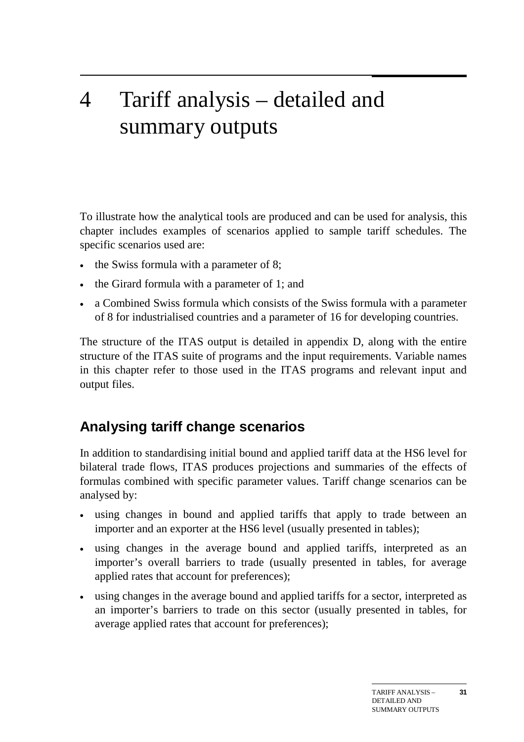# 4 Tariff analysis – detailed and summary outputs

To illustrate how the analytical tools are produced and can be used for analysis, this chapter includes examples of scenarios applied to sample tariff schedules. The specific scenarios used are:

- the Swiss formula with a parameter of 8;
- the Girard formula with a parameter of 1; and
- a Combined Swiss formula which consists of the Swiss formula with a parameter of 8 for industrialised countries and a parameter of 16 for developing countries.

The structure of the ITAS output is detailed in appendix D, along with the entire structure of the ITAS suite of programs and the input requirements. Variable names in this chapter refer to those used in the ITAS programs and relevant input and output files.

## Analysing tariff change scenarios

In addition to standardising initial bound and applied tariff data at the HS6 level for bilateral trade flows, ITAS produces projections and summaries of the effects of formulas combined with specific parameter values. Tariff change scenarios can be analysed by:

- using changes in bound and applied tariffs that apply to trade between an importer and an exporter at the HS6 level (usually presented in tables);
- using changes in the average bound and applied tariffs, interpreted as an importer's overall barriers to trade (usually presented in tables, for average applied rates that account for preferences);
- using changes in the average bound and applied tariffs for a sector, interpreted as an importer's barriers to trade on this sector (usually presented in tables, for average applied rates that account for preferences);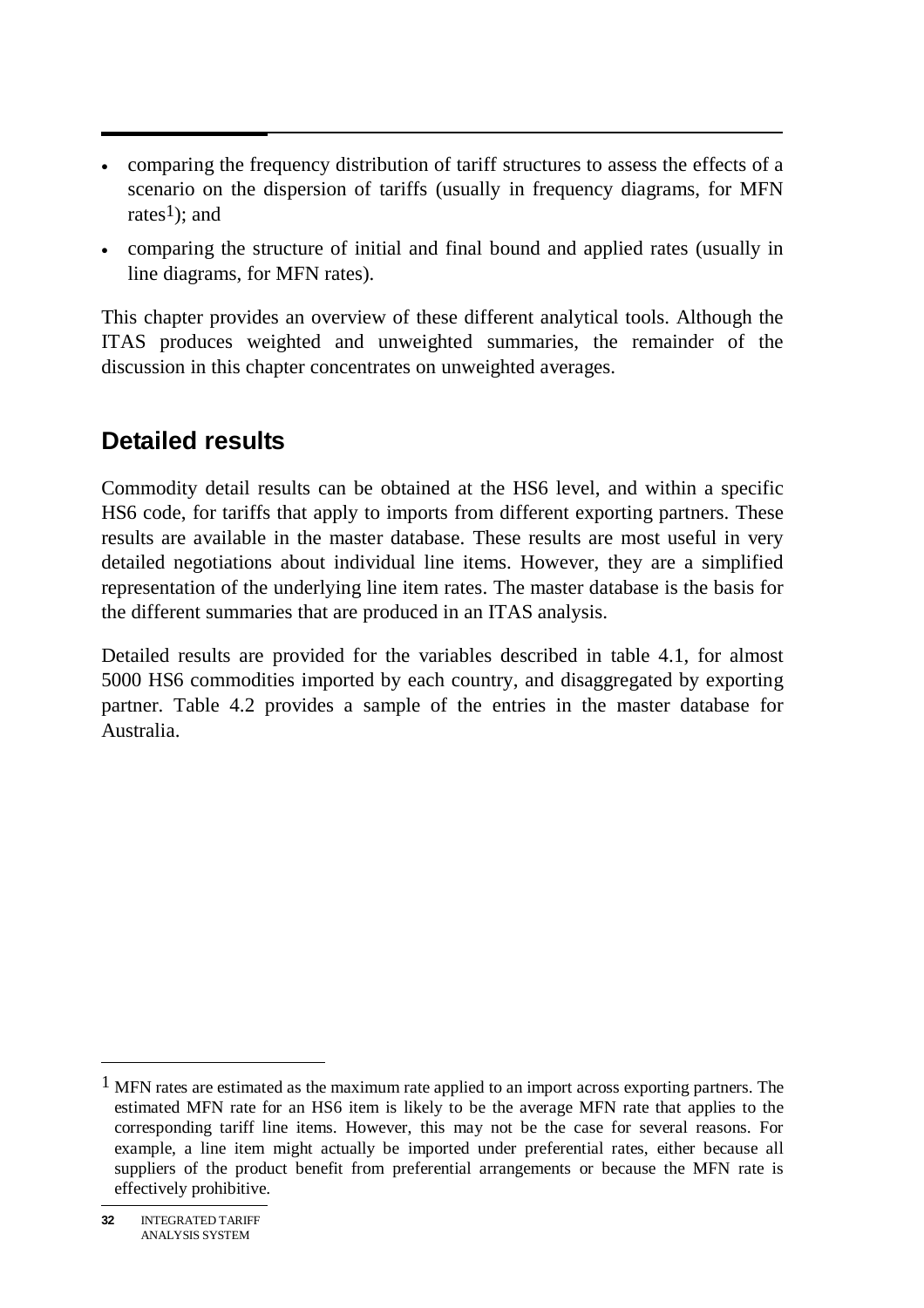- comparing the frequency distribution of tariff structures to assess the effects of a scenario on the dispersion of tariffs (usually in frequency diagrams, for MFN rates[1]); and
- comparing the structure of initial and final bound and applied rates (usually in line diagrams, for MFN rates).

This chapter provides an overview of these different analytical tools. Although the ITAS produces weighted and unweighted summaries, the remainder of the discussion in this chapter concentrates on unweighted averages.

## Detailed results

Commodity detail results can be obtained at the HS6 level, and within a specific HS6 code, for tariffs that apply to imports from different exporting partners. These results are available in the master database. These results are most useful in very detailed negotiations about individual line items. However, they are a simplified representation of the underlying line item rates. The master database is the basis for the different summaries that are produced in an ITAS analysis.

Detailed results are provided for the variables described in table 4.1, for almost 5000 HS6 commodities imported by each country, and disaggregated by exporting partner. Table 4.2 provides a sample of the entries in the master database for Australia.

[1] MFN rates are estimated as the maximum rate applied to an import across exporting partners. The estimated MFN rate for an HS6 item is likely to be the average MFN rate that applies to the corresponding tariff line items. However, this may not be the case for several reasons. For example, a line item might actually be imported under preferential rates, either because all suppliers of the product benefit from preferential arrangements or because the MFN rate is effectively prohibitive.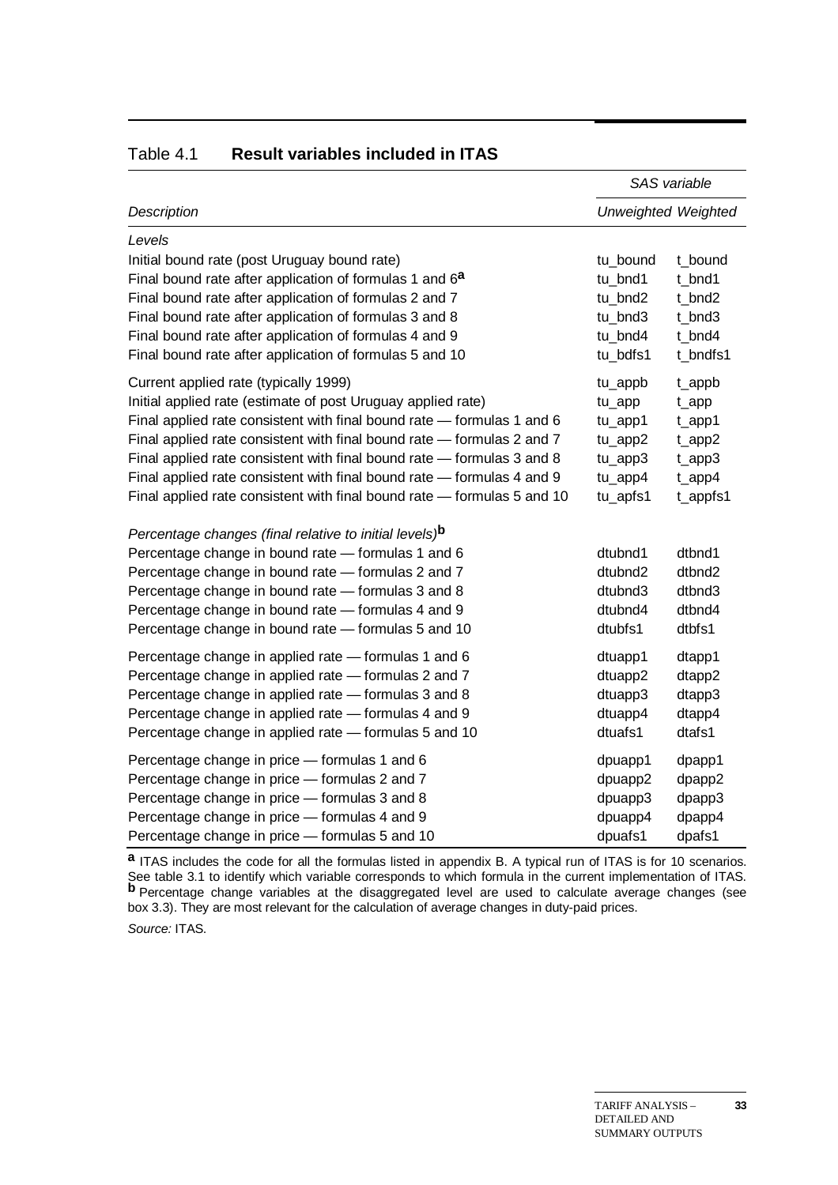## Table 4.1 **Result variables included in ITAS**

| | *SAS variable* | |
|---|---|---|
| *Description* | *Unweighted* | *Weighted* |
| *Levels* | | |
| Initial bound rate (post Uruguay bound rate) | tu_bound | t_bound |
| Final bound rate after application of formulas 1 and 6[a] | tu_bnd1 | t_bnd1 |
| Final bound rate after application of formulas 2 and 7 | tu_bnd2 | t_bnd2 |
| Final bound rate after application of formulas 3 and 8 | tu_bnd3 | t_bnd3 |
| Final bound rate after application of formulas 4 and 9 | tu_bnd4 | t_bnd4 |
| Final bound rate after application of formulas 5 and 10 | tu_bdfs1 | t_bndfs1 |
| Current applied rate (typically 1999) | tu_appb | t_appb |
| Initial applied rate (estimate of post Uruguay applied rate) | tu_app | t_app |
| Final applied rate consistent with final bound rate — formulas 1 and 6 | tu_app1 | t_app1 |
| Final applied rate consistent with final bound rate — formulas 2 and 7 | tu_app2 | t_app2 |
| Final applied rate consistent with final bound rate — formulas 3 and 8 | tu_app3 | t_app3 |
| Final applied rate consistent with final bound rate — formulas 4 and 9 | tu_app4 | t_app4 |
| Final applied rate consistent with final bound rate — formulas 5 and 10 | tu_apfs1 | t_appfs1 |
| *Percentage changes (final relative to initial levels)*[b] | | |
| Percentage change in bound rate — formulas 1 and 6 | dtubnd1 | dtbnd1 |
| Percentage change in bound rate — formulas 2 and 7 | dtubnd2 | dtbnd2 |
| Percentage change in bound rate — formulas 3 and 8 | dtubnd3 | dtbnd3 |
| Percentage change in bound rate — formulas 4 and 9 | dtubnd4 | dtbnd4 |
| Percentage change in bound rate — formulas 5 and 10 | dtubfs1 | dtbfs1 |
| Percentage change in applied rate — formulas 1 and 6 | dtuapp1 | dtapp1 |
| Percentage change in applied rate — formulas 2 and 7 | dtuapp2 | dtapp2 |
| Percentage change in applied rate — formulas 3 and 8 | dtuapp3 | dtapp3 |
| Percentage change in applied rate — formulas 4 and 9 | dtuapp4 | dtapp4 |
| Percentage change in applied rate — formulas 5 and 10 | dtuafs1 | dtafs1 |
| Percentage change in price — formulas 1 and 6 | dpuapp1 | dpapp1 |
| Percentage change in price — formulas 2 and 7 | dpuapp2 | dpapp2 |
| Percentage change in price — formulas 3 and 8 | dpuapp3 | dpapp3 |
| Percentage change in price — formulas 4 and 9 | dpuapp4 | dpapp4 |
| Percentage change in price — formulas 5 and 10 | dpuafs1 | dpafs1 |

[a] ITAS includes the code for all the formulas listed in appendix B. A typical run of ITAS is for 10 scenarios. See table 3.1 to identify which variable corresponds to which formula in the current implementation of ITAS. [b] Percentage change variables at the disaggregated level are used to calculate average changes (see box 3.3). They are most relevant for the calculation of average changes in duty-paid prices.

*Source:* ITAS.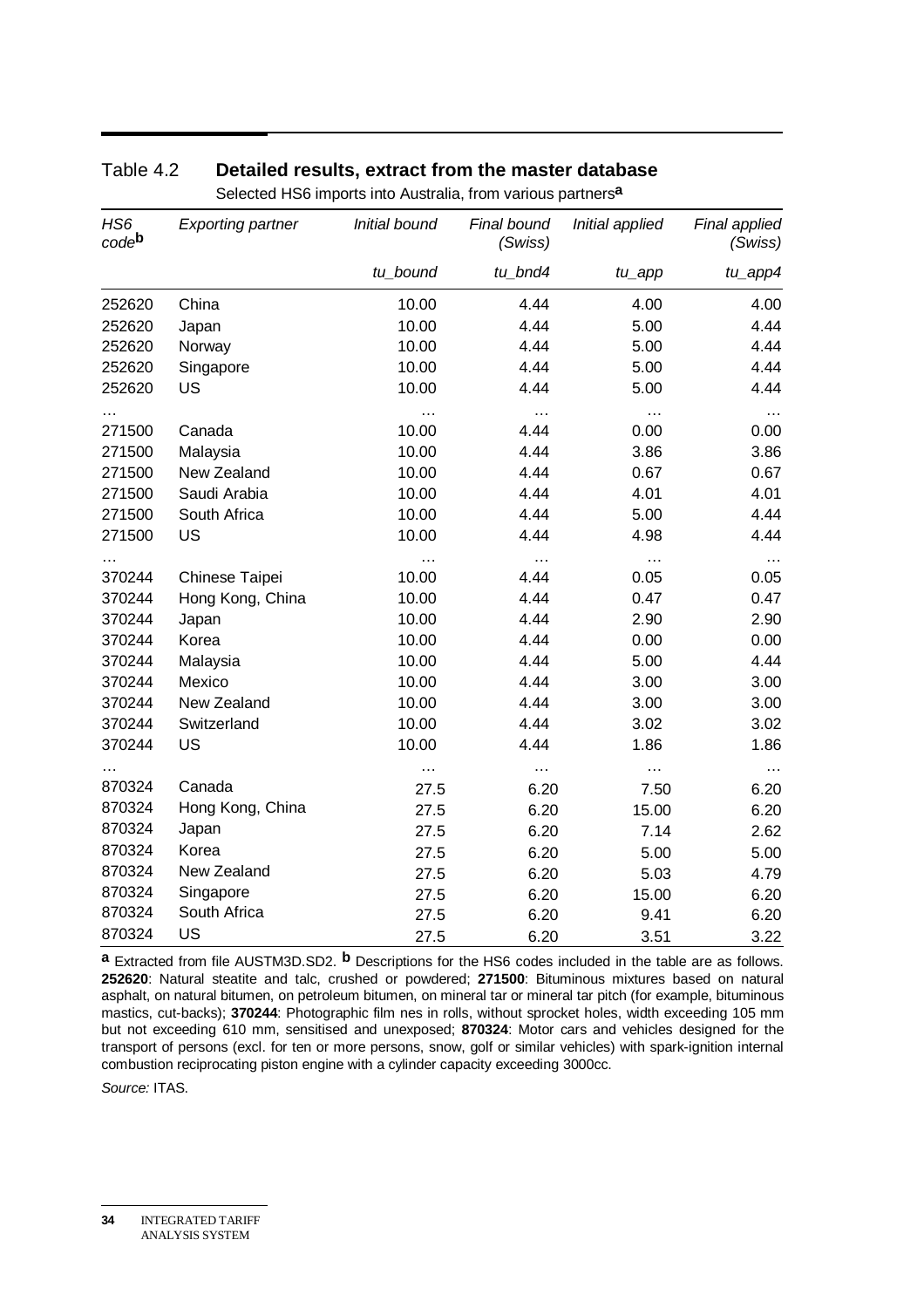## Table 4.2 **Detailed results, extract from the master database**

Selected HS6 imports into Australia, from various partners[a]

| *HS6 code*[b] | *Exporting partner* | *Initial bound* | *Final bound (Swiss)* | *Initial applied* | *Final applied (Swiss)* |
|---|---|---|---|---|---|
| | | *tu_bound* | *tu_bnd4* | *tu_app* | *tu_app4* |
| 252620 | China | 10.00 | 4.44 | 4.00 | 4.00 |
| 252620 | Japan | 10.00 | 4.44 | 5.00 | 4.44 |
| 252620 | Norway | 10.00 | 4.44 | 5.00 | 4.44 |
| 252620 | Singapore | 10.00 | 4.44 | 5.00 | 4.44 |
| 252620 | US | 10.00 | 4.44 | 5.00 | 4.44 |
| … | | … | … | … | … |
| 271500 | Canada | 10.00 | 4.44 | 0.00 | 0.00 |
| 271500 | Malaysia | 10.00 | 4.44 | 3.86 | 3.86 |
| 271500 | New Zealand | 10.00 | 4.44 | 0.67 | 0.67 |
| 271500 | Saudi Arabia | 10.00 | 4.44 | 4.01 | 4.01 |
| 271500 | South Africa | 10.00 | 4.44 | 5.00 | 4.44 |
| 271500 | US | 10.00 | 4.44 | 4.98 | 4.44 |
| … | | … | … | … | … |
| 370244 | Chinese Taipei | 10.00 | 4.44 | 0.05 | 0.05 |
| 370244 | Hong Kong, China | 10.00 | 4.44 | 0.47 | 0.47 |
| 370244 | Japan | 10.00 | 4.44 | 2.90 | 2.90 |
| 370244 | Korea | 10.00 | 4.44 | 0.00 | 0.00 |
| 370244 | Malaysia | 10.00 | 4.44 | 5.00 | 4.44 |
| 370244 | Mexico | 10.00 | 4.44 | 3.00 | 3.00 |
| 370244 | New Zealand | 10.00 | 4.44 | 3.00 | 3.00 |
| 370244 | Switzerland | 10.00 | 4.44 | 3.02 | 3.02 |
| 370244 | US | 10.00 | 4.44 | 1.86 | 1.86 |
| … | | … | … | … | … |
| 870324 | Canada | 27.5 | 6.20 | 7.50 | 6.20 |
| 870324 | Hong Kong, China | 27.5 | 6.20 | 15.00 | 6.20 |
| 870324 | Japan | 27.5 | 6.20 | 7.14 | 2.62 |
| 870324 | Korea | 27.5 | 6.20 | 5.00 | 5.00 |
| 870324 | New Zealand | 27.5 | 6.20 | 5.03 | 4.79 |
| 870324 | Singapore | 27.5 | 6.20 | 15.00 | 6.20 |
| 870324 | South Africa | 27.5 | 6.20 | 9.41 | 6.20 |
| 870324 | US | 27.5 | 6.20 | 3.51 | 3.22 |

[a] Extracted from file AUSTM3D.SD2. [b] Descriptions for the HS6 codes included in the table are as follows. **252620**: Natural steatite and talc, crushed or powdered; **271500**: Bituminous mixtures based on natural asphalt, on natural bitumen, on petroleum bitumen, on mineral tar or mineral tar pitch (for example, bituminous mastics, cut-backs); **370244**: Photographic film nes in rolls, without sprocket holes, width exceeding 105 mm but not exceeding 610 mm, sensitised and unexposed; **870324**: Motor cars and vehicles designed for the transport of persons (excl. for ten or more persons, snow, golf or similar vehicles) with spark-ignition internal combustion reciprocating piston engine with a cylinder capacity exceeding 3000cc.

*Source:* ITAS.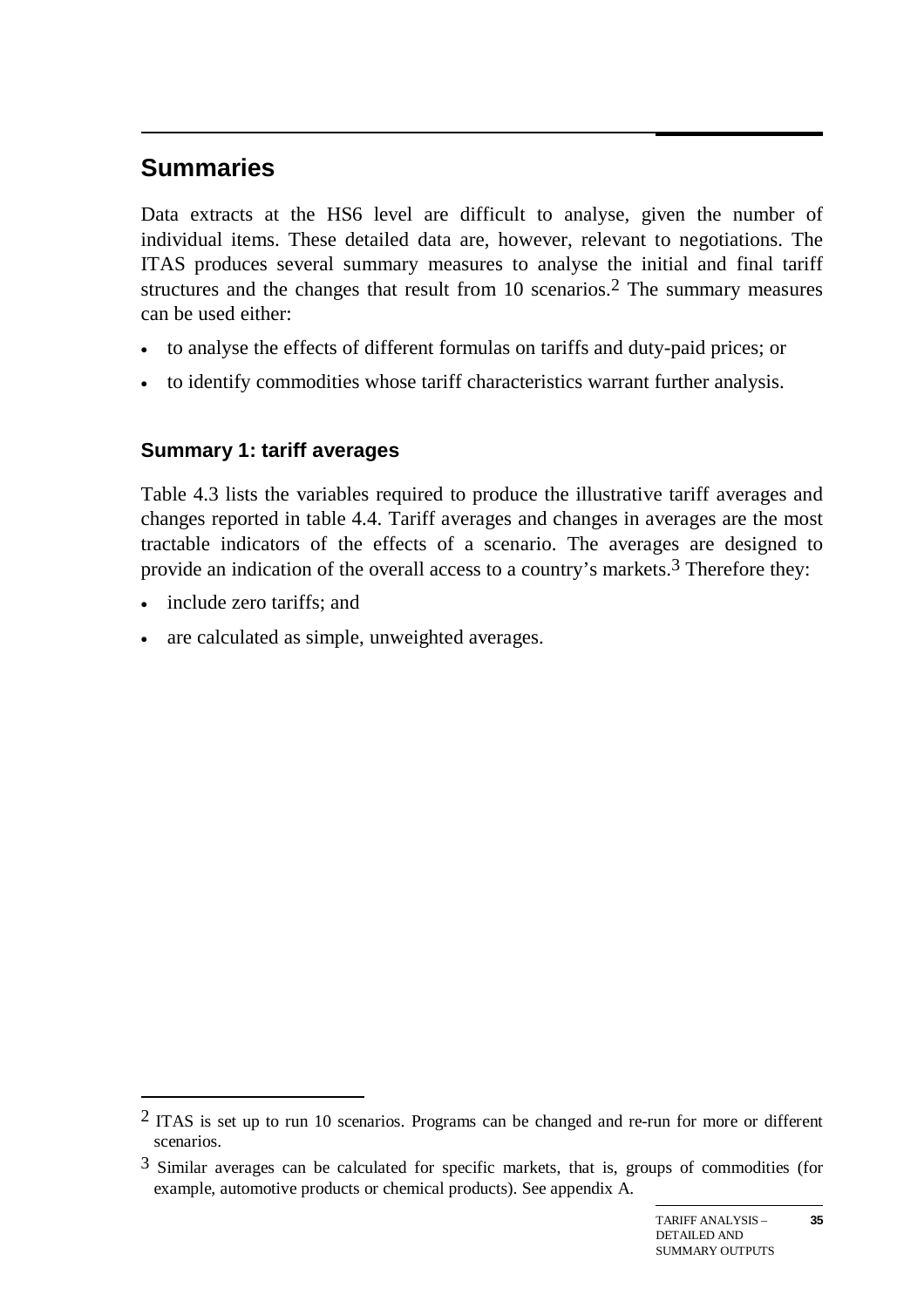## Summaries

Data extracts at the HS6 level are difficult to analyse, given the number of individual items. These detailed data are, however, relevant to negotiations. The ITAS produces several summary measures to analyse the initial and final tariff structures and the changes that result from 10 scenarios.[2] The summary measures can be used either:

- to analyse the effects of different formulas on tariffs and duty-paid prices; or
- to identify commodities whose tariff characteristics warrant further analysis.

### Summary 1: tariff averages

Table 4.3 lists the variables required to produce the illustrative tariff averages and changes reported in table 4.4. Tariff averages and changes in averages are the most tractable indicators of the effects of a scenario. The averages are designed to provide an indication of the overall access to a country's markets.[3] Therefore they:

- include zero tariffs; and
- are calculated as simple, unweighted averages.

---

[2] ITAS is set up to run 10 scenarios. Programs can be changed and re-run for more or different scenarios.

[3] Similar averages can be calculated for specific markets, that is, groups of commodities (for example, automotive products or chemical products). See appendix A.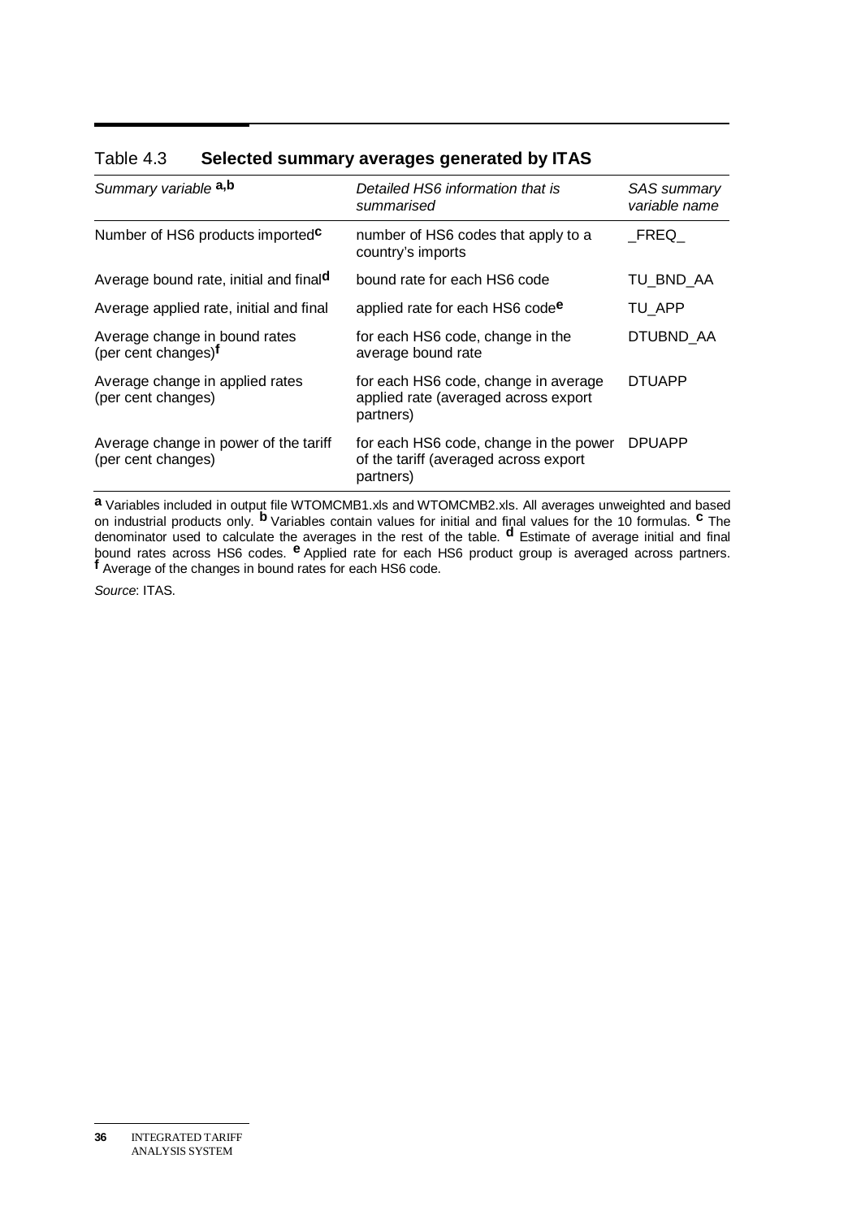Table 4.3 **Selected summary averages generated by ITAS**

| *Summary variable* [a,b] | *Detailed HS6 information that is summarised* | *SAS summary variable name* |
| --- | --- | --- |
| Number of HS6 products imported[c] | number of HS6 codes that apply to a country's imports | _FREQ_ |
| Average bound rate, initial and final[d] | bound rate for each HS6 code | TU_BND_AA |
| Average applied rate, initial and final | applied rate for each HS6 code[e] | TU_APP |
| Average change in bound rates (per cent changes)[f] | for each HS6 code, change in the average bound rate | DTUBND_AA |
| Average change in applied rates (per cent changes) | for each HS6 code, change in average applied rate (averaged across export partners) | DTUAPP |
| Average change in power of the tariff (per cent changes) | for each HS6 code, change in the power of the tariff (averaged across export partners) | DPUAPP |

**a** Variables included in output file WTOMCMB1.xls and WTOMCMB2.xls. All averages unweighted and based on industrial products only. **b** Variables contain values for initial and final values for the 10 formulas. **c** The denominator used to calculate the averages in the rest of the table. **d** Estimate of average initial and final bound rates across HS6 codes. **e** Applied rate for each HS6 product group is averaged across partners. **f** Average of the changes in bound rates for each HS6 code.

*Source*: ITAS.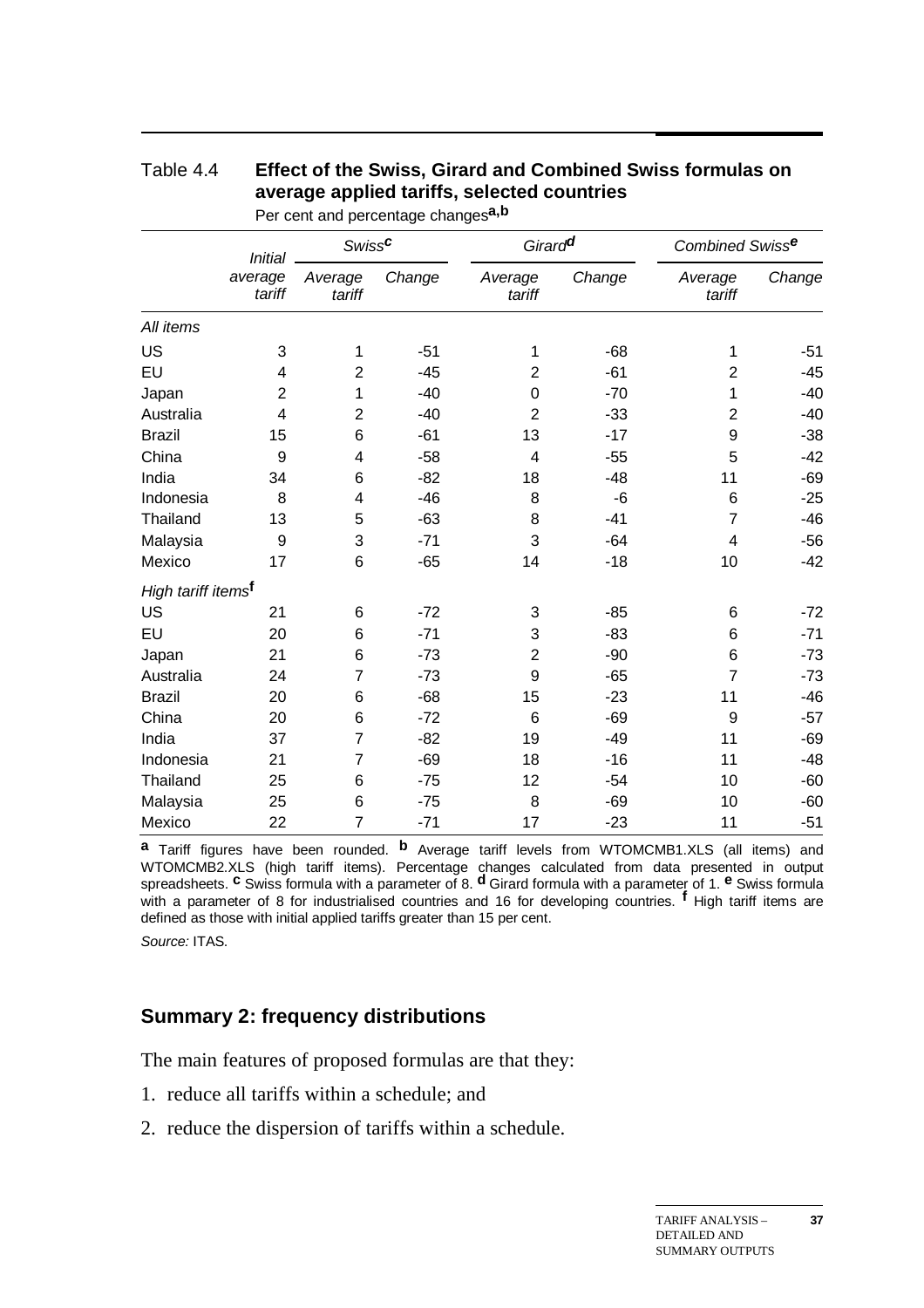Table 4.4 **Effect of the Swiss, Girard and Combined Swiss formulas on average applied tariffs, selected countries**

Per cent and percentage changes[a,b]

| | *Initial average tariff* | *Swiss*[c] | | *Girard*[d] | | *Combined Swiss*[e] | |
|---|---|---|---|---|---|---|---|
| | | *Average tariff* | *Change* | *Average tariff* | *Change* | *Average tariff* | *Change* |
| *All items* | | | | | | | |
| US | 3 | 1 | -51 | 1 | -68 | 1 | -51 |
| EU | 4 | 2 | -45 | 2 | -61 | 2 | -45 |
| Japan | 2 | 1 | -40 | 0 | -70 | 1 | -40 |
| Australia | 4 | 2 | -40 | 2 | -33 | 2 | -40 |
| Brazil | 15 | 6 | -61 | 13 | -17 | 9 | -38 |
| China | 9 | 4 | -58 | 4 | -55 | 5 | -42 |
| India | 34 | 6 | -82 | 18 | -48 | 11 | -69 |
| Indonesia | 8 | 4 | -46 | 8 | -6 | 6 | -25 |
| Thailand | 13 | 5 | -63 | 8 | -41 | 7 | -46 |
| Malaysia | 9 | 3 | -71 | 3 | -64 | 4 | -56 |
| Mexico | 17 | 6 | -65 | 14 | -18 | 10 | -42 |
| *High tariff items*[f] | | | | | | | |
| US | 21 | 6 | -72 | 3 | -85 | 6 | -72 |
| EU | 20 | 6 | -71 | 3 | -83 | 6 | -71 |
| Japan | 21 | 6 | -73 | 2 | -90 | 6 | -73 |
| Australia | 24 | 7 | -73 | 9 | -65 | 7 | -73 |
| Brazil | 20 | 6 | -68 | 15 | -23 | 11 | -46 |
| China | 20 | 6 | -72 | 6 | -69 | 9 | -57 |
| India | 37 | 7 | -82 | 19 | -49 | 11 | -69 |
| Indonesia | 21 | 7 | -69 | 18 | -16 | 11 | -48 |
| Thailand | 25 | 6 | -75 | 12 | -54 | 10 | -60 |
| Malaysia | 25 | 6 | -75 | 8 | -69 | 10 | -60 |
| Mexico | 22 | 7 | -71 | 17 | -23 | 11 | -51 |

**a** Tariff figures have been rounded. **b** Average tariff levels from WTOMCMB1.XLS (all items) and WTOMCMB2.XLS (high tariff items). Percentage changes calculated from data presented in output spreadsheets. **c** Swiss formula with a parameter of 8. **d** Girard formula with a parameter of 1. **e** Swiss formula with a parameter of 8 for industrialised countries and 16 for developing countries. **f** High tariff items are defined as those with initial applied tariffs greater than 15 per cent.

*Source:* ITAS.

### Summary 2: frequency distributions

The main features of proposed formulas are that they:

1. reduce all tariffs within a schedule; and
2. reduce the dispersion of tariffs within a schedule.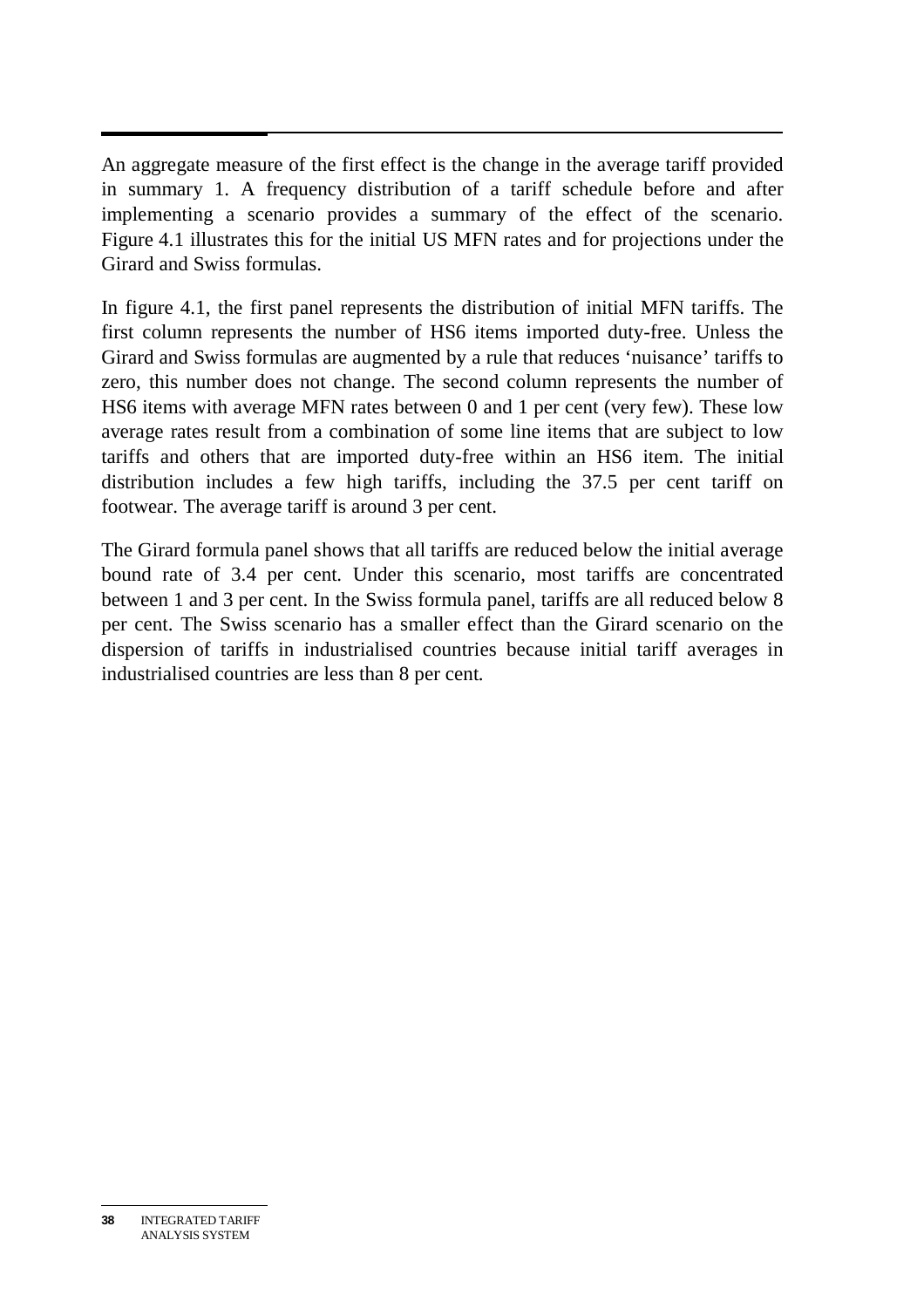An aggregate measure of the first effect is the change in the average tariff provided in summary 1. A frequency distribution of a tariff schedule before and after implementing a scenario provides a summary of the effect of the scenario. Figure 4.1 illustrates this for the initial US MFN rates and for projections under the Girard and Swiss formulas.

In figure 4.1, the first panel represents the distribution of initial MFN tariffs. The first column represents the number of HS6 items imported duty-free. Unless the Girard and Swiss formulas are augmented by a rule that reduces 'nuisance' tariffs to zero, this number does not change. The second column represents the number of HS6 items with average MFN rates between 0 and 1 per cent (very few). These low average rates result from a combination of some line items that are subject to low tariffs and others that are imported duty-free within an HS6 item. The initial distribution includes a few high tariffs, including the 37.5 per cent tariff on footwear. The average tariff is around 3 per cent.

The Girard formula panel shows that all tariffs are reduced below the initial average bound rate of 3.4 per cent. Under this scenario, most tariffs are concentrated between 1 and 3 per cent. In the Swiss formula panel, tariffs are all reduced below 8 per cent. The Swiss scenario has a smaller effect than the Girard scenario on the dispersion of tariffs in industrialised countries because initial tariff averages in industrialised countries are less than 8 per cent.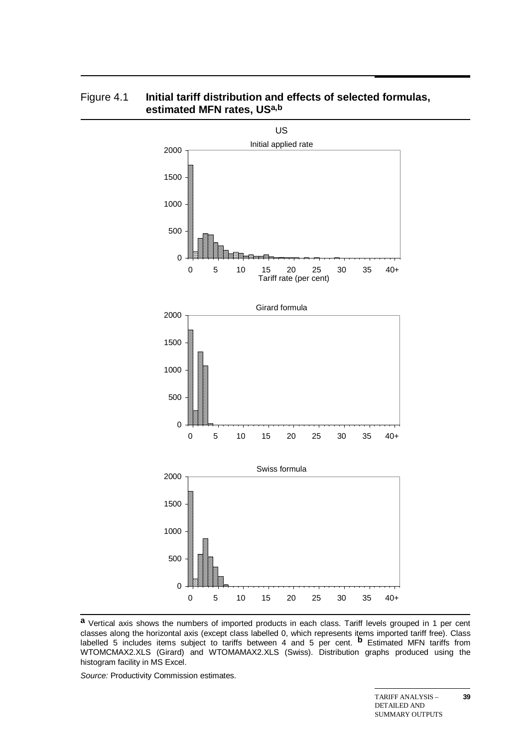Figure 4.1 **Initial tariff distribution and effects of selected formulas, estimated MFN rates, US[a,b]**

US

Initial applied rate

Tariff rate (per cent)

Girard formula

Swiss formula

**a** Vertical axis shows the numbers of imported products in each class. Tariff levels grouped in 1 per cent classes along the horizontal axis (except class labelled 0, which represents items imported tariff free). Class labelled 5 includes items subject to tariffs between 4 and 5 per cent. **b** Estimated MFN tariffs from WTOMCMAX2.XLS (Girard) and WTOMAMAX2.XLS (Swiss). Distribution graphs produced using the histogram facility in MS Excel.

*Source:* Productivity Commission estimates.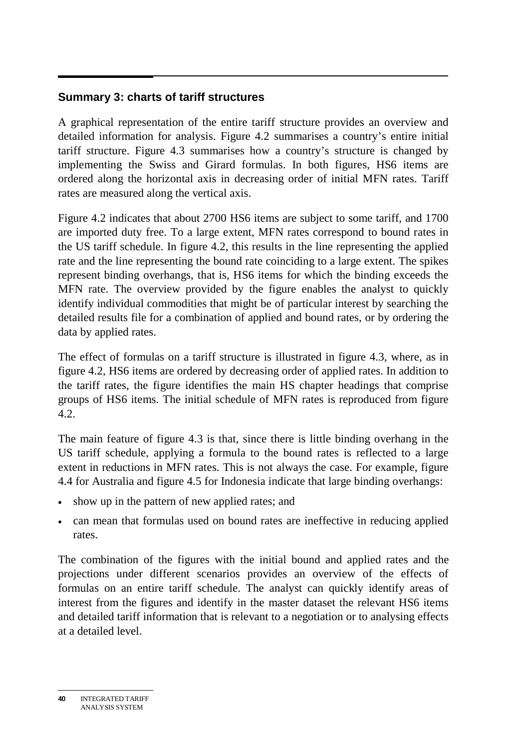## Summary 3: charts of tariff structures

A graphical representation of the entire tariff structure provides an overview and detailed information for analysis. Figure 4.2 summarises a country's entire initial tariff structure. Figure 4.3 summarises how a country's structure is changed by implementing the Swiss and Girard formulas. In both figures, HS6 items are ordered along the horizontal axis in decreasing order of initial MFN rates. Tariff rates are measured along the vertical axis.

Figure 4.2 indicates that about 2700 HS6 items are subject to some tariff, and 1700 are imported duty free. To a large extent, MFN rates correspond to bound rates in the US tariff schedule. In figure 4.2, this results in the line representing the applied rate and the line representing the bound rate coinciding to a large extent. The spikes represent binding overhangs, that is, HS6 items for which the binding exceeds the MFN rate. The overview provided by the figure enables the analyst to quickly identify individual commodities that might be of particular interest by searching the detailed results file for a combination of applied and bound rates, or by ordering the data by applied rates.

The effect of formulas on a tariff structure is illustrated in figure 4.3, where, as in figure 4.2, HS6 items are ordered by decreasing order of applied rates. In addition to the tariff rates, the figure identifies the main HS chapter headings that comprise groups of HS6 items. The initial schedule of MFN rates is reproduced from figure 4.2.

The main feature of figure 4.3 is that, since there is little binding overhang in the US tariff schedule, applying a formula to the bound rates is reflected to a large extent in reductions in MFN rates. This is not always the case. For example, figure 4.4 for Australia and figure 4.5 for Indonesia indicate that large binding overhangs:

- show up in the pattern of new applied rates; and
- can mean that formulas used on bound rates are ineffective in reducing applied rates.

The combination of the figures with the initial bound and applied rates and the projections under different scenarios provides an overview of the effects of formulas on an entire tariff schedule. The analyst can quickly identify areas of interest from the figures and identify in the master dataset the relevant HS6 items and detailed tariff information that is relevant to a negotiation or to analysing effects at a detailed level.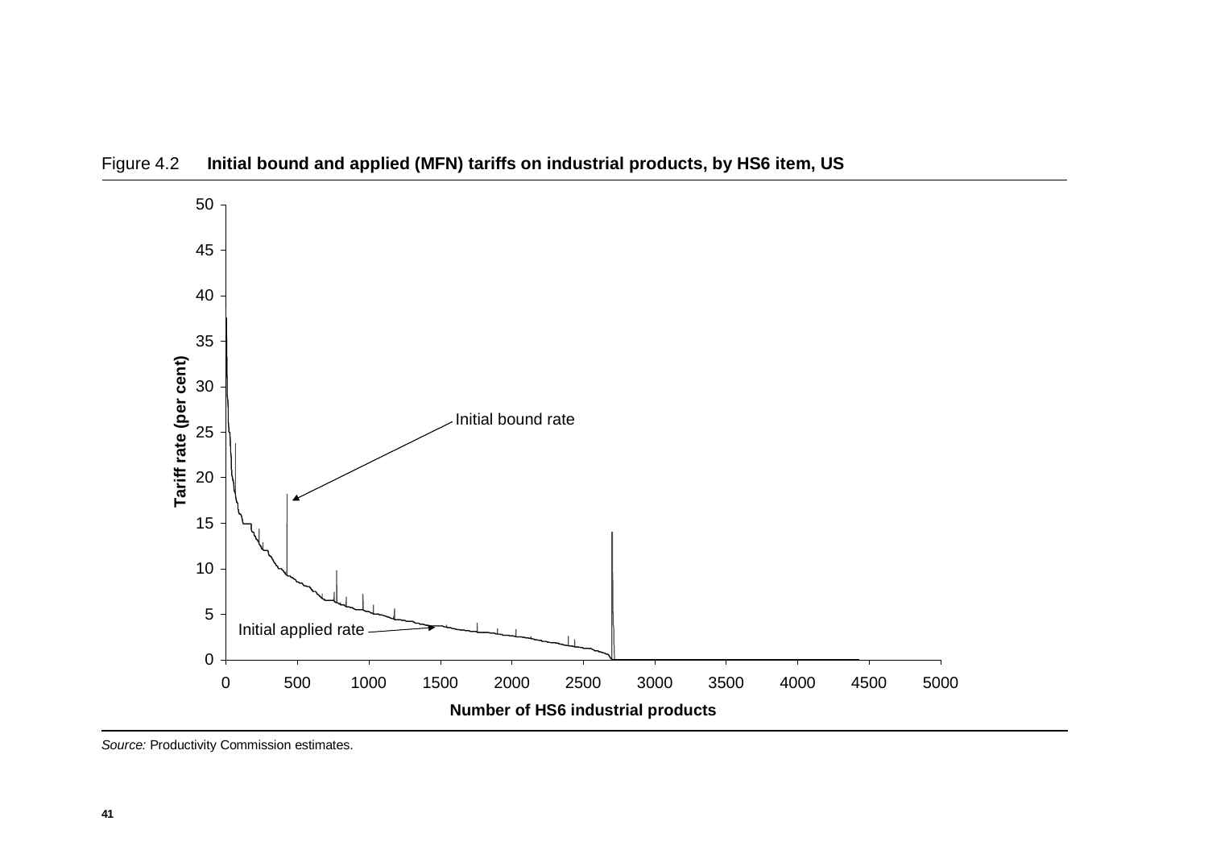Figure 4.2 **Initial bound and applied (MFN) tariffs on industrial products, by HS6 item, US**

*Source:* Productivity Commission estimates.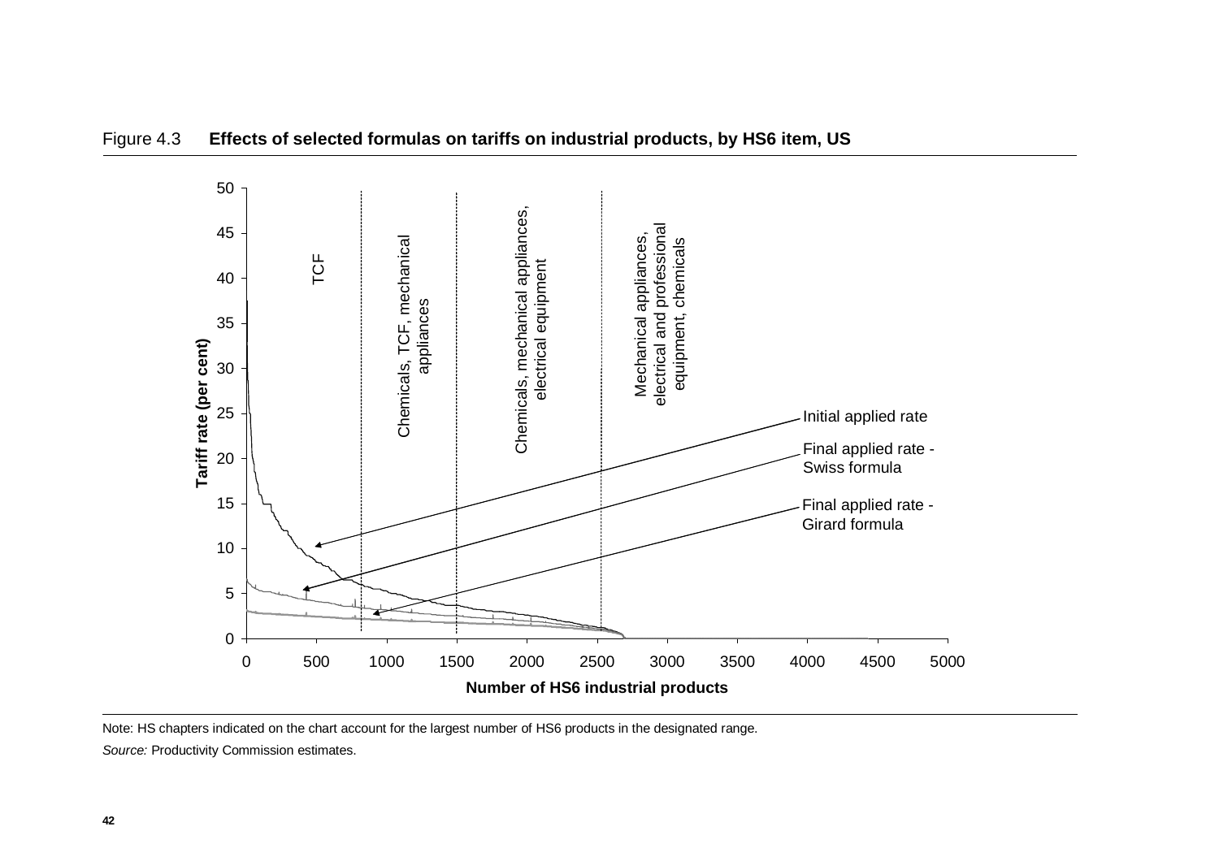Figure 4.3 **Effects of selected formulas on tariffs on industrial products, by HS6 item, US**

Note: HS chapters indicated on the chart account for the largest number of HS6 products in the designated range.

*Source:* Productivity Commission estimates.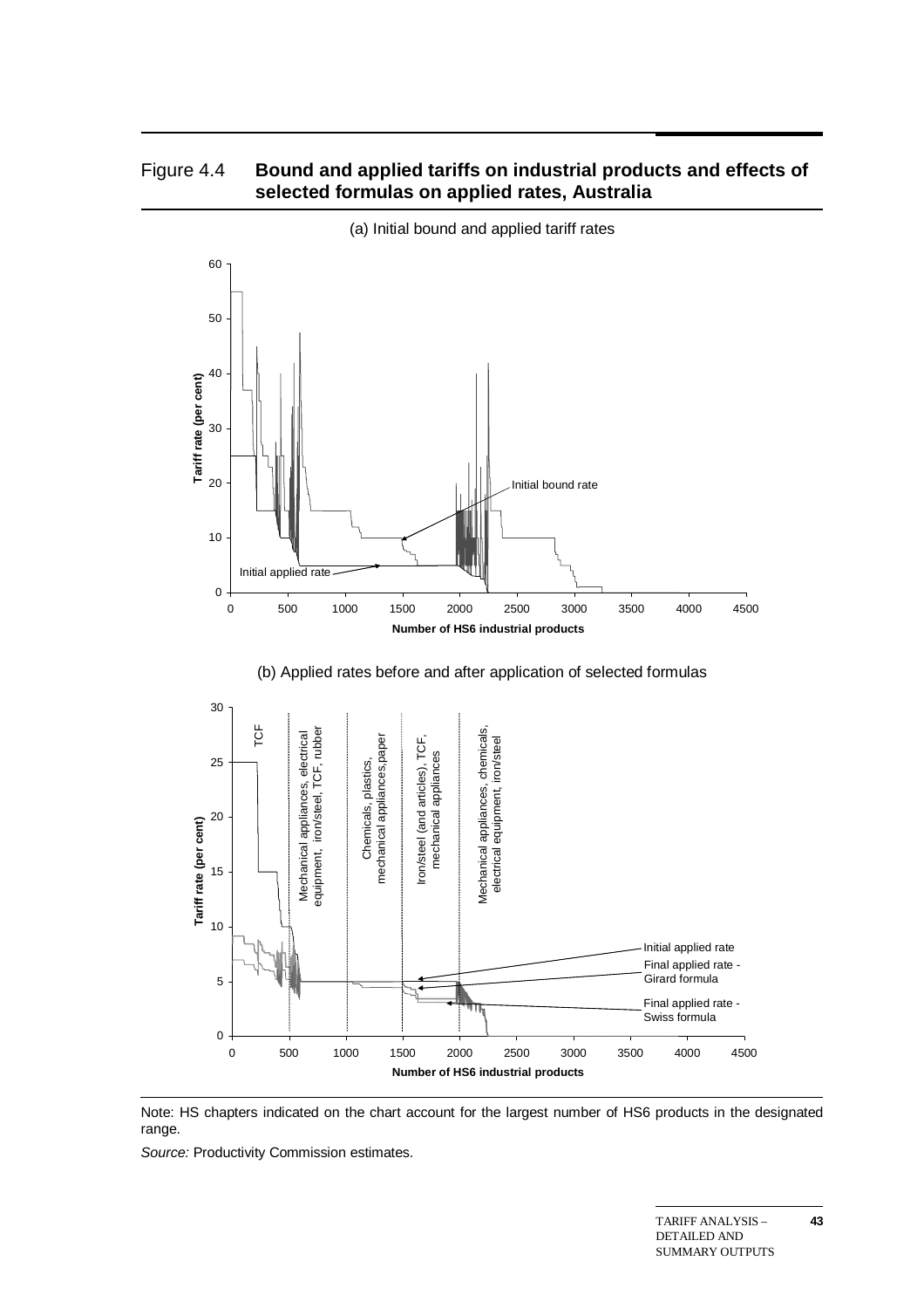Figure 4.4 **Bound and applied tariffs on industrial products and effects of selected formulas on applied rates, Australia**

(a) Initial bound and applied tariff rates

(b) Applied rates before and after application of selected formulas

Note: HS chapters indicated on the chart account for the largest number of HS6 products in the designated range.

*Source:* Productivity Commission estimates.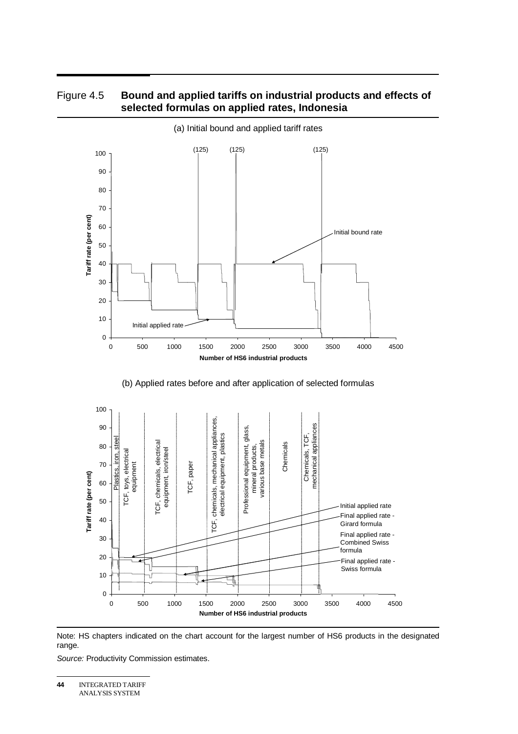## Figure 4.5 **Bound and applied tariffs on industrial products and effects of selected formulas on applied rates, Indonesia**

(a) Initial bound and applied tariff rates

(b) Applied rates before and after application of selected formulas

Note: HS chapters indicated on the chart account for the largest number of HS6 products in the designated range.

*Source:* Productivity Commission estimates.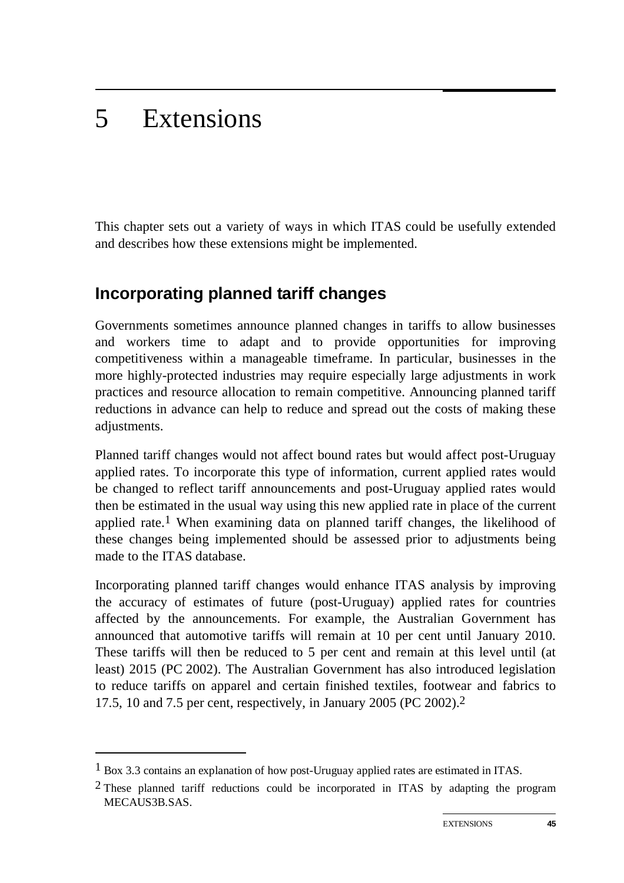# 5 Extensions

This chapter sets out a variety of ways in which ITAS could be usefully extended and describes how these extensions might be implemented.

## Incorporating planned tariff changes

Governments sometimes announce planned changes in tariffs to allow businesses and workers time to adapt and to provide opportunities for improving competitiveness within a manageable timeframe. In particular, businesses in the more highly-protected industries may require especially large adjustments in work practices and resource allocation to remain competitive. Announcing planned tariff reductions in advance can help to reduce and spread out the costs of making these adjustments.

Planned tariff changes would not affect bound rates but would affect post-Uruguay applied rates. To incorporate this type of information, current applied rates would be changed to reflect tariff announcements and post-Uruguay applied rates would then be estimated in the usual way using this new applied rate in place of the current applied rate.[1] When examining data on planned tariff changes, the likelihood of these changes being implemented should be assessed prior to adjustments being made to the ITAS database.

Incorporating planned tariff changes would enhance ITAS analysis by improving the accuracy of estimates of future (post-Uruguay) applied rates for countries affected by the announcements. For example, the Australian Government has announced that automotive tariffs will remain at 10 per cent until January 2010. These tariffs will then be reduced to 5 per cent and remain at this level until (at least) 2015 (PC 2002). The Australian Government has also introduced legislation to reduce tariffs on apparel and certain finished textiles, footwear and fabrics to 17.5, 10 and 7.5 per cent, respectively, in January 2005 (PC 2002).[2]

---

[1] Box 3.3 contains an explanation of how post-Uruguay applied rates are estimated in ITAS.

[2] These planned tariff reductions could be incorporated in ITAS by adapting the program MECAUS3B.SAS.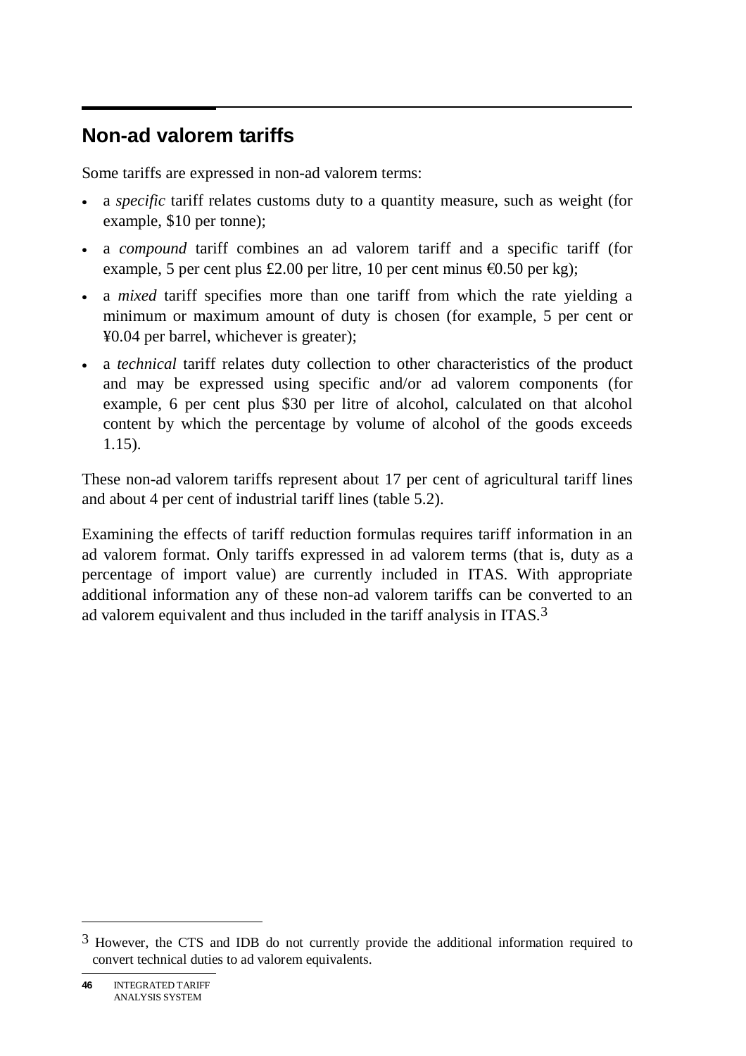## Non-ad valorem tariffs

Some tariffs are expressed in non-ad valorem terms:

- a *specific* tariff relates customs duty to a quantity measure, such as weight (for example, $10 per tonne);
- a *compound* tariff combines an ad valorem tariff and a specific tariff (for example, 5 per cent plus £2.00 per litre, 10 per cent minus €0.50 per kg);
- a *mixed* tariff specifies more than one tariff from which the rate yielding a minimum or maximum amount of duty is chosen (for example, 5 per cent or ¥0.04 per barrel, whichever is greater);
- a *technical* tariff relates duty collection to other characteristics of the product and may be expressed using specific and/or ad valorem components (for example, 6 per cent plus $30 per litre of alcohol, calculated on that alcohol content by which the percentage by volume of alcohol of the goods exceeds 1.15).

These non-ad valorem tariffs represent about 17 per cent of agricultural tariff lines and about 4 per cent of industrial tariff lines (table 5.2).

Examining the effects of tariff reduction formulas requires tariff information in an ad valorem format. Only tariffs expressed in ad valorem terms (that is, duty as a percentage of import value) are currently included in ITAS. With appropriate additional information any of these non-ad valorem tariffs can be converted to an ad valorem equivalent and thus included in the tariff analysis in ITAS.[3]

---

[3] However, the CTS and IDB do not currently provide the additional information required to convert technical duties to ad valorem equivalents.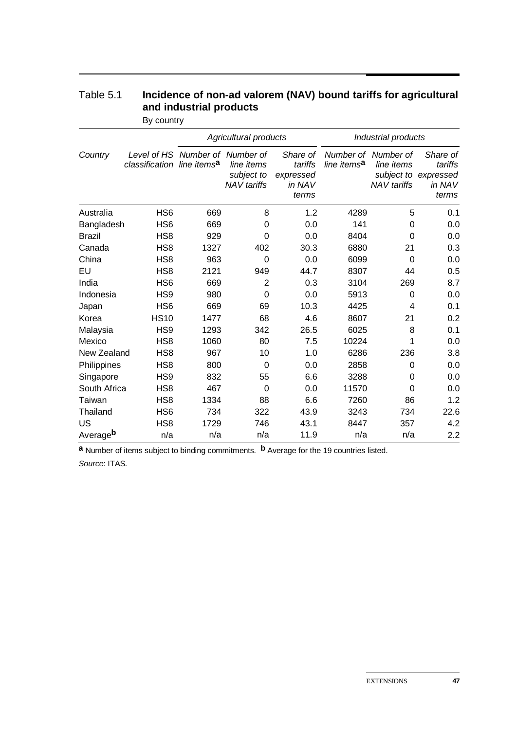Table 5.1 **Incidence of non-ad valorem (NAV) bound tariffs for agricultural and industrial products**

By country

| | | *Agricultural products* | | | *Industrial products* | | |
|---|---|---|---|---|---|---|---|
| *Country* | *Level of HS classification* | *Number of line items*[a] | *Number of line items subject to NAV tariffs* | *Share of tariffs expressed in NAV terms* | *Number of line items*[a] | *Number of line items subject to NAV tariffs* | *Share of tariffs expressed in NAV terms* |
| Australia | HS6 | 669 | 8 | 1.2 | 4289 | 5 | 0.1 |
| Bangladesh | HS6 | 669 | 0 | 0.0 | 141 | 0 | 0.0 |
| Brazil | HS8 | 929 | 0 | 0.0 | 8404 | 0 | 0.0 |
| Canada | HS8 | 1327 | 402 | 30.3 | 6880 | 21 | 0.3 |
| China | HS8 | 963 | 0 | 0.0 | 6099 | 0 | 0.0 |
| EU | HS8 | 2121 | 949 | 44.7 | 8307 | 44 | 0.5 |
| India | HS6 | 669 | 2 | 0.3 | 3104 | 269 | 8.7 |
| Indonesia | HS9 | 980 | 0 | 0.0 | 5913 | 0 | 0.0 |
| Japan | HS6 | 669 | 69 | 10.3 | 4425 | 4 | 0.1 |
| Korea | HS10 | 1477 | 68 | 4.6 | 8607 | 21 | 0.2 |
| Malaysia | HS9 | 1293 | 342 | 26.5 | 6025 | 8 | 0.1 |
| Mexico | HS8 | 1060 | 80 | 7.5 | 10224 | 1 | 0.0 |
| New Zealand | HS8 | 967 | 10 | 1.0 | 6286 | 236 | 3.8 |
| Philippines | HS8 | 800 | 0 | 0.0 | 2858 | 0 | 0.0 |
| Singapore | HS9 | 832 | 55 | 6.6 | 3288 | 0 | 0.0 |
| South Africa | HS8 | 467 | 0 | 0.0 | 11570 | 0 | 0.0 |
| Taiwan | HS8 | 1334 | 88 | 6.6 | 7260 | 86 | 1.2 |
| Thailand | HS6 | 734 | 322 | 43.9 | 3243 | 734 | 22.6 |
| US | HS8 | 1729 | 746 | 43.1 | 8447 | 357 | 4.2 |
| Average[b] | n/a | n/a | n/a | 11.9 | n/a | n/a | 2.2 |

**a** Number of items subject to binding commitments. **b** Average for the 19 countries listed.

*Source*: ITAS.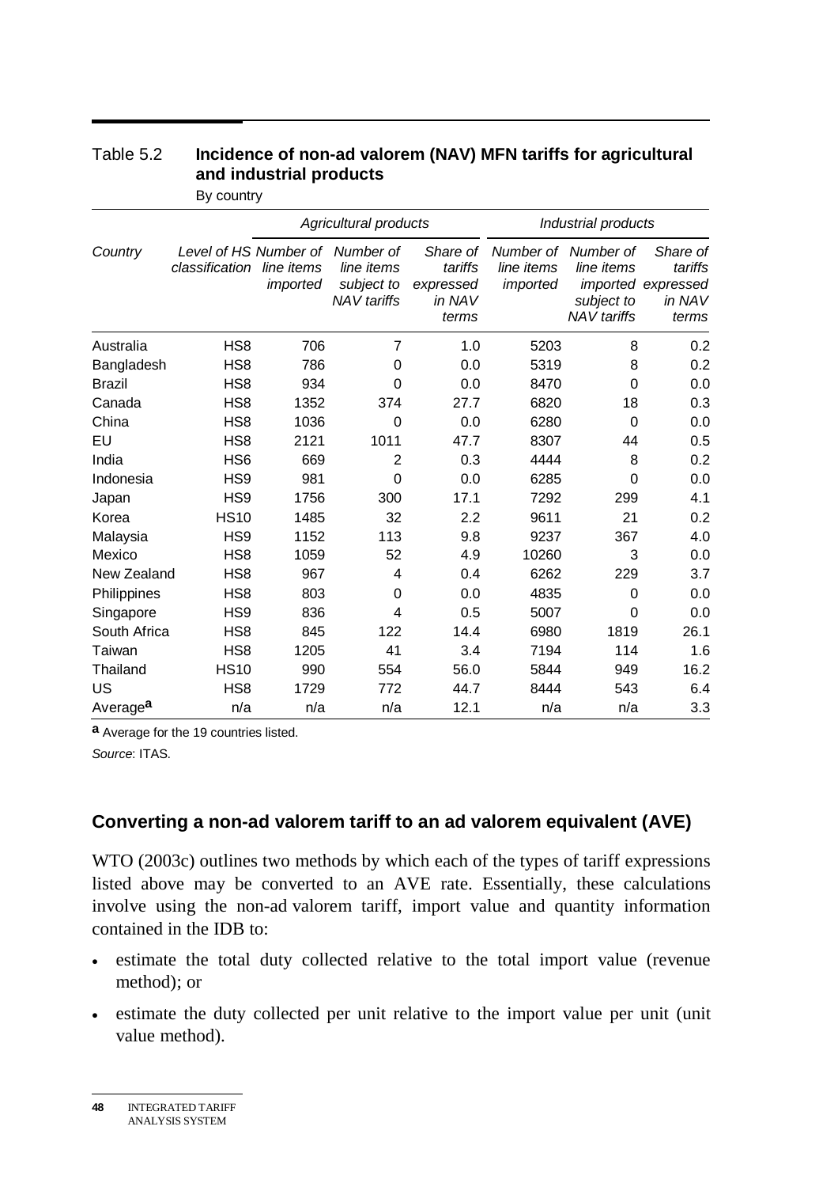Table 5.2 **Incidence of non-ad valorem (NAV) MFN tariffs for agricultural and industrial products**

By country

| Country | Level of HS classification | Agricultural products | | | Industrial products | | |
|---|---|---|---|---|---|---|---|
| | | *Number of line items imported* | *Number of line items subject to NAV tariffs* | *Share of tariffs expressed in NAV terms* | *Number of line items imported* | *Number of line items imported subject to NAV tariffs* | *Share of tariffs expressed in NAV terms* |
| Australia | HS8 | 706 | 7 | 1.0 | 5203 | 8 | 0.2 |
| Bangladesh | HS8 | 786 | 0 | 0.0 | 5319 | 8 | 0.2 |
| Brazil | HS8 | 934 | 0 | 0.0 | 8470 | 0 | 0.0 |
| Canada | HS8 | 1352 | 374 | 27.7 | 6820 | 18 | 0.3 |
| China | HS8 | 1036 | 0 | 0.0 | 6280 | 0 | 0.0 |
| EU | HS8 | 2121 | 1011 | 47.7 | 8307 | 44 | 0.5 |
| India | HS6 | 669 | 2 | 0.3 | 4444 | 8 | 0.2 |
| Indonesia | HS9 | 981 | 0 | 0.0 | 6285 | 0 | 0.0 |
| Japan | HS9 | 1756 | 300 | 17.1 | 7292 | 299 | 4.1 |
| Korea | HS10 | 1485 | 32 | 2.2 | 9611 | 21 | 0.2 |
| Malaysia | HS9 | 1152 | 113 | 9.8 | 9237 | 367 | 4.0 |
| Mexico | HS8 | 1059 | 52 | 4.9 | 10260 | 3 | 0.0 |
| New Zealand | HS8 | 967 | 4 | 0.4 | 6262 | 229 | 3.7 |
| Philippines | HS8 | 803 | 0 | 0.0 | 4835 | 0 | 0.0 |
| Singapore | HS9 | 836 | 4 | 0.5 | 5007 | 0 | 0.0 |
| South Africa | HS8 | 845 | 122 | 14.4 | 6980 | 1819 | 26.1 |
| Taiwan | HS8 | 1205 | 41 | 3.4 | 7194 | 114 | 1.6 |
| Thailand | HS10 | 990 | 554 | 56.0 | 5844 | 949 | 16.2 |
| US | HS8 | 1729 | 772 | 44.7 | 8444 | 543 | 6.4 |
| Average[a] | n/a | n/a | n/a | 12.1 | n/a | n/a | 3.3 |

**a** Average for the 19 countries listed.

*Source*: ITAS.

## Converting a non-ad valorem tariff to an ad valorem equivalent (AVE)

WTO (2003c) outlines two methods by which each of the types of tariff expressions listed above may be converted to an AVE rate. Essentially, these calculations involve using the non-ad valorem tariff, import value and quantity information contained in the IDB to:

- estimate the total duty collected relative to the total import value (revenue method); or
- estimate the duty collected per unit relative to the import value per unit (unit value method).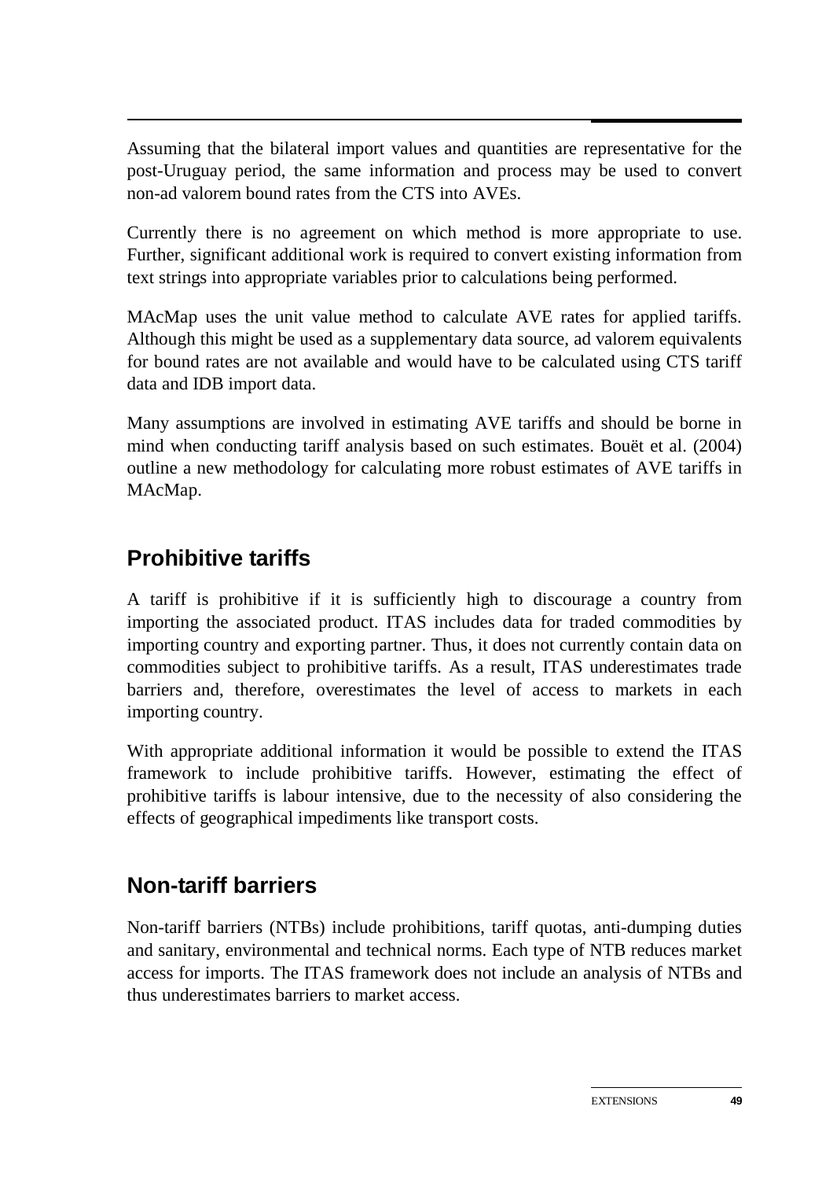Assuming that the bilateral import values and quantities are representative for the post-Uruguay period, the same information and process may be used to convert non-ad valorem bound rates from the CTS into AVEs.

Currently there is no agreement on which method is more appropriate to use. Further, significant additional work is required to convert existing information from text strings into appropriate variables prior to calculations being performed.

MAcMap uses the unit value method to calculate AVE rates for applied tariffs. Although this might be used as a supplementary data source, ad valorem equivalents for bound rates are not available and would have to be calculated using CTS tariff data and IDB import data.

Many assumptions are involved in estimating AVE tariffs and should be borne in mind when conducting tariff analysis based on such estimates. Bouët et al. (2004) outline a new methodology for calculating more robust estimates of AVE tariffs in MAcMap.

## Prohibitive tariffs

A tariff is prohibitive if it is sufficiently high to discourage a country from importing the associated product. ITAS includes data for traded commodities by importing country and exporting partner. Thus, it does not currently contain data on commodities subject to prohibitive tariffs. As a result, ITAS underestimates trade barriers and, therefore, overestimates the level of access to markets in each importing country.

With appropriate additional information it would be possible to extend the ITAS framework to include prohibitive tariffs. However, estimating the effect of prohibitive tariffs is labour intensive, due to the necessity of also considering the effects of geographical impediments like transport costs.

## Non-tariff barriers

Non-tariff barriers (NTBs) include prohibitions, tariff quotas, anti-dumping duties and sanitary, environmental and technical norms. Each type of NTB reduces market access for imports. The ITAS framework does not include an analysis of NTBs and thus underestimates barriers to market access.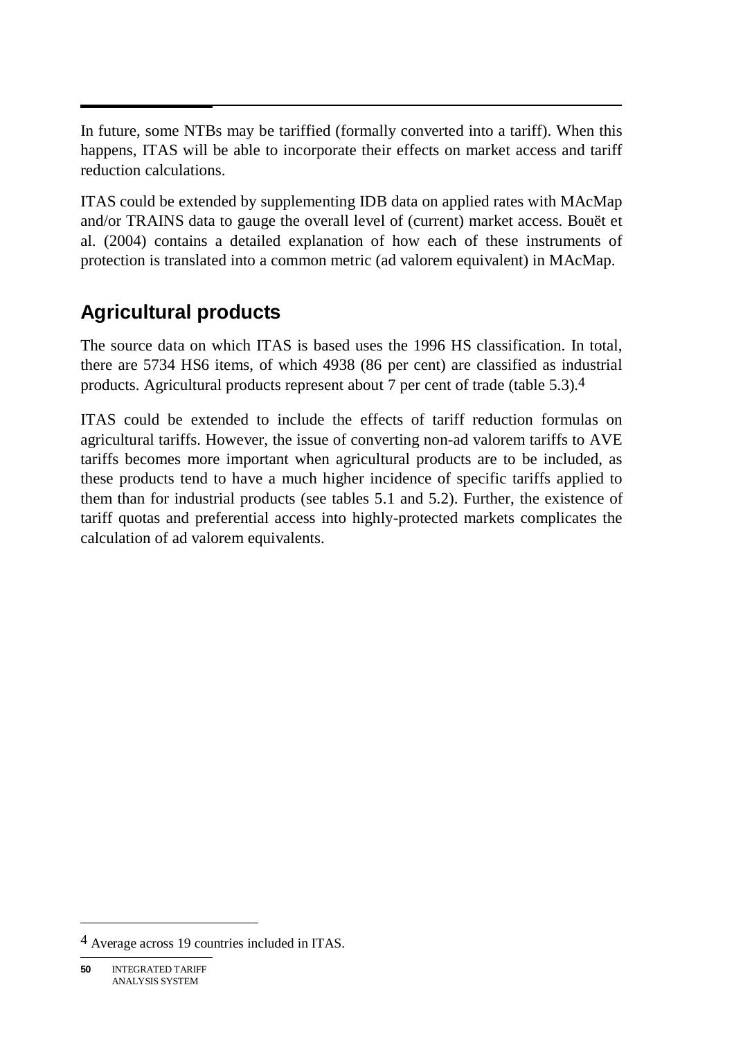In future, some NTBs may be tariffied (formally converted into a tariff). When this happens, ITAS will be able to incorporate their effects on market access and tariff reduction calculations.

ITAS could be extended by supplementing IDB data on applied rates with MAcMap and/or TRAINS data to gauge the overall level of (current) market access. Bouët et al. (2004) contains a detailed explanation of how each of these instruments of protection is translated into a common metric (ad valorem equivalent) in MAcMap.

## Agricultural products

The source data on which ITAS is based uses the 1996 HS classification. In total, there are 5734 HS6 items, of which 4938 (86 per cent) are classified as industrial products. Agricultural products represent about 7 per cent of trade (table 5.3).[4]

ITAS could be extended to include the effects of tariff reduction formulas on agricultural tariffs. However, the issue of converting non-ad valorem tariffs to AVE tariffs becomes more important when agricultural products are to be included, as these products tend to have a much higher incidence of specific tariffs applied to them than for industrial products (see tables 5.1 and 5.2). Further, the existence of tariff quotas and preferential access into highly-protected markets complicates the calculation of ad valorem equivalents.

---

[4] Average across 19 countries included in ITAS.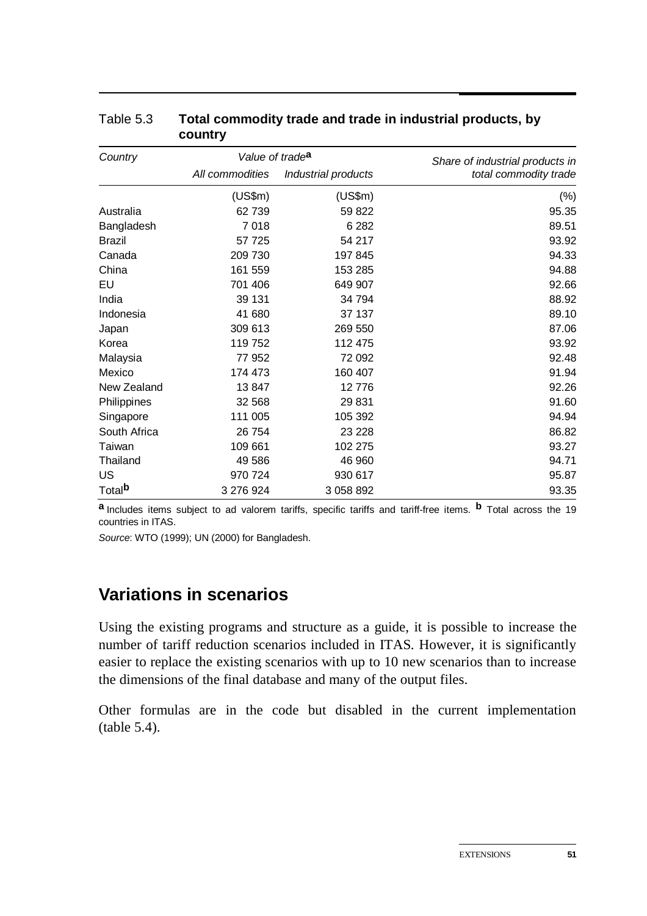Table 5.3 **Total commodity trade and trade in industrial products, by country**

| Country | Value of trade[a] | | Share of industrial products in total commodity trade |
|---|---|---|---|
| | *All commodities* | *Industrial products* | |
| | (US$m) | (US$m) | (%) |
| Australia | 62 739 | 59 822 | 95.35 |
| Bangladesh | 7 018 | 6 282 | 89.51 |
| Brazil | 57 725 | 54 217 | 93.92 |
| Canada | 209 730 | 197 845 | 94.33 |
| China | 161 559 | 153 285 | 94.88 |
| EU | 701 406 | 649 907 | 92.66 |
| India | 39 131 | 34 794 | 88.92 |
| Indonesia | 41 680 | 37 137 | 89.10 |
| Japan | 309 613 | 269 550 | 87.06 |
| Korea | 119 752 | 112 475 | 93.92 |
| Malaysia | 77 952 | 72 092 | 92.48 |
| Mexico | 174 473 | 160 407 | 91.94 |
| New Zealand | 13 847 | 12 776 | 92.26 |
| Philippines | 32 568 | 29 831 | 91.60 |
| Singapore | 111 005 | 105 392 | 94.94 |
| South Africa | 26 754 | 23 228 | 86.82 |
| Taiwan | 109 661 | 102 275 | 93.27 |
| Thailand | 49 586 | 46 960 | 94.71 |
| US | 970 724 | 930 617 | 95.87 |
| Total[b] | 3 276 924 | 3 058 892 | 93.35 |

[a] Includes items subject to ad valorem tariffs, specific tariffs and tariff-free items. [b] Total across the 19 countries in ITAS.

*Source*: WTO (1999); UN (2000) for Bangladesh.

## Variations in scenarios

Using the existing programs and structure as a guide, it is possible to increase the number of tariff reduction scenarios included in ITAS. However, it is significantly easier to replace the existing scenarios with up to 10 new scenarios than to increase the dimensions of the final database and many of the output files.

Other formulas are in the code but disabled in the current implementation (table 5.4).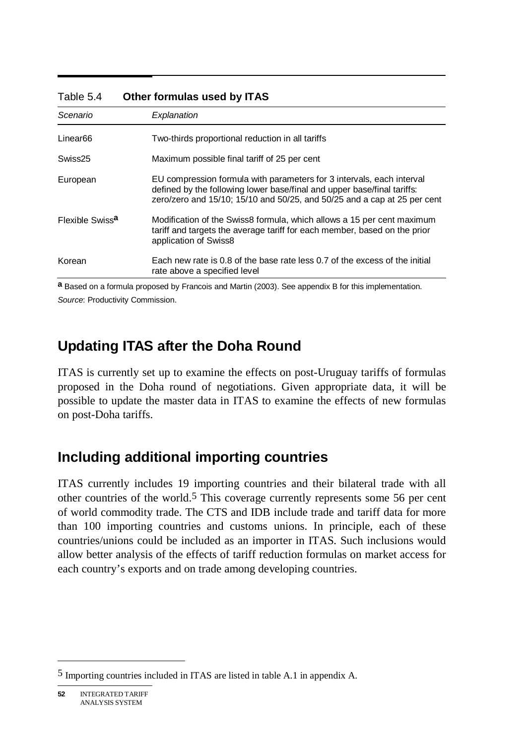Table 5.4 **Other formulas used by ITAS**

| *Scenario* | *Explanation* |
| --- | --- |
| Linear66 | Two-thirds proportional reduction in all tariffs |
| Swiss25 | Maximum possible final tariff of 25 per cent |
| European | EU compression formula with parameters for 3 intervals, each interval defined by the following lower base/final and upper base/final tariffs: zero/zero and 15/10; 15/10 and 50/25, and 50/25 and a cap at 25 per cent |
| Flexible Swiss[a] | Modification of the Swiss8 formula, which allows a 15 per cent maximum tariff and targets the average tariff for each member, based on the prior application of Swiss8 |
| Korean | Each new rate is 0.8 of the base rate less 0.7 of the excess of the initial rate above a specified level |

[a] Based on a formula proposed by Francois and Martin (2003). See appendix B for this implementation.

*Source*: Productivity Commission.

## Updating ITAS after the Doha Round

ITAS is currently set up to examine the effects on post-Uruguay tariffs of formulas proposed in the Doha round of negotiations. Given appropriate data, it will be possible to update the master data in ITAS to examine the effects of new formulas on post-Doha tariffs.

## Including additional importing countries

ITAS currently includes 19 importing countries and their bilateral trade with all other countries of the world.[5] This coverage currently represents some 56 per cent of world commodity trade. The CTS and IDB include trade and tariff data for more than 100 importing countries and customs unions. In principle, each of these countries/unions could be included as an importer in ITAS. Such inclusions would allow better analysis of the effects of tariff reduction formulas on market access for each country's exports and on trade among developing countries.

[5] Importing countries included in ITAS are listed in table A.1 in appendix A.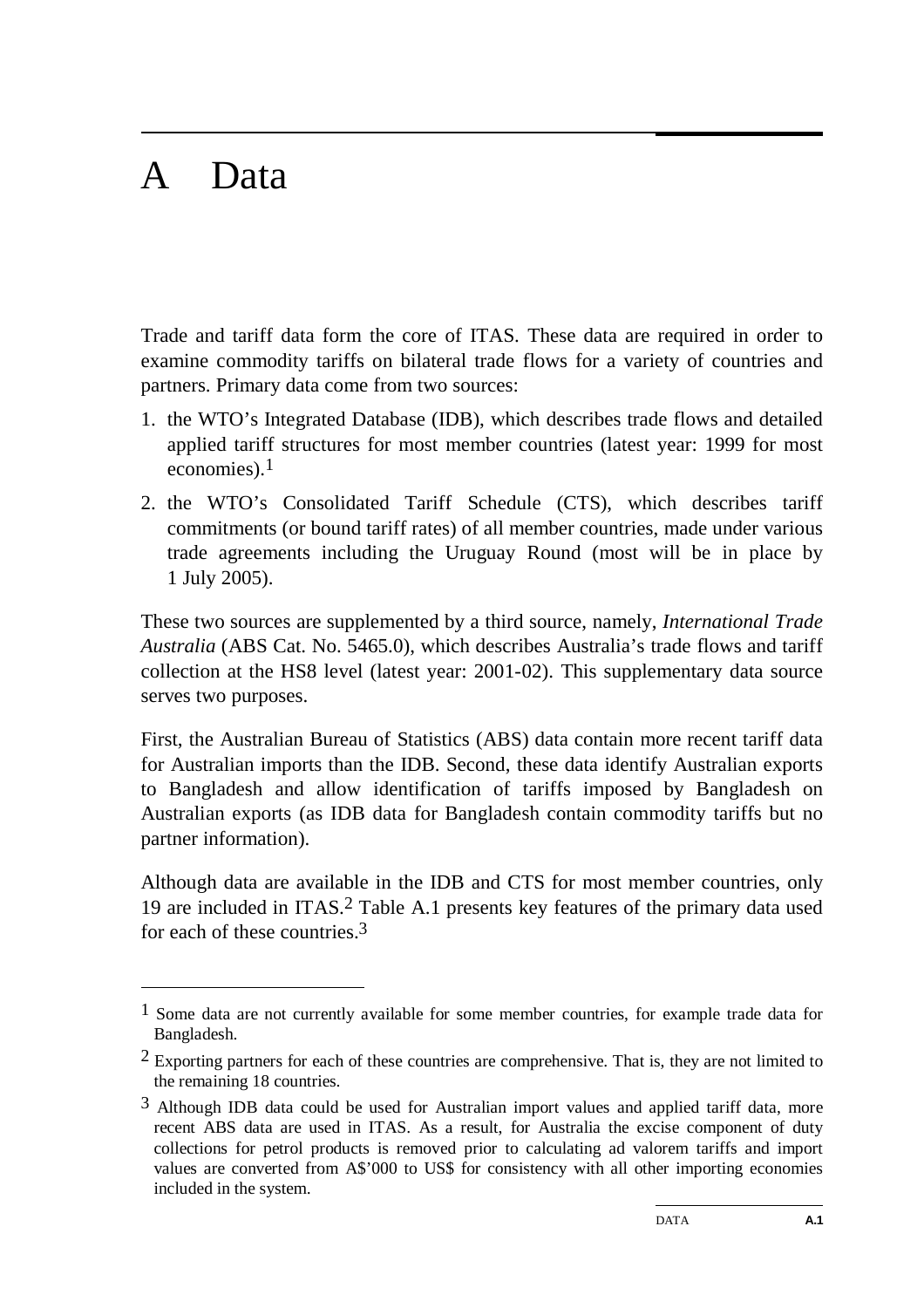# A Data

Trade and tariff data form the core of ITAS. These data are required in order to examine commodity tariffs on bilateral trade flows for a variety of countries and partners. Primary data come from two sources:

1. the WTO's Integrated Database (IDB), which describes trade flows and detailed applied tariff structures for most member countries (latest year: 1999 for most economies).[1]
2. the WTO's Consolidated Tariff Schedule (CTS), which describes tariff commitments (or bound tariff rates) of all member countries, made under various trade agreements including the Uruguay Round (most will be in place by 1 July 2005).

These two sources are supplemented by a third source, namely, *International Trade Australia* (ABS Cat. No. 5465.0), which describes Australia's trade flows and tariff collection at the HS8 level (latest year: 2001-02). This supplementary data source serves two purposes.

First, the Australian Bureau of Statistics (ABS) data contain more recent tariff data for Australian imports than the IDB. Second, these data identify Australian exports to Bangladesh and allow identification of tariffs imposed by Bangladesh on Australian exports (as IDB data for Bangladesh contain commodity tariffs but no partner information).

Although data are available in the IDB and CTS for most member countries, only 19 are included in ITAS.[2] Table A.1 presents key features of the primary data used for each of these countries.[3]

---

[1] Some data are not currently available for some member countries, for example trade data for Bangladesh.

[2] Exporting partners for each of these countries are comprehensive. That is, they are not limited to the remaining 18 countries.

[3] Although IDB data could be used for Australian import values and applied tariff data, more recent ABS data are used in ITAS. As a result, for Australia the excise component of duty collections for petrol products is removed prior to calculating ad valorem tariffs and import values are converted from A$'000 to US$ for consistency with all other importing economies included in the system.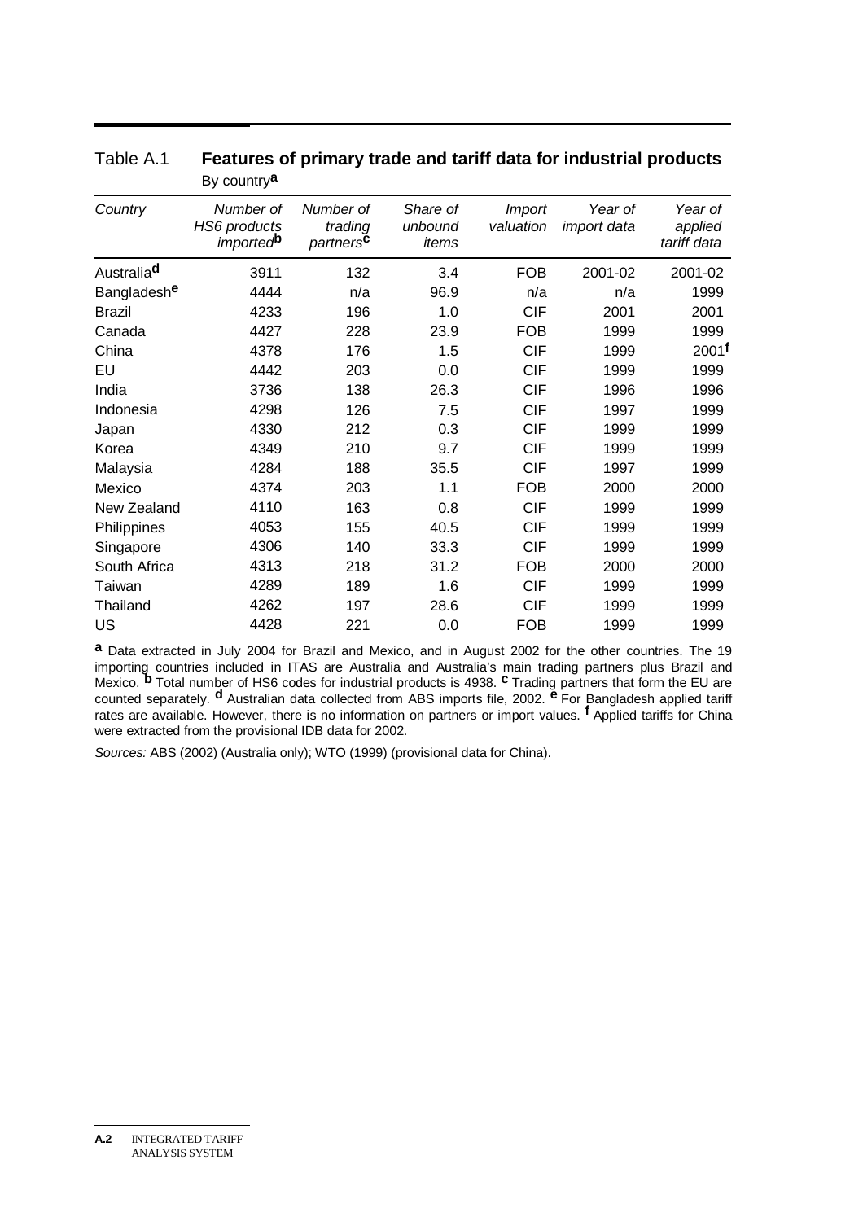Table A.1 **Features of primary trade and tariff data for industrial products**

By country[a]

| *Country* | *Number of HS6 products imported*[b] | *Number of trading partners*[c] | *Share of unbound items* | *Import valuation* | *Year of import data* | *Year of applied tariff data* |
|---|---|---|---|---|---|---|
| Australia[d] | 3911 | 132 | 3.4 | FOB | 2001-02 | 2001-02 |
| Bangladesh[e] | 4444 | n/a | 96.9 | n/a | n/a | 1999 |
| Brazil | 4233 | 196 | 1.0 | CIF | 2001 | 2001 |
| Canada | 4427 | 228 | 23.9 | FOB | 1999 | 1999 |
| China | 4378 | 176 | 1.5 | CIF | 1999 | 2001[f] |
| EU | 4442 | 203 | 0.0 | CIF | 1999 | 1999 |
| India | 3736 | 138 | 26.3 | CIF | 1996 | 1996 |
| Indonesia | 4298 | 126 | 7.5 | CIF | 1997 | 1999 |
| Japan | 4330 | 212 | 0.3 | CIF | 1999 | 1999 |
| Korea | 4349 | 210 | 9.7 | CIF | 1999 | 1999 |
| Malaysia | 4284 | 188 | 35.5 | CIF | 1997 | 1999 |
| Mexico | 4374 | 203 | 1.1 | FOB | 2000 | 2000 |
| New Zealand | 4110 | 163 | 0.8 | CIF | 1999 | 1999 |
| Philippines | 4053 | 155 | 40.5 | CIF | 1999 | 1999 |
| Singapore | 4306 | 140 | 33.3 | CIF | 1999 | 1999 |
| South Africa | 4313 | 218 | 31.2 | FOB | 2000 | 2000 |
| Taiwan | 4289 | 189 | 1.6 | CIF | 1999 | 1999 |
| Thailand | 4262 | 197 | 28.6 | CIF | 1999 | 1999 |
| US | 4428 | 221 | 0.0 | FOB | 1999 | 1999 |

**a** Data extracted in July 2004 for Brazil and Mexico, and in August 2002 for the other countries. The 19 importing countries included in ITAS are Australia and Australia's main trading partners plus Brazil and Mexico. **b** Total number of HS6 codes for industrial products is 4938. **c** Trading partners that form the EU are counted separately. **d** Australian data collected from ABS imports file, 2002. **e** For Bangladesh applied tariff rates are available. However, there is no information on partners or import values. **f** Applied tariffs for China were extracted from the provisional IDB data for 2002.

*Sources:* ABS (2002) (Australia only); WTO (1999) (provisional data for China).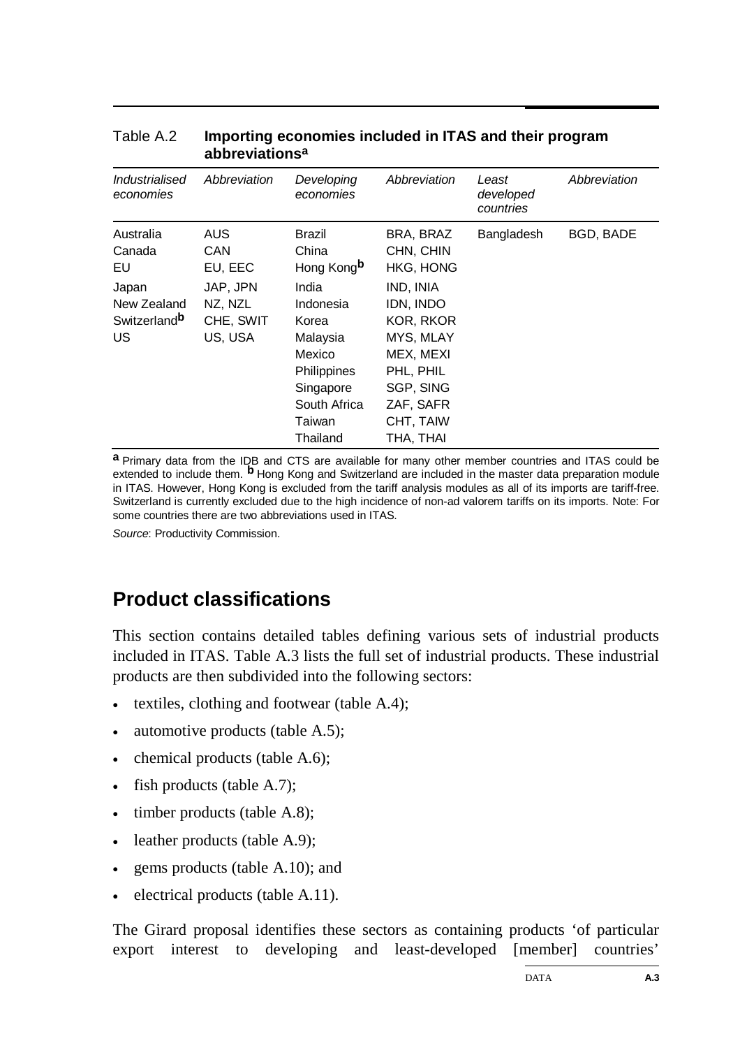Table A.2 **Importing economies included in ITAS and their program abbreviations[a]**

| *Industrialised economies* | *Abbreviation* | *Developing economies* | *Abbreviation* | *Least developed countries* | *Abbreviation* |
|---|---|---|---|---|---|
| Australia | AUS | Brazil | BRA, BRAZ | Bangladesh | BGD, BADE |
| Canada | CAN | China | CHN, CHIN | | |
| EU | EU, EEC | Hong Kong[b] | HKG, HONG | | |
| Japan | JAP, JPN | India | IND, INIA | | |
| New Zealand | NZ, NZL | Indonesia | IDN, INDO | | |
| Switzerland[b] | CHE, SWIT | Korea | KOR, RKOR | | |
| US | US, USA | Malaysia | MYS, MLAY | | |
| | | Mexico | MEX, MEXI | | |
| | | Philippines | PHL, PHIL | | |
| | | Singapore | SGP, SING | | |
| | | South Africa | ZAF, SAFR | | |
| | | Taiwan | CHT, TAIW | | |
| | | Thailand | THA, THAI | | |

[a] Primary data from the IDB and CTS are available for many other member countries and ITAS could be extended to include them. [b] Hong Kong and Switzerland are included in the master data preparation module in ITAS. However, Hong Kong is excluded from the tariff analysis modules as all of its imports are tariff-free. Switzerland is currently excluded due to the high incidence of non-ad valorem tariffs on its imports. Note: For some countries there are two abbreviations used in ITAS.

*Source*: Productivity Commission.

## Product classifications

This section contains detailed tables defining various sets of industrial products included in ITAS. Table A.3 lists the full set of industrial products. These industrial products are then subdivided into the following sectors:

- textiles, clothing and footwear (table A.4);
- automotive products (table A.5);
- chemical products (table A.6);
- fish products (table A.7);
- timber products (table A.8);
- leather products (table A.9);
- gems products (table A.10); and
- electrical products (table A.11).

The Girard proposal identifies these sectors as containing products 'of particular export interest to developing and least-developed [member] countries'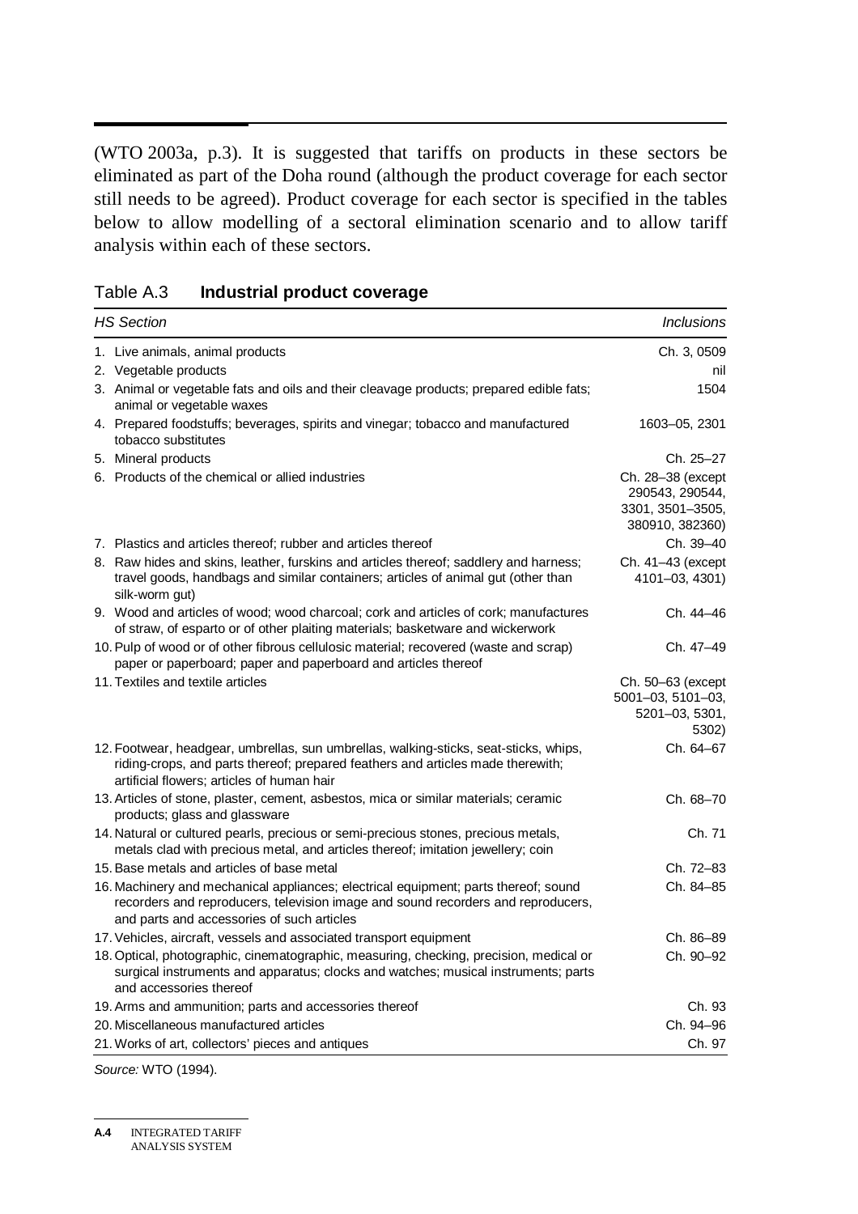(WTO 2003a, p.3). It is suggested that tariffs on products in these sectors be eliminated as part of the Doha round (although the product coverage for each sector still needs to be agreed). Product coverage for each sector is specified in the tables below to allow modelling of a sectoral elimination scenario and to allow tariff analysis within each of these sectors.

Table A.3 **Industrial product coverage**

| *HS Section* | *Inclusions* |
|---|---|
| 1. Live animals, animal products | Ch. 3, 0509 |
| 2. Vegetable products | nil |
| 3. Animal or vegetable fats and oils and their cleavage products; prepared edible fats; animal or vegetable waxes | 1504 |
| 4. Prepared foodstuffs; beverages, spirits and vinegar; tobacco and manufactured tobacco substitutes | 1603–05, 2301 |
| 5. Mineral products | Ch. 25–27 |
| 6. Products of the chemical or allied industries | Ch. 28–38 (except 290543, 290544, 3301, 3501–3505, 380910, 382360) |
| 7. Plastics and articles thereof; rubber and articles thereof | Ch. 39–40 |
| 8. Raw hides and skins, leather, furskins and articles thereof; saddlery and harness; travel goods, handbags and similar containers; articles of animal gut (other than silk-worm gut) | Ch. 41–43 (except 4101–03, 4301) |
| 9. Wood and articles of wood; wood charcoal; cork and articles of cork; manufactures of straw, of esparto or of other plaiting materials; basketware and wickerwork | Ch. 44–46 |
| 10. Pulp of wood or of other fibrous cellulosic material; recovered (waste and scrap) paper or paperboard; paper and paperboard and articles thereof | Ch. 47–49 |
| 11. Textiles and textile articles | Ch. 50–63 (except 5001–03, 5101–03, 5201–03, 5301, 5302) |
| 12. Footwear, headgear, umbrellas, sun umbrellas, walking-sticks, seat-sticks, whips, riding-crops, and parts thereof; prepared feathers and articles made therewith; artificial flowers; articles of human hair | Ch. 64–67 |
| 13. Articles of stone, plaster, cement, asbestos, mica or similar materials; ceramic products; glass and glassware | Ch. 68–70 |
| 14. Natural or cultured pearls, precious or semi-precious stones, precious metals, metals clad with precious metal, and articles thereof; imitation jewellery; coin | Ch. 71 |
| 15. Base metals and articles of base metal | Ch. 72–83 |
| 16. Machinery and mechanical appliances; electrical equipment; parts thereof; sound recorders and reproducers, television image and sound recorders and reproducers, and parts and accessories of such articles | Ch. 84–85 |
| 17. Vehicles, aircraft, vessels and associated transport equipment | Ch. 86–89 |
| 18. Optical, photographic, cinematographic, measuring, checking, precision, medical or surgical instruments and apparatus; clocks and watches; musical instruments; parts and accessories thereof | Ch. 90–92 |
| 19. Arms and ammunition; parts and accessories thereof | Ch. 93 |
| 20. Miscellaneous manufactured articles | Ch. 94–96 |
| 21. Works of art, collectors' pieces and antiques | Ch. 97 |

*Source:* WTO (1994).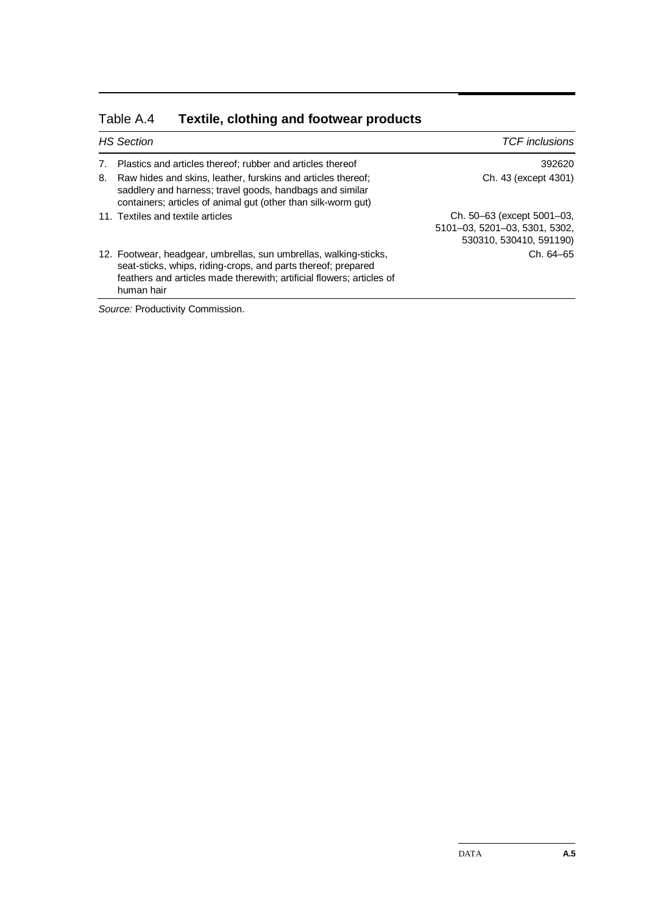## Table A.4 **Textile, clothing and footwear products**

| *HS Section* | *TCF inclusions* |
|---|---|
| 7. Plastics and articles thereof; rubber and articles thereof | 392620 |
| 8. Raw hides and skins, leather, furskins and articles thereof; saddlery and harness; travel goods, handbags and similar containers; articles of animal gut (other than silk-worm gut) | Ch. 43 (except 4301) |
| 11. Textiles and textile articles | Ch. 50–63 (except 5001–03, 5101–03, 5201–03, 5301, 5302, 530310, 530410, 591190) |
| 12. Footwear, headgear, umbrellas, sun umbrellas, walking-sticks, seat-sticks, whips, riding-crops, and parts thereof; prepared feathers and articles made therewith; artificial flowers; articles of human hair | Ch. 64–65 |

*Source:* Productivity Commission.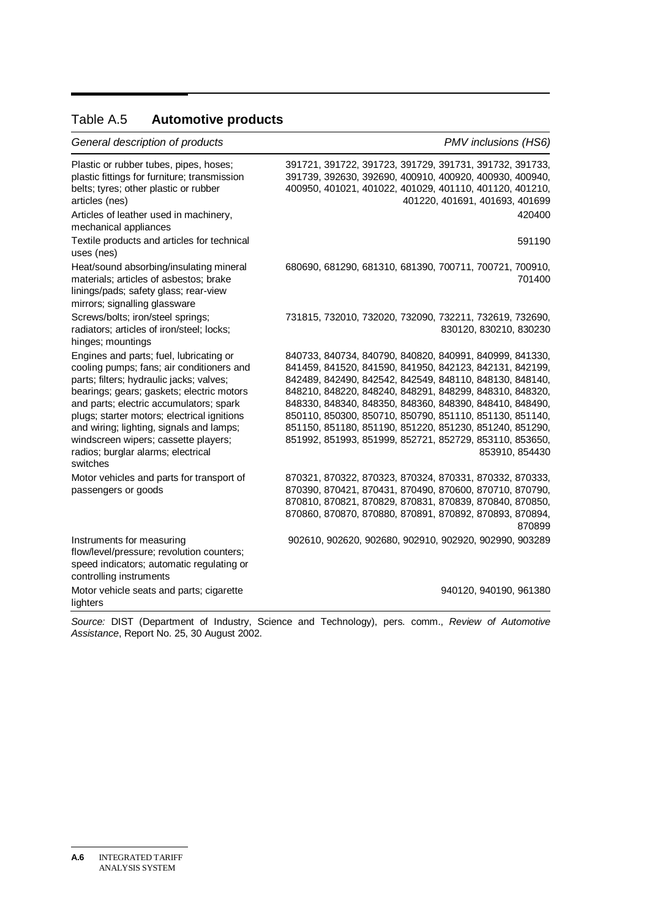Table A.5 **Automotive products**

| *General description of products* | *PMV inclusions (HS6)* |
|---|---|
| Plastic or rubber tubes, pipes, hoses; plastic fittings for furniture; transmission belts; tyres; other plastic or rubber articles (nes) | 391721, 391722, 391723, 391729, 391731, 391732, 391733, 391739, 392630, 392690, 400910, 400920, 400930, 400940, 400950, 401021, 401022, 401029, 401110, 401120, 401210, 401220, 401691, 401693, 401699 |
| Articles of leather used in machinery, mechanical appliances | 420400 |
| Textile products and articles for technical uses (nes) | 591190 |
| Heat/sound absorbing/insulating mineral materials; articles of asbestos; brake linings/pads; safety glass; rear-view mirrors; signalling glassware | 680690, 681290, 681310, 681390, 700711, 700721, 700910, 701400 |
| Screws/bolts; iron/steel springs; radiators; articles of iron/steel; locks; hinges; mountings | 731815, 732010, 732020, 732090, 732211, 732619, 732690, 830120, 830210, 830230 |
| Engines and parts; fuel, lubricating or cooling pumps; fans; air conditioners and parts; filters; hydraulic jacks; valves; bearings; gears; gaskets; electric motors and parts; electric accumulators; spark plugs; starter motors; electrical ignitions and wiring; lighting, signals and lamps; windscreen wipers; cassette players; radios; burglar alarms; electrical switches | 840733, 840734, 840790, 840820, 840991, 840999, 841330, 841459, 841520, 841590, 841950, 842123, 842131, 842199, 842489, 842490, 842542, 842549, 848110, 848130, 848140, 848210, 848220, 848240, 848291, 848299, 848310, 848320, 848330, 848340, 848350, 848360, 848390, 848410, 848490, 850110, 850300, 850710, 850790, 851110, 851130, 851140, 851150, 851180, 851190, 851220, 851230, 851240, 851290, 851992, 851993, 851999, 852721, 852729, 853110, 853650, 853910, 854430 |
| Motor vehicles and parts for transport of passengers or goods | 870321, 870322, 870323, 870324, 870331, 870332, 870333, 870390, 870421, 870431, 870490, 870600, 870710, 870790, 870810, 870821, 870829, 870831, 870839, 870840, 870850, 870860, 870870, 870880, 870891, 870892, 870893, 870894, 870899 |
| Instruments for measuring flow/level/pressure; revolution counters; speed indicators; automatic regulating or controlling instruments | 902610, 902620, 902680, 902910, 902920, 902990, 903289 |
| Motor vehicle seats and parts; cigarette lighters | 940120, 940190, 961380 |

*Source:* DIST (Department of Industry, Science and Technology), pers. comm., *Review of Automotive Assistance*, Report No. 25, 30 August 2002.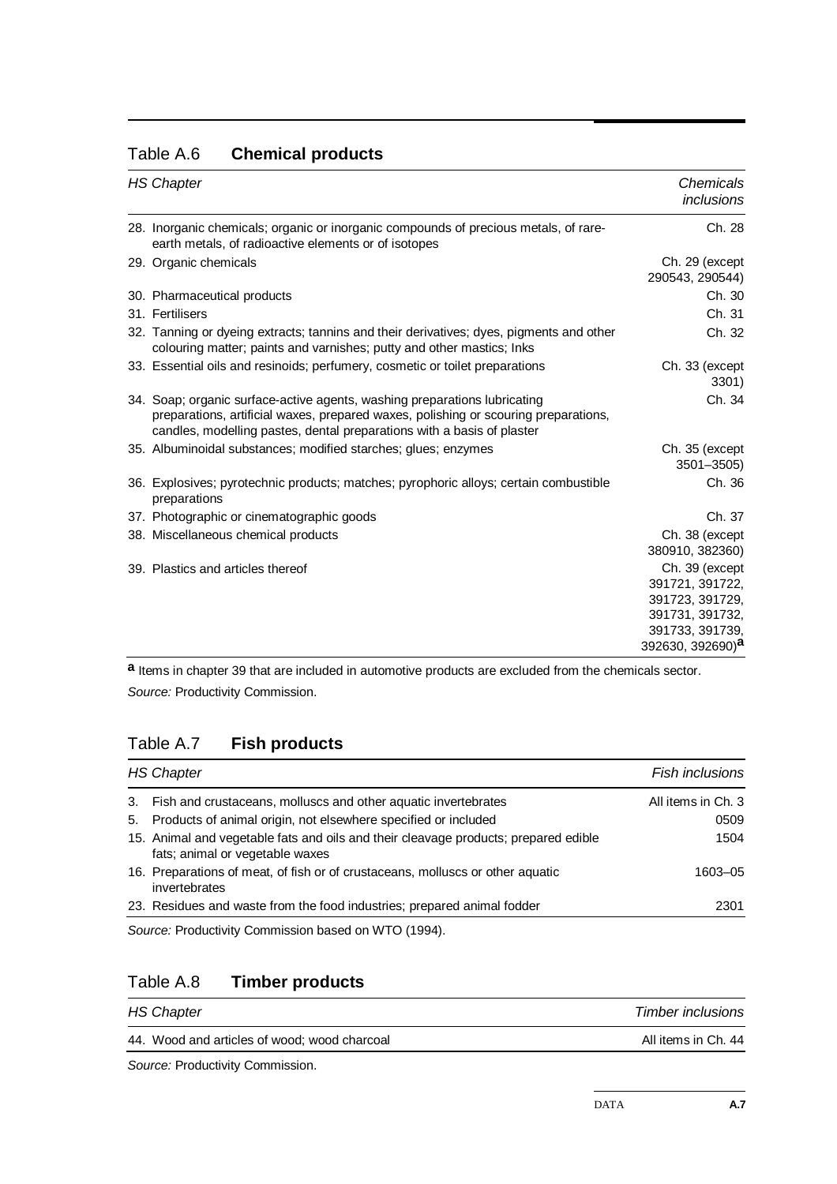## Table A.6 **Chemical products**

| *HS Chapter* | *Chemicals inclusions* |
|---|---|
| 28. Inorganic chemicals; organic or inorganic compounds of precious metals, of rare-earth metals, of radioactive elements or of isotopes | Ch. 28 |
| 29. Organic chemicals | Ch. 29 (except 290543, 290544) |
| 30. Pharmaceutical products | Ch. 30 |
| 31. Fertilisers | Ch. 31 |
| 32. Tanning or dyeing extracts; tannins and their derivatives; dyes, pigments and other colouring matter; paints and varnishes; putty and other mastics; Inks | Ch. 32 |
| 33. Essential oils and resinoids; perfumery, cosmetic or toilet preparations | Ch. 33 (except 3301) |
| 34. Soap; organic surface-active agents, washing preparations lubricating preparations, artificial waxes, prepared waxes, polishing or scouring preparations, candles, modelling pastes, dental preparations with a basis of plaster | Ch. 34 |
| 35. Albuminoidal substances; modified starches; glues; enzymes | Ch. 35 (except 3501–3505) |
| 36. Explosives; pyrotechnic products; matches; pyrophoric alloys; certain combustible preparations | Ch. 36 |
| 37. Photographic or cinematographic goods | Ch. 37 |
| 38. Miscellaneous chemical products | Ch. 38 (except 380910, 382360) |
| 39. Plastics and articles thereof | Ch. 39 (except 391721, 391722, 391723, 391729, 391731, 391732, 391733, 391739, 392630, 392690)[a] |

[a] Items in chapter 39 that are included in automotive products are excluded from the chemicals sector.

*Source:* Productivity Commission.

## Table A.7 **Fish products**

| *HS Chapter* | *Fish inclusions* |
|---|---|
| 3. Fish and crustaceans, molluscs and other aquatic invertebrates | All items in Ch. 3 |
| 5. Products of animal origin, not elsewhere specified or included | 0509 |
| 15. Animal and vegetable fats and oils and their cleavage products; prepared edible fats; animal or vegetable waxes | 1504 |
| 16. Preparations of meat, of fish or of crustaceans, molluscs or other aquatic invertebrates | 1603–05 |
| 23. Residues and waste from the food industries; prepared animal fodder | 2301 |

*Source:* Productivity Commission based on WTO (1994).

## Table A.8 **Timber products**

| *HS Chapter* | *Timber inclusions* |
|---|---|
| 44. Wood and articles of wood; wood charcoal | All items in Ch. 44 |

*Source:* Productivity Commission.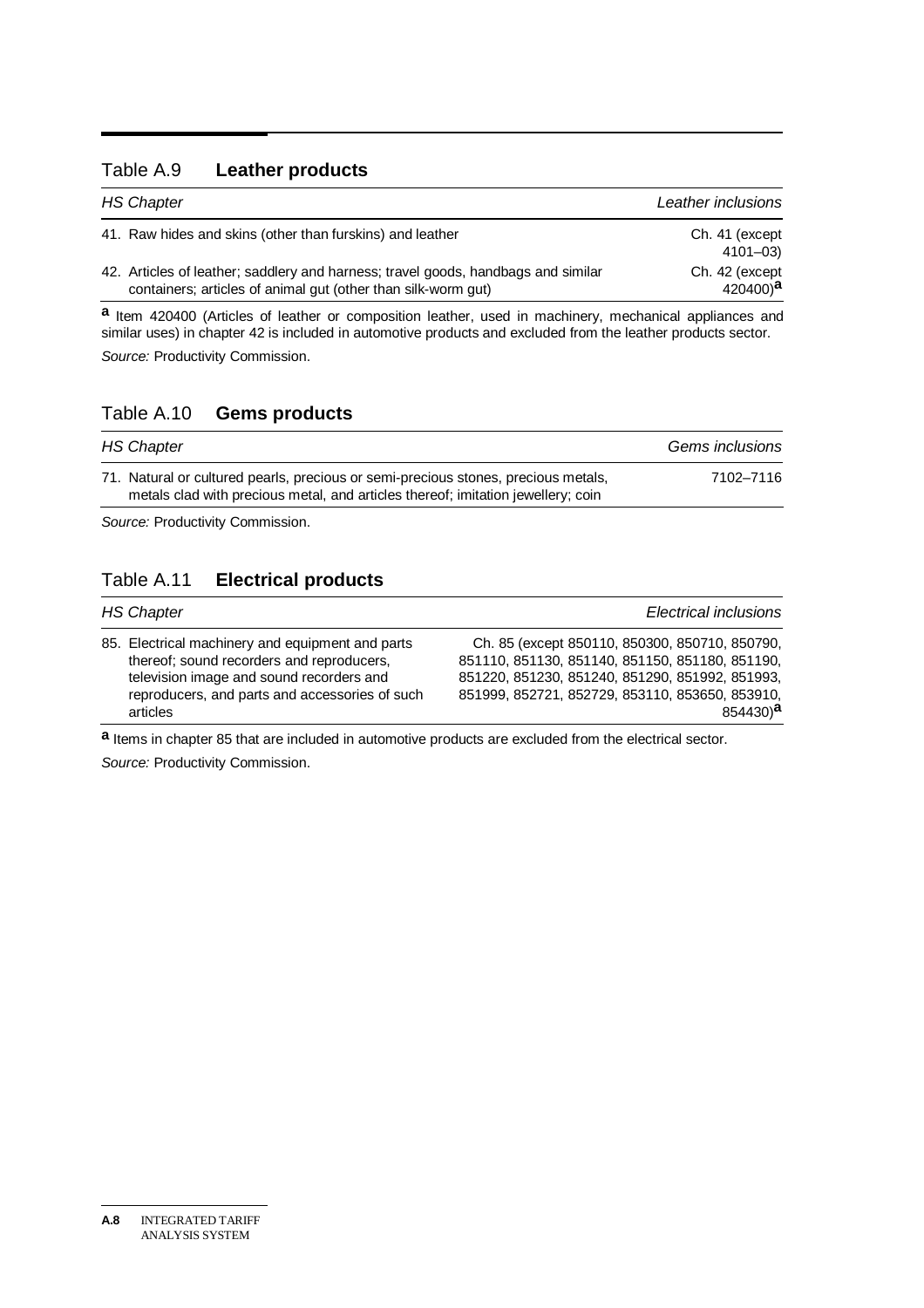## Table A.9 **Leather products**

| *HS Chapter* | *Leather inclusions* |
|---|---|
| 41. Raw hides and skins (other than furskins) and leather | Ch. 41 (except 4101–03) |
| 42. Articles of leather; saddlery and harness; travel goods, handbags and similar containers; articles of animal gut (other than silk-worm gut) | Ch. 42 (except 420400)[a] |

[a] Item 420400 (Articles of leather or composition leather, used in machinery, mechanical appliances and similar uses) in chapter 42 is included in automotive products and excluded from the leather products sector.

*Source:* Productivity Commission.

## Table A.10 **Gems products**

| *HS Chapter* | *Gems inclusions* |
|---|---|
| 71. Natural or cultured pearls, precious or semi-precious stones, precious metals, metals clad with precious metal, and articles thereof; imitation jewellery; coin | 7102–7116 |

*Source:* Productivity Commission.

## Table A.11 **Electrical products**

| *HS Chapter* | *Electrical inclusions* |
|---|---|
| 85. Electrical machinery and equipment and parts thereof; sound recorders and reproducers, television image and sound recorders and reproducers, and parts and accessories of such articles | Ch. 85 (except 850110, 850300, 850710, 850790, 851110, 851130, 851140, 851150, 851180, 851190, 851220, 851230, 851240, 851290, 851992, 851993, 851999, 852721, 852729, 853110, 853650, 853910, 854430)[a] |

[a] Items in chapter 85 that are included in automotive products are excluded from the electrical sector.

*Source:* Productivity Commission.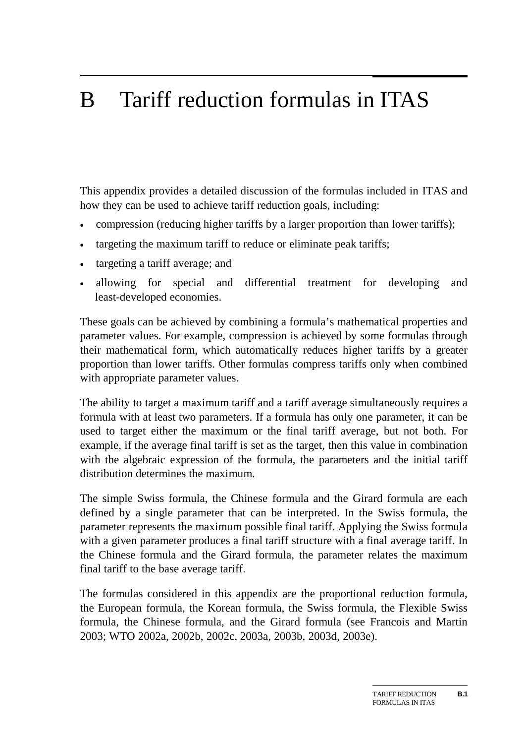# B Tariff reduction formulas in ITAS

This appendix provides a detailed discussion of the formulas included in ITAS and how they can be used to achieve tariff reduction goals, including:

- compression (reducing higher tariffs by a larger proportion than lower tariffs);
- targeting the maximum tariff to reduce or eliminate peak tariffs;
- targeting a tariff average; and
- allowing for special and differential treatment for developing and least-developed economies.

These goals can be achieved by combining a formula's mathematical properties and parameter values. For example, compression is achieved by some formulas through their mathematical form, which automatically reduces higher tariffs by a greater proportion than lower tariffs. Other formulas compress tariffs only when combined with appropriate parameter values.

The ability to target a maximum tariff and a tariff average simultaneously requires a formula with at least two parameters. If a formula has only one parameter, it can be used to target either the maximum or the final tariff average, but not both. For example, if the average final tariff is set as the target, then this value in combination with the algebraic expression of the formula, the parameters and the initial tariff distribution determines the maximum.

The simple Swiss formula, the Chinese formula and the Girard formula are each defined by a single parameter that can be interpreted. In the Swiss formula, the parameter represents the maximum possible final tariff. Applying the Swiss formula with a given parameter produces a final tariff structure with a final average tariff. In the Chinese formula and the Girard formula, the parameter relates the maximum final tariff to the base average tariff.

The formulas considered in this appendix are the proportional reduction formula, the European formula, the Korean formula, the Swiss formula, the Flexible Swiss formula, the Chinese formula, and the Girard formula (see Francois and Martin 2003; WTO 2002a, 2002b, 2002c, 2003a, 2003b, 2003d, 2003e).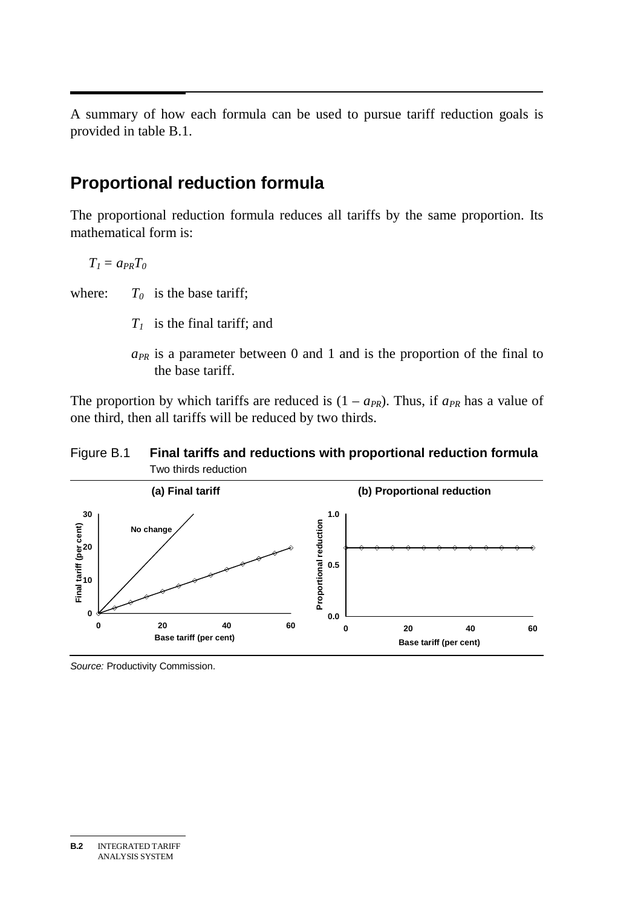A summary of how each formula can be used to pursue tariff reduction goals is provided in table B.1.

## Proportional reduction formula

The proportional reduction formula reduces all tariffs by the same proportion. Its mathematical form is:

$$T_1 = a_{PR} T_0$$

where: $T_0$ is the base tariff;

$T_1$ is the final tariff; and

$a_{PR}$ is a parameter between 0 and 1 and is the proportion of the final to the base tariff.

The proportion by which tariffs are reduced is $(1 - a_{PR})$. Thus, if $a_{PR}$ has a value of one third, then all tariffs will be reduced by two thirds.

Figure B.1 **Final tariffs and reductions with proportional reduction formula**
Two thirds reduction

*Source:* Productivity Commission.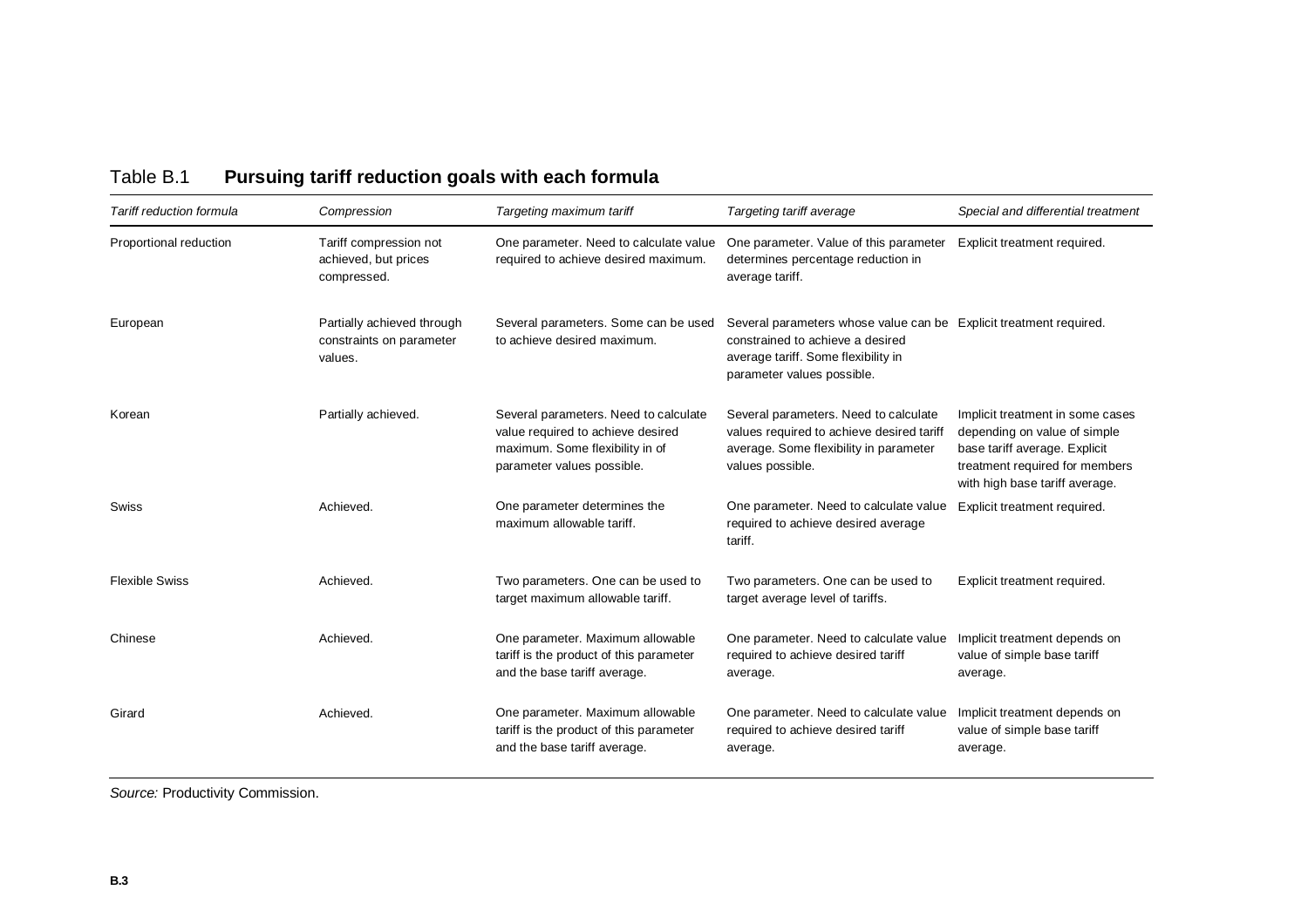Table B.1 **Pursuing tariff reduction goals with each formula**

| *Tariff reduction formula* | *Compression* | *Targeting maximum tariff* | *Targeting tariff average* | *Special and differential treatment* |
|---|---|---|---|---|
| Proportional reduction | Tariff compression not achieved, but prices compressed. | One parameter. Need to calculate value required to achieve desired maximum. | One parameter. Value of this parameter determines percentage reduction in average tariff. | Explicit treatment required. |
| European | Partially achieved through constraints on parameter values. | Several parameters. Some can be used to achieve desired maximum. | Several parameters whose value can be constrained to achieve a desired average tariff. Some flexibility in parameter values possible. | Explicit treatment required. |
| Korean | Partially achieved. | Several parameters. Need to calculate value required to achieve desired maximum. Some flexibility in of parameter values possible. | Several parameters. Need to calculate values required to achieve desired tariff average. Some flexibility in parameter values possible. | Implicit treatment in some cases depending on value of simple base tariff average. Explicit treatment required for members with high base tariff average. |
| Swiss | Achieved. | One parameter determines the maximum allowable tariff. | One parameter. Need to calculate value required to achieve desired average tariff. | Explicit treatment required. |
| Flexible Swiss | Achieved. | Two parameters. One can be used to target maximum allowable tariff. | Two parameters. One can be used to target average level of tariffs. | Explicit treatment required. |
| Chinese | Achieved. | One parameter. Maximum allowable tariff is the product of this parameter and the base tariff average. | One parameter. Need to calculate value required to achieve desired tariff average. | Implicit treatment depends on value of simple base tariff average. |
| Girard | Achieved. | One parameter. Maximum allowable tariff is the product of this parameter and the base tariff average. | One parameter. Need to calculate value required to achieve desired tariff average. | Implicit treatment depends on value of simple base tariff average. |

*Source:* Productivity Commission.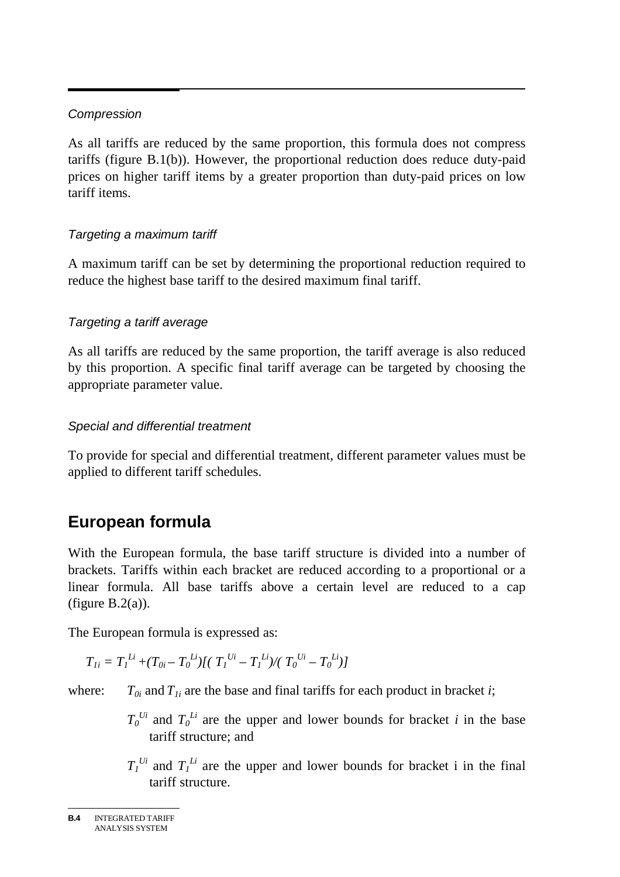*Compression*

As all tariffs are reduced by the same proportion, this formula does not compress tariffs (figure B.1(b)). However, the proportional reduction does reduce duty-paid prices on higher tariff items by a greater proportion than duty-paid prices on low tariff items.

*Targeting a maximum tariff*

A maximum tariff can be set by determining the proportional reduction required to reduce the highest base tariff to the desired maximum final tariff.

*Targeting a tariff average*

As all tariffs are reduced by the same proportion, the tariff average is also reduced by this proportion. A specific final tariff average can be targeted by choosing the appropriate parameter value.

*Special and differential treatment*

To provide for special and differential treatment, different parameter values must be applied to different tariff schedules.

## European formula

With the European formula, the base tariff structure is divided into a number of brackets. Tariffs within each bracket are reduced according to a proportional or a linear formula. All base tariffs above a certain level are reduced to a cap (figure B.2(a)).

The European formula is expressed as:

$$T_{1i} = T_1^{Li} + (T_{0i} - T_0^{Li})[(T_1^{Ui} - T_1^{Li})/(T_0^{Ui} - T_0^{Li})]$$

where: $T_{0i}$ and $T_{1i}$ are the base and final tariffs for each product in bracket $i$;

$T_0^{Ui}$ and $T_0^{Li}$ are the upper and lower bounds for bracket $i$ in the base tariff structure; and

$T_1^{Ui}$ and $T_1^{Li}$ are the upper and lower bounds for bracket i in the final tariff structure.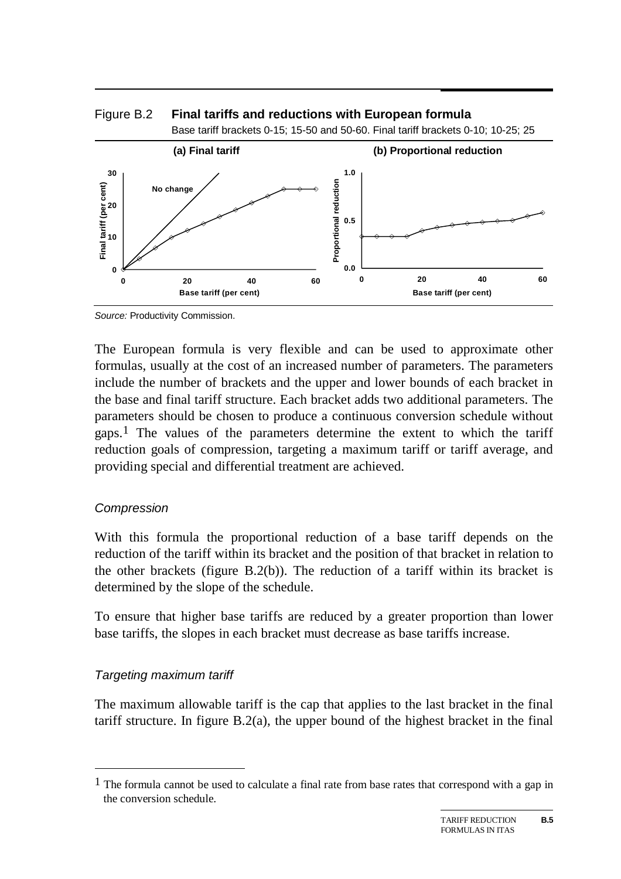Figure B.2 **Final tariffs and reductions with European formula**

Base tariff brackets 0-15; 15-50 and 50-60. Final tariff brackets 0-10; 10-25; 25

*Source:* Productivity Commission.

The European formula is very flexible and can be used to approximate other formulas, usually at the cost of an increased number of parameters. The parameters include the number of brackets and the upper and lower bounds of each bracket in the base and final tariff structure. Each bracket adds two additional parameters. The parameters should be chosen to produce a continuous conversion schedule without gaps.[1] The values of the parameters determine the extent to which the tariff reduction goals of compression, targeting a maximum tariff or tariff average, and providing special and differential treatment are achieved.

### *Compression*

With this formula the proportional reduction of a base tariff depends on the reduction of the tariff within its bracket and the position of that bracket in relation to the other brackets (figure B.2(b)). The reduction of a tariff within its bracket is determined by the slope of the schedule.

To ensure that higher base tariffs are reduced by a greater proportion than lower base tariffs, the slopes in each bracket must decrease as base tariffs increase.

### *Targeting maximum tariff*

The maximum allowable tariff is the cap that applies to the last bracket in the final tariff structure. In figure B.2(a), the upper bound of the highest bracket in the final

[1] The formula cannot be used to calculate a final rate from base rates that correspond with a gap in the conversion schedule.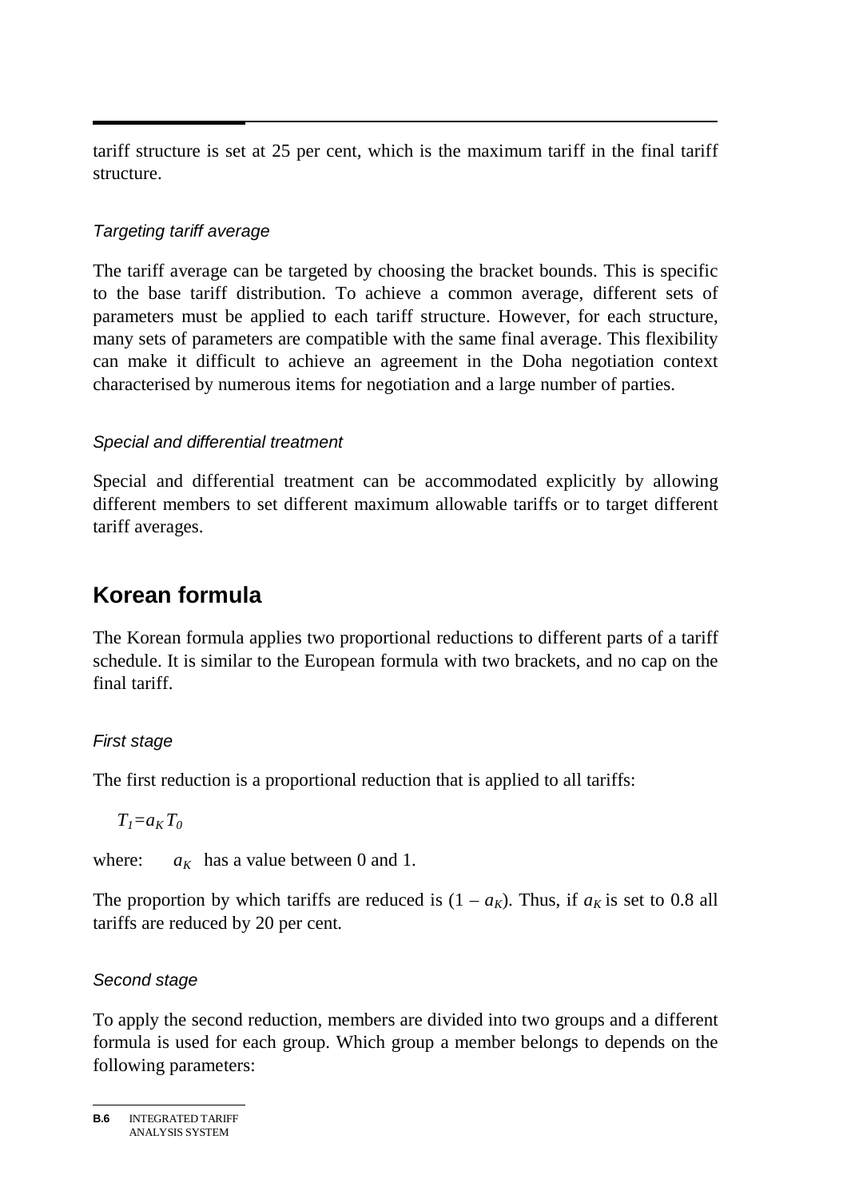tariff structure is set at 25 per cent, which is the maximum tariff in the final tariff structure.

### *Targeting tariff average*

The tariff average can be targeted by choosing the bracket bounds. This is specific to the base tariff distribution. To achieve a common average, different sets of parameters must be applied to each tariff structure. However, for each structure, many sets of parameters are compatible with the same final average. This flexibility can make it difficult to achieve an agreement in the Doha negotiation context characterised by numerous items for negotiation and a large number of parties.

### *Special and differential treatment*

Special and differential treatment can be accommodated explicitly by allowing different members to set different maximum allowable tariffs or to target different tariff averages.

## Korean formula

The Korean formula applies two proportional reductions to different parts of a tariff schedule. It is similar to the European formula with two brackets, and no cap on the final tariff.

### *First stage*

The first reduction is a proportional reduction that is applied to all tariffs:

$$T_1 = a_K T_0$$

where: $a_K$ has a value between 0 and 1.

The proportion by which tariffs are reduced is $(1 - a_K)$. Thus, if $a_K$ is set to 0.8 all tariffs are reduced by 20 per cent.

### *Second stage*

To apply the second reduction, members are divided into two groups and a different formula is used for each group. Which group a member belongs to depends on the following parameters: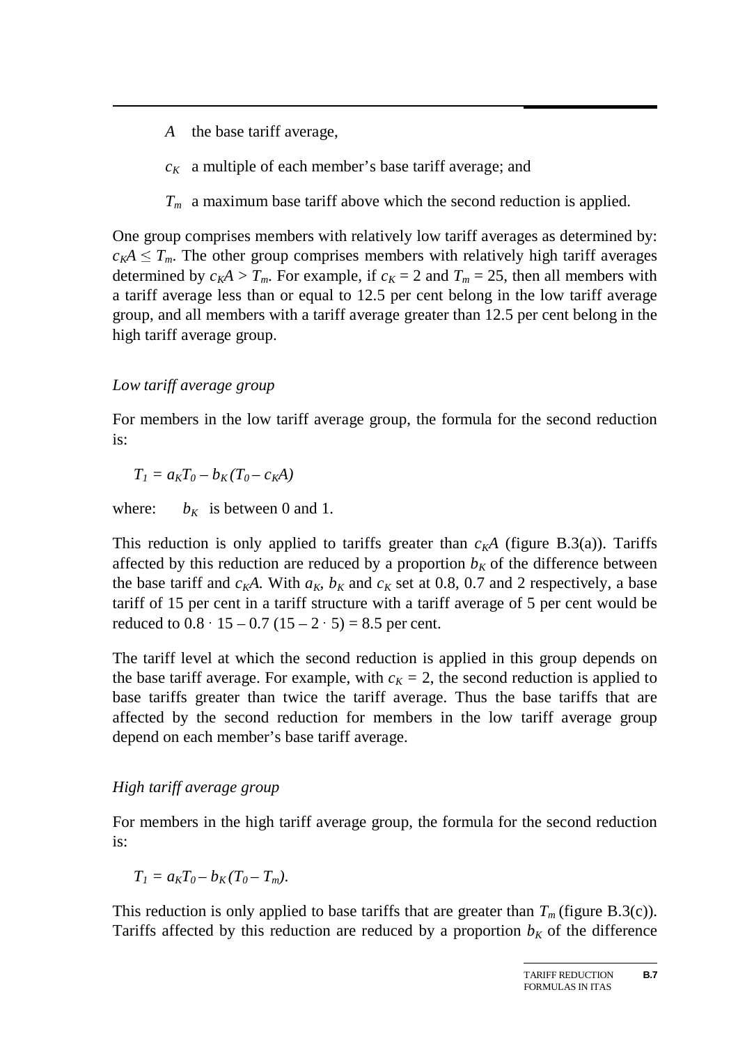$A$   the base tariff average,

$c_K$   a multiple of each member's base tariff average; and

$T_m$   a maximum base tariff above which the second reduction is applied.

One group comprises members with relatively low tariff averages as determined by: $c_K A \leq T_m$. The other group comprises members with relatively high tariff averages determined by $c_K A > T_m$. For example, if $c_K = 2$ and $T_m = 25$, then all members with a tariff average less than or equal to 12.5 per cent belong in the low tariff average group, and all members with a tariff average greater than 12.5 per cent belong in the high tariff average group.

*Low tariff average group*

For members in the low tariff average group, the formula for the second reduction is:

$$T_1 = a_K T_0 - b_K (T_0 - c_K A)$$

where: $b_K$ is between 0 and 1.

This reduction is only applied to tariffs greater than $c_K A$ (figure B.3(a)). Tariffs affected by this reduction are reduced by a proportion $b_K$ of the difference between the base tariff and $c_K A$. With $a_K$, $b_K$ and $c_K$ set at 0.8, 0.7 and 2 respectively, a base tariff of 15 per cent in a tariff structure with a tariff average of 5 per cent would be reduced to $0.8 \cdot 15 - 0.7\,(15 - 2 \cdot 5) = 8.5$ per cent.

The tariff level at which the second reduction is applied in this group depends on the base tariff average. For example, with $c_K = 2$, the second reduction is applied to base tariffs greater than twice the tariff average. Thus the base tariffs that are affected by the second reduction for members in the low tariff average group depend on each member's base tariff average.

*High tariff average group*

For members in the high tariff average group, the formula for the second reduction is:

$$T_1 = a_K T_0 - b_K (T_0 - T_m).$$

This reduction is only applied to base tariffs that are greater than $T_m$ (figure B.3(c)). Tariffs affected by this reduction are reduced by a proportion $b_K$ of the difference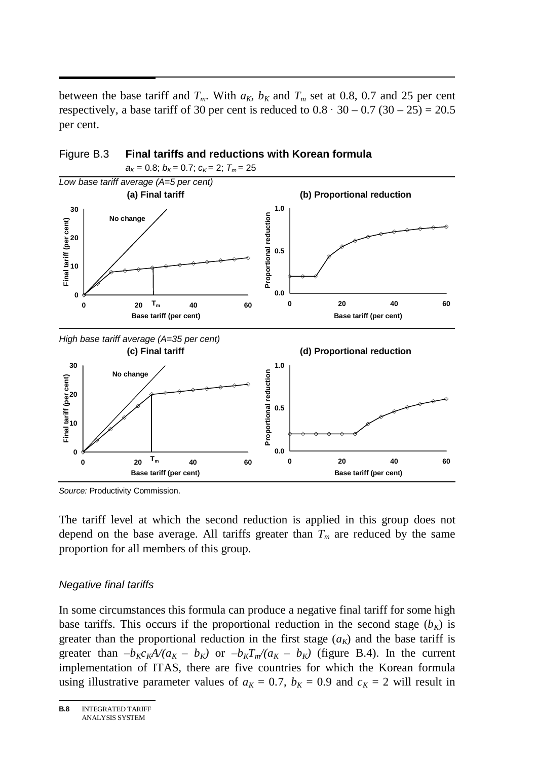between the base tariff and $T_m$. With $a_K$, $b_K$ and $T_m$ set at 0.8, 0.7 and 25 per cent respectively, a base tariff of 30 per cent is reduced to $0.8 \cdot 30 - 0.7\ (30 - 25) = 20.5$ per cent.

Figure B.3 **Final tariffs and reductions with Korean formula**

$a_K = 0.8$; $b_K = 0.7$; $c_K = 2$; $T_m = 25$

*Low base tariff average (A=5 per cent)*

**(a) Final tariff**

**(b) Proportional reduction**

*High base tariff average (A=35 per cent)*

**(c) Final tariff**

**(d) Proportional reduction**

*Source:* Productivity Commission.

The tariff level at which the second reduction is applied in this group does not depend on the base average. All tariffs greater than $T_m$ are reduced by the same proportion for all members of this group.

### *Negative final tariffs*

In some circumstances this formula can produce a negative final tariff for some high base tariffs. This occurs if the proportional reduction in the second stage ($b_K$) is greater than the proportional reduction in the first stage ($a_K$) and the base tariff is greater than $-b_K c_K A/(a_K - b_K)$ or $-b_K T_m/(a_K - b_K)$ (figure B.4). In the current implementation of ITAS, there are five countries for which the Korean formula using illustrative parameter values of $a_K = 0.7$, $b_K = 0.9$ and $c_K = 2$ will result in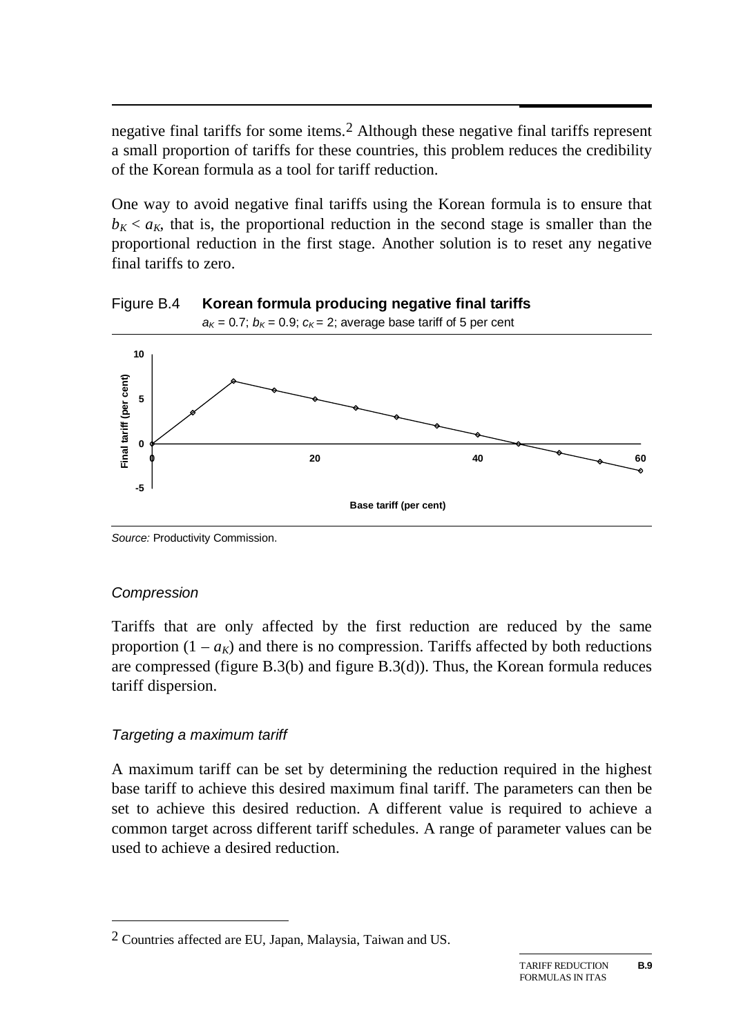negative final tariffs for some items.[2] Although these negative final tariffs represent a small proportion of tariffs for these countries, this problem reduces the credibility of the Korean formula as a tool for tariff reduction.

One way to avoid negative final tariffs using the Korean formula is to ensure that $b_K < a_K$, that is, the proportional reduction in the second stage is smaller than the proportional reduction in the first stage. Another solution is to reset any negative final tariffs to zero.

Figure B.4 **Korean formula producing negative final tariffs**

$a_K = 0.7$; $b_K = 0.9$; $c_K = 2$; average base tariff of 5 per cent

*Source:* Productivity Commission.

### *Compression*

Tariffs that are only affected by the first reduction are reduced by the same proportion $(1 - a_K)$ and there is no compression. Tariffs affected by both reductions are compressed (figure B.3(b) and figure B.3(d)). Thus, the Korean formula reduces tariff dispersion.

### *Targeting a maximum tariff*

A maximum tariff can be set by determining the reduction required in the highest base tariff to achieve this desired maximum final tariff. The parameters can then be set to achieve this desired reduction. A different value is required to achieve a common target across different tariff schedules. A range of parameter values can be used to achieve a desired reduction.

---

[2] Countries affected are EU, Japan, Malaysia, Taiwan and US.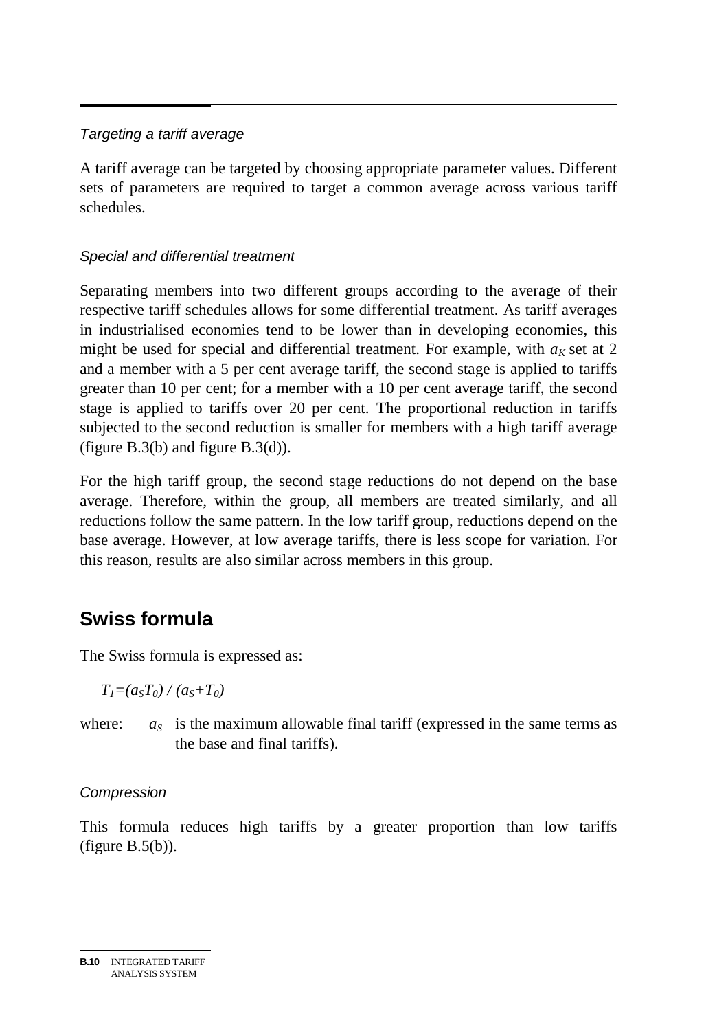### *Targeting a tariff average*

A tariff average can be targeted by choosing appropriate parameter values. Different sets of parameters are required to target a common average across various tariff schedules.

### *Special and differential treatment*

Separating members into two different groups according to the average of their respective tariff schedules allows for some differential treatment. As tariff averages in industrialised economies tend to be lower than in developing economies, this might be used for special and differential treatment. For example, with $a_K$ set at 2 and a member with a 5 per cent average tariff, the second stage is applied to tariffs greater than 10 per cent; for a member with a 10 per cent average tariff, the second stage is applied to tariffs over 20 per cent. The proportional reduction in tariffs subjected to the second reduction is smaller for members with a high tariff average (figure B.3(b) and figure B.3(d)).

For the high tariff group, the second stage reductions do not depend on the base average. Therefore, within the group, all members are treated similarly, and all reductions follow the same pattern. In the low tariff group, reductions depend on the base average. However, at low average tariffs, there is less scope for variation. For this reason, results are also similar across members in this group.

## Swiss formula

The Swiss formula is expressed as:

$$T_1=(a_S T_0) / (a_S+T_0)$$

where: $a_S$ is the maximum allowable final tariff (expressed in the same terms as the base and final tariffs).

### *Compression*

This formula reduces high tariffs by a greater proportion than low tariffs (figure B.5(b)).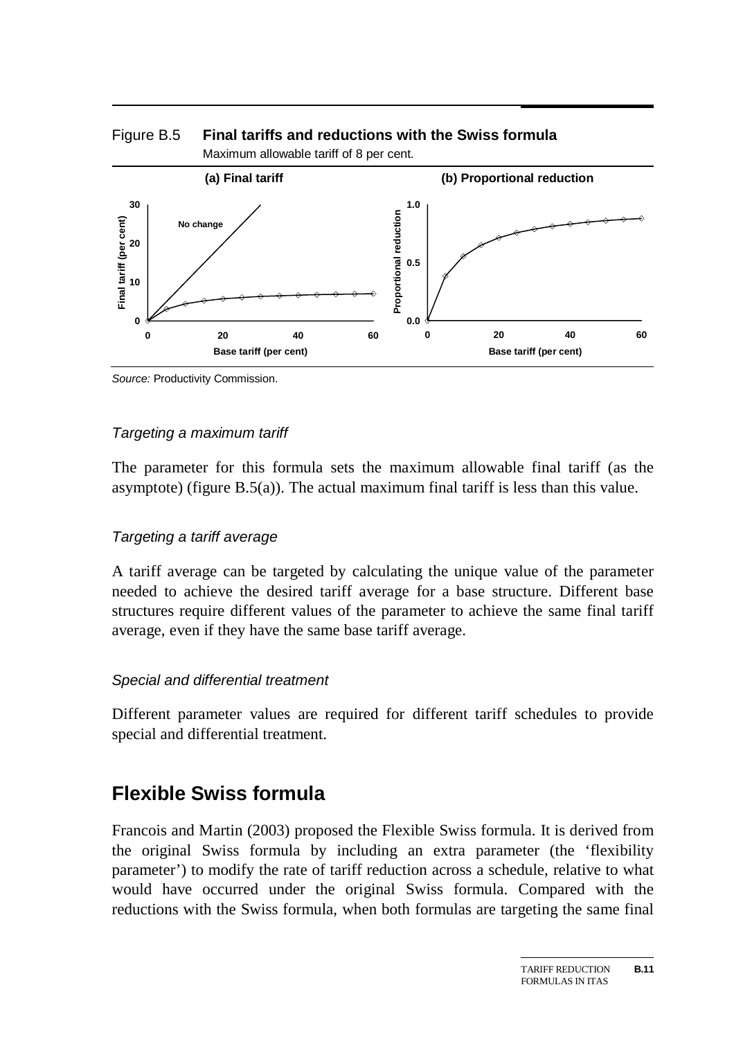Figure B.5 **Final tariffs and reductions with the Swiss formula**

Maximum allowable tariff of 8 per cent.

Source: Productivity Commission.

### *Targeting a maximum tariff*

The parameter for this formula sets the maximum allowable final tariff (as the asymptote) (figure B.5(a)). The actual maximum final tariff is less than this value.

### *Targeting a tariff average*

A tariff average can be targeted by calculating the unique value of the parameter needed to achieve the desired tariff average for a base structure. Different base structures require different values of the parameter to achieve the same final tariff average, even if they have the same base tariff average.

### *Special and differential treatment*

Different parameter values are required for different tariff schedules to provide special and differential treatment.

## Flexible Swiss formula

Francois and Martin (2003) proposed the Flexible Swiss formula. It is derived from the original Swiss formula by including an extra parameter (the 'flexibility parameter') to modify the rate of tariff reduction across a schedule, relative to what would have occurred under the original Swiss formula. Compared with the reductions with the Swiss formula, when both formulas are targeting the same final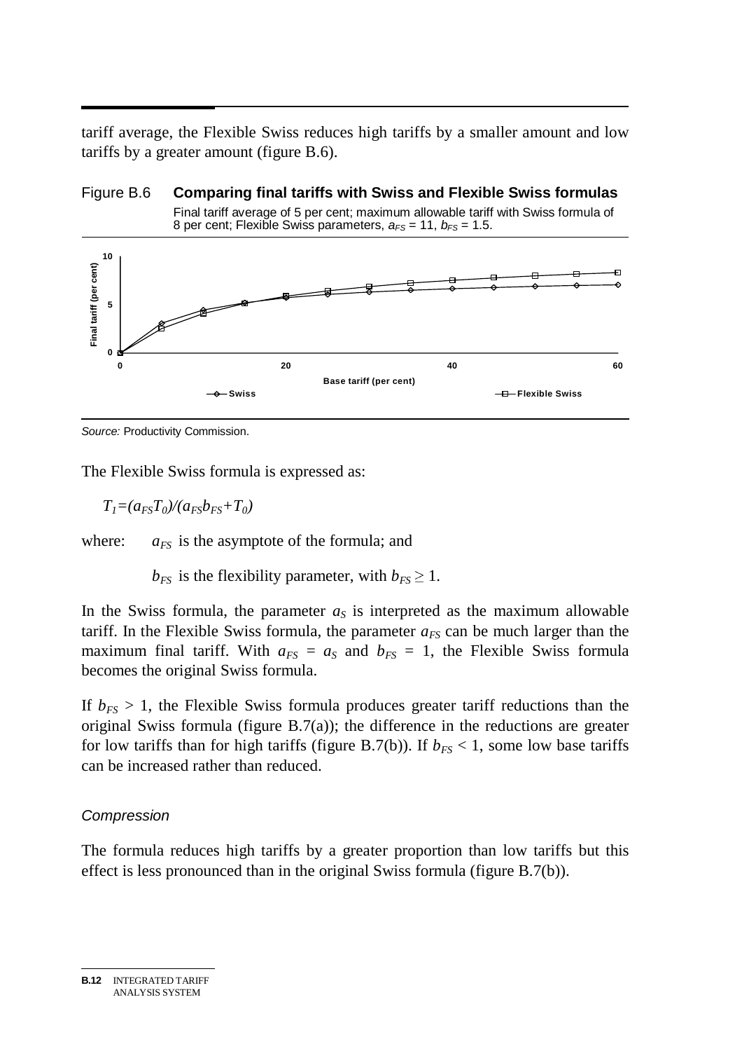tariff average, the Flexible Swiss reduces high tariffs by a smaller amount and low tariffs by a greater amount (figure B.6).

Figure B.6 **Comparing final tariffs with Swiss and Flexible Swiss formulas**

Final tariff average of 5 per cent; maximum allowable tariff with Swiss formula of 8 per cent; Flexible Swiss parameters, $a_{FS}$ = 11, $b_{FS}$ = 1.5.

*Source:* Productivity Commission.

The Flexible Swiss formula is expressed as:

$$T_1=(a_{FS}T_0)/(a_{FS}b_{FS}+T_0)$$

where: $a_{FS}$ is the asymptote of the formula; and

$b_{FS}$ is the flexibility parameter, with $b_{FS} \geq 1$.

In the Swiss formula, the parameter $a_S$ is interpreted as the maximum allowable tariff. In the Flexible Swiss formula, the parameter $a_{FS}$ can be much larger than the maximum final tariff. With $a_{FS} = a_S$ and $b_{FS} = 1$, the Flexible Swiss formula becomes the original Swiss formula.

If $b_{FS} > 1$, the Flexible Swiss formula produces greater tariff reductions than the original Swiss formula (figure B.7(a)); the difference in the reductions are greater for low tariffs than for high tariffs (figure B.7(b)). If $b_{FS} < 1$, some low base tariffs can be increased rather than reduced.

*Compression*

The formula reduces high tariffs by a greater proportion than low tariffs but this effect is less pronounced than in the original Swiss formula (figure B.7(b)).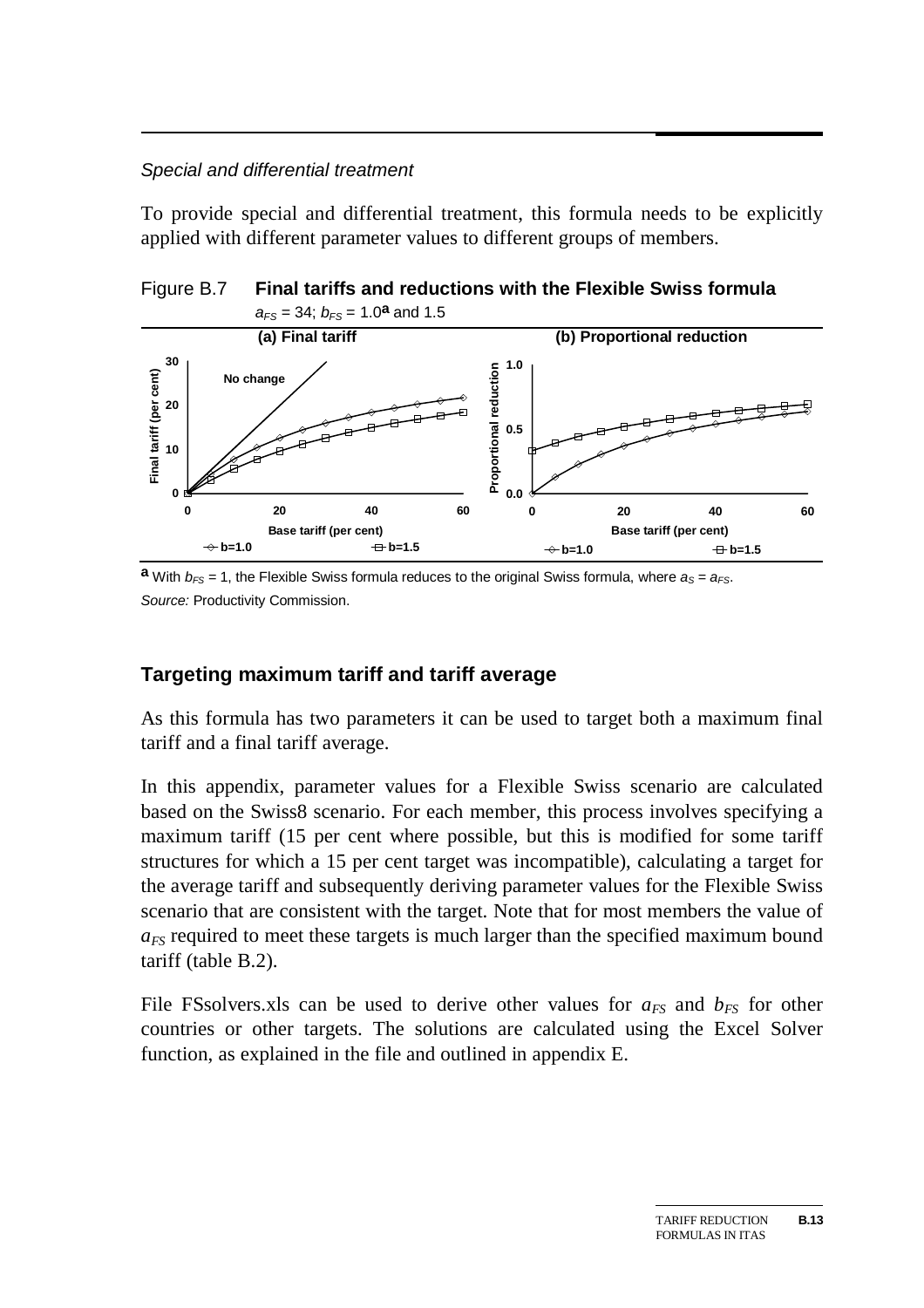*Special and differential treatment*

To provide special and differential treatment, this formula needs to be explicitly applied with different parameter values to different groups of members.

Figure B.7 **Final tariffs and reductions with the Flexible Swiss formula**
$a_{FS}$ = 34; $b_{FS}$ = 1.0[a] and 1.5

[a] With $b_{FS}$ = 1, the Flexible Swiss formula reduces to the original Swiss formula, where $a_S = a_{FS}$.
*Source:* Productivity Commission.

### Targeting maximum tariff and tariff average

As this formula has two parameters it can be used to target both a maximum final tariff and a final tariff average.

In this appendix, parameter values for a Flexible Swiss scenario are calculated based on the Swiss8 scenario. For each member, this process involves specifying a maximum tariff (15 per cent where possible, but this is modified for some tariff structures for which a 15 per cent target was incompatible), calculating a target for the average tariff and subsequently deriving parameter values for the Flexible Swiss scenario that are consistent with the target. Note that for most members the value of $a_{FS}$ required to meet these targets is much larger than the specified maximum bound tariff (table B.2).

File FSsolvers.xls can be used to derive other values for $a_{FS}$ and $b_{FS}$ for other countries or other targets. The solutions are calculated using the Excel Solver function, as explained in the file and outlined in appendix E.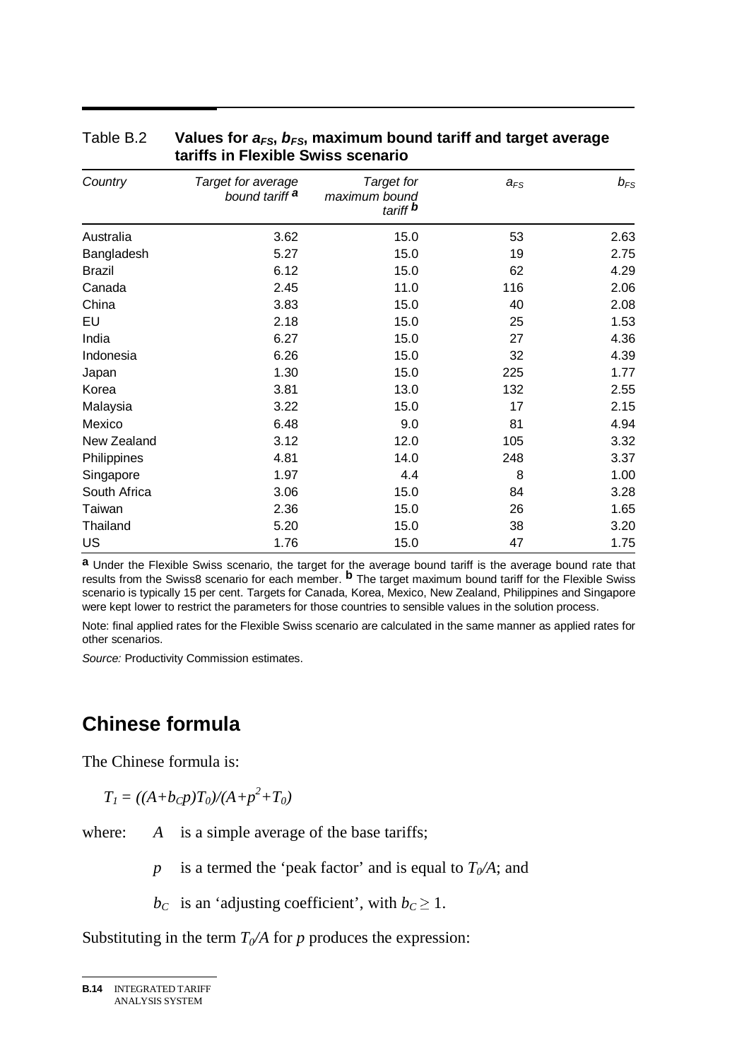Table B.2 **Values for $a_{FS}$, $b_{FS}$, maximum bound tariff and target average tariffs in Flexible Swiss scenario**

| *Country* | *Target for average bound tariff* [a] | *Target for maximum bound tariff* [b] | $a_{FS}$ | $b_{FS}$ |
|---|---|---|---|---|
| Australia | 3.62 | 15.0 | 53 | 2.63 |
| Bangladesh | 5.27 | 15.0 | 19 | 2.75 |
| Brazil | 6.12 | 15.0 | 62 | 4.29 |
| Canada | 2.45 | 11.0 | 116 | 2.06 |
| China | 3.83 | 15.0 | 40 | 2.08 |
| EU | 2.18 | 15.0 | 25 | 1.53 |
| India | 6.27 | 15.0 | 27 | 4.36 |
| Indonesia | 6.26 | 15.0 | 32 | 4.39 |
| Japan | 1.30 | 15.0 | 225 | 1.77 |
| Korea | 3.81 | 13.0 | 132 | 2.55 |
| Malaysia | 3.22 | 15.0 | 17 | 2.15 |
| Mexico | 6.48 | 9.0 | 81 | 4.94 |
| New Zealand | 3.12 | 12.0 | 105 | 3.32 |
| Philippines | 4.81 | 14.0 | 248 | 3.37 |
| Singapore | 1.97 | 4.4 | 8 | 1.00 |
| South Africa | 3.06 | 15.0 | 84 | 3.28 |
| Taiwan | 2.36 | 15.0 | 26 | 1.65 |
| Thailand | 5.20 | 15.0 | 38 | 3.20 |
| US | 1.76 | 15.0 | 47 | 1.75 |

**a** Under the Flexible Swiss scenario, the target for the average bound tariff is the average bound rate that results from the Swiss8 scenario for each member. **b** The target maximum bound tariff for the Flexible Swiss scenario is typically 15 per cent. Targets for Canada, Korea, Mexico, New Zealand, Philippines and Singapore were kept lower to restrict the parameters for those countries to sensible values in the solution process.

Note: final applied rates for the Flexible Swiss scenario are calculated in the same manner as applied rates for other scenarios.

*Source:* Productivity Commission estimates.

## Chinese formula

The Chinese formula is:

$$T_1 = ((A+b_C p)T_0)/(A+p^2+T_0)$$

where: $A$ is a simple average of the base tariffs;

$p$ is a termed the 'peak factor' and is equal to $T_0/A$; and

$b_C$ is an 'adjusting coefficient', with $b_C \geq 1$.

Substituting in the term $T_0/A$ for $p$ produces the expression: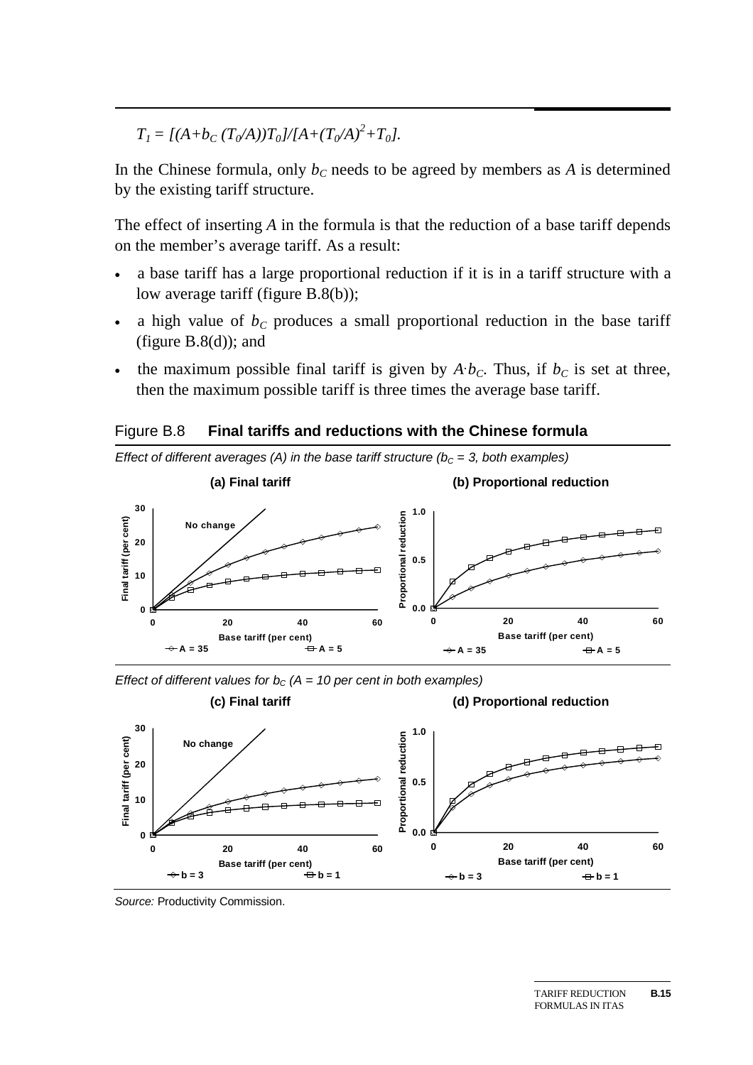$$T_1 = [(A+b_C (T_0/A))T_0]/[A+(T_0/A)^2+T_0].$$

In the Chinese formula, only $b_C$ needs to be agreed by members as $A$ is determined by the existing tariff structure.

The effect of inserting $A$ in the formula is that the reduction of a base tariff depends on the member's average tariff. As a result:

- a base tariff has a large proportional reduction if it is in a tariff structure with a low average tariff (figure B.8(b));
- a high value of $b_C$ produces a small proportional reduction in the base tariff (figure B.8(d)); and
- the maximum possible final tariff is given by $A \cdot b_C$. Thus, if $b_C$ is set at three, then the maximum possible tariff is three times the average base tariff.

Figure B.8 **Final tariffs and reductions with the Chinese formula**

*Effect of different averages (A) in the base tariff structure ($b_C$ = 3, both examples)*

**(a) Final tariff** **(b) Proportional reduction**

*Effect of different values for $b_C$ (A = 10 per cent in both examples)*

**(c) Final tariff** **(d) Proportional reduction**

*Source:* Productivity Commission.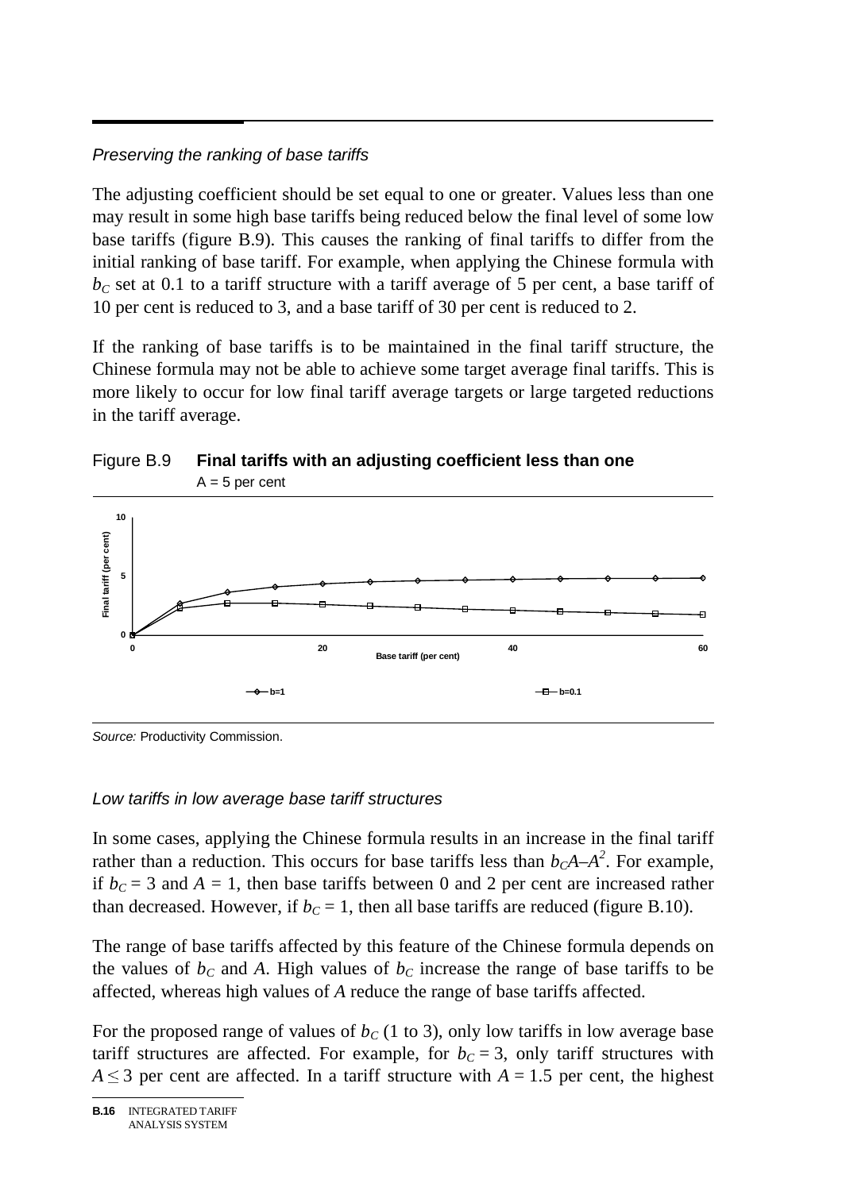### *Preserving the ranking of base tariffs*

The adjusting coefficient should be set equal to one or greater. Values less than one may result in some high base tariffs being reduced below the final level of some low base tariffs (figure B.9). This causes the ranking of final tariffs to differ from the initial ranking of base tariff. For example, when applying the Chinese formula with $b_C$ set at 0.1 to a tariff structure with a tariff average of 5 per cent, a base tariff of 10 per cent is reduced to 3, and a base tariff of 30 per cent is reduced to 2.

If the ranking of base tariffs is to be maintained in the final tariff structure, the Chinese formula may not be able to achieve some target average final tariffs. This is more likely to occur for low final tariff average targets or large targeted reductions in the tariff average.

Figure B.9 **Final tariffs with an adjusting coefficient less than one**
A = 5 per cent

*Source:* Productivity Commission.

### *Low tariffs in low average base tariff structures*

In some cases, applying the Chinese formula results in an increase in the final tariff rather than a reduction. This occurs for base tariffs less than $b_C A – A^2$. For example, if $b_C = 3$ and $A = 1$, then base tariffs between 0 and 2 per cent are increased rather than decreased. However, if $b_C = 1$, then all base tariffs are reduced (figure B.10).

The range of base tariffs affected by this feature of the Chinese formula depends on the values of $b_C$ and $A$. High values of $b_C$ increase the range of base tariffs to be affected, whereas high values of $A$ reduce the range of base tariffs affected.

For the proposed range of values of $b_C$ (1 to 3), only low tariffs in low average base tariff structures are affected. For example, for $b_C = 3$, only tariff structures with $A \leq 3$ per cent are affected. In a tariff structure with $A = 1.5$ per cent, the highest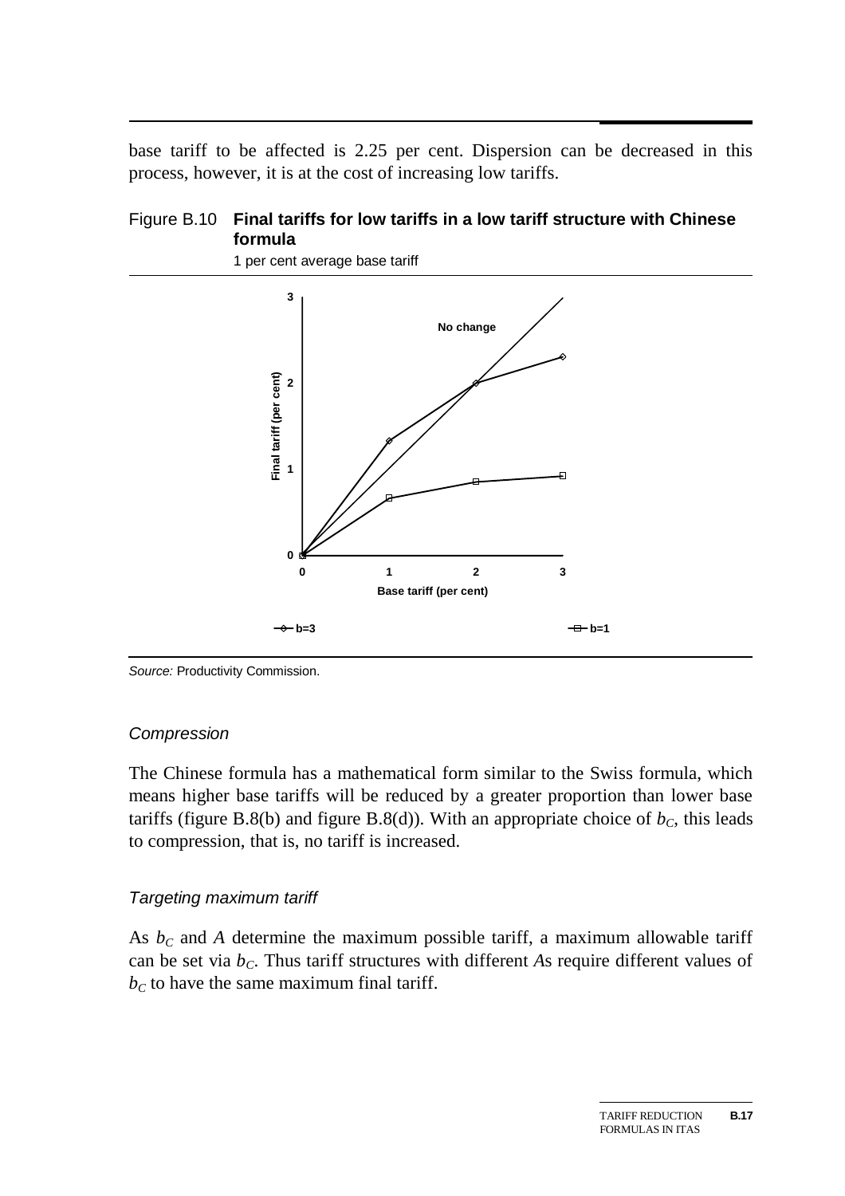base tariff to be affected is 2.25 per cent. Dispersion can be decreased in this process, however, it is at the cost of increasing low tariffs.

Figure B.10 **Final tariffs for low tariffs in a low tariff structure with Chinese formula**

1 per cent average base tariff

*Source:* Productivity Commission.

### *Compression*

The Chinese formula has a mathematical form similar to the Swiss formula, which means higher base tariffs will be reduced by a greater proportion than lower base tariffs (figure B.8(b) and figure B.8(d)). With an appropriate choice of $b_C$, this leads to compression, that is, no tariff is increased.

### *Targeting maximum tariff*

As $b_C$ and $A$ determine the maximum possible tariff, a maximum allowable tariff can be set via $b_C$. Thus tariff structures with different $A$s require different values of $b_C$ to have the same maximum final tariff.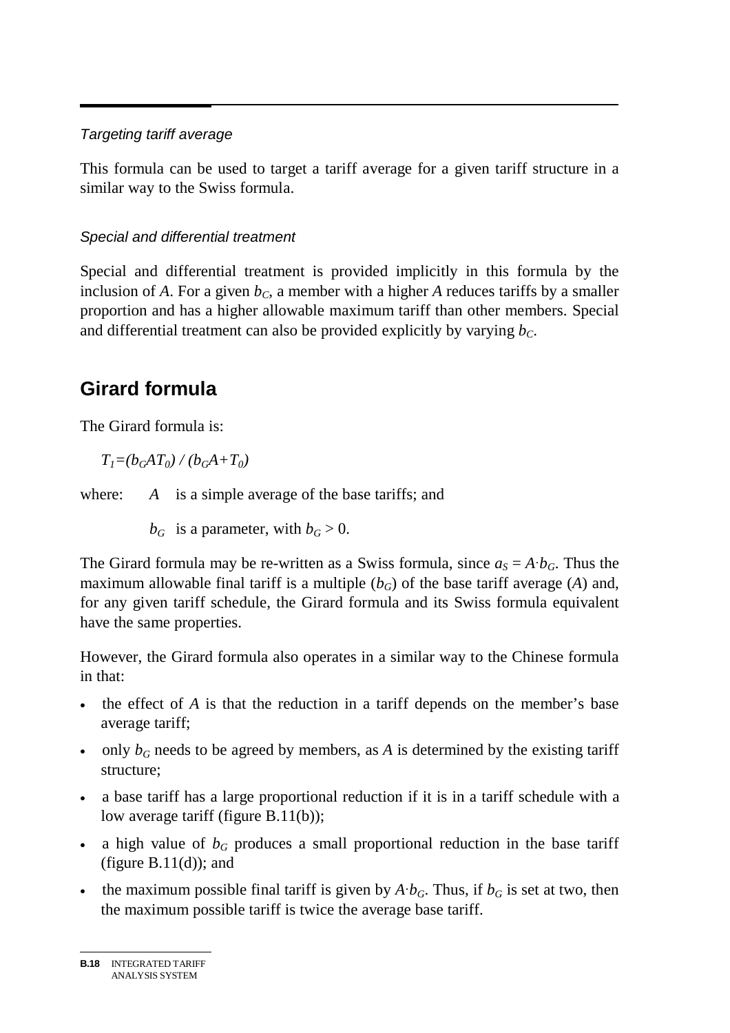*Targeting tariff average*

This formula can be used to target a tariff average for a given tariff structure in a similar way to the Swiss formula.

*Special and differential treatment*

Special and differential treatment is provided implicitly in this formula by the inclusion of $A$. For a given $b_C$, a member with a higher $A$ reduces tariffs by a smaller proportion and has a higher allowable maximum tariff than other members. Special and differential treatment can also be provided explicitly by varying $b_C$.

## Girard formula

The Girard formula is:

$$T_1=(b_G A T_0) / (b_G A+T_0)$$

where: $A$ is a simple average of the base tariffs; and

$b_G$ is a parameter, with $b_G > 0$.

The Girard formula may be re-written as a Swiss formula, since $a_S = A \cdot b_G$. Thus the maximum allowable final tariff is a multiple ($b_G$) of the base tariff average ($A$) and, for any given tariff schedule, the Girard formula and its Swiss formula equivalent have the same properties.

However, the Girard formula also operates in a similar way to the Chinese formula in that:

- the effect of $A$ is that the reduction in a tariff depends on the member's base average tariff;
- only $b_G$ needs to be agreed by members, as $A$ is determined by the existing tariff structure;
- a base tariff has a large proportional reduction if it is in a tariff schedule with a low average tariff (figure B.11(b));
- a high value of $b_G$ produces a small proportional reduction in the base tariff (figure B.11(d)); and
- the maximum possible final tariff is given by $A \cdot b_G$. Thus, if $b_G$ is set at two, then the maximum possible tariff is twice the average base tariff.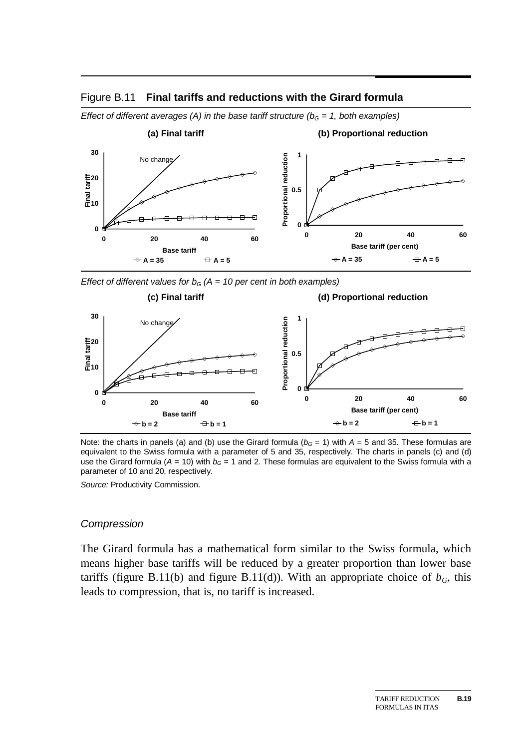Figure B.11 **Final tariffs and reductions with the Girard formula**

*Effect of different averages (A) in the base tariff structure ($b_G$ = 1, both examples)*

**(a) Final tariff**

**(b) Proportional reduction**

*Effect of different values for $b_G$ (A = 10 per cent in both examples)*

**(c) Final tariff**

**(d) Proportional reduction**

Note: the charts in panels (a) and (b) use the Girard formula ($b_G$ = 1) with $A$ = 5 and 35. These formulas are equivalent to the Swiss formula with a parameter of 5 and 35, respectively. The charts in panels (c) and (d) use the Girard formula ($A$ = 10) with $b_G$ = 1 and 2. These formulas are equivalent to the Swiss formula with a parameter of 10 and 20, respectively.

*Source:* Productivity Commission.

### *Compression*

The Girard formula has a mathematical form similar to the Swiss formula, which means higher base tariffs will be reduced by a greater proportion than lower base tariffs (figure B.11(b) and figure B.11(d)). With an appropriate choice of $b_G$, this leads to compression, that is, no tariff is increased.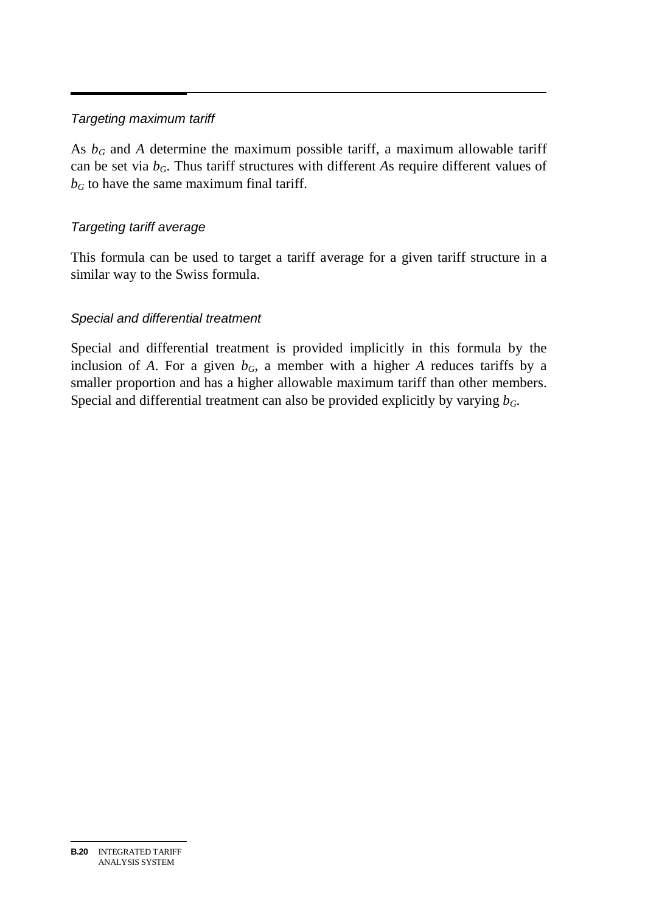#### *Targeting maximum tariff*

As $b_G$ and $A$ determine the maximum possible tariff, a maximum allowable tariff can be set via $b_G$. Thus tariff structures with different $A$s require different values of $b_G$ to have the same maximum final tariff.

#### *Targeting tariff average*

This formula can be used to target a tariff average for a given tariff structure in a similar way to the Swiss formula.

#### *Special and differential treatment*

Special and differential treatment is provided implicitly in this formula by the inclusion of $A$. For a given $b_G$, a member with a higher $A$ reduces tariffs by a smaller proportion and has a higher allowable maximum tariff than other members. Special and differential treatment can also be provided explicitly by varying $b_G$.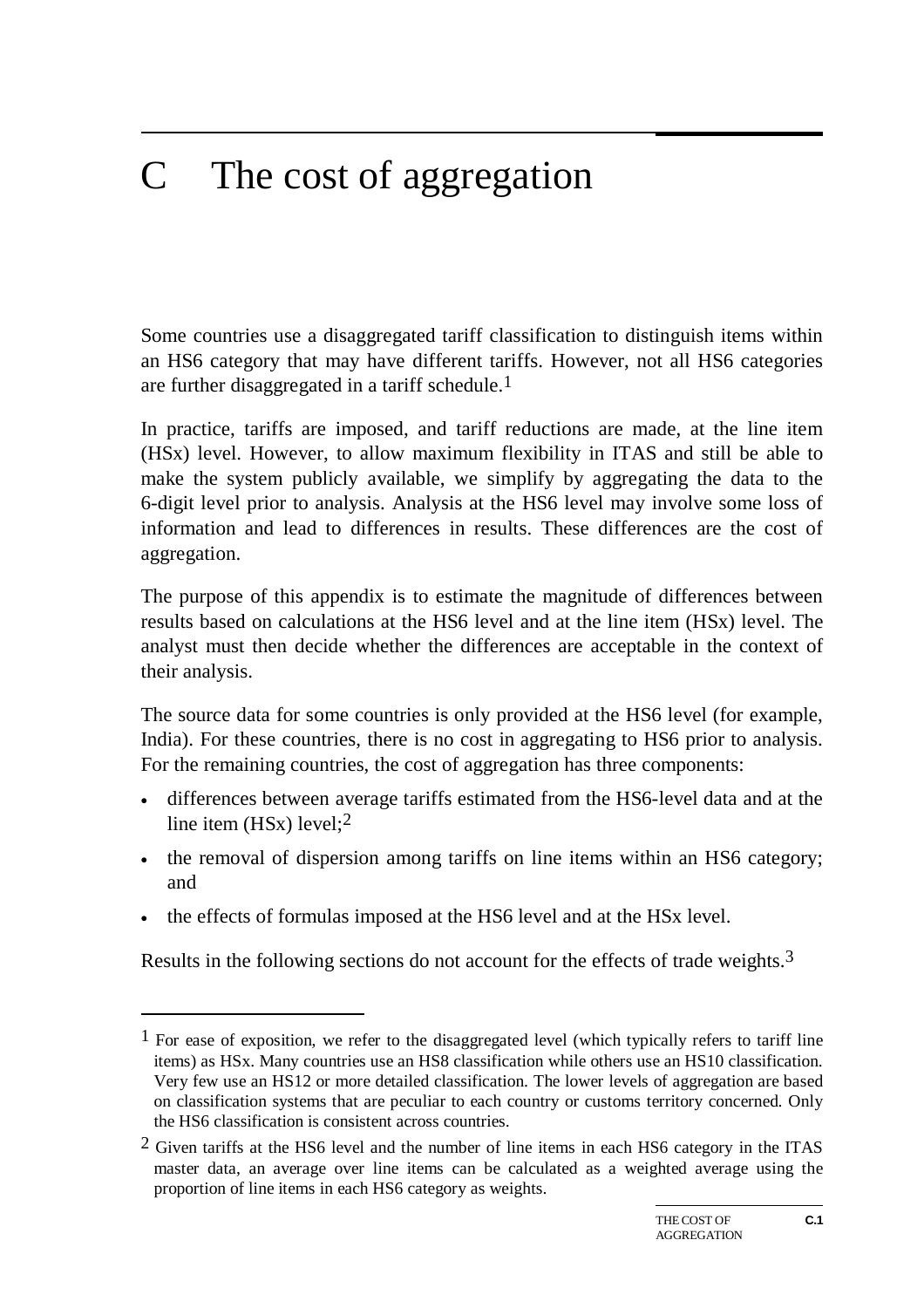# C The cost of aggregation

Some countries use a disaggregated tariff classification to distinguish items within an HS6 category that may have different tariffs. However, not all HS6 categories are further disaggregated in a tariff schedule.[1]

In practice, tariffs are imposed, and tariff reductions are made, at the line item (HSx) level. However, to allow maximum flexibility in ITAS and still be able to make the system publicly available, we simplify by aggregating the data to the 6-digit level prior to analysis. Analysis at the HS6 level may involve some loss of information and lead to differences in results. These differences are the cost of aggregation.

The purpose of this appendix is to estimate the magnitude of differences between results based on calculations at the HS6 level and at the line item (HSx) level. The analyst must then decide whether the differences are acceptable in the context of their analysis.

The source data for some countries is only provided at the HS6 level (for example, India). For these countries, there is no cost in aggregating to HS6 prior to analysis. For the remaining countries, the cost of aggregation has three components:

- differences between average tariffs estimated from the HS6-level data and at the line item (HSx) level;[2]
- the removal of dispersion among tariffs on line items within an HS6 category; and
- the effects of formulas imposed at the HS6 level and at the HSx level.

Results in the following sections do not account for the effects of trade weights.[3]

---

[1] For ease of exposition, we refer to the disaggregated level (which typically refers to tariff line items) as HSx. Many countries use an HS8 classification while others use an HS10 classification. Very few use an HS12 or more detailed classification. The lower levels of aggregation are based on classification systems that are peculiar to each country or customs territory concerned. Only the HS6 classification is consistent across countries.

[2] Given tariffs at the HS6 level and the number of line items in each HS6 category in the ITAS master data, an average over line items can be calculated as a weighted average using the proportion of line items in each HS6 category as weights.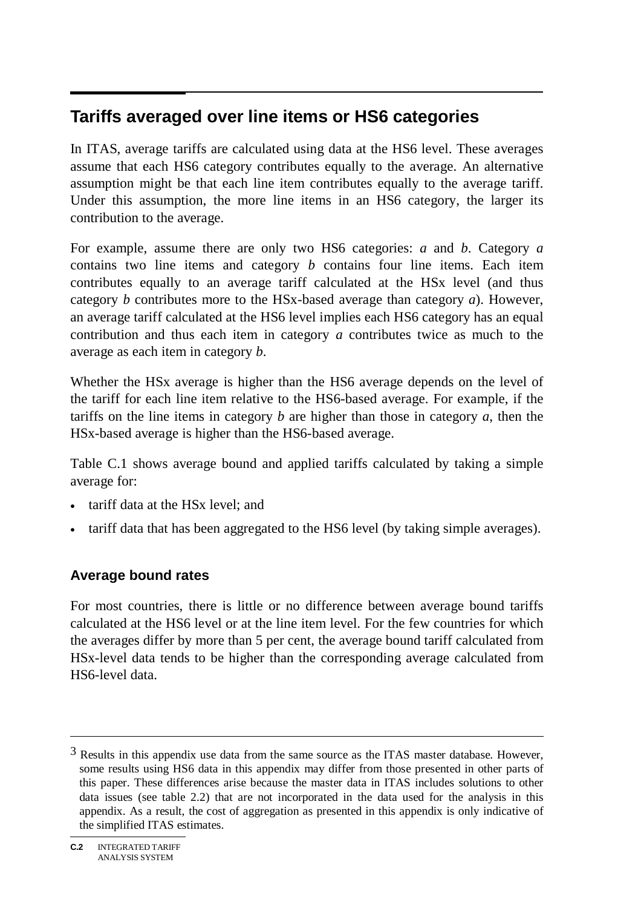## Tariffs averaged over line items or HS6 categories

In ITAS, average tariffs are calculated using data at the HS6 level. These averages assume that each HS6 category contributes equally to the average. An alternative assumption might be that each line item contributes equally to the average tariff. Under this assumption, the more line items in an HS6 category, the larger its contribution to the average.

For example, assume there are only two HS6 categories: *a* and *b*. Category *a* contains two line items and category *b* contains four line items. Each item contributes equally to an average tariff calculated at the HSx level (and thus category *b* contributes more to the HSx-based average than category *a*). However, an average tariff calculated at the HS6 level implies each HS6 category has an equal contribution and thus each item in category *a* contributes twice as much to the average as each item in category *b*.

Whether the HSx average is higher than the HS6 average depends on the level of the tariff for each line item relative to the HS6-based average. For example, if the tariffs on the line items in category *b* are higher than those in category *a*, then the HSx-based average is higher than the HS6-based average.

Table C.1 shows average bound and applied tariffs calculated by taking a simple average for:

- tariff data at the HSx level; and
- tariff data that has been aggregated to the HS6 level (by taking simple averages).

### Average bound rates

For most countries, there is little or no difference between average bound tariffs calculated at the HS6 level or at the line item level. For the few countries for which the averages differ by more than 5 per cent, the average bound tariff calculated from HSx-level data tends to be higher than the corresponding average calculated from HS6-level data.

---

[3] Results in this appendix use data from the same source as the ITAS master database. However, some results using HS6 data in this appendix may differ from those presented in other parts of this paper. These differences arise because the master data in ITAS includes solutions to other data issues (see table 2.2) that are not incorporated in the data used for the analysis in this appendix. As a result, the cost of aggregation as presented in this appendix is only indicative of the simplified ITAS estimates.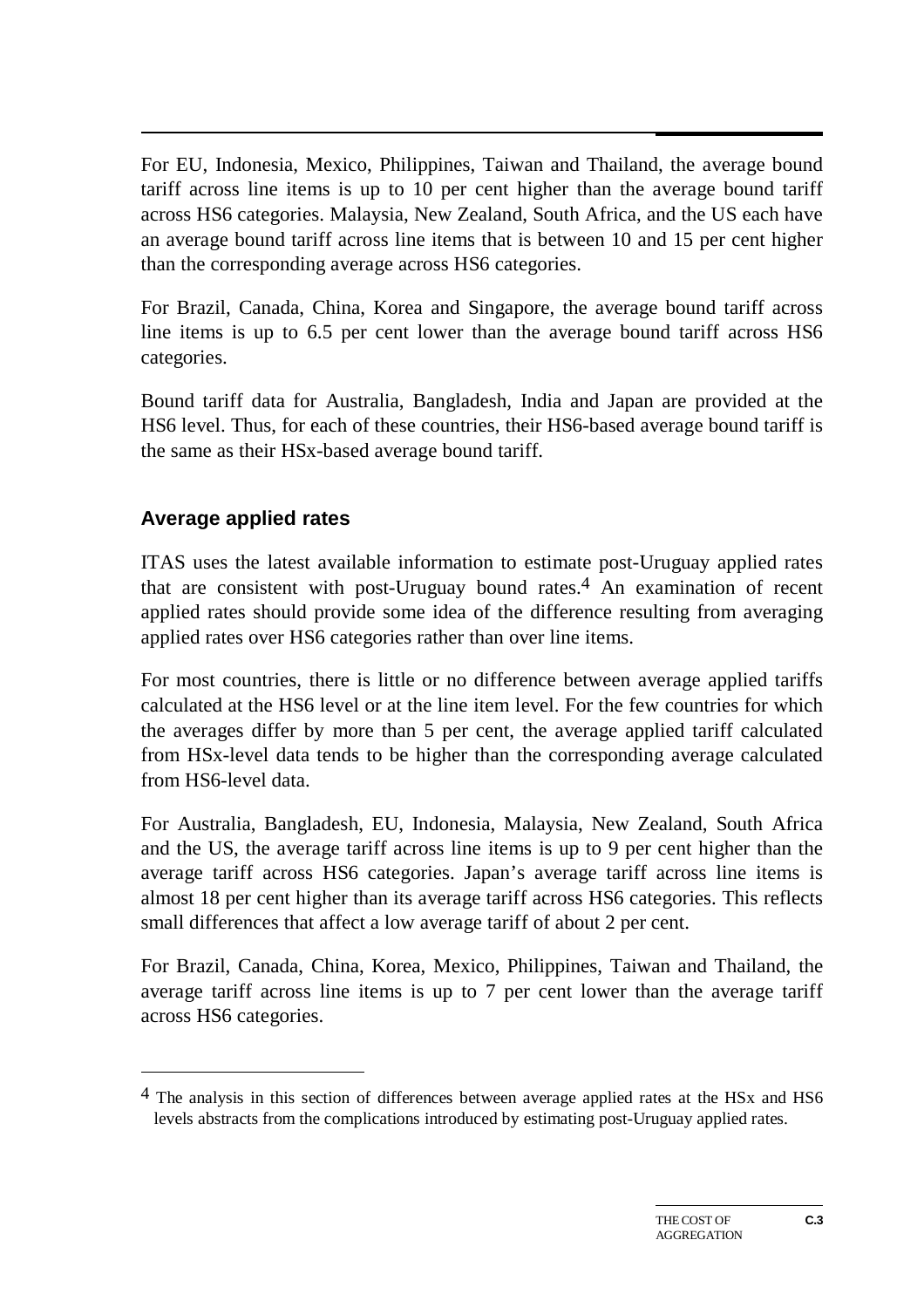For EU, Indonesia, Mexico, Philippines, Taiwan and Thailand, the average bound tariff across line items is up to 10 per cent higher than the average bound tariff across HS6 categories. Malaysia, New Zealand, South Africa, and the US each have an average bound tariff across line items that is between 10 and 15 per cent higher than the corresponding average across HS6 categories.

For Brazil, Canada, China, Korea and Singapore, the average bound tariff across line items is up to 6.5 per cent lower than the average bound tariff across HS6 categories.

Bound tariff data for Australia, Bangladesh, India and Japan are provided at the HS6 level. Thus, for each of these countries, their HS6-based average bound tariff is the same as their HSx-based average bound tariff.

### Average applied rates

ITAS uses the latest available information to estimate post-Uruguay applied rates that are consistent with post-Uruguay bound rates.[4] An examination of recent applied rates should provide some idea of the difference resulting from averaging applied rates over HS6 categories rather than over line items.

For most countries, there is little or no difference between average applied tariffs calculated at the HS6 level or at the line item level. For the few countries for which the averages differ by more than 5 per cent, the average applied tariff calculated from HSx-level data tends to be higher than the corresponding average calculated from HS6-level data.

For Australia, Bangladesh, EU, Indonesia, Malaysia, New Zealand, South Africa and the US, the average tariff across line items is up to 9 per cent higher than the average tariff across HS6 categories. Japan's average tariff across line items is almost 18 per cent higher than its average tariff across HS6 categories. This reflects small differences that affect a low average tariff of about 2 per cent.

For Brazil, Canada, China, Korea, Mexico, Philippines, Taiwan and Thailand, the average tariff across line items is up to 7 per cent lower than the average tariff across HS6 categories.

---

[4] The analysis in this section of differences between average applied rates at the HSx and HS6 levels abstracts from the complications introduced by estimating post-Uruguay applied rates.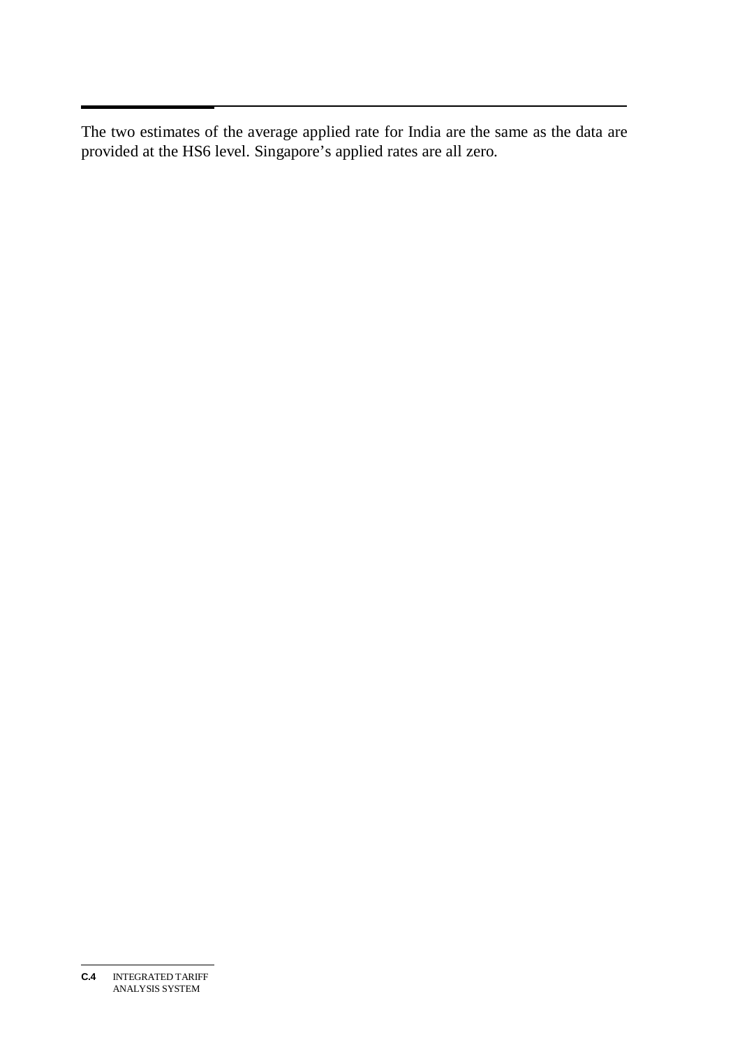The two estimates of the average applied rate for India are the same as the data are provided at the HS6 level. Singapore's applied rates are all zero.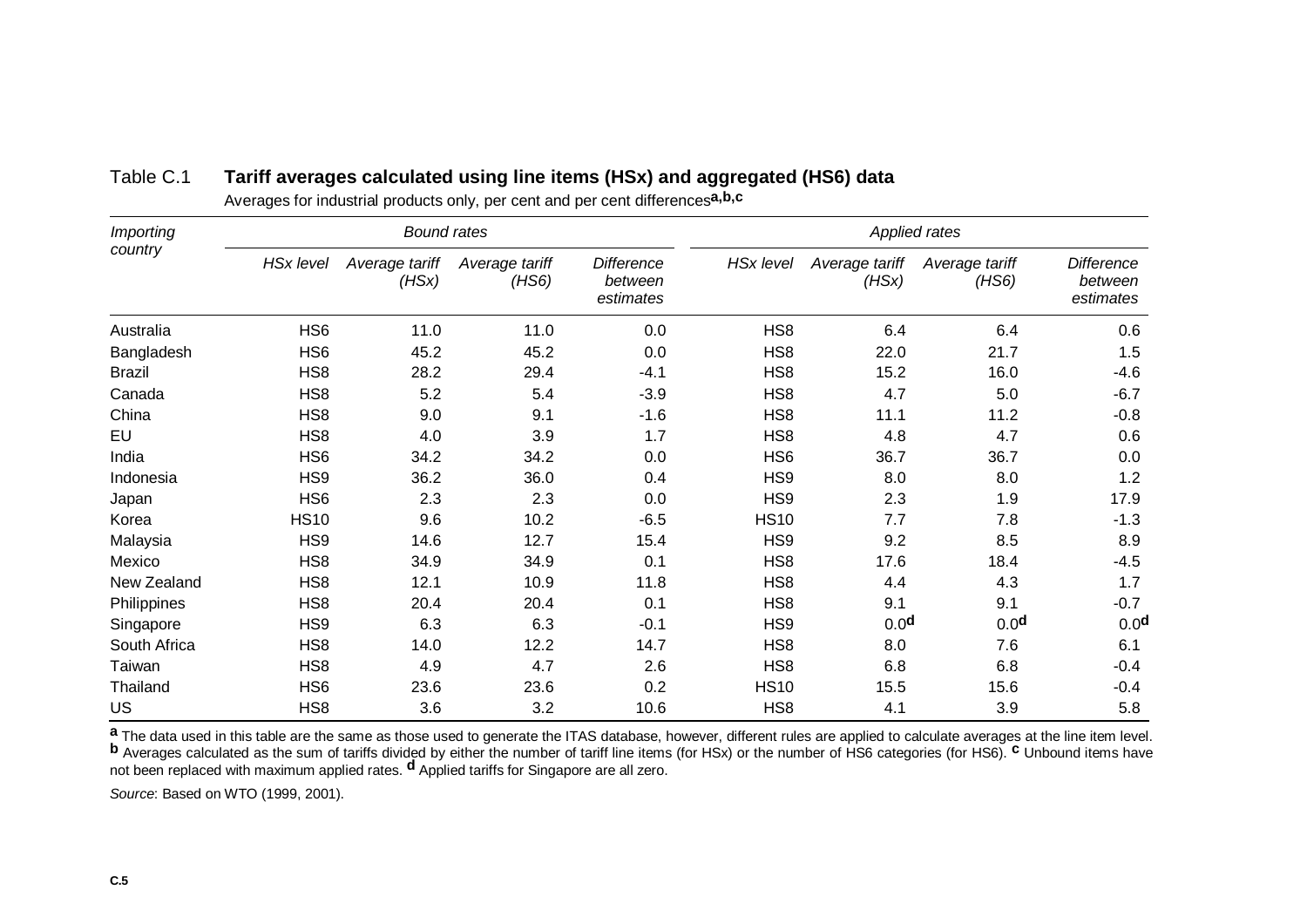Table C.1 **Tariff averages calculated using line items (HSx) and aggregated (HS6) data**

Averages for industrial products only, per cent and per cent differences[a,b,c]

| *Importing country* | *Bound rates* | | | | *Applied rates* | | | |
|---|---|---|---|---|---|---|---|---|
| | *HSx level* | *Average tariff (HSx)* | *Average tariff (HS6)* | *Difference between estimates* | *HSx level* | *Average tariff (HSx)* | *Average tariff (HS6)* | *Difference between estimates* |
| Australia | HS6 | 11.0 | 11.0 | 0.0 | HS8 | 6.4 | 6.4 | 0.6 |
| Bangladesh | HS6 | 45.2 | 45.2 | 0.0 | HS8 | 22.0 | 21.7 | 1.5 |
| Brazil | HS8 | 28.2 | 29.4 | -4.1 | HS8 | 15.2 | 16.0 | -4.6 |
| Canada | HS8 | 5.2 | 5.4 | -3.9 | HS8 | 4.7 | 5.0 | -6.7 |
| China | HS8 | 9.0 | 9.1 | -1.6 | HS8 | 11.1 | 11.2 | -0.8 |
| EU | HS8 | 4.0 | 3.9 | 1.7 | HS8 | 4.8 | 4.7 | 0.6 |
| India | HS6 | 34.2 | 34.2 | 0.0 | HS6 | 36.7 | 36.7 | 0.0 |
| Indonesia | HS9 | 36.2 | 36.0 | 0.4 | HS9 | 8.0 | 8.0 | 1.2 |
| Japan | HS6 | 2.3 | 2.3 | 0.0 | HS9 | 2.3 | 1.9 | 17.9 |
| Korea | HS10 | 9.6 | 10.2 | -6.5 | HS10 | 7.7 | 7.8 | -1.3 |
| Malaysia | HS9 | 14.6 | 12.7 | 15.4 | HS9 | 9.2 | 8.5 | 8.9 |
| Mexico | HS8 | 34.9 | 34.9 | 0.1 | HS8 | 17.6 | 18.4 | -4.5 |
| New Zealand | HS8 | 12.1 | 10.9 | 11.8 | HS8 | 4.4 | 4.3 | 1.7 |
| Philippines | HS8 | 20.4 | 20.4 | 0.1 | HS8 | 9.1 | 9.1 | -0.7 |
| Singapore | HS9 | 6.3 | 6.3 | -0.1 | HS9 | 0.0[d] | 0.0[d] | 0.0[d] |
| South Africa | HS8 | 14.0 | 12.2 | 14.7 | HS8 | 8.0 | 7.6 | 6.1 |
| Taiwan | HS8 | 4.9 | 4.7 | 2.6 | HS8 | 6.8 | 6.8 | -0.4 |
| Thailand | HS6 | 23.6 | 23.6 | 0.2 | HS10 | 15.5 | 15.6 | -0.4 |
| US | HS8 | 3.6 | 3.2 | 10.6 | HS8 | 4.1 | 3.9 | 5.8 |

[a] The data used in this table are the same as those used to generate the ITAS database, however, different rules are applied to calculate averages at the line item level. [b] Averages calculated as the sum of tariffs divided by either the number of tariff line items (for HSx) or the number of HS6 categories (for HS6). [c] Unbound items have not been replaced with maximum applied rates. [d] Applied tariffs for Singapore are all zero.

*Source*: Based on WTO (1999, 2001).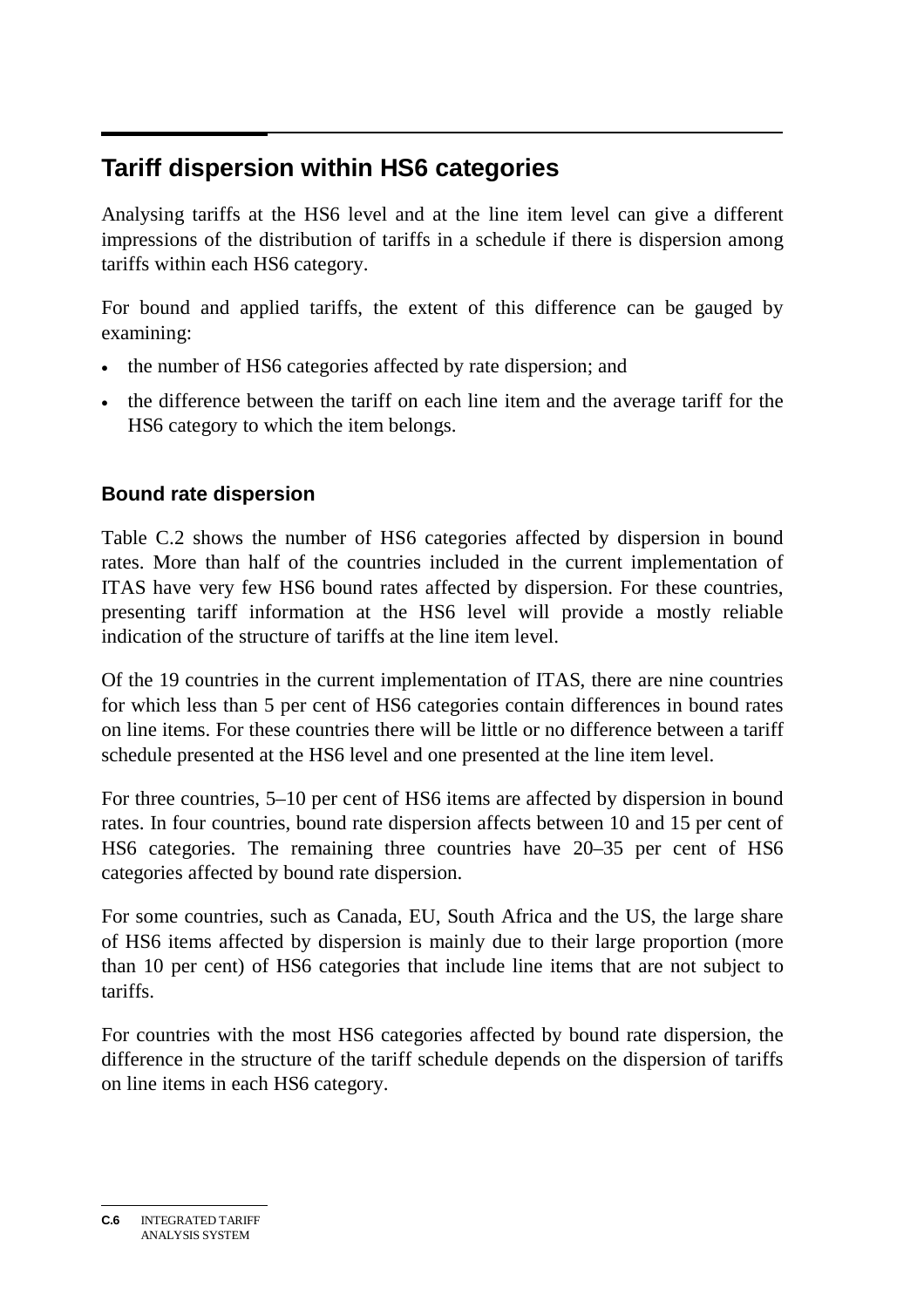## Tariff dispersion within HS6 categories

Analysing tariffs at the HS6 level and at the line item level can give a different impressions of the distribution of tariffs in a schedule if there is dispersion among tariffs within each HS6 category.

For bound and applied tariffs, the extent of this difference can be gauged by examining:

- the number of HS6 categories affected by rate dispersion; and
- the difference between the tariff on each line item and the average tariff for the HS6 category to which the item belongs.

### Bound rate dispersion

Table C.2 shows the number of HS6 categories affected by dispersion in bound rates. More than half of the countries included in the current implementation of ITAS have very few HS6 bound rates affected by dispersion. For these countries, presenting tariff information at the HS6 level will provide a mostly reliable indication of the structure of tariffs at the line item level.

Of the 19 countries in the current implementation of ITAS, there are nine countries for which less than 5 per cent of HS6 categories contain differences in bound rates on line items. For these countries there will be little or no difference between a tariff schedule presented at the HS6 level and one presented at the line item level.

For three countries, 5–10 per cent of HS6 items are affected by dispersion in bound rates. In four countries, bound rate dispersion affects between 10 and 15 per cent of HS6 categories. The remaining three countries have 20–35 per cent of HS6 categories affected by bound rate dispersion.

For some countries, such as Canada, EU, South Africa and the US, the large share of HS6 items affected by dispersion is mainly due to their large proportion (more than 10 per cent) of HS6 categories that include line items that are not subject to tariffs.

For countries with the most HS6 categories affected by bound rate dispersion, the difference in the structure of the tariff schedule depends on the dispersion of tariffs on line items in each HS6 category.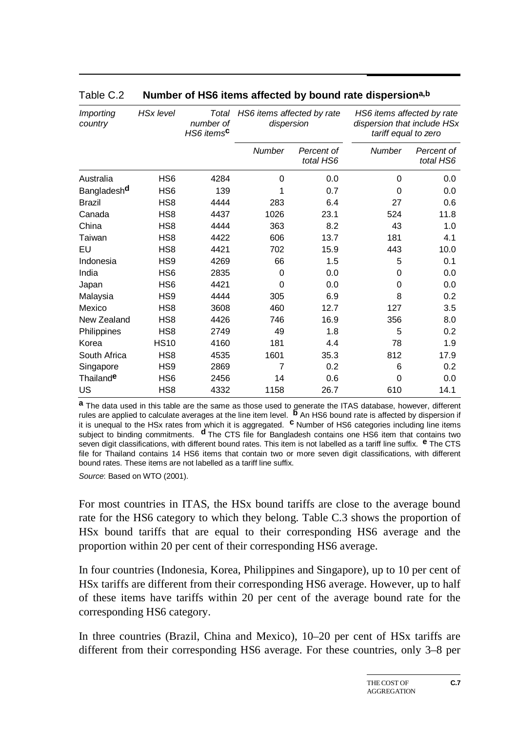Table C.2 **Number of HS6 items affected by bound rate dispersion[a,b]**

| *Importing country* | *HSx level* | *Total number of HS6 items*[c] | *HS6 items affected by rate dispersion* | | *HS6 items affected by rate dispersion that include HSx tariff equal to zero* | |
|---|---|---|---|---|---|---|
| | | | *Number* | *Percent of total HS6* | *Number* | *Percent of total HS6* |
| Australia | HS6 | 4284 | 0 | 0.0 | 0 | 0.0 |
| Bangladesh[d] | HS6 | 139 | 1 | 0.7 | 0 | 0.0 |
| Brazil | HS8 | 4444 | 283 | 6.4 | 27 | 0.6 |
| Canada | HS8 | 4437 | 1026 | 23.1 | 524 | 11.8 |
| China | HS8 | 4444 | 363 | 8.2 | 43 | 1.0 |
| Taiwan | HS8 | 4422 | 606 | 13.7 | 181 | 4.1 |
| EU | HS8 | 4421 | 702 | 15.9 | 443 | 10.0 |
| Indonesia | HS9 | 4269 | 66 | 1.5 | 5 | 0.1 |
| India | HS6 | 2835 | 0 | 0.0 | 0 | 0.0 |
| Japan | HS6 | 4421 | 0 | 0.0 | 0 | 0.0 |
| Malaysia | HS9 | 4444 | 305 | 6.9 | 8 | 0.2 |
| Mexico | HS8 | 3608 | 460 | 12.7 | 127 | 3.5 |
| New Zealand | HS8 | 4426 | 746 | 16.9 | 356 | 8.0 |
| Philippines | HS8 | 2749 | 49 | 1.8 | 5 | 0.2 |
| Korea | HS10 | 4160 | 181 | 4.4 | 78 | 1.9 |
| South Africa | HS8 | 4535 | 1601 | 35.3 | 812 | 17.9 |
| Singapore | HS9 | 2869 | 7 | 0.2 | 6 | 0.2 |
| Thailand[e] | HS6 | 2456 | 14 | 0.6 | 0 | 0.0 |
| US | HS8 | 4332 | 1158 | 26.7 | 610 | 14.1 |

**a** The data used in this table are the same as those used to generate the ITAS database, however, different rules are applied to calculate averages at the line item level. **b** An HS6 bound rate is affected by dispersion if it is unequal to the HSx rates from which it is aggregated. **c** Number of HS6 categories including line items subject to binding commitments. **d** The CTS file for Bangladesh contains one HS6 item that contains two seven digit classifications, with different bound rates. This item is not labelled as a tariff line suffix. **e** The CTS file for Thailand contains 14 HS6 items that contain two or more seven digit classifications, with different bound rates. These items are not labelled as a tariff line suffix.

*Source*: Based on WTO (2001).

For most countries in ITAS, the HSx bound tariffs are close to the average bound rate for the HS6 category to which they belong. Table C.3 shows the proportion of HSx bound tariffs that are equal to their corresponding HS6 average and the proportion within 20 per cent of their corresponding HS6 average.

In four countries (Indonesia, Korea, Philippines and Singapore), up to 10 per cent of HSx tariffs are different from their corresponding HS6 average. However, up to half of these items have tariffs within 20 per cent of the average bound rate for the corresponding HS6 category.

In three countries (Brazil, China and Mexico), 10–20 per cent of HSx tariffs are different from their corresponding HS6 average. For these countries, only 3–8 per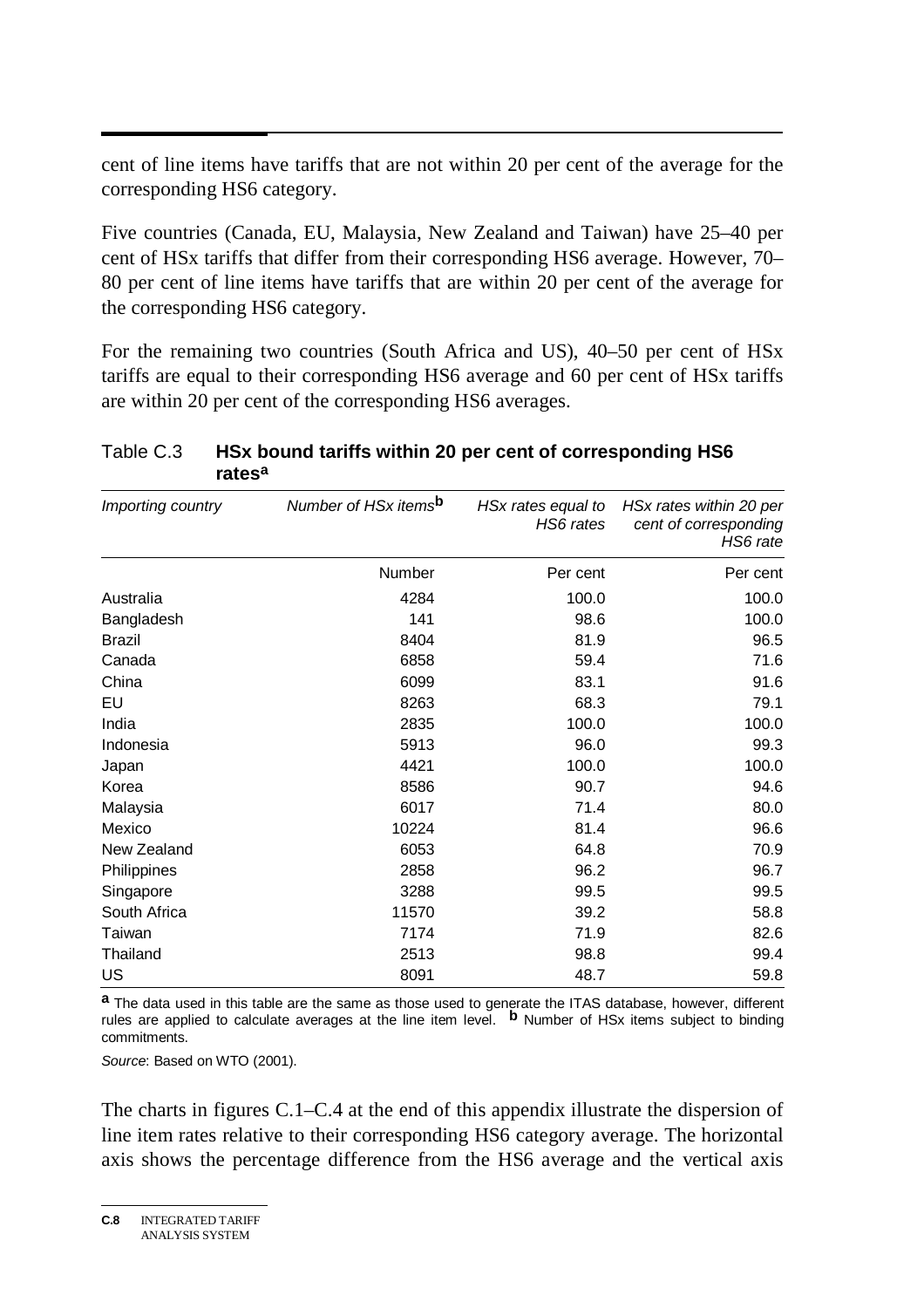cent of line items have tariffs that are not within 20 per cent of the average for the corresponding HS6 category.

Five countries (Canada, EU, Malaysia, New Zealand and Taiwan) have 25–40 per cent of HSx tariffs that differ from their corresponding HS6 average. However, 70–80 per cent of line items have tariffs that are within 20 per cent of the average for the corresponding HS6 category.

For the remaining two countries (South Africa and US), 40–50 per cent of HSx tariffs are equal to their corresponding HS6 average and 60 per cent of HSx tariffs are within 20 per cent of the corresponding HS6 averages.

Table C.3 **HSx bound tariffs within 20 per cent of corresponding HS6 rates**[a]

| *Importing country* | *Number of HSx items*[b] | *HSx rates equal to HS6 rates* | *HSx rates within 20 per cent of corresponding HS6 rate* |
|---|---|---|---|
| | Number | Per cent | Per cent |
| Australia | 4284 | 100.0 | 100.0 |
| Bangladesh | 141 | 98.6 | 100.0 |
| Brazil | 8404 | 81.9 | 96.5 |
| Canada | 6858 | 59.4 | 71.6 |
| China | 6099 | 83.1 | 91.6 |
| EU | 8263 | 68.3 | 79.1 |
| India | 2835 | 100.0 | 100.0 |
| Indonesia | 5913 | 96.0 | 99.3 |
| Japan | 4421 | 100.0 | 100.0 |
| Korea | 8586 | 90.7 | 94.6 |
| Malaysia | 6017 | 71.4 | 80.0 |
| Mexico | 10224 | 81.4 | 96.6 |
| New Zealand | 6053 | 64.8 | 70.9 |
| Philippines | 2858 | 96.2 | 96.7 |
| Singapore | 3288 | 99.5 | 99.5 |
| South Africa | 11570 | 39.2 | 58.8 |
| Taiwan | 7174 | 71.9 | 82.6 |
| Thailand | 2513 | 98.8 | 99.4 |
| US | 8091 | 48.7 | 59.8 |

**a** The data used in this table are the same as those used to generate the ITAS database, however, different rules are applied to calculate averages at the line item level. **b** Number of HSx items subject to binding commitments.

*Source*: Based on WTO (2001).

The charts in figures C.1–C.4 at the end of this appendix illustrate the dispersion of line item rates relative to their corresponding HS6 category average. The horizontal axis shows the percentage difference from the HS6 average and the vertical axis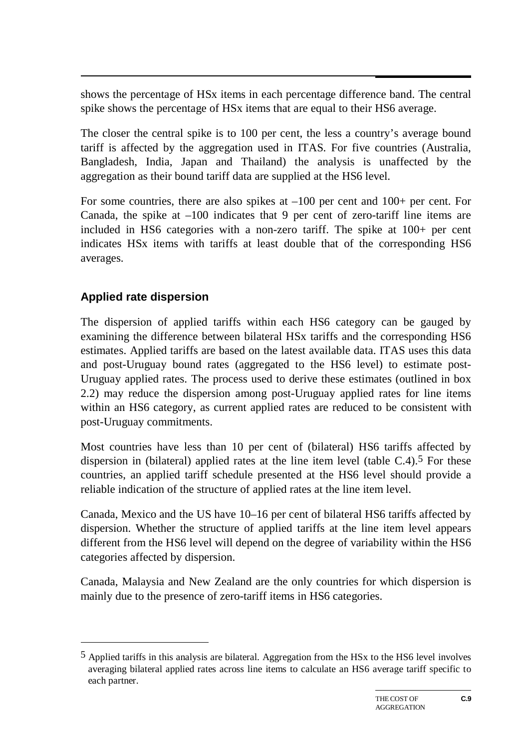shows the percentage of HSx items in each percentage difference band. The central spike shows the percentage of HSx items that are equal to their HS6 average.

The closer the central spike is to 100 per cent, the less a country's average bound tariff is affected by the aggregation used in ITAS. For five countries (Australia, Bangladesh, India, Japan and Thailand) the analysis is unaffected by the aggregation as their bound tariff data are supplied at the HS6 level.

For some countries, there are also spikes at –100 per cent and 100+ per cent. For Canada, the spike at –100 indicates that 9 per cent of zero-tariff line items are included in HS6 categories with a non-zero tariff. The spike at 100+ per cent indicates HSx items with tariffs at least double that of the corresponding HS6 averages.

### Applied rate dispersion

The dispersion of applied tariffs within each HS6 category can be gauged by examining the difference between bilateral HSx tariffs and the corresponding HS6 estimates. Applied tariffs are based on the latest available data. ITAS uses this data and post-Uruguay bound rates (aggregated to the HS6 level) to estimate post-Uruguay applied rates. The process used to derive these estimates (outlined in box 2.2) may reduce the dispersion among post-Uruguay applied rates for line items within an HS6 category, as current applied rates are reduced to be consistent with post-Uruguay commitments.

Most countries have less than 10 per cent of (bilateral) HS6 tariffs affected by dispersion in (bilateral) applied rates at the line item level (table C.4).[5] For these countries, an applied tariff schedule presented at the HS6 level should provide a reliable indication of the structure of applied rates at the line item level.

Canada, Mexico and the US have 10–16 per cent of bilateral HS6 tariffs affected by dispersion. Whether the structure of applied tariffs at the line item level appears different from the HS6 level will depend on the degree of variability within the HS6 categories affected by dispersion.

Canada, Malaysia and New Zealand are the only countries for which dispersion is mainly due to the presence of zero-tariff items in HS6 categories.

---

[5] Applied tariffs in this analysis are bilateral. Aggregation from the HSx to the HS6 level involves averaging bilateral applied rates across line items to calculate an HS6 average tariff specific to each partner.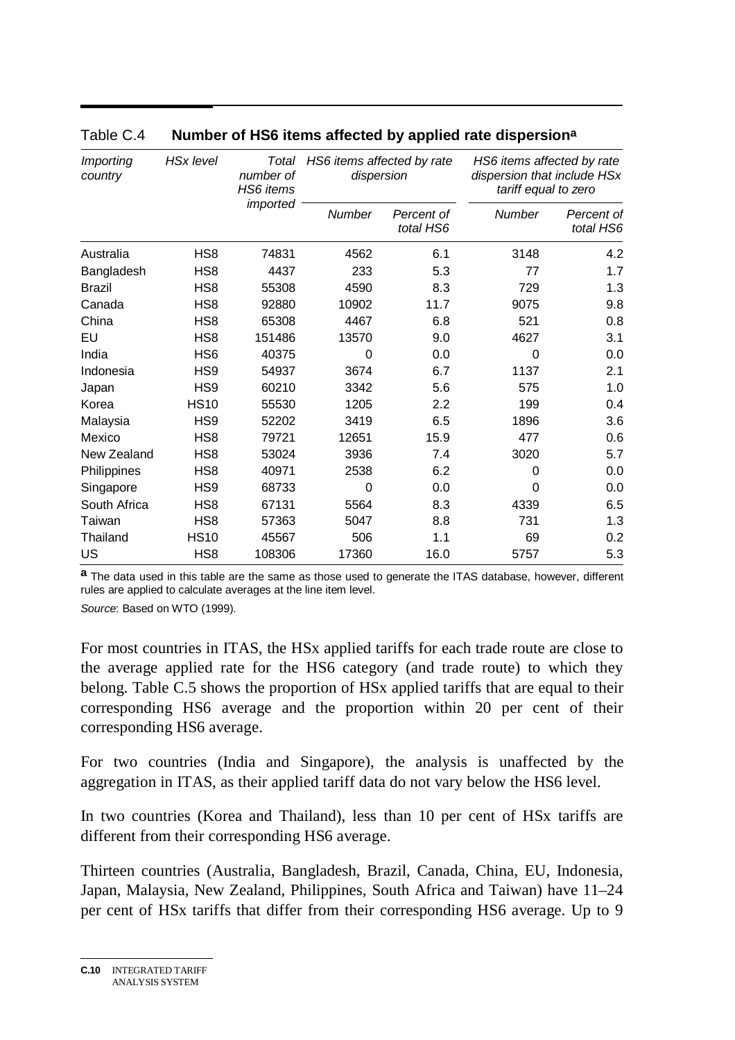Table C.4 **Number of HS6 items affected by applied rate dispersion[a]**

| *Importing country* | *HSx level* | *Total number of HS6 items imported* | *HS6 items affected by rate dispersion* | | *HS6 items affected by rate dispersion that include HSx tariff equal to zero* | |
|---|---|---|---|---|---|---|
| | | | *Number* | *Percent of total HS6* | *Number* | *Percent of total HS6* |
| Australia | HS8 | 74831 | 4562 | 6.1 | 3148 | 4.2 |
| Bangladesh | HS8 | 4437 | 233 | 5.3 | 77 | 1.7 |
| Brazil | HS8 | 55308 | 4590 | 8.3 | 729 | 1.3 |
| Canada | HS8 | 92880 | 10902 | 11.7 | 9075 | 9.8 |
| China | HS8 | 65308 | 4467 | 6.8 | 521 | 0.8 |
| EU | HS8 | 151486 | 13570 | 9.0 | 4627 | 3.1 |
| India | HS6 | 40375 | 0 | 0.0 | 0 | 0.0 |
| Indonesia | HS9 | 54937 | 3674 | 6.7 | 1137 | 2.1 |
| Japan | HS9 | 60210 | 3342 | 5.6 | 575 | 1.0 |
| Korea | HS10 | 55530 | 1205 | 2.2 | 199 | 0.4 |
| Malaysia | HS9 | 52202 | 3419 | 6.5 | 1896 | 3.6 |
| Mexico | HS8 | 79721 | 12651 | 15.9 | 477 | 0.6 |
| New Zealand | HS8 | 53024 | 3936 | 7.4 | 3020 | 5.7 |
| Philippines | HS8 | 40971 | 2538 | 6.2 | 0 | 0.0 |
| Singapore | HS9 | 68733 | 0 | 0.0 | 0 | 0.0 |
| South Africa | HS8 | 67131 | 5564 | 8.3 | 4339 | 6.5 |
| Taiwan | HS8 | 57363 | 5047 | 8.8 | 731 | 1.3 |
| Thailand | HS10 | 45567 | 506 | 1.1 | 69 | 0.2 |
| US | HS8 | 108306 | 17360 | 16.0 | 5757 | 5.3 |

**a** The data used in this table are the same as those used to generate the ITAS database, however, different rules are applied to calculate averages at the line item level.

*Source*: Based on WTO (1999).

For most countries in ITAS, the HSx applied tariffs for each trade route are close to the average applied rate for the HS6 category (and trade route) to which they belong. Table C.5 shows the proportion of HSx applied tariffs that are equal to their corresponding HS6 average and the proportion within 20 per cent of their corresponding HS6 average.

For two countries (India and Singapore), the analysis is unaffected by the aggregation in ITAS, as their applied tariff data do not vary below the HS6 level.

In two countries (Korea and Thailand), less than 10 per cent of HSx tariffs are different from their corresponding HS6 average.

Thirteen countries (Australia, Bangladesh, Brazil, Canada, China, EU, Indonesia, Japan, Malaysia, New Zealand, Philippines, South Africa and Taiwan) have 11–24 per cent of HSx tariffs that differ from their corresponding HS6 average. Up to 9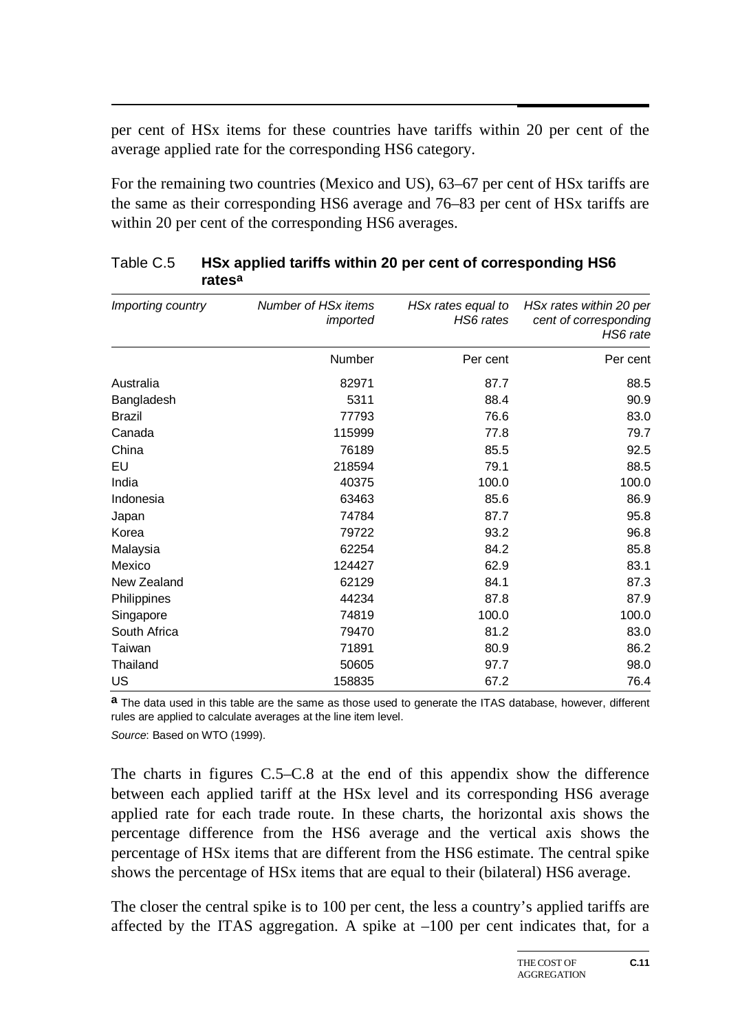per cent of HSx items for these countries have tariffs within 20 per cent of the average applied rate for the corresponding HS6 category.

For the remaining two countries (Mexico and US), 63–67 per cent of HSx tariffs are the same as their corresponding HS6 average and 76–83 per cent of HSx tariffs are within 20 per cent of the corresponding HS6 averages.

Table C.5 **HSx applied tariffs within 20 per cent of corresponding HS6 rates[a]**

| *Importing country* | *Number of HSx items imported* | *HSx rates equal to HS6 rates* | *HSx rates within 20 per cent of corresponding HS6 rate* |
|---|---|---|---|
| | Number | Per cent | Per cent |
| Australia | 82971 | 87.7 | 88.5 |
| Bangladesh | 5311 | 88.4 | 90.9 |
| Brazil | 77793 | 76.6 | 83.0 |
| Canada | 115999 | 77.8 | 79.7 |
| China | 76189 | 85.5 | 92.5 |
| EU | 218594 | 79.1 | 88.5 |
| India | 40375 | 100.0 | 100.0 |
| Indonesia | 63463 | 85.6 | 86.9 |
| Japan | 74784 | 87.7 | 95.8 |
| Korea | 79722 | 93.2 | 96.8 |
| Malaysia | 62254 | 84.2 | 85.8 |
| Mexico | 124427 | 62.9 | 83.1 |
| New Zealand | 62129 | 84.1 | 87.3 |
| Philippines | 44234 | 87.8 | 87.9 |
| Singapore | 74819 | 100.0 | 100.0 |
| South Africa | 79470 | 81.2 | 83.0 |
| Taiwan | 71891 | 80.9 | 86.2 |
| Thailand | 50605 | 97.7 | 98.0 |
| US | 158835 | 67.2 | 76.4 |

**a** The data used in this table are the same as those used to generate the ITAS database, however, different rules are applied to calculate averages at the line item level.

*Source*: Based on WTO (1999).

The charts in figures C.5–C.8 at the end of this appendix show the difference between each applied tariff at the HSx level and its corresponding HS6 average applied rate for each trade route. In these charts, the horizontal axis shows the percentage difference from the HS6 average and the vertical axis shows the percentage of HSx items that are different from the HS6 estimate. The central spike shows the percentage of HSx items that are equal to their (bilateral) HS6 average.

The closer the central spike is to 100 per cent, the less a country's applied tariffs are affected by the ITAS aggregation. A spike at –100 per cent indicates that, for a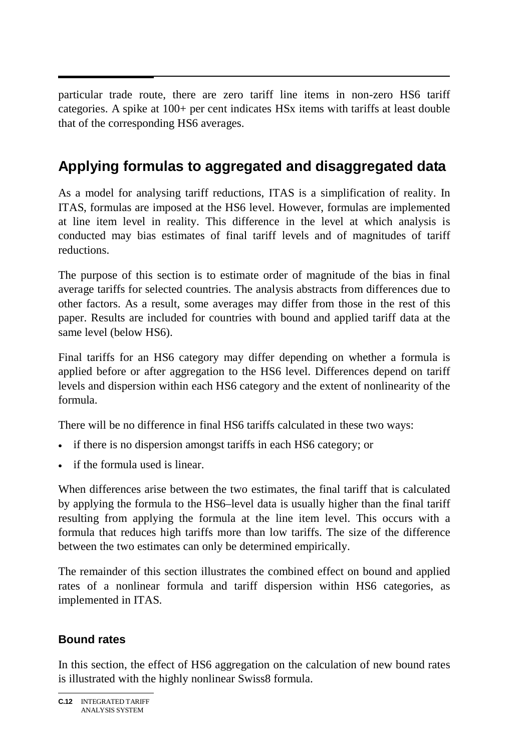particular trade route, there are zero tariff line items in non-zero HS6 tariff categories. A spike at 100+ per cent indicates HSx items with tariffs at least double that of the corresponding HS6 averages.

## Applying formulas to aggregated and disaggregated data

As a model for analysing tariff reductions, ITAS is a simplification of reality. In ITAS, formulas are imposed at the HS6 level. However, formulas are implemented at line item level in reality. This difference in the level at which analysis is conducted may bias estimates of final tariff levels and of magnitudes of tariff reductions.

The purpose of this section is to estimate order of magnitude of the bias in final average tariffs for selected countries. The analysis abstracts from differences due to other factors. As a result, some averages may differ from those in the rest of this paper. Results are included for countries with bound and applied tariff data at the same level (below HS6).

Final tariffs for an HS6 category may differ depending on whether a formula is applied before or after aggregation to the HS6 level. Differences depend on tariff levels and dispersion within each HS6 category and the extent of nonlinearity of the formula.

There will be no difference in final HS6 tariffs calculated in these two ways:

- if there is no dispersion amongst tariffs in each HS6 category; or
- if the formula used is linear.

When differences arise between the two estimates, the final tariff that is calculated by applying the formula to the HS6–level data is usually higher than the final tariff resulting from applying the formula at the line item level. This occurs with a formula that reduces high tariffs more than low tariffs. The size of the difference between the two estimates can only be determined empirically.

The remainder of this section illustrates the combined effect on bound and applied rates of a nonlinear formula and tariff dispersion within HS6 categories, as implemented in ITAS.

### Bound rates

In this section, the effect of HS6 aggregation on the calculation of new bound rates is illustrated with the highly nonlinear Swiss8 formula.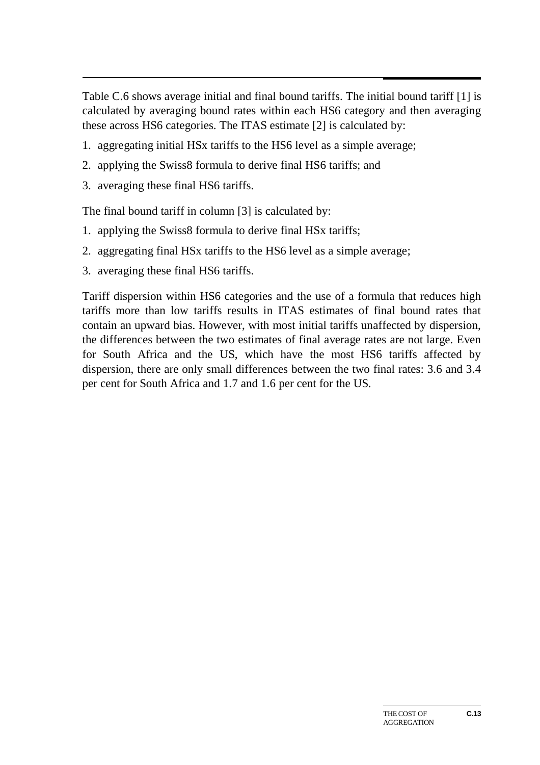Table C.6 shows average initial and final bound tariffs. The initial bound tariff [1] is calculated by averaging bound rates within each HS6 category and then averaging these across HS6 categories. The ITAS estimate [2] is calculated by:

1. aggregating initial HSx tariffs to the HS6 level as a simple average;
2. applying the Swiss8 formula to derive final HS6 tariffs; and
3. averaging these final HS6 tariffs.

The final bound tariff in column [3] is calculated by:

1. applying the Swiss8 formula to derive final HSx tariffs;
2. aggregating final HSx tariffs to the HS6 level as a simple average;
3. averaging these final HS6 tariffs.

Tariff dispersion within HS6 categories and the use of a formula that reduces high tariffs more than low tariffs results in ITAS estimates of final bound rates that contain an upward bias. However, with most initial tariffs unaffected by dispersion, the differences between the two estimates of final average rates are not large. Even for South Africa and the US, which have the most HS6 tariffs affected by dispersion, there are only small differences between the two final rates: 3.6 and 3.4 per cent for South Africa and 1.7 and 1.6 per cent for the US.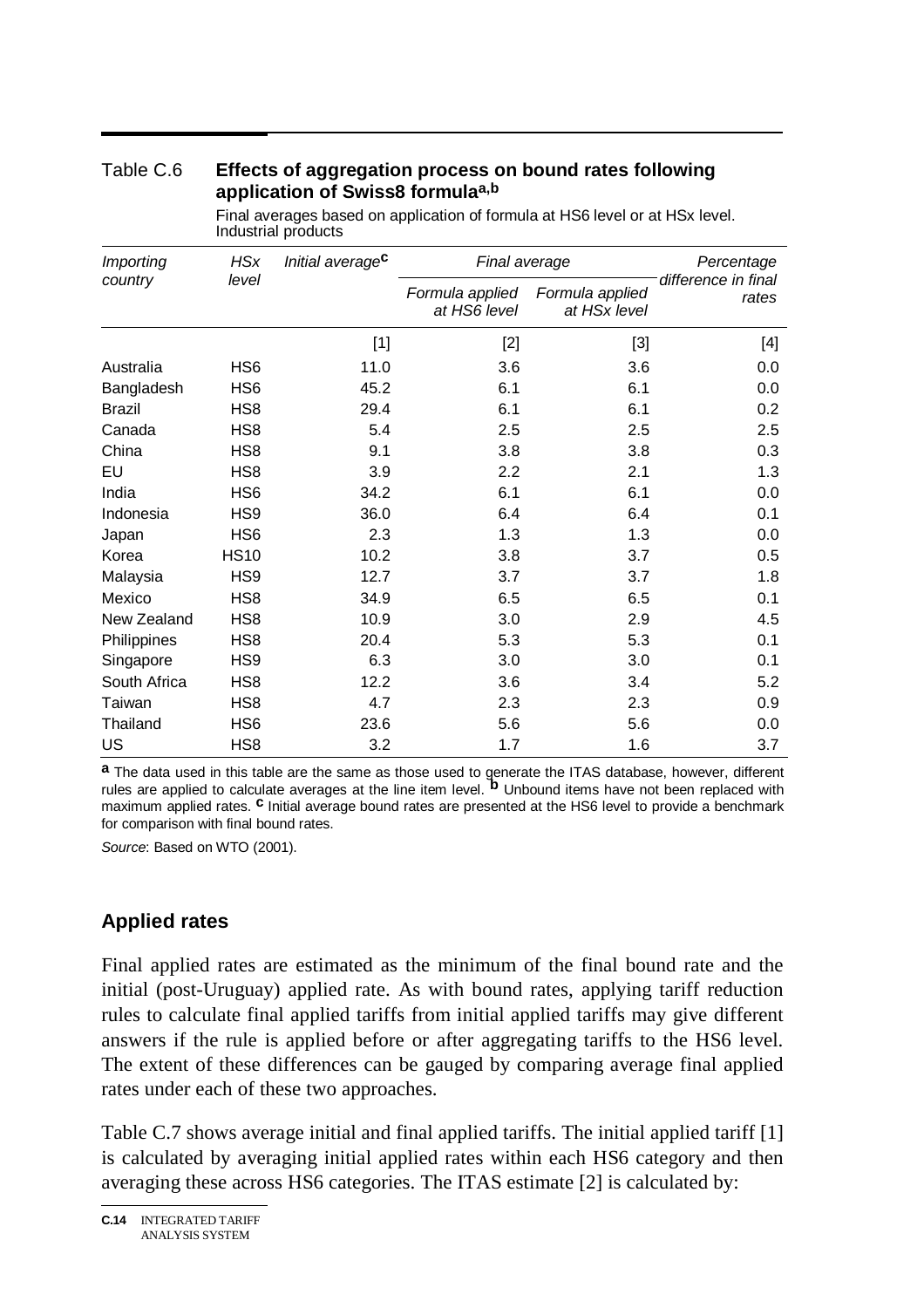Table C.6 **Effects of aggregation process on bound rates following application of Swiss8 formula[a,b]**

Final averages based on application of formula at HS6 level or at HSx level. Industrial products

| *Importing country* | *HSx level* | *Initial average*[c] | *Final average* | | *Percentage difference in final rates* |
|---|---|---|---|---|---|
| | | | *Formula applied at HS6 level* | *Formula applied at HSx level* | |
| | | [1] | [2] | [3] | [4] |
| Australia | HS6 | 11.0 | 3.6 | 3.6 | 0.0 |
| Bangladesh | HS6 | 45.2 | 6.1 | 6.1 | 0.0 |
| Brazil | HS8 | 29.4 | 6.1 | 6.1 | 0.2 |
| Canada | HS8 | 5.4 | 2.5 | 2.5 | 2.5 |
| China | HS8 | 9.1 | 3.8 | 3.8 | 0.3 |
| EU | HS8 | 3.9 | 2.2 | 2.1 | 1.3 |
| India | HS6 | 34.2 | 6.1 | 6.1 | 0.0 |
| Indonesia | HS9 | 36.0 | 6.4 | 6.4 | 0.1 |
| Japan | HS6 | 2.3 | 1.3 | 1.3 | 0.0 |
| Korea | HS10 | 10.2 | 3.8 | 3.7 | 0.5 |
| Malaysia | HS9 | 12.7 | 3.7 | 3.7 | 1.8 |
| Mexico | HS8 | 34.9 | 6.5 | 6.5 | 0.1 |
| New Zealand | HS8 | 10.9 | 3.0 | 2.9 | 4.5 |
| Philippines | HS8 | 20.4 | 5.3 | 5.3 | 0.1 |
| Singapore | HS9 | 6.3 | 3.0 | 3.0 | 0.1 |
| South Africa | HS8 | 12.2 | 3.6 | 3.4 | 5.2 |
| Taiwan | HS8 | 4.7 | 2.3 | 2.3 | 0.9 |
| Thailand | HS6 | 23.6 | 5.6 | 5.6 | 0.0 |
| US | HS8 | 3.2 | 1.7 | 1.6 | 3.7 |

**a** The data used in this table are the same as those used to generate the ITAS database, however, different rules are applied to calculate averages at the line item level. **b** Unbound items have not been replaced with maximum applied rates. **c** Initial average bound rates are presented at the HS6 level to provide a benchmark for comparison with final bound rates.

*Source*: Based on WTO (2001).

## Applied rates

Final applied rates are estimated as the minimum of the final bound rate and the initial (post-Uruguay) applied rate. As with bound rates, applying tariff reduction rules to calculate final applied tariffs from initial applied tariffs may give different answers if the rule is applied before or after aggregating tariffs to the HS6 level. The extent of these differences can be gauged by comparing average final applied rates under each of these two approaches.

Table C.7 shows average initial and final applied tariffs. The initial applied tariff [1] is calculated by averaging initial applied rates within each HS6 category and then averaging these across HS6 categories. The ITAS estimate [2] is calculated by: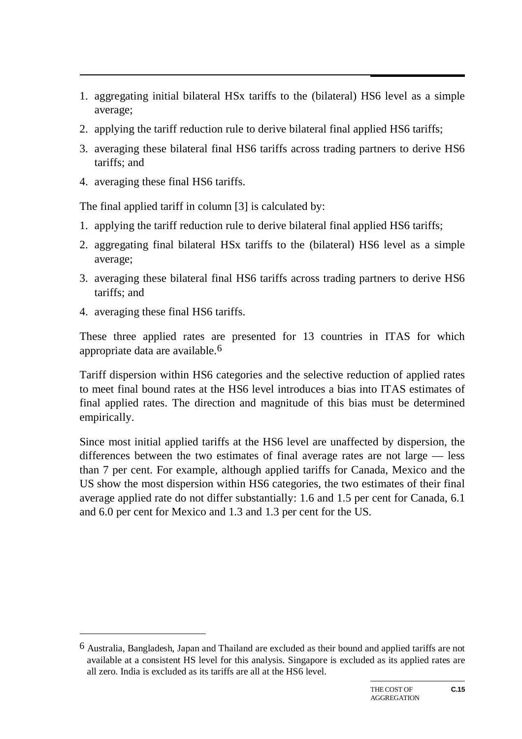1. aggregating initial bilateral HSx tariffs to the (bilateral) HS6 level as a simple average;
2. applying the tariff reduction rule to derive bilateral final applied HS6 tariffs;
3. averaging these bilateral final HS6 tariffs across trading partners to derive HS6 tariffs; and
4. averaging these final HS6 tariffs.

The final applied tariff in column [3] is calculated by:

1. applying the tariff reduction rule to derive bilateral final applied HS6 tariffs;
2. aggregating final bilateral HSx tariffs to the (bilateral) HS6 level as a simple average;
3. averaging these bilateral final HS6 tariffs across trading partners to derive HS6 tariffs; and
4. averaging these final HS6 tariffs.

These three applied rates are presented for 13 countries in ITAS for which appropriate data are available.[6]

Tariff dispersion within HS6 categories and the selective reduction of applied rates to meet final bound rates at the HS6 level introduces a bias into ITAS estimates of final applied rates. The direction and magnitude of this bias must be determined empirically.

Since most initial applied tariffs at the HS6 level are unaffected by dispersion, the differences between the two estimates of final average rates are not large — less than 7 per cent. For example, although applied tariffs for Canada, Mexico and the US show the most dispersion within HS6 categories, the two estimates of their final average applied rate do not differ substantially: 1.6 and 1.5 per cent for Canada, 6.1 and 6.0 per cent for Mexico and 1.3 and 1.3 per cent for the US.

---

[6] Australia, Bangladesh, Japan and Thailand are excluded as their bound and applied tariffs are not available at a consistent HS level for this analysis. Singapore is excluded as its applied rates are all zero. India is excluded as its tariffs are all at the HS6 level.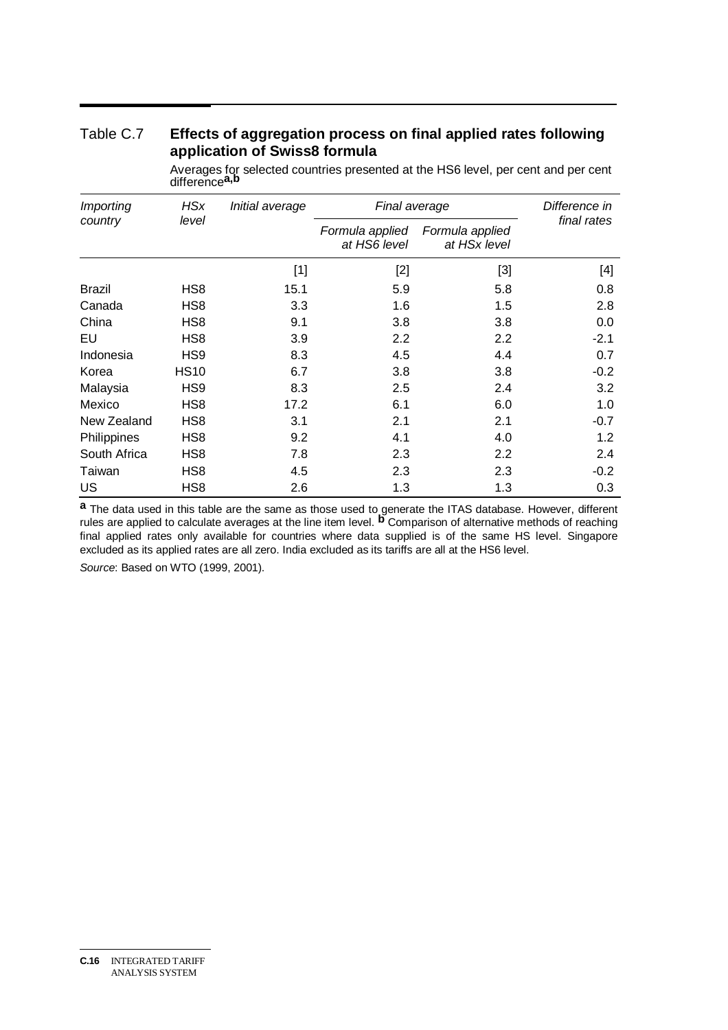## Table C.7 Effects of aggregation process on final applied rates following application of Swiss8 formula

Averages for selected countries presented at the HS6 level, per cent and per cent difference[a,b]

| *Importing country* | *HSx level* | *Initial average* | *Final average* | | *Difference in final rates* |
|---|---|---|---|---|---|
| | | | *Formula applied at HS6 level* | *Formula applied at HSx level* | |
| | | [1] | [2] | [3] | [4] |
| Brazil | HS8 | 15.1 | 5.9 | 5.8 | 0.8 |
| Canada | HS8 | 3.3 | 1.6 | 1.5 | 2.8 |
| China | HS8 | 9.1 | 3.8 | 3.8 | 0.0 |
| EU | HS8 | 3.9 | 2.2 | 2.2 | -2.1 |
| Indonesia | HS9 | 8.3 | 4.5 | 4.4 | 0.7 |
| Korea | HS10 | 6.7 | 3.8 | 3.8 | -0.2 |
| Malaysia | HS9 | 8.3 | 2.5 | 2.4 | 3.2 |
| Mexico | HS8 | 17.2 | 6.1 | 6.0 | 1.0 |
| New Zealand | HS8 | 3.1 | 2.1 | 2.1 | -0.7 |
| Philippines | HS8 | 9.2 | 4.1 | 4.0 | 1.2 |
| South Africa | HS8 | 7.8 | 2.3 | 2.2 | 2.4 |
| Taiwan | HS8 | 4.5 | 2.3 | 2.3 | -0.2 |
| US | HS8 | 2.6 | 1.3 | 1.3 | 0.3 |

**a** The data used in this table are the same as those used to generate the ITAS database. However, different rules are applied to calculate averages at the line item level. **b** Comparison of alternative methods of reaching final applied rates only available for countries where data supplied is of the same HS level. Singapore excluded as its applied rates are all zero. India excluded as its tariffs are all at the HS6 level.

*Source*: Based on WTO (1999, 2001).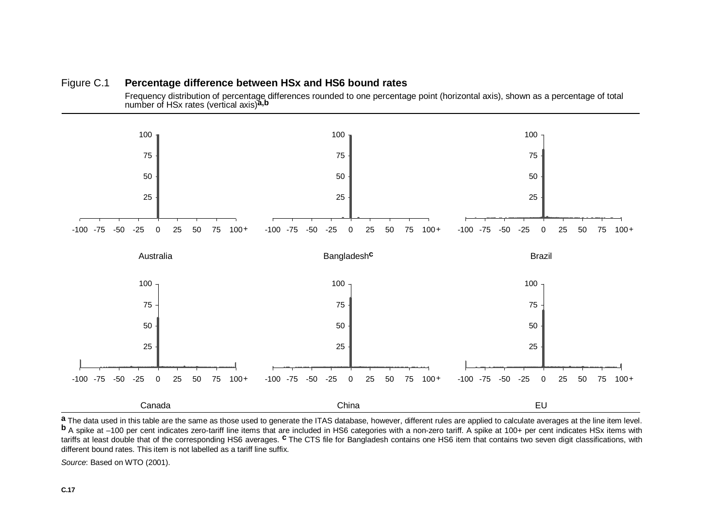Figure C.1 **Percentage difference between HSx and HS6 bound rates**

Frequency distribution of percentage differences rounded to one percentage point (horizontal axis), shown as a percentage of total number of HSx rates (vertical axis)[a,b]

Australia

Bangladesh[c]

Brazil

Canada

China

EU

[a] The data used in this table are the same as those used to generate the ITAS database, however, different rules are applied to calculate averages at the line item level. [b] A spike at –100 per cent indicates zero-tariff line items that are included in HS6 categories with a non-zero tariff. A spike at 100+ per cent indicates HSx items with tariffs at least double that of the corresponding HS6 averages. [c] The CTS file for Bangladesh contains one HS6 item that contains two seven digit classifications, with different bound rates. This item is not labelled as a tariff line suffix.

*Source*: Based on WTO (2001).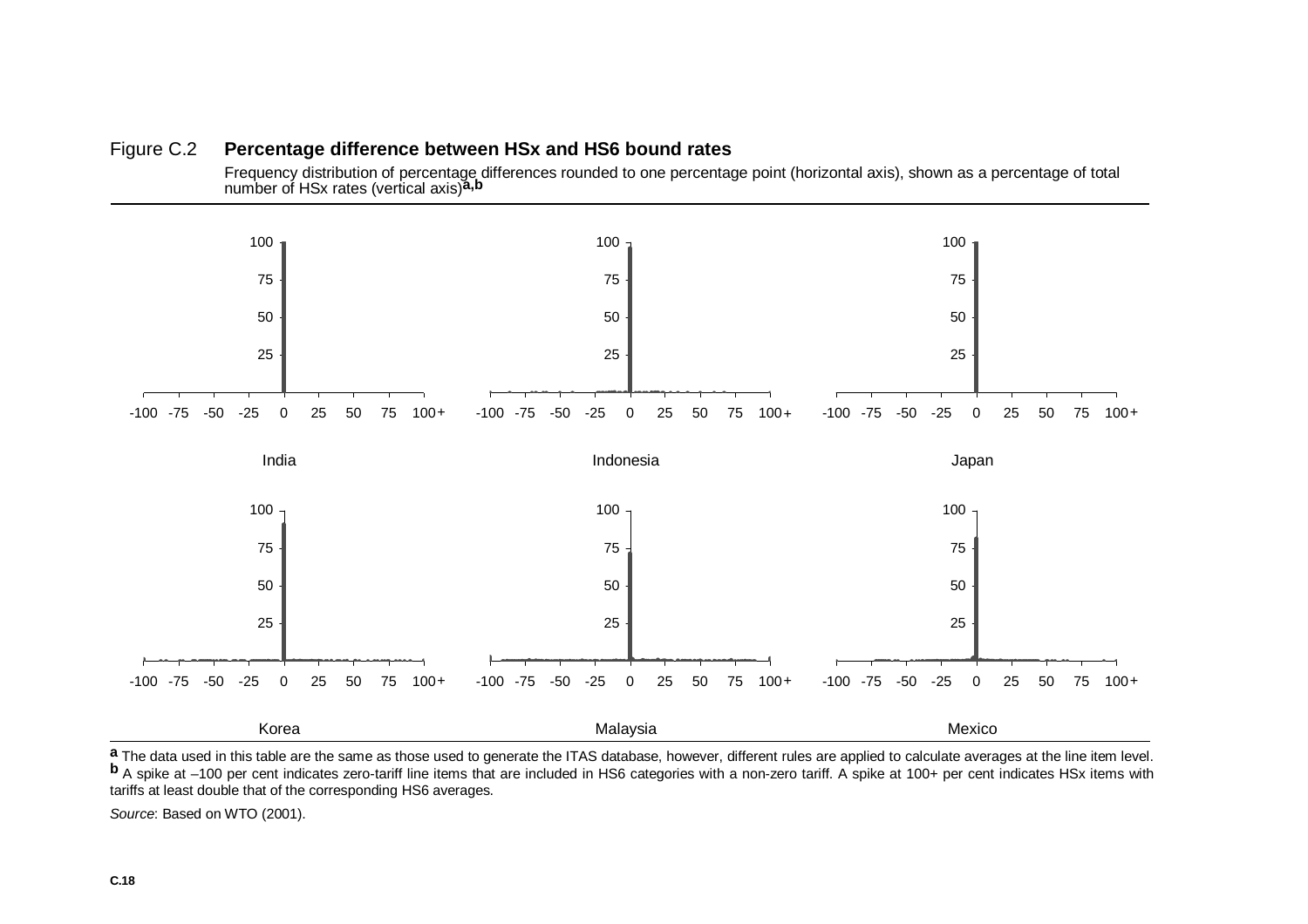Figure C.2 **Percentage difference between HSx and HS6 bound rates**

Frequency distribution of percentage differences rounded to one percentage point (horizontal axis), shown as a percentage of total number of HSx rates (vertical axis)[a,b]

India

Indonesia

Japan

Korea

Malaysia

Mexico

[a] The data used in this table are the same as those used to generate the ITAS database, however, different rules are applied to calculate averages at the line item level.
[b] A spike at –100 per cent indicates zero-tariff line items that are included in HS6 categories with a non-zero tariff. A spike at 100+ per cent indicates HSx items with tariffs at least double that of the corresponding HS6 averages.

*Source*: Based on WTO (2001).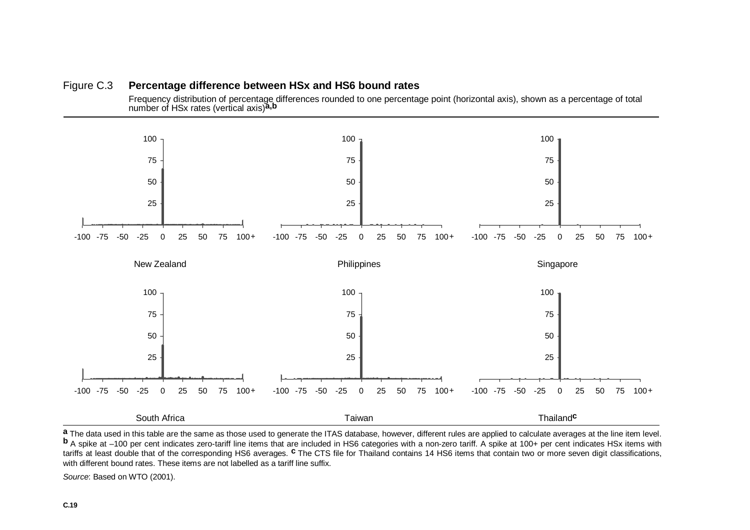Figure C.3 **Percentage difference between HSx and HS6 bound rates**

Frequency distribution of percentage differences rounded to one percentage point (horizontal axis), shown as a percentage of total number of HSx rates (vertical axis)[a,b]

New Zealand

Philippines

Singapore

South Africa

Taiwan

Thailand[c]

[a] The data used in this table are the same as those used to generate the ITAS database, however, different rules are applied to calculate averages at the line item level. [b] A spike at –100 per cent indicates zero-tariff line items that are included in HS6 categories with a non-zero tariff. A spike at 100+ per cent indicates HSx items with tariffs at least double that of the corresponding HS6 averages. [c] The CTS file for Thailand contains 14 HS6 items that contain two or more seven digit classifications, with different bound rates. These items are not labelled as a tariff line suffix.

*Source*: Based on WTO (2001).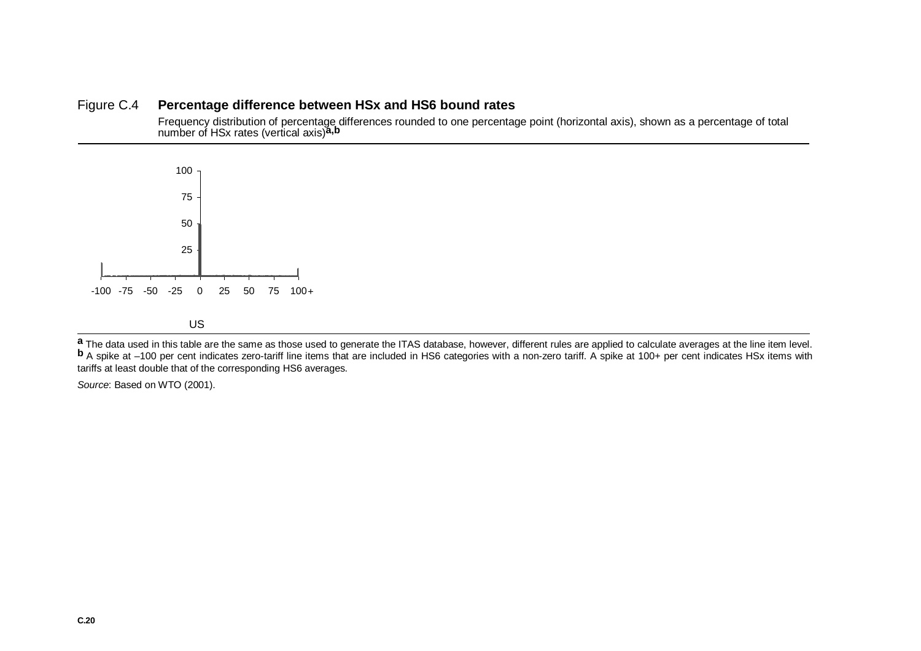Figure C.4 **Percentage difference between HSx and HS6 bound rates**

Frequency distribution of percentage differences rounded to one percentage point (horizontal axis), shown as a percentage of total number of HSx rates (vertical axis)[a,b]

US

[a] The data used in this table are the same as those used to generate the ITAS database, however, different rules are applied to calculate averages at the line item level. [b] A spike at –100 per cent indicates zero-tariff line items that are included in HS6 categories with a non-zero tariff. A spike at 100+ per cent indicates HSx items with tariffs at least double that of the corresponding HS6 averages.

*Source*: Based on WTO (2001).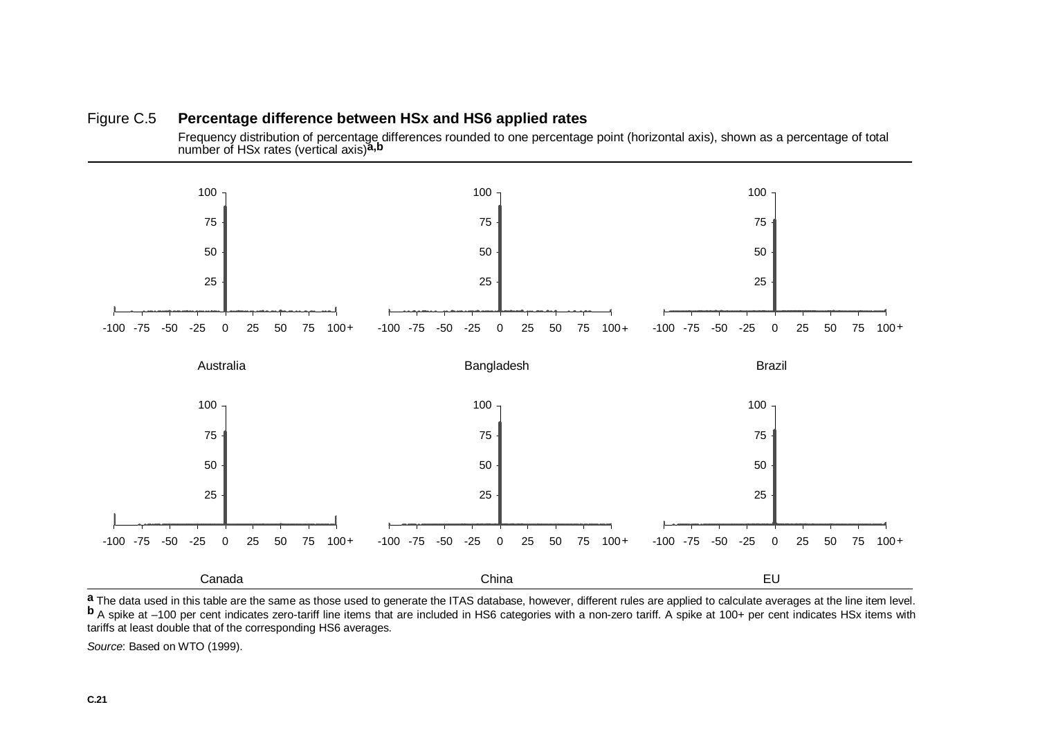Figure C.5 **Percentage difference between HSx and HS6 applied rates**

Frequency distribution of percentage differences rounded to one percentage point (horizontal axis), shown as a percentage of total number of HSx rates (vertical axis)[a,b]

Australia

Bangladesh

Brazil

Canada

China

EU

[a] The data used in this table are the same as those used to generate the ITAS database, however, different rules are applied to calculate averages at the line item level.
[b] A spike at –100 per cent indicates zero-tariff line items that are included in HS6 categories with a non-zero tariff. A spike at 100+ per cent indicates HSx items with tariffs at least double that of the corresponding HS6 averages.

*Source*: Based on WTO (1999).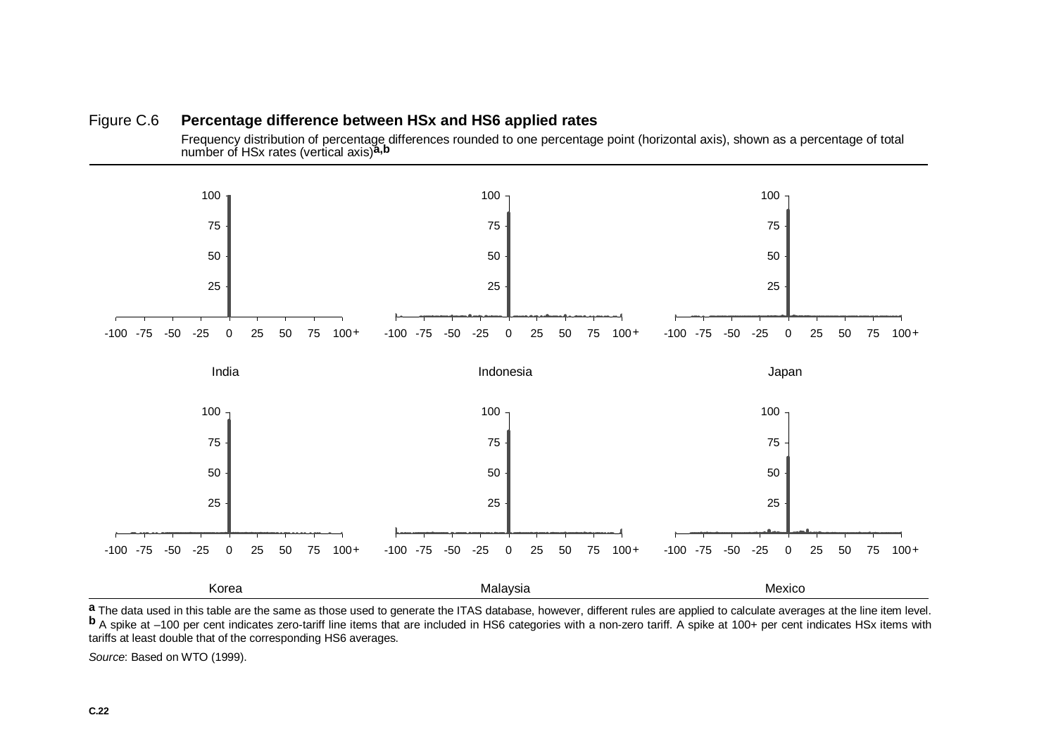Figure C.6 **Percentage difference between HSx and HS6 applied rates**

Frequency distribution of percentage differences rounded to one percentage point (horizontal axis), shown as a percentage of total number of HSx rates (vertical axis)[a,b]

India

Indonesia

Japan

Korea

Malaysia

Mexico

**a** The data used in this table are the same as those used to generate the ITAS database, however, different rules are applied to calculate averages at the line item level. **b** A spike at –100 per cent indicates zero-tariff line items that are included in HS6 categories with a non-zero tariff. A spike at 100+ per cent indicates HSx items with tariffs at least double that of the corresponding HS6 averages.

*Source*: Based on WTO (1999).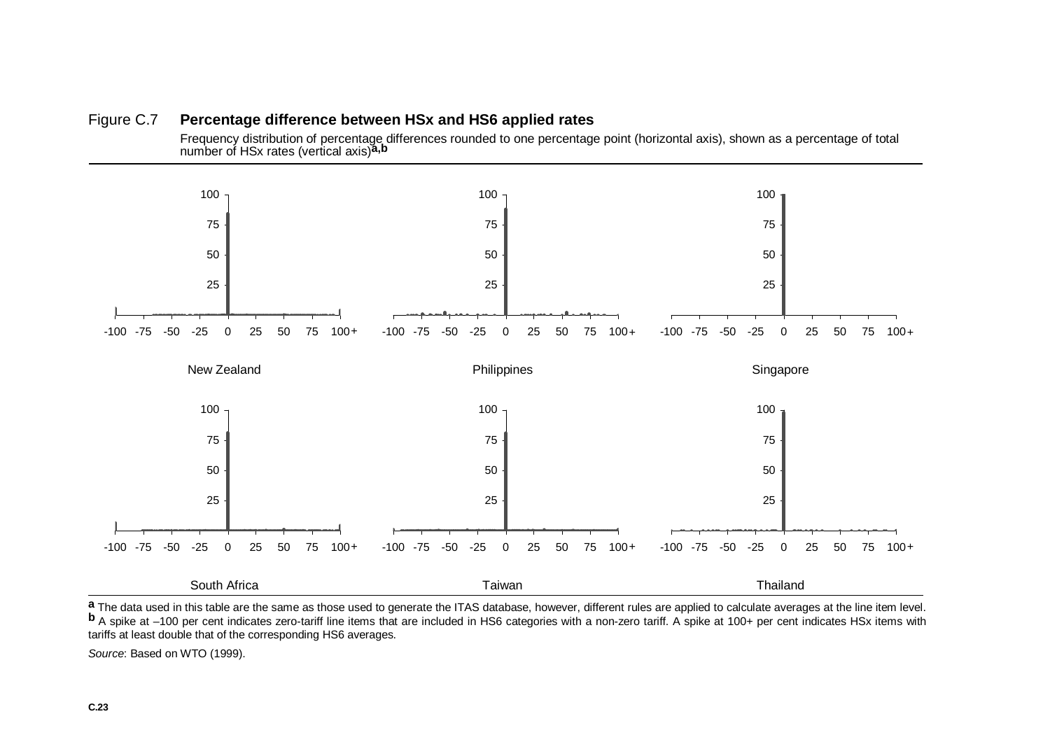Figure C.7 **Percentage difference between HSx and HS6 applied rates**

Frequency distribution of percentage differences rounded to one percentage point (horizontal axis), shown as a percentage of total number of HSx rates (vertical axis)[a,b]

New Zealand

Philippines

Singapore

South Africa

Taiwan

Thailand

**a** The data used in this table are the same as those used to generate the ITAS database, however, different rules are applied to calculate averages at the line item level. **b** A spike at –100 per cent indicates zero-tariff line items that are included in HS6 categories with a non-zero tariff. A spike at 100+ per cent indicates HSx items with tariffs at least double that of the corresponding HS6 averages.

*Source*: Based on WTO (1999).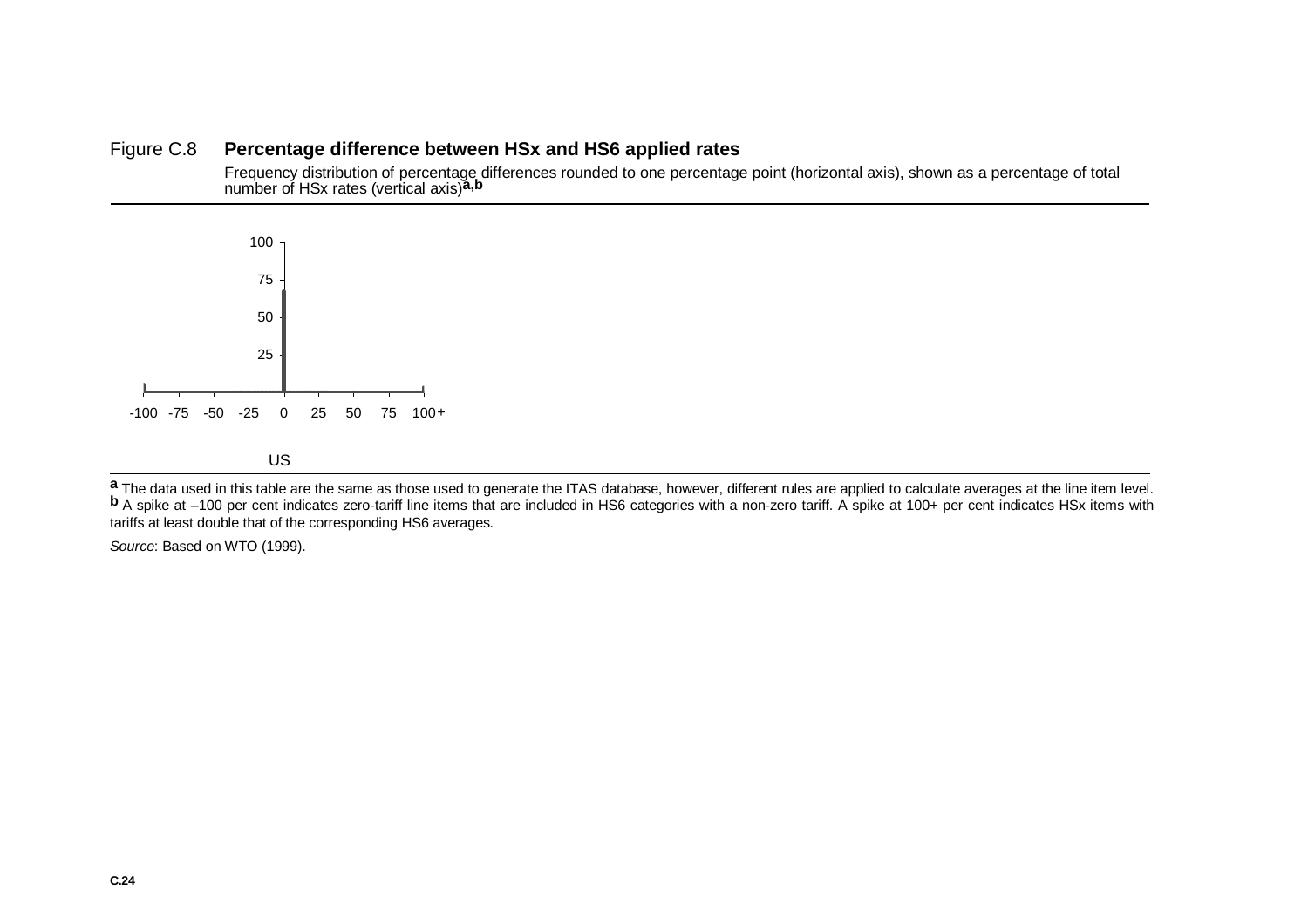Figure C.8 **Percentage difference between HSx and HS6 applied rates**

Frequency distribution of percentage differences rounded to one percentage point (horizontal axis), shown as a percentage of total number of HSx rates (vertical axis)[a,b]

US

[a] The data used in this table are the same as those used to generate the ITAS database, however, different rules are applied to calculate averages at the line item level. [b] A spike at –100 per cent indicates zero-tariff line items that are included in HS6 categories with a non-zero tariff. A spike at 100+ per cent indicates HSx items with tariffs at least double that of the corresponding HS6 averages.

*Source*: Based on WTO (1999).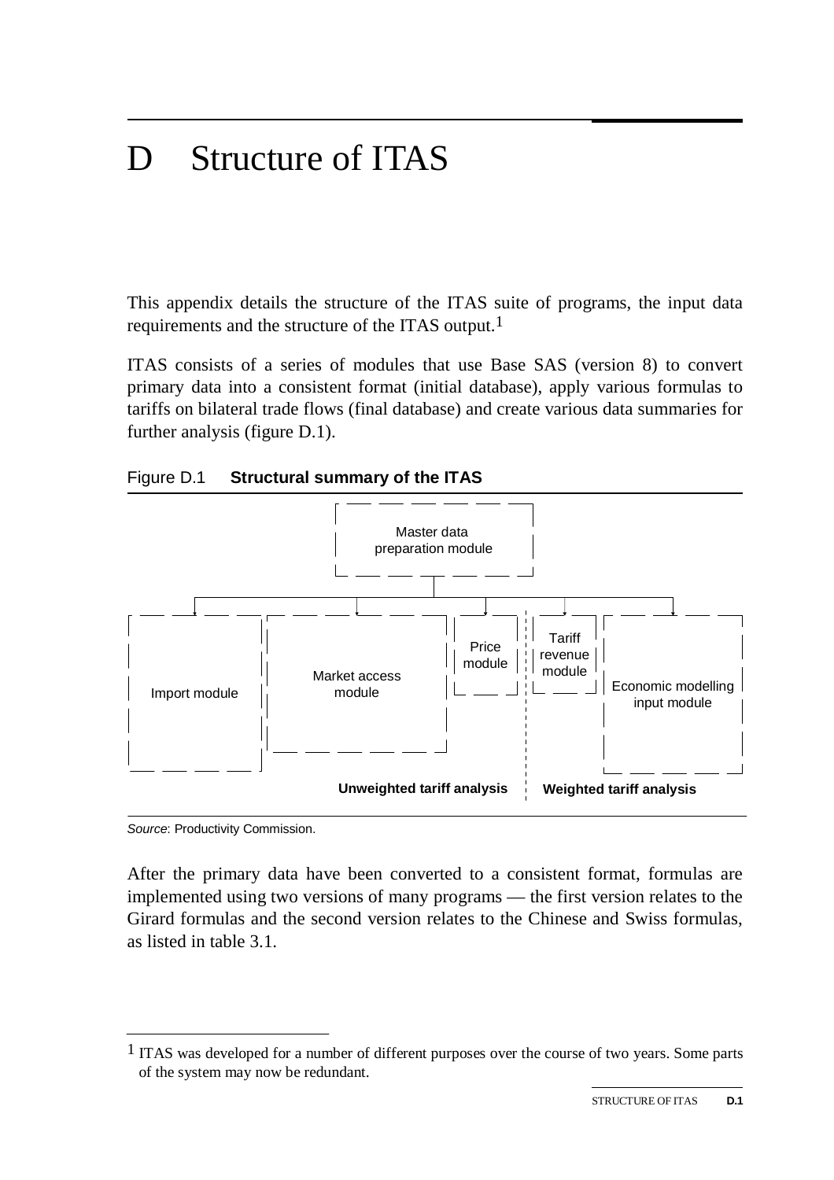# D Structure of ITAS

This appendix details the structure of the ITAS suite of programs, the input data requirements and the structure of the ITAS output.[1]

ITAS consists of a series of modules that use Base SAS (version 8) to convert primary data into a consistent format (initial database), apply various formulas to tariffs on bilateral trade flows (final database) and create various data summaries for further analysis (figure D.1).

Figure D.1 **Structural summary of the ITAS**

Master data preparation module

Import module | Market access module | Price module | Tariff revenue module | Economic modelling input module

**Unweighted tariff analysis** | **Weighted tariff analysis**

*Source*: Productivity Commission.

After the primary data have been converted to a consistent format, formulas are implemented using two versions of many programs — the first version relates to the Girard formulas and the second version relates to the Chinese and Swiss formulas, as listed in table 3.1.

---

[1] ITAS was developed for a number of different purposes over the course of two years. Some parts of the system may now be redundant.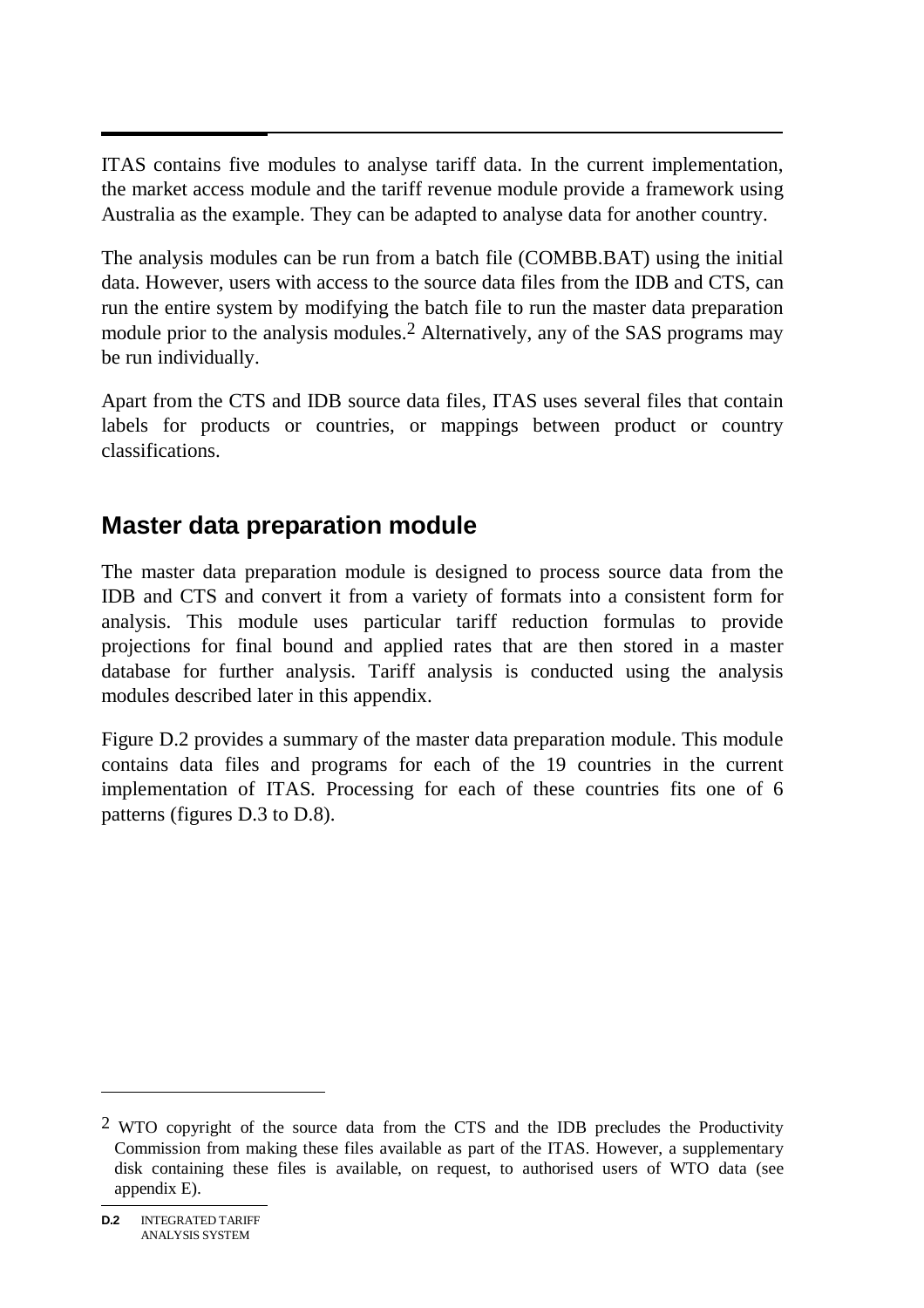ITAS contains five modules to analyse tariff data. In the current implementation, the market access module and the tariff revenue module provide a framework using Australia as the example. They can be adapted to analyse data for another country.

The analysis modules can be run from a batch file (COMBB.BAT) using the initial data. However, users with access to the source data files from the IDB and CTS, can run the entire system by modifying the batch file to run the master data preparation module prior to the analysis modules.[2] Alternatively, any of the SAS programs may be run individually.

Apart from the CTS and IDB source data files, ITAS uses several files that contain labels for products or countries, or mappings between product or country classifications.

## Master data preparation module

The master data preparation module is designed to process source data from the IDB and CTS and convert it from a variety of formats into a consistent form for analysis. This module uses particular tariff reduction formulas to provide projections for final bound and applied rates that are then stored in a master database for further analysis. Tariff analysis is conducted using the analysis modules described later in this appendix.

Figure D.2 provides a summary of the master data preparation module. This module contains data files and programs for each of the 19 countries in the current implementation of ITAS. Processing for each of these countries fits one of 6 patterns (figures D.3 to D.8).

---

[2] WTO copyright of the source data from the CTS and the IDB precludes the Productivity Commission from making these files available as part of the ITAS. However, a supplementary disk containing these files is available, on request, to authorised users of WTO data (see appendix E).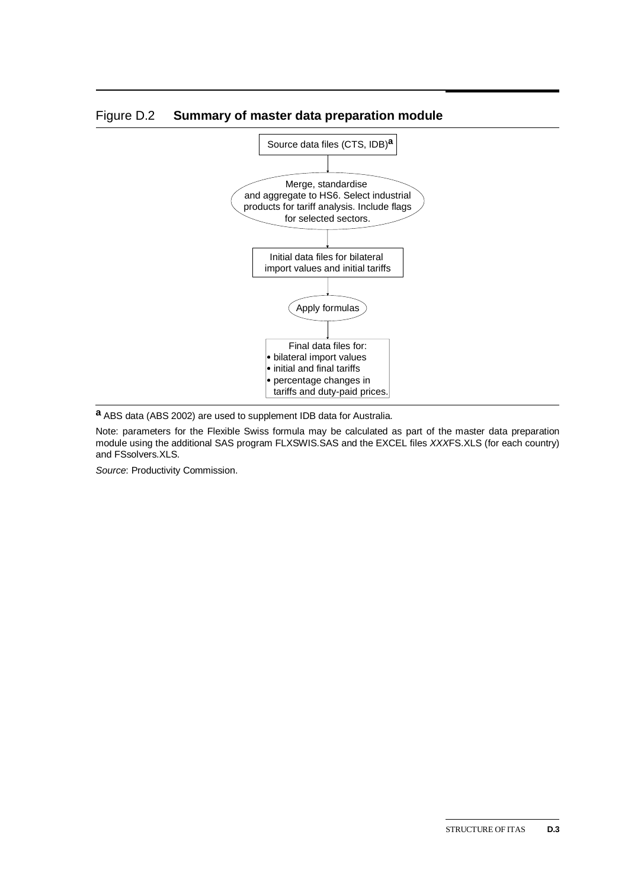Figure D.2 **Summary of master data preparation module**

Source data files (CTS, IDB)[a]

↓

Merge, standardise and aggregate to HS6. Select industrial products for tariff analysis. Include flags for selected sectors.

↓

Initial data files for bilateral import values and initial tariffs

↓

Apply formulas

↓

Final data files for:

- bilateral import values
- initial and final tariffs
- percentage changes in tariffs and duty-paid prices.

**a** ABS data (ABS 2002) are used to supplement IDB data for Australia.

Note: parameters for the Flexible Swiss formula may be calculated as part of the master data preparation module using the additional SAS program FLXSWIS.SAS and the EXCEL files *XXX*FS.XLS (for each country) and FSsolvers.XLS.

*Source*: Productivity Commission.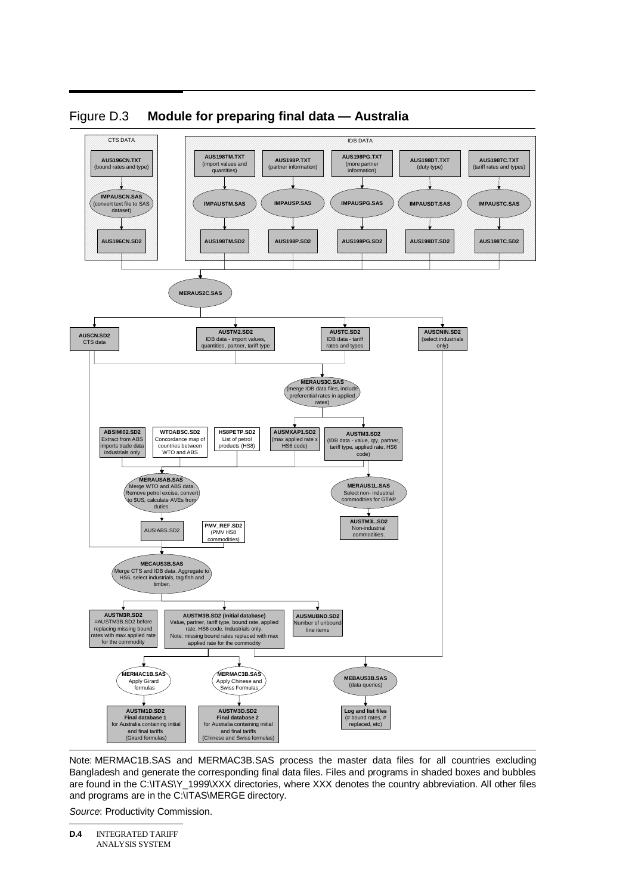## Figure D.3 **Module for preparing final data — Australia**

CTS DATA

**AUS196CN.TXT** (bound rates and type)

**IMPAUSCN.SAS** (convert text file to SAS dataset)

**AUS196CN.SD2**

IDB DATA

**AUS198TM.TXT** (import values and quantities)

**AUS198P.TXT** (partner information)

**AUS198PG.TXT** (more partner information)

**AUS198DT.TXT** (duty type)

**AUS198TC.TXT** (tariff rates and types)

**IMPAUSTM.SAS**

**IMPAUSP.SAS**

**IMPAUSPG.SAS**

**IMPAUSDT.SAS**

**IMPAUSTC.SAS**

**AUS198TM.SD2**

**AUS198P.SD2**

**AUS198PG.SD2**

**AUS198DT.SD2**

**AUS198TC.SD2**

**MERAUS2C.SAS**

**AUSCN.SD2** CTS data

**AUSTM2.SD2** IDB data - import values, quantities, partner, tariff type

**AUSTC.SD2** IDB data - tariff rates and types

**AUSCNIN.SD2** (select industrials only)

**MERAUS3C.SAS** (merge IDB data files, include preferential rates in applied rates)

**ABSIMI02.SD2** Extract from ABS imports trade data industrials only

**WTOABSC.SD2** Concordance map of countries between WTO and ABS

**HS8PETP.SD2** List of petrol products (HS8)

**AUSMXAP1.SD2** (max applied rate x HS6 code)

**AUSTM3.SD2** (IDB data - value, qty, partner, tariff type, applied rate, HS6 code)

**MERAUSAB.SAS** Merge WTO and ABS data. Remove petrol excise, convert to $US, calculate AVEs from duties.

**MERAUS1L.SAS** Select non- industrial commodities for GTAP

AUSIABS.SD2

**PMV_REF.SD2** (PMV HS8 commodities)

**AUSTM3L.SD2** Non-industrial commodities.

**MECAUS3B.SAS** Merge CTS and IDB data. Aggregate to HS6, select industrials, tag fish and timber.

**AUSTM3R.SD2** =AUSTM3B.SD2 before replacing missing bound rates with max applied rate for the commodity

**AUSTM3B.SD2 (Initial database)** Value, partner, tariff type, bound rate, applied rate, HS6 code. Industrials only. Note: missing bound rates replaced with max applied rate for the commodity

**AUSMUBND.SD2** Number of unbound line items

**MERMAC1B.SAS** Apply Girard formulas

**MERMAC3B.SAS** Apply Chinese and Swiss Formulas

**MEBAUS3B.SAS** (data queries)

**AUSTM1D.SD2** **Final database 1** for Australia containing initial and final tariffs (Girard formulas)

**AUSTM3D.SD2** **Final database 2** for Australia containing initial and final tariffs (Chinese and Swiss formulas)

**Log and list files** (# bound rates, # replaced, etc)

Note: MERMAC1B.SAS and MERMAC3B.SAS process the master data files for all countries excluding Bangladesh and generate the corresponding final data files. Files and programs in shaded boxes and bubbles are found in the C:\ITAS\Y_1999\XXX directories, where XXX denotes the country abbreviation. All other files and programs are in the C:\ITAS\MERGE directory.

*Source*: Productivity Commission.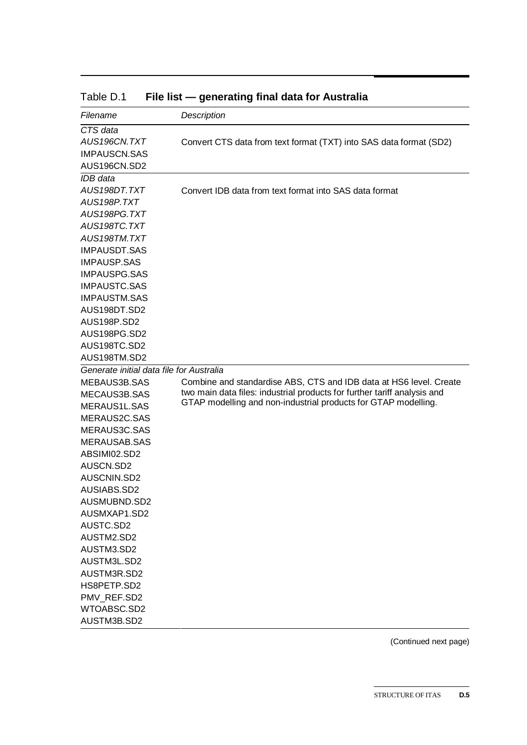Table D.1 **File list — generating final data for Australia**

| *Filename* | *Description* |
| --- | --- |
| *CTS data* | |
| *AUS196CN.TXT* | Convert CTS data from text format (TXT) into SAS data format (SD2) |
| IMPAUSCN.SAS | |
| AUS196CN.SD2 | |
| *IDB data* | |
| *AUS198DT.TXT* | Convert IDB data from text format into SAS data format |
| *AUS198P.TXT* | |
| *AUS198PG.TXT* | |
| *AUS198TC.TXT* | |
| *AUS198TM.TXT* | |
| IMPAUSDT.SAS | |
| IMPAUSP.SAS | |
| IMPAUSPG.SAS | |
| IMPAUSTC.SAS | |
| IMPAUSTM.SAS | |
| AUS198DT.SD2 | |
| AUS198P.SD2 | |
| AUS198PG.SD2 | |
| AUS198TC.SD2 | |
| AUS198TM.SD2 | |
| *Generate initial data file for Australia* | |
| MEBAUS3B.SAS | Combine and standardise ABS, CTS and IDB data at HS6 level. Create two main data files: industrial products for further tariff analysis and GTAP modelling and non-industrial products for GTAP modelling. |
| MECAUS3B.SAS | |
| MERAUS1L.SAS | |
| MERAUS2C.SAS | |
| MERAUS3C.SAS | |
| MERAUSAB.SAS | |
| ABSIMI02.SD2 | |
| AUSCN.SD2 | |
| AUSCNIN.SD2 | |
| AUSIABS.SD2 | |
| AUSMUBND.SD2 | |
| AUSMXAP1.SD2 | |
| AUSTC.SD2 | |
| AUSTM2.SD2 | |
| AUSTM3.SD2 | |
| AUSTM3L.SD2 | |
| AUSTM3R.SD2 | |
| HS8PETP.SD2 | |
| PMV_REF.SD2 | |
| WTOABSC.SD2 | |
| AUSTM3B.SD2 | |

(Continued next page)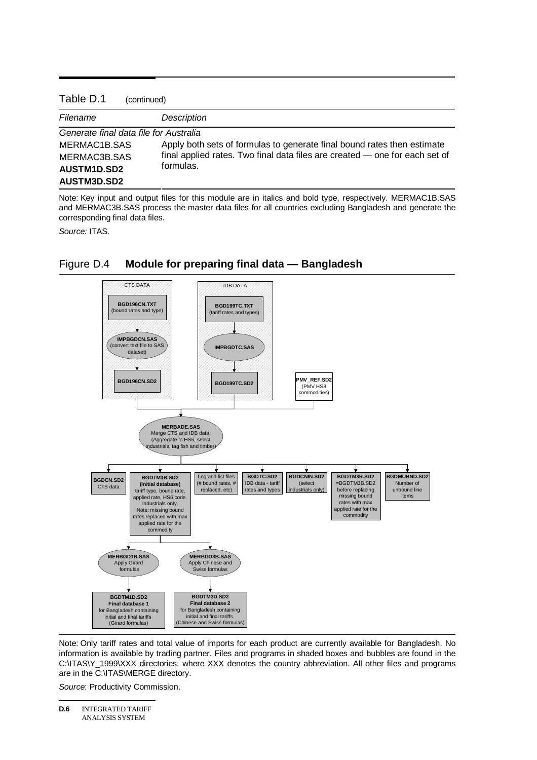Table D.1 (continued)

| *Filename* | *Description* |
|---|---|
| *Generate final data file for Australia* | |
| MERMAC1B.SAS<br>MERMAC3B.SAS<br>**AUSTM1D.SD2**<br>**AUSTM3D.SD2** | Apply both sets of formulas to generate final bound rates then estimate final applied rates. Two final data files are created — one for each set of formulas. |

Note: Key input and output files for this module are in italics and bold type, respectively. MERMAC1B.SAS and MERMAC3B.SAS process the master data files for all countries excluding Bangladesh and generate the corresponding final data files.

*Source:* ITAS.

## Figure D.4 **Module for preparing final data — Bangladesh**

CTS DATA
- **BGD196CN.TXT** (bound rates and type)
- **IMPBGDCN.SAS** (convert text file to SAS dataset)
- **BGD196CN.SD2**

IDB DATA
- **BGD199TC.TXT** (tariff rates and types)
- **IMPBGDTC.SAS**
- **BGD199TC.SD2**

**PMV_REF.SD2** (PMV HS8 commodities)

**MERBADE.SAS** Merge CTS and IDB data. (Aggregate to HS6, select industrials, tag fish and timber)

- **BGDCN.SD2** CTS data
- **BGDTM3B.SD2** **(Initial database)** tariff type, bound rate, applied rate, HS6 code. Industrials only. Note: missing bound rates replaced with max applied rate for the commodity
- Log and list files (# bound rates, # replaced, etc)
- **BGDTC.SD2** IDB data - tariff rates and types
- **BGDCNIN.SD2** (select industrials only)
- **BGDTM3R.SD2** =BGDTM3B.SD2 before replacing missing bound rates with max applied rate for the commodity
- **BGDMUBND.SD2** Number of unbound line items

**MERBGD1B.SAS** Apply Girard formulas → **BGDTM1D.SD2** **Final database 1** for Bangladesh containing initial and final tariffs (Girard formulas)

**MERBGD3B.SAS** Apply Chinese and Swiss formulas → **BGDTM3D.SD2** **Final database 2** for Bangladesh containing initial and final tariffs (Chinese and Swiss formulas)

Note: Only tariff rates and total value of imports for each product are currently available for Bangladesh. No information is available by trading partner. Files and programs in shaded boxes and bubbles are found in the C:\ITAS\Y_1999\XXX directories, where XXX denotes the country abbreviation. All other files and programs are in the C:\ITAS\MERGE directory.

*Source*: Productivity Commission.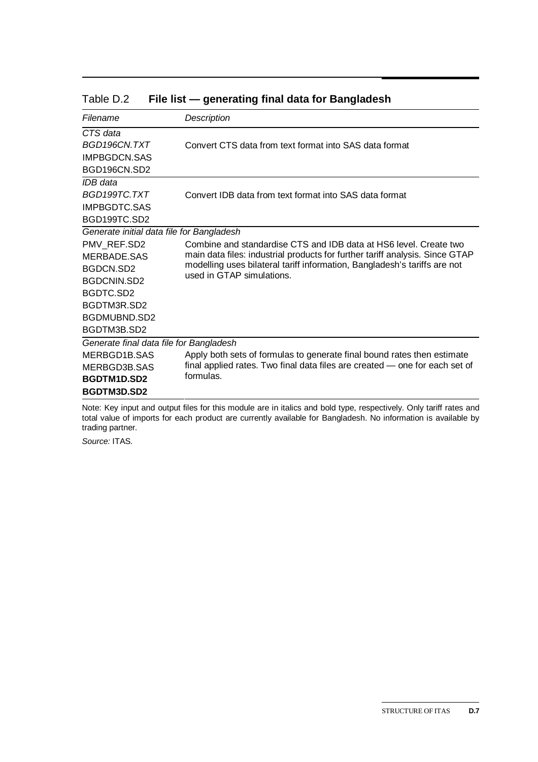Table D.2 **File list — generating final data for Bangladesh**

| *Filename* | *Description* |
|---|---|
| *CTS data* | |
| *BGD196CN.TXT* | Convert CTS data from text format into SAS data format |
| IMPBGDCN.SAS | |
| BGD196CN.SD2 | |
| *IDB data* | |
| *BGD199TC.TXT* | Convert IDB data from text format into SAS data format |
| IMPBGDTC.SAS | |
| BGD199TC.SD2 | |
| *Generate initial data file for Bangladesh* | |
| PMV_REF.SD2 | Combine and standardise CTS and IDB data at HS6 level. Create two main data files: industrial products for further tariff analysis. Since GTAP modelling uses bilateral tariff information, Bangladesh's tariffs are not used in GTAP simulations. |
| MERBADE.SAS | |
| BGDCN.SD2 | |
| BGDCNIN.SD2 | |
| BGDTC.SD2 | |
| BGDTM3R.SD2 | |
| BGDMUBND.SD2 | |
| BGDTM3B.SD2 | |
| *Generate final data file for Bangladesh* | |
| MERBGD1B.SAS | Apply both sets of formulas to generate final bound rates then estimate final applied rates. Two final data files are created — one for each set of formulas. |
| MERBGD3B.SAS | |
| **BGDTM1D.SD2** | |
| **BGDTM3D.SD2** | |

Note: Key input and output files for this module are in italics and bold type, respectively. Only tariff rates and total value of imports for each product are currently available for Bangladesh. No information is available by trading partner.

*Source:* ITAS.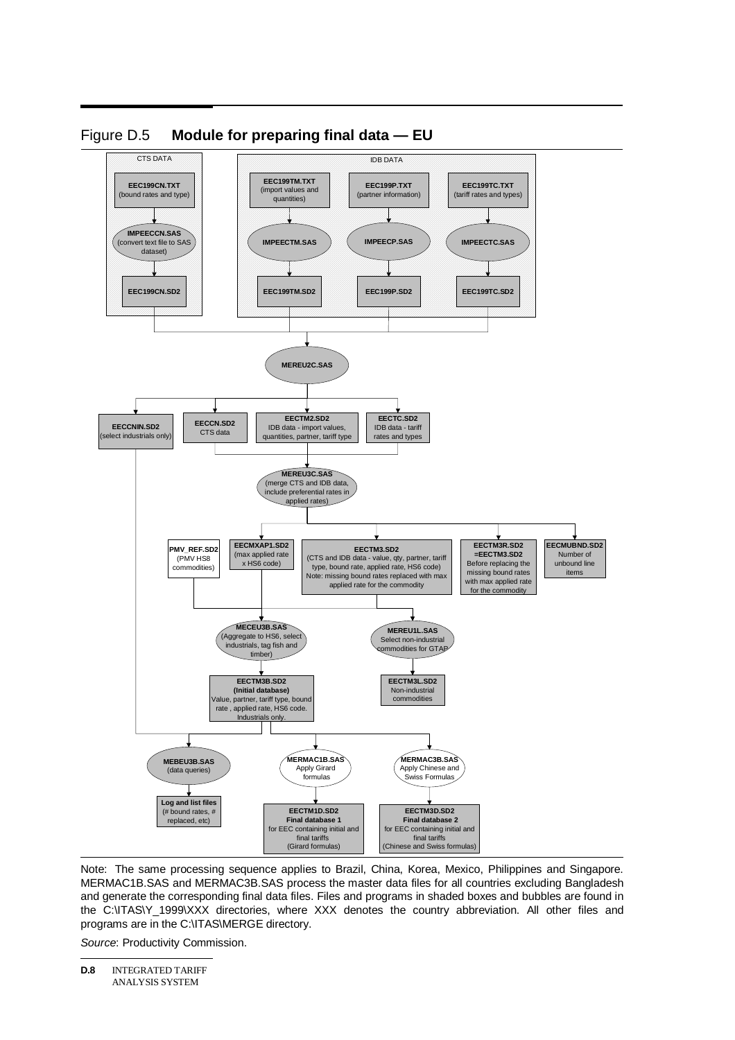Figure D.5 **Module for preparing final data — EU**

CTS DATA

**EEC199CN.TXT** (bound rates and type) → **IMPEECCN.SAS** (convert text file to SAS dataset) → **EEC199CN.SD2**

IDB DATA

**EEC199TM.TXT** (import values and quantities) → **IMPEECTM.SAS** → **EEC199TM.SD2**

**EEC199P.TXT** (partner information) → **IMPEECP.SAS** → **EEC199P.SD2**

**EEC199TC.TXT** (tariff rates and types) → **IMPEECTC.SAS** → **EEC199TC.SD2**

→ **MEREU2C.SAS**

→ **EECCNIN.SD2** (select industrials only); **EECCN.SD2** CTS data; **EECTM2.SD2** IDB data - import values, quantities, partner, tariff type; **EECTC.SD2** IDB data - tariff rates and types

→ **MEREU3C.SAS** (merge CTS and IDB data, include preferential rates in applied rates)

→ **EECMXAP1.SD2** (max applied rate x HS6 code); **EECTM3.SD2** (CTS and IDB data - value, qty, partner, tariff type, bound rate, applied rate, HS6 code) Note: missing bound rates replaced with max applied rate for the commodity; **EECTM3R.SD2 =EECTM3.SD2** Before replacing the missing bound rates with max applied rate for the commodity; **EECMUBND.SD2** Number of unbound line items

**PMV_REF.SD2** (PMV HS8 commodities)

→ **MECEU3B.SAS** (Aggregate to HS6, select industrials, tag fish and timber) → **EECTM3B.SD2** **(Initial database)** Value, partner, tariff type, bound rate , applied rate, HS6 code. Industrials only.

→ **MEREU1L.SAS** Select non-industrial commodities for GTAP → **EECTM3L.SD2** Non-industrial commodities

→ **MEBEU3B.SAS** (data queries) → **Log and list files** (# bound rates, # replaced, etc)

→ **MERMAC1B.SAS** Apply Girard formulas → **EECTM1D.SD2** **Final database 1** for EEC containing initial and final tariffs (Girard formulas)

→ **MERMAC3B.SAS** Apply Chinese and Swiss Formulas → **EECTM3D.SD2** **Final database 2** for EEC containing initial and final tariffs (Chinese and Swiss formulas)

Note: The same processing sequence applies to Brazil, China, Korea, Mexico, Philippines and Singapore. MERMAC1B.SAS and MERMAC3B.SAS process the master data files for all countries excluding Bangladesh and generate the corresponding final data files. Files and programs in shaded boxes and bubbles are found in the C:\ITAS\Y_1999\XXX directories, where XXX denotes the country abbreviation. All other files and programs are in the C:\ITAS\MERGE directory.

*Source*: Productivity Commission.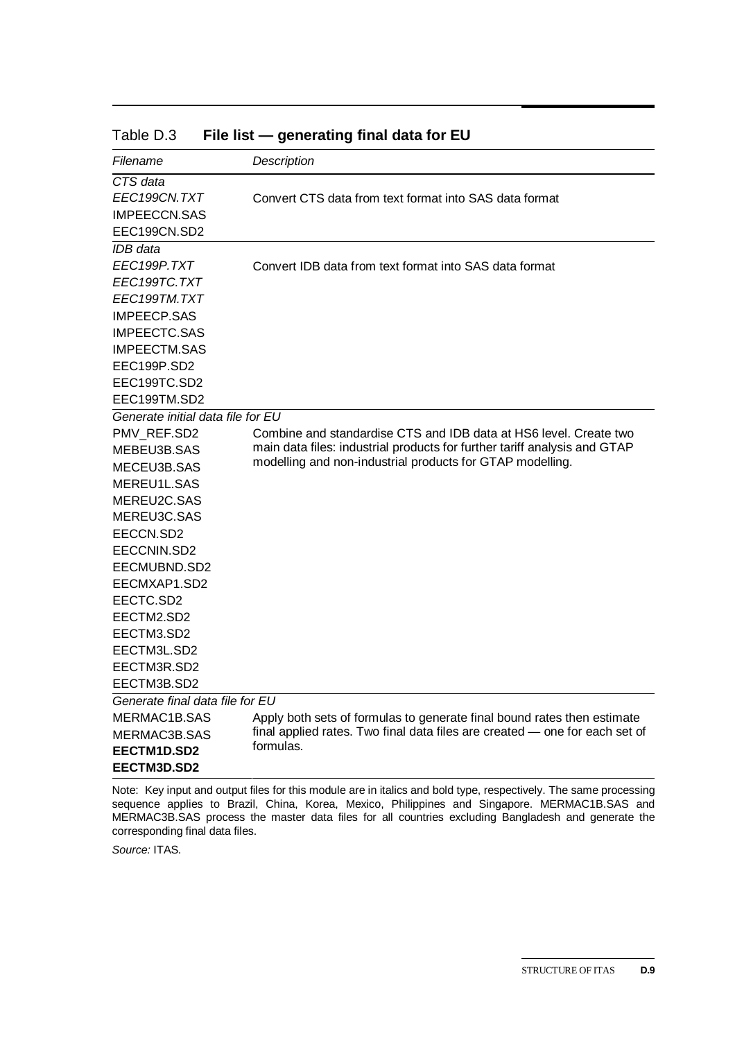Table D.3 **File list — generating final data for EU**

| *Filename* | *Description* |
|---|---|
| *CTS data* | |
| *EEC199CN.TXT* | Convert CTS data from text format into SAS data format |
| IMPEECCN.SAS | |
| EEC199CN.SD2 | |
| *IDB data* | |
| *EEC199P.TXT* | Convert IDB data from text format into SAS data format |
| *EEC199TC.TXT* | |
| *EEC199TM.TXT* | |
| IMPEECP.SAS | |
| IMPEECTC.SAS | |
| IMPEECTM.SAS | |
| EEC199P.SD2 | |
| EEC199TC.SD2 | |
| EEC199TM.SD2 | |
| *Generate initial data file for EU* | |
| PMV_REF.SD2 | Combine and standardise CTS and IDB data at HS6 level. Create two main data files: industrial products for further tariff analysis and GTAP modelling and non-industrial products for GTAP modelling. |
| MEBEU3B.SAS | |
| MECEU3B.SAS | |
| MEREU1L.SAS | |
| MEREU2C.SAS | |
| MEREU3C.SAS | |
| EECCN.SD2 | |
| EECCNIN.SD2 | |
| EECMUBND.SD2 | |
| EECMXAP1.SD2 | |
| EECTC.SD2 | |
| EECTM2.SD2 | |
| EECTM3.SD2 | |
| EECTM3L.SD2 | |
| EECTM3R.SD2 | |
| EECTM3B.SD2 | |
| *Generate final data file for EU* | |
| MERMAC1B.SAS | Apply both sets of formulas to generate final bound rates then estimate final applied rates. Two final data files are created — one for each set of formulas. |
| MERMAC3B.SAS | |
| **EECTM1D.SD2** | |
| **EECTM3D.SD2** | |

Note: Key input and output files for this module are in italics and bold type, respectively. The same processing sequence applies to Brazil, China, Korea, Mexico, Philippines and Singapore. MERMAC1B.SAS and MERMAC3B.SAS process the master data files for all countries excluding Bangladesh and generate the corresponding final data files.

*Source:* ITAS.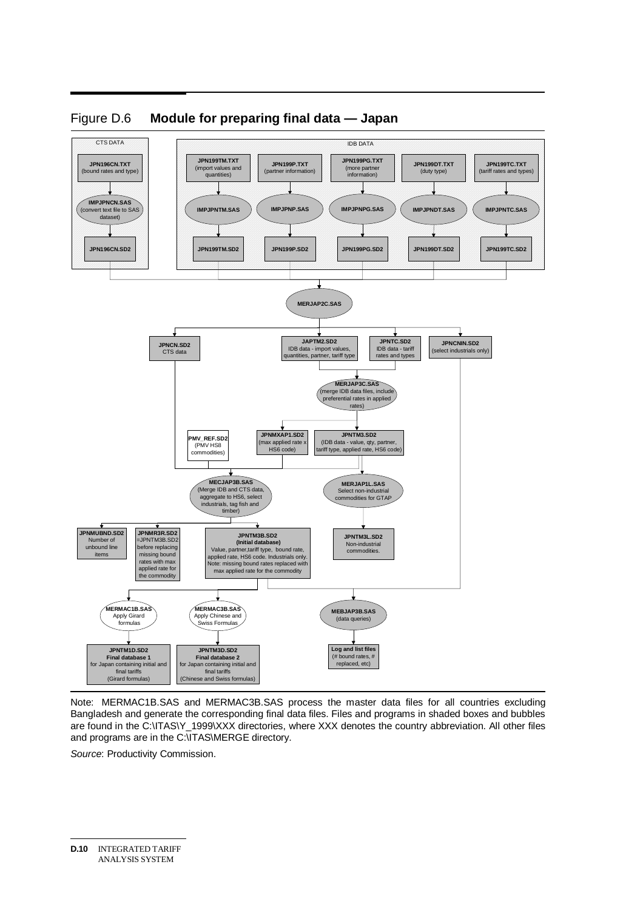## Figure D.6 **Module for preparing final data — Japan**

CTS DATA

**JPN196CN.TXT** (bound rates and type) → **IMPJPNCN.SAS** (convert text file to SAS dataset) → **JPN196CN.SD2**

IDB DATA

**JPN199TM.TXT** (import values and quantities) → **IMPJPNTM.SAS** → **JPN199TM.SD2**

**JPN199P.TXT** (partner information) → **IMPJPNP.SAS** → **JPN199P.SD2**

**JPN199PG.TXT** (more partner information) → **IMPJPNPG.SAS** → **JPN199PG.SD2**

**JPN199DT.TXT** (duty type) → **IMPJPNDT.SAS** → **JPN199DT.SD2**

**JPN199TC.TXT** (tariff rates and types) → **IMPJPNTC.SAS** → **JPN199TC.SD2**

All SD2 files → **MERJAP2C.SAS** → **JPNCN.SD2** CTS data; **JAPTM2.SD2** IDB data - import values, quantities, partner, tariff type; **JPNTC.SD2** IDB data - tariff rates and types; **JPNCNIN.SD2** (select industrials only)

**JAPTM2.SD2** + **JPNTC.SD2** → **MERJAP3C.SAS** (merge IDB data files, include preferential rates in applied rates) → **JPNMXAP1.SD2** (max applied rate x HS6 code); **JPNTM3.SD2** (IDB data - value, qty, partner, tariff type, applied rate, HS6 code)

**JPNCN.SD2** + **PMV_REF.SD2** (PMV HS8 commodities) + **JPNMXAP1.SD2** + **JPNTM3.SD2** → **MECJAP3B.SAS** (Merge IDB and CTS data, aggregate to HS6, select industrials, tag fish and timber) → **JPNMUBND.SD2** Number of unbound line items; **JPNMR3R.SD2** =JPNTM3B.SD2 before replacing missing bound rates with max applied rate for the commodity; **JPNTM3B.SD2 (Initial database)** Value, partner,tariff type, bound rate, applied rate, HS6 code. Industrials only. Note: missing bound rates replaced with max applied rate for the commodity

**JPNTM3.SD2** → **MERJAP1L.SAS** Select non-industrial commodities for GTAP → **JPNTM3L.SD2** Non-industrial commodities.

**JPNTM3B.SD2** → **MERMAC1B.SAS** Apply Girard formulas → **JPNTM1D.SD2 Final database 1** for Japan containing initial and final tariffs (Girard formulas)

**JPNTM3B.SD2** → **MERMAC3B.SAS** Apply Chinese and Swiss Formulas → **JPNTM3D.SD2 Final database 2** for Japan containing initial and final tariffs (Chinese and Swiss formulas)

**JPNTM3B.SD2** + **JPNCNIN.SD2** → **MEBJAP3B.SAS** (data queries) → **Log and list files** (# bound rates, # replaced, etc)

Note: MERMAC1B.SAS and MERMAC3B.SAS process the master data files for all countries excluding Bangladesh and generate the corresponding final data files. Files and programs in shaded boxes and bubbles are found in the C:\ITAS\Y_1999\XXX directories, where XXX denotes the country abbreviation. All other files and programs are in the C:\ITAS\MERGE directory.

*Source*: Productivity Commission.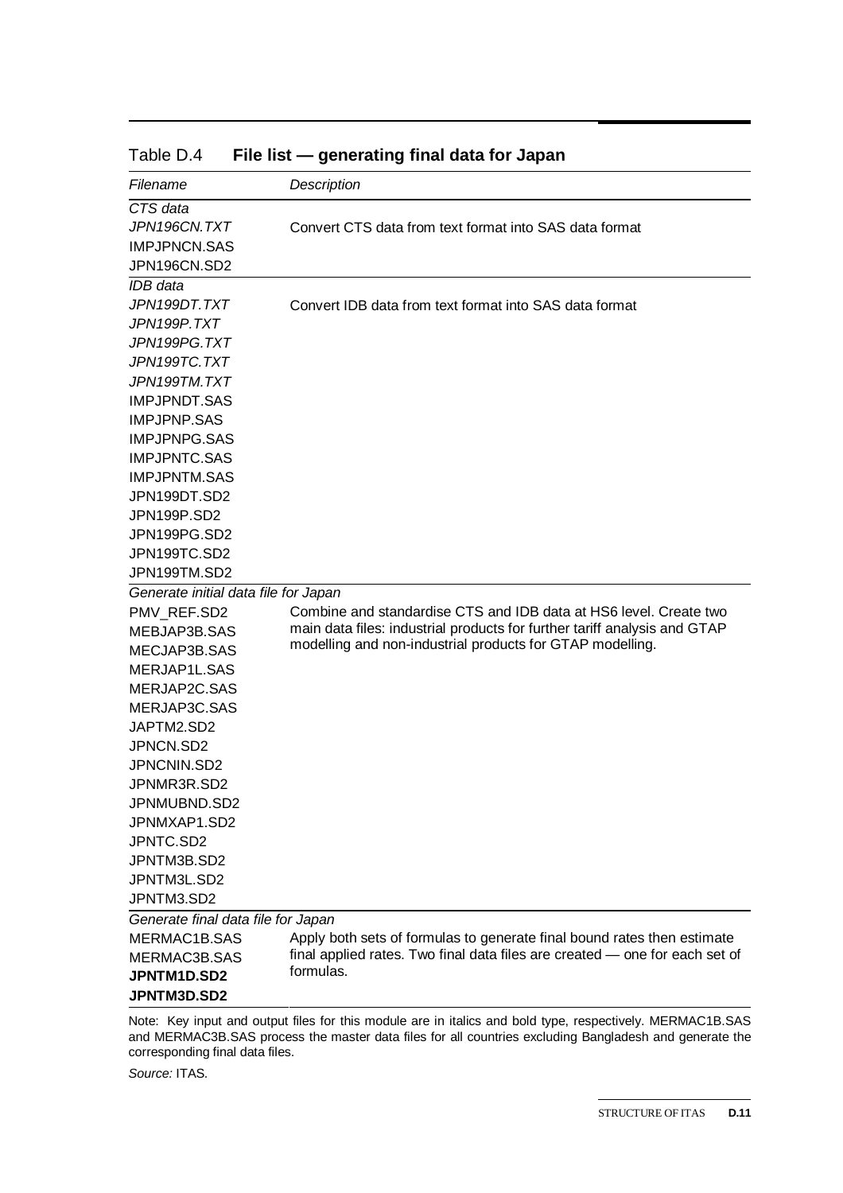Table D.4 **File list — generating final data for Japan**

| *Filename* | *Description* |
|---|---|
| *CTS data* | |
| *JPN196CN.TXT* | Convert CTS data from text format into SAS data format |
| IMPJPNCN.SAS | |
| JPN196CN.SD2 | |
| *IDB data* | |
| *JPN199DT.TXT* | Convert IDB data from text format into SAS data format |
| *JPN199P.TXT* | |
| *JPN199PG.TXT* | |
| *JPN199TC.TXT* | |
| *JPN199TM.TXT* | |
| IMPJPNDT.SAS | |
| IMPJPNP.SAS | |
| IMPJPNPG.SAS | |
| IMPJPNTC.SAS | |
| IMPJPNTM.SAS | |
| JPN199DT.SD2 | |
| JPN199P.SD2 | |
| JPN199PG.SD2 | |
| JPN199TC.SD2 | |
| JPN199TM.SD2 | |
| *Generate initial data file for Japan* | |
| PMV_REF.SD2 | Combine and standardise CTS and IDB data at HS6 level. Create two main data files: industrial products for further tariff analysis and GTAP modelling and non-industrial products for GTAP modelling. |
| MEBJAP3B.SAS | |
| MECJAP3B.SAS | |
| MERJAP1L.SAS | |
| MERJAP2C.SAS | |
| MERJAP3C.SAS | |
| JAPTM2.SD2 | |
| JPNCN.SD2 | |
| JPNCNIN.SD2 | |
| JPNMR3R.SD2 | |
| JPNMUBND.SD2 | |
| JPNMXAP1.SD2 | |
| JPNTC.SD2 | |
| JPNTM3B.SD2 | |
| JPNTM3L.SD2 | |
| JPNTM3.SD2 | |
| *Generate final data file for Japan* | |
| MERMAC1B.SAS | Apply both sets of formulas to generate final bound rates then estimate final applied rates. Two final data files are created — one for each set of formulas. |
| MERMAC3B.SAS | |
| **JPNTM1D.SD2** | |
| **JPNTM3D.SD2** | |

Note: Key input and output files for this module are in italics and bold type, respectively. MERMAC1B.SAS and MERMAC3B.SAS process the master data files for all countries excluding Bangladesh and generate the corresponding final data files.

*Source:* ITAS.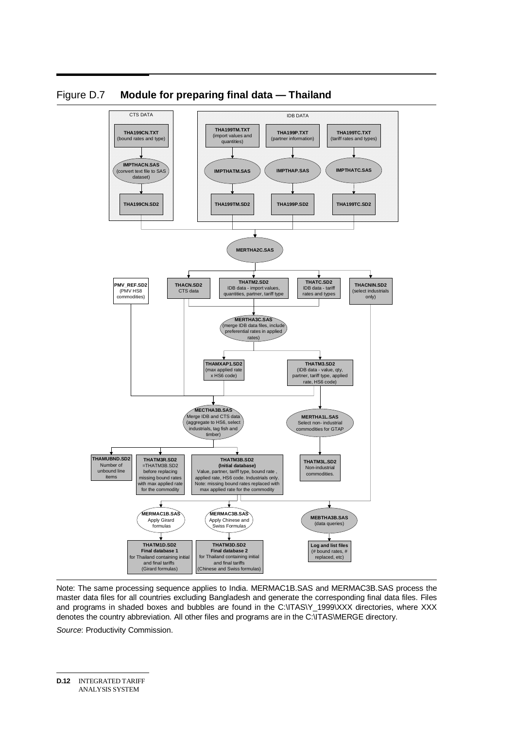## Figure D.7 **Module for preparing final data — Thailand**

CTS DATA

**THA199CN.TXT** (bound rates and type)

**IMPTHACN.SAS** (convert text file to SAS dataset)

**THA199CN.SD2**

IDB DATA

**THA199TM.TXT** (import values and quantities)

**THA199P.TXT** (partner information)

**THA199TC.TXT** (tariff rates and types)

**IMPTHATM.SAS**

**IMPTHAP.SAS**

**IMPTHATC.SAS**

**THA199TM.SD2**

**THA199P.SD2**

**THA199TC.SD2**

**MERTHA2C.SAS**

**PMV_REF.SD2** (PMV HS8 commodities)

**THACN.SD2** CTS data

**THATM2.SD2** IDB data - import values, quantities, partner, tariff type

**THATC.SD2** IDB data - tariff rates and types

**THACNIN.SD2** (select industrials only)

**MERTHA3C.SAS** (merge IDB data files, include preferential rates in applied rates)

**THAMXAP1.SD2** (max applied rate x HS6 code)

**THATM3.SD2** (IDB data - value, qty, partner, tariff type, applied rate, HS6 code)

**MECTHA3B.SAS** Merge IDB and CTS data (aggregate to HS6, select industrials, tag fish and timber)

**MERTHA1L.SAS** Select non- industrial commodities for GTAP

**THAMUBND.SD2** Number of unbound line items

**THATM3R.SD2** =THATM3B.SD2 before replacing missing bound rates with max applied rate for the commodity

**THATM3B.SD2** **(Initial database)** Value, partner, tariff type, bound rate , applied rate, HS6 code. Industrials only. Note: missing bound rates replaced with max applied rate for the commodity

**THATM3L.SD2** Non-industrial commodities.

**MERMAC1B.SAS** Apply Girard formulas

**MERMAC3B.SAS** Apply Chinese and Swiss Formulas

**MEBTHA3B.SAS** (data queries)

**THATM1D.SD2** **Final database 1** for Thailand containing initial and final tariffs (Girard formulas)

**THATM3D.SD2** **Final database 2** for Thailand containing initial and final tariffs (Chinese and Swiss formulas)

**Log and list files** (# bound rates, # replaced, etc)

Note: The same processing sequence applies to India. MERMAC1B.SAS and MERMAC3B.SAS process the master data files for all countries excluding Bangladesh and generate the corresponding final data files. Files and programs in shaded boxes and bubbles are found in the C:\ITAS\Y_1999\XXX directories, where XXX denotes the country abbreviation. All other files and programs are in the C:\ITAS\MERGE directory.

*Source*: Productivity Commission.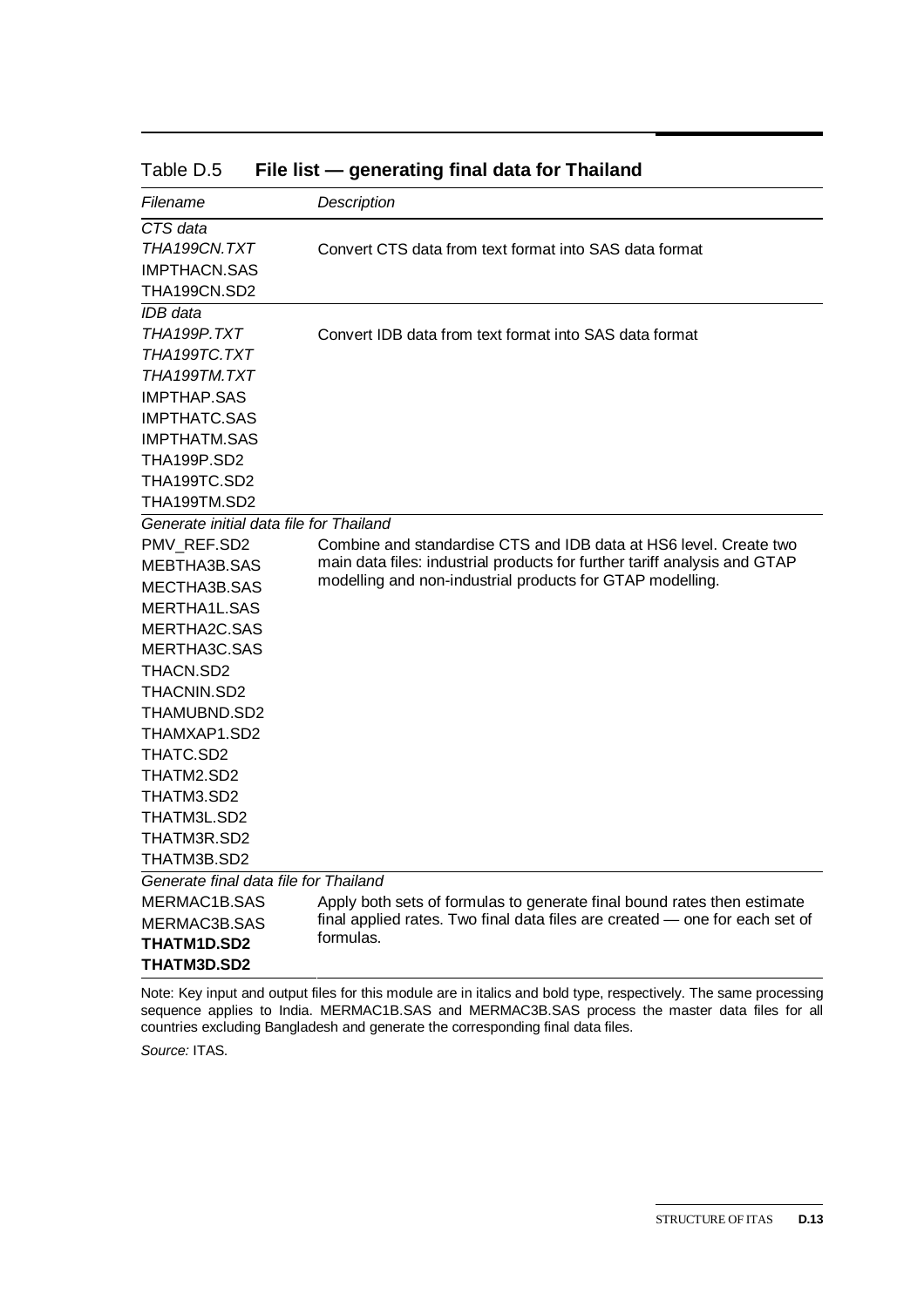Table D.5 **File list — generating final data for Thailand**

| *Filename* | *Description* |
|---|---|
| *CTS data* | |
| *THA199CN.TXT* | Convert CTS data from text format into SAS data format |
| IMPTHACN.SAS | |
| THA199CN.SD2 | |
| *IDB data* | |
| *THA199P.TXT* | Convert IDB data from text format into SAS data format |
| *THA199TC.TXT* | |
| *THA199TM.TXT* | |
| IMPTHAP.SAS | |
| IMPTHATC.SAS | |
| IMPTHATM.SAS | |
| THA199P.SD2 | |
| THA199TC.SD2 | |
| THA199TM.SD2 | |
| *Generate initial data file for Thailand* | |
| PMV_REF.SD2 | Combine and standardise CTS and IDB data at HS6 level. Create two main data files: industrial products for further tariff analysis and GTAP modelling and non-industrial products for GTAP modelling. |
| MEBTHA3B.SAS | |
| MECTHA3B.SAS | |
| MERTHA1L.SAS | |
| MERTHA2C.SAS | |
| MERTHA3C.SAS | |
| THACN.SD2 | |
| THACNIN.SD2 | |
| THAMUBND.SD2 | |
| THAMXAP1.SD2 | |
| THATC.SD2 | |
| THATM2.SD2 | |
| THATM3.SD2 | |
| THATM3L.SD2 | |
| THATM3R.SD2 | |
| THATM3B.SD2 | |
| *Generate final data file for Thailand* | |
| MERMAC1B.SAS | Apply both sets of formulas to generate final bound rates then estimate final applied rates. Two final data files are created — one for each set of formulas. |
| MERMAC3B.SAS | |
| **THATM1D.SD2** | |
| **THATM3D.SD2** | |

Note: Key input and output files for this module are in italics and bold type, respectively. The same processing sequence applies to India. MERMAC1B.SAS and MERMAC3B.SAS process the master data files for all countries excluding Bangladesh and generate the corresponding final data files.

*Source:* ITAS.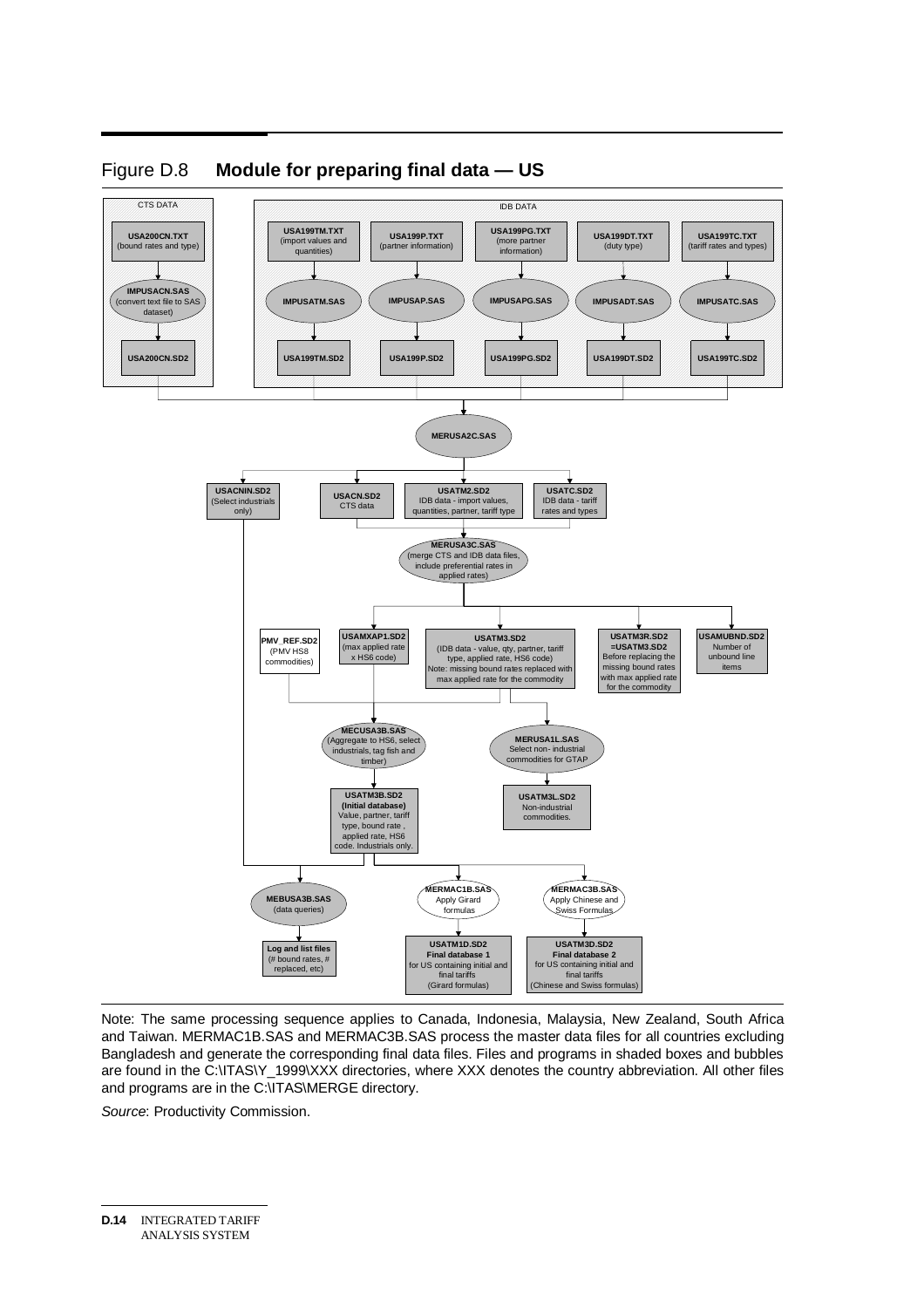## Figure D.8 **Module for preparing final data — US**

CTS DATA

- **USA200CN.TXT** (bound rates and type) → **IMPUSACN.SAS** (convert text file to SAS dataset) → **USA200CN.SD2**

IDB DATA

- **USA199TM.TXT** (import values and quantities) → **IMPUSATM.SAS** → **USA199TM.SD2**
- **USA199P.TXT** (partner information) → **IMPUSAP.SAS** → **USA199P.SD2**
- **USA199PG.TXT** (more partner information) → **IMPUSAPG.SAS** → **USA199PG.SD2**
- **USA199DT.TXT** (duty type) → **IMPUSADT.SAS** → **USA199DT.SD2**
- **USA199TC.TXT** (tariff rates and types) → **IMPUSATC.SAS** → **USA199TC.SD2**

→ **MERUSA2C.SAS**

- **USACNIN.SD2** (Select industrials only)
- **USACN.SD2** CTS data
- **USATM2.SD2** IDB data - import values, quantities, partner, tariff type
- **USATC.SD2** IDB data - tariff rates and types

→ **MERUSA3C.SAS** (merge CTS and IDB data files, include preferential rates in applied rates)

- **PMV_REF.SD2** (PMV HS8 commodities)
- **USAMXAP1.SD2** (max applied rate x HS6 code)
- **USATM3.SD2** (IDB data - value, qty, partner, tariff type, applied rate, HS6 code) Note: missing bound rates replaced with max applied rate for the commodity
- **USATM3R.SD2 =USATM3.SD2** Before replacing the missing bound rates with max applied rate for the commodity
- **USAMUBND.SD2** Number of unbound line items

- **MECUSA3B.SAS** (Aggregate to HS6, select industrials, tag fish and timber) → **USATM3B.SD2** **(Initial database)** Value, partner, tariff type, bound rate , applied rate, HS6 code. Industrials only.
- **MERUSA1L.SAS** Select non- industrial commodities for GTAP → **USATM3L.SD2** Non-industrial commodities.

- **MEBUSA3B.SAS** (data queries) → **Log and list files** (# bound rates, # replaced, etc)
- **MERMAC1B.SAS** Apply Girard formulas → **USATM1D.SD2** **Final database 1** for US containing initial and final tariffs (Girard formulas)
- **MERMAC3B.SAS** Apply Chinese and Swiss Formulas → **USATM3D.SD2** **Final database 2** for US containing initial and final tariffs (Chinese and Swiss formulas)

Note: The same processing sequence applies to Canada, Indonesia, Malaysia, New Zealand, South Africa and Taiwan. MERMAC1B.SAS and MERMAC3B.SAS process the master data files for all countries excluding Bangladesh and generate the corresponding final data files. Files and programs in shaded boxes and bubbles are found in the C:\ITAS\Y_1999\XXX directories, where XXX denotes the country abbreviation. All other files and programs are in the C:\ITAS\MERGE directory.

*Source*: Productivity Commission.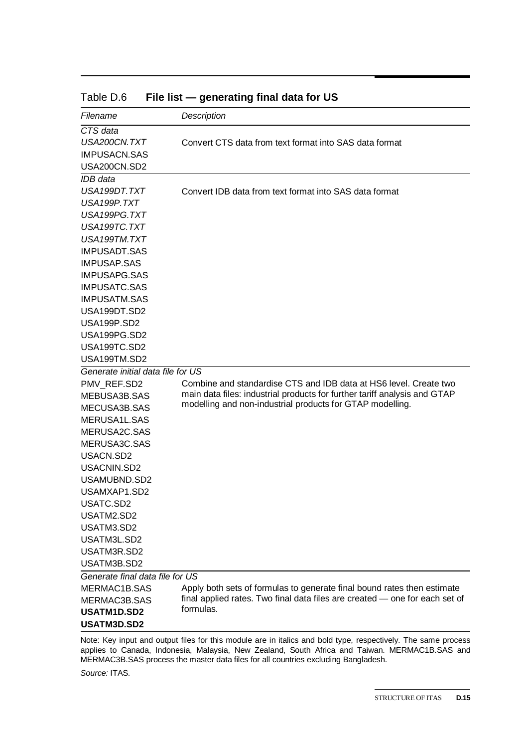Table D.6 **File list — generating final data for US**

| *Filename* | *Description* |
|---|---|
| *CTS data* | |
| *USA200CN.TXT* | Convert CTS data from text format into SAS data format |
| IMPUSACN.SAS | |
| USA200CN.SD2 | |
| *IDB data* | |
| *USA199DT.TXT* | Convert IDB data from text format into SAS data format |
| *USA199P.TXT* | |
| *USA199PG.TXT* | |
| *USA199TC.TXT* | |
| *USA199TM.TXT* | |
| IMPUSADT.SAS | |
| IMPUSAP.SAS | |
| IMPUSAPG.SAS | |
| IMPUSATC.SAS | |
| IMPUSATM.SAS | |
| USA199DT.SD2 | |
| USA199P.SD2 | |
| USA199PG.SD2 | |
| USA199TC.SD2 | |
| USA199TM.SD2 | |
| *Generate initial data file for US* | |
| PMV_REF.SD2 | Combine and standardise CTS and IDB data at HS6 level. Create two main data files: industrial products for further tariff analysis and GTAP modelling and non-industrial products for GTAP modelling. |
| MEBUSA3B.SAS | |
| MECUSA3B.SAS | |
| MERUSA1L.SAS | |
| MERUSA2C.SAS | |
| MERUSA3C.SAS | |
| USACN.SD2 | |
| USACNIN.SD2 | |
| USAMUBND.SD2 | |
| USAMXAP1.SD2 | |
| USATC.SD2 | |
| USATM2.SD2 | |
| USATM3.SD2 | |
| USATM3L.SD2 | |
| USATM3R.SD2 | |
| USATM3B.SD2 | |
| *Generate final data file for US* | |
| MERMAC1B.SAS | Apply both sets of formulas to generate final bound rates then estimate final applied rates. Two final data files are created — one for each set of formulas. |
| MERMAC3B.SAS | |
| **USATM1D.SD2** | |
| **USATM3D.SD2** | |

Note: Key input and output files for this module are in italics and bold type, respectively. The same process applies to Canada, Indonesia, Malaysia, New Zealand, South Africa and Taiwan. MERMAC1B.SAS and MERMAC3B.SAS process the master data files for all countries excluding Bangladesh.

*Source:* ITAS.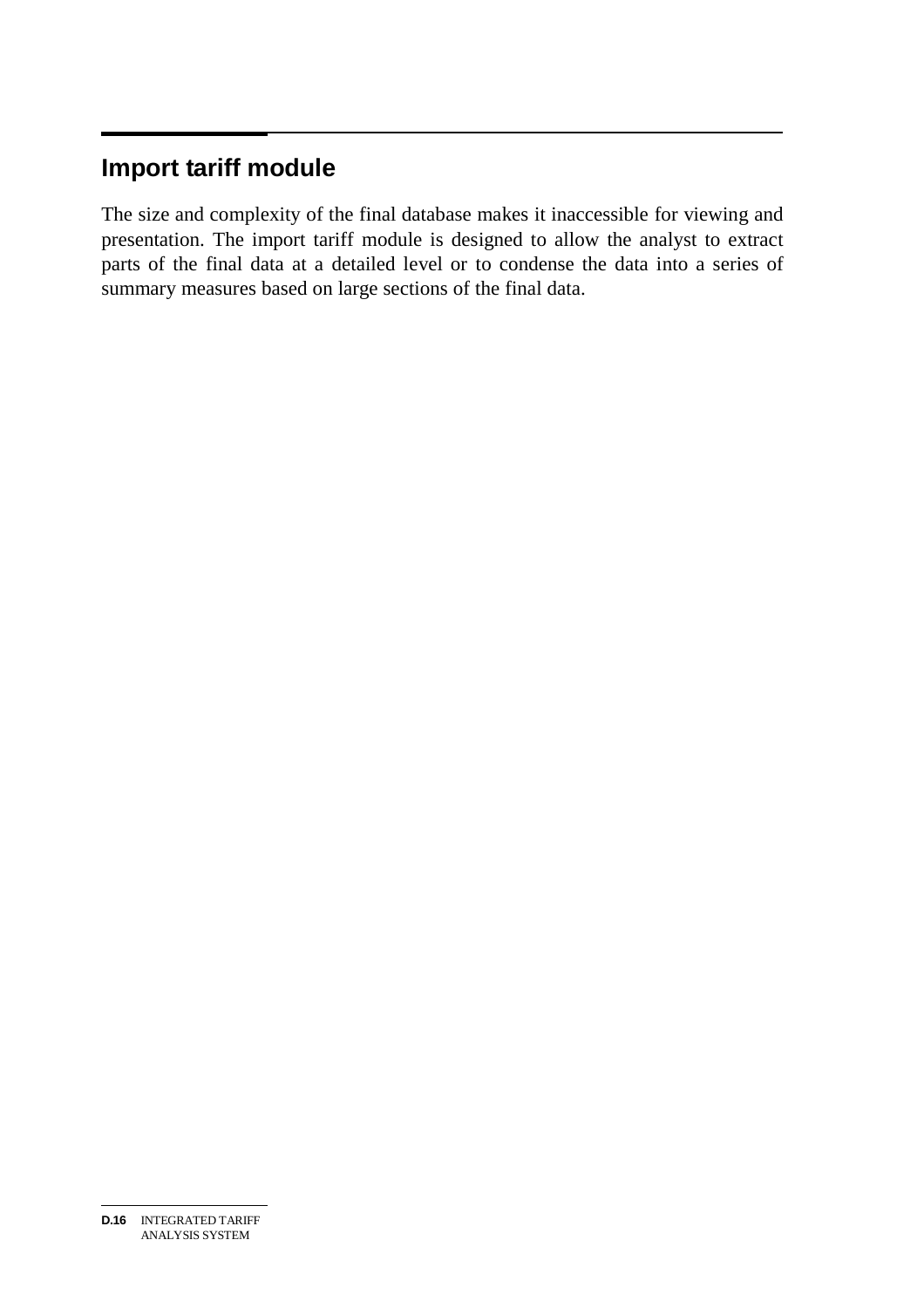## Import tariff module

The size and complexity of the final database makes it inaccessible for viewing and presentation. The import tariff module is designed to allow the analyst to extract parts of the final data at a detailed level or to condense the data into a series of summary measures based on large sections of the final data.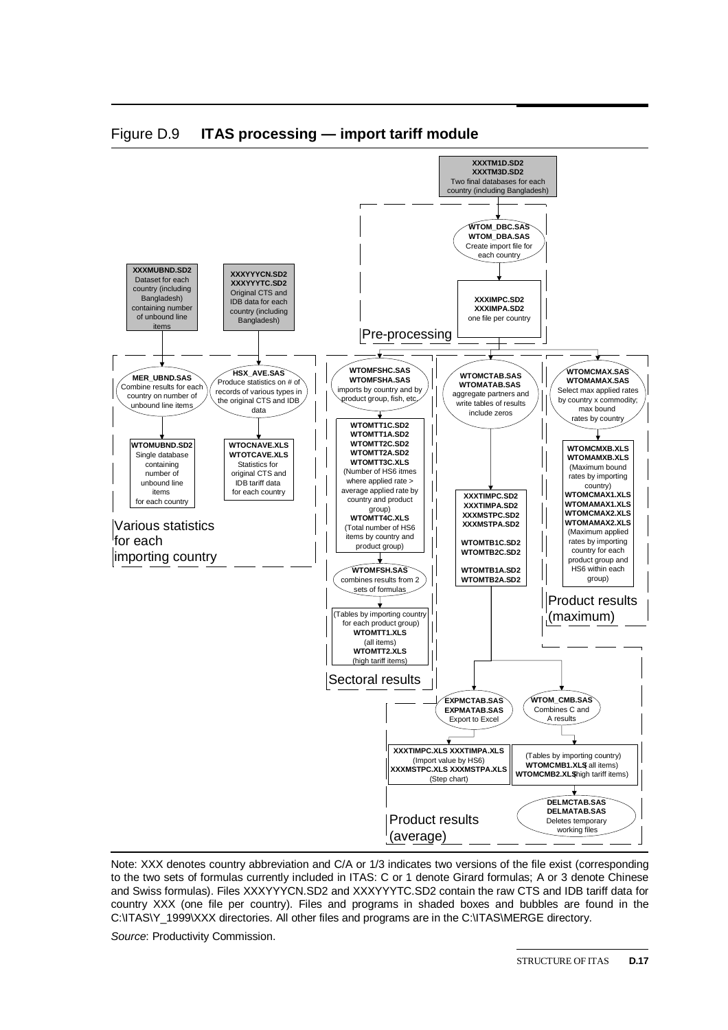## Figure D.9 **ITAS processing — import tariff module**

**XXXTM1D.SD2**
**XXXTM3D.SD2**
Two final databases for each country (including Bangladesh)

*Pre-processing*

**WTOM_DBC.SAS**
**WTOM_DBA.SAS**
Create import file for each country

**XXXIMPC.SD2**
**XXXIMPA.SD2**
one file per country

*Various statistics for each importing country*

**XXXMUBND.SD2**
Dataset for each country (including Bangladesh) containing number of unbound line items

**MER_UBND.SAS**
Combine results for each country on number of unbound line items

**WTOMUBND.SD2**
Single database containing number of unbound line items for each country

**XXXYYYCN.SD2**
**XXXYYYTC.SD2**
Original CTS and IDB data for each country (including Bangladesh)

**HSX_AVE.SAS**
Produce statistics on # of records of various types in the original CTS and IDB data

**WTOCNAVE.XLS**
**WTOTCAVE.XLS**
Statistics for original CTS and IDB tariff data for each country

*Sectoral results*

**WTOMFSHC.SAS**
**WTOMFSHA.SAS**
imports by country and by product group, fish, etc.

**WTOMTT1C.SD2**
**WTOMTT1A.SD2**
**WTOMTT2C.SD2**
**WTOMTT2A.SD2**
**WTOMTT3C.XLS**
(Number of HS6 itmes where applied rate > average applied rate by country and product group)
**WTOMTT4C.XLS**
(Total number of HS6 items by country and product group)

**WTOMFSH.SAS**
combines results from 2 sets of formulas

(Tables by importing country for each product group)
**WTOMTT1.XLS**
(all items)
**WTOMTT2.XLS**
(high tariff items)

**WTOMCTAB.SAS**
**WTOMATAB.SAS**
aggregate partners and write tables of results include zeros

**XXXTIMPC.SD2**
**XXXTIMPA.SD2**
**XXXMSTPC.SD2**
**XXXMSTPA.SD2**

**WTOMTB1C.SD2**
**WTOMTB2C.SD2**

**WTOMTB1A.SD2**
**WTOMTB2A.SD2**

*Product results (maximum)*

**WTOMCMAX.SAS**
**WTOMAMAX.SAS**
Select max applied rates by country x commodity; max bound rates by country

**WTOMCMXB.XLS**
**WTOMAMXB.XLS**
(Maximum bound rates by importing country)
**WTOMCMAX1.XLS**
**WTOMAMAX1.XLS**
**WTOMCMAX2.XLS**
**WTOMAMAX2.XLS**
(Maximum applied rates by importing country for each product group and HS6 within each group)

*Product results (average)*

**EXPMCTAB.SAS**
**EXPMATAB.SAS**
Export to Excel

**XXXTIMPC.XLS XXXTIMPA.XLS**
(Import value by HS6)
**XXXMSTPC.XLS XXXMSTPA.XLS**
(Step chart)

**WTOM_CMB.SAS**
Combines C and A results

(Tables by importing country)
**WTOMCMB1.XLS** (all items)
**WTOMCMB2.XLS** (high tariff items)

**DELMCTAB.SAS**
**DELMATAB.SAS**
Deletes temporary working files

Note: XXX denotes country abbreviation and C/A or 1/3 indicates two versions of the file exist (corresponding to the two sets of formulas currently included in ITAS: C or 1 denote Girard formulas; A or 3 denote Chinese and Swiss formulas). Files XXXYYYCN.SD2 and XXXYYYTC.SD2 contain the raw CTS and IDB tariff data for country XXX (one file per country). Files and programs in shaded boxes and bubbles are found in the C:\ITAS\Y_1999\XXX directories. All other files and programs are in the C:\ITAS\MERGE directory.

*Source*: Productivity Commission.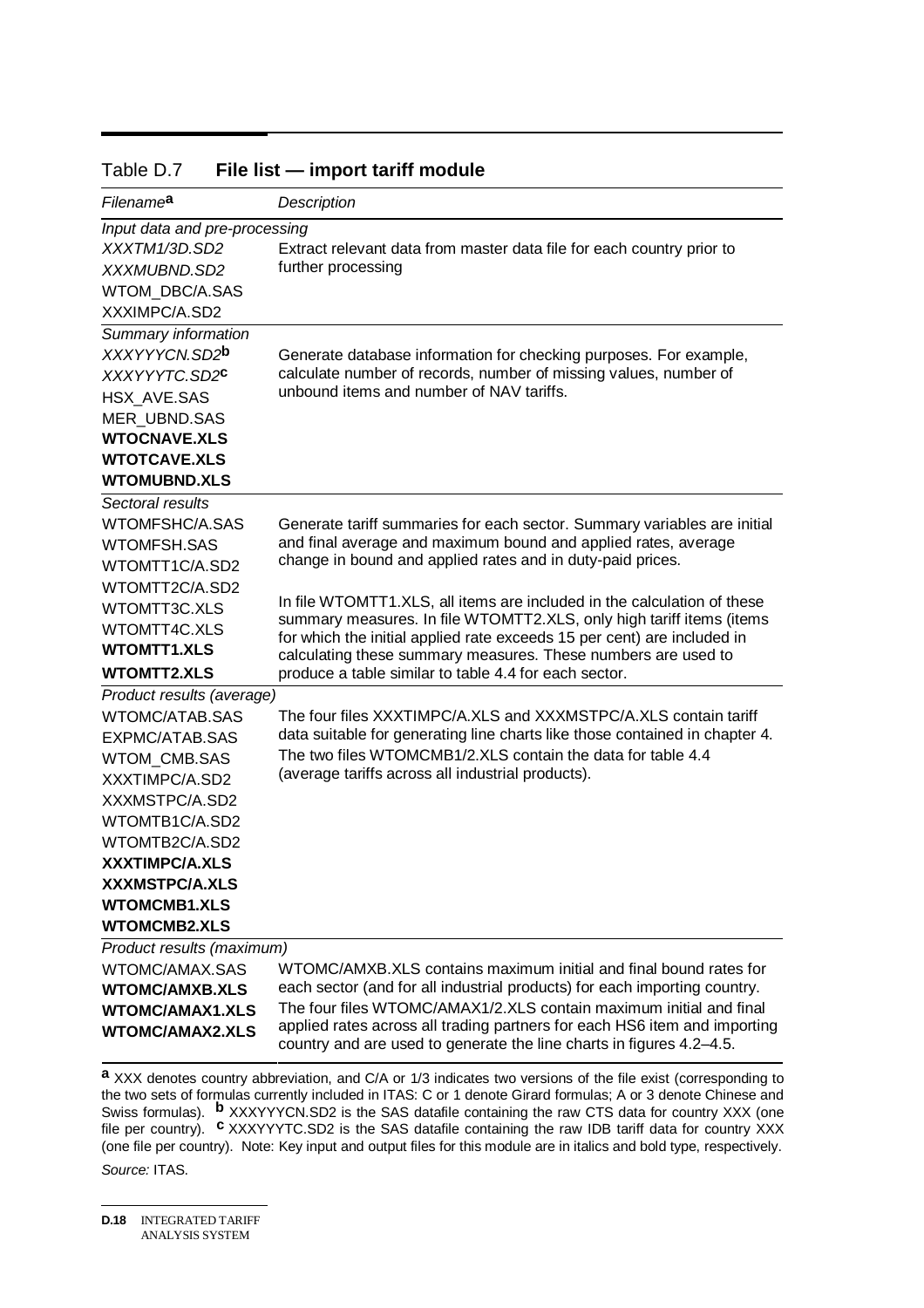Table D.7 **File list — import tariff module**

| *Filename*[a] | *Description* |
|---|---|
| *Input data and pre-processing* | |
| *XXXTM1/3D.SD2*<br>*XXXMUBND.SD2*<br>WTOM_DBC/A.SAS<br>XXXIMPC/A.SD2 | Extract relevant data from master data file for each country prior to further processing |
| *Summary information* | |
| *XXXYYYCN.SD2*[b]<br>*XXXYYYTC.SD2*[c]<br>HSX_AVE.SAS<br>MER_UBND.SAS<br>**WTOCNAVE.XLS**<br>**WTOTCAVE.XLS**<br>**WTOMUBND.XLS** | Generate database information for checking purposes. For example, calculate number of records, number of missing values, number of unbound items and number of NAV tariffs. |
| *Sectoral results* | |
| WTOMFSHC/A.SAS<br>WTOMFSH.SAS<br>WTOMTT1C/A.SD2<br>WTOMTT2C/A.SD2<br>WTOMTT3C.XLS<br>WTOMTT4C.XLS<br>**WTOMTT1.XLS**<br>**WTOMTT2.XLS** | Generate tariff summaries for each sector. Summary variables are initial and final average and maximum bound and applied rates, average change in bound and applied rates and in duty-paid prices.<br><br>In file WTOMTT1.XLS, all items are included in the calculation of these summary measures. In file WTOMTT2.XLS, only high tariff items (items for which the initial applied rate exceeds 15 per cent) are included in calculating these summary measures. These numbers are used to produce a table similar to table 4.4 for each sector. |
| *Product results (average)* | |
| WTOMC/ATAB.SAS<br>EXPMC/ATAB.SAS<br>WTOM_CMB.SAS<br>XXXTIMPC/A.SD2<br>XXXMSTPC/A.SD2<br>WTOMTB1C/A.SD2<br>WTOMTB2C/A.SD2<br>**XXXTIMPC/A.XLS**<br>**XXXMSTPC/A.XLS**<br>**WTOMCMB1.XLS**<br>**WTOMCMB2.XLS** | The four files XXXTIMPC/A.XLS and XXXMSTPC/A.XLS contain tariff data suitable for generating line charts like those contained in chapter 4. The two files WTOMCMB1/2.XLS contain the data for table 4.4 (average tariffs across all industrial products). |
| *Product results (maximum)* | |
| WTOMC/AMAX.SAS<br>**WTOMC/AMXB.XLS**<br>**WTOMC/AMAX1.XLS**<br>**WTOMC/AMAX2.XLS** | WTOMC/AMXB.XLS contains maximum initial and final bound rates for each sector (and for all industrial products) for each importing country. The four files WTOMC/AMAX1/2.XLS contain maximum initial and final applied rates across all trading partners for each HS6 item and importing country and are used to generate the line charts in figures 4.2–4.5. |

[a] XXX denotes country abbreviation, and C/A or 1/3 indicates two versions of the file exist (corresponding to the two sets of formulas currently included in ITAS: C or 1 denote Girard formulas; A or 3 denote Chinese and Swiss formulas). [b] XXXYYYCN.SD2 is the SAS datafile containing the raw CTS data for country XXX (one file per country). [c] XXXYYYTC.SD2 is the SAS datafile containing the raw IDB tariff data for country XXX (one file per country). Note: Key input and output files for this module are in italics and bold type, respectively.

*Source:* ITAS.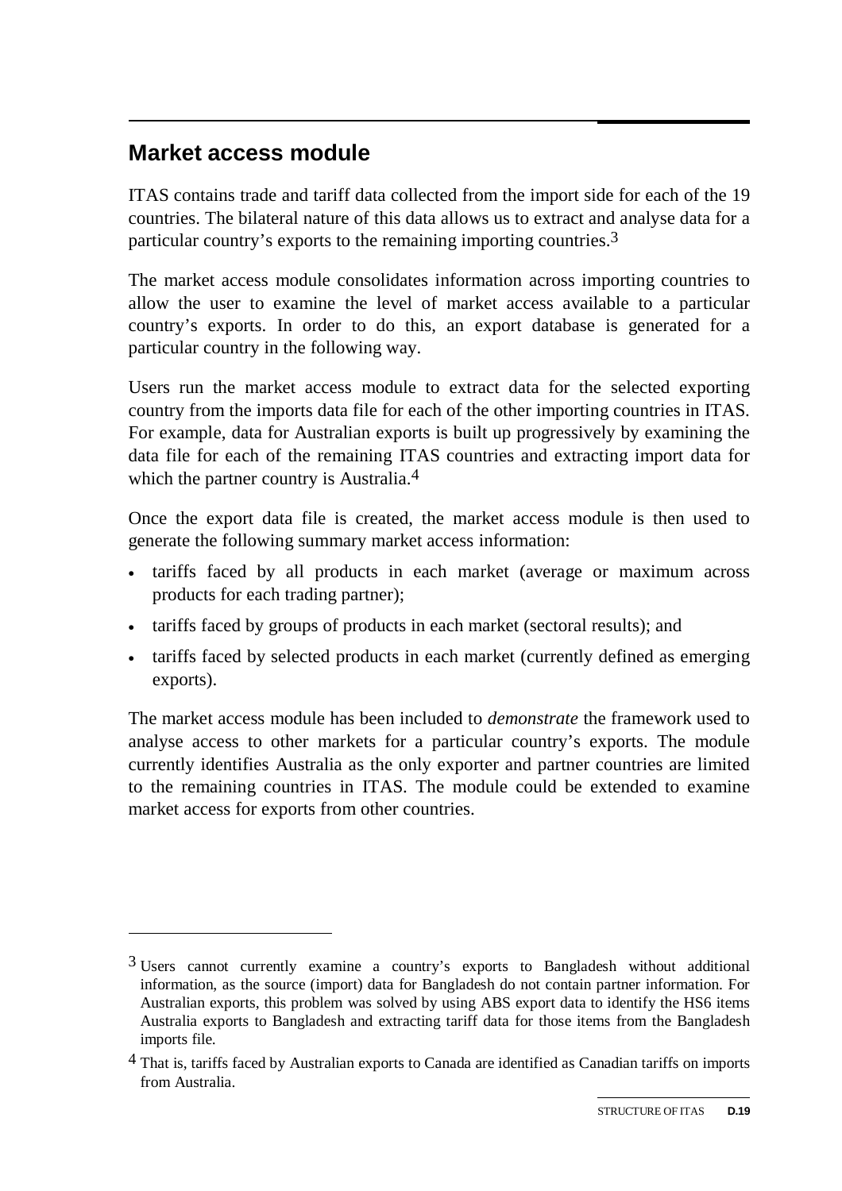## Market access module

ITAS contains trade and tariff data collected from the import side for each of the 19 countries. The bilateral nature of this data allows us to extract and analyse data for a particular country's exports to the remaining importing countries.[3]

The market access module consolidates information across importing countries to allow the user to examine the level of market access available to a particular country's exports. In order to do this, an export database is generated for a particular country in the following way.

Users run the market access module to extract data for the selected exporting country from the imports data file for each of the other importing countries in ITAS. For example, data for Australian exports is built up progressively by examining the data file for each of the remaining ITAS countries and extracting import data for which the partner country is Australia.[4]

Once the export data file is created, the market access module is then used to generate the following summary market access information:

- tariffs faced by all products in each market (average or maximum across products for each trading partner);
- tariffs faced by groups of products in each market (sectoral results); and
- tariffs faced by selected products in each market (currently defined as emerging exports).

The market access module has been included to *demonstrate* the framework used to analyse access to other markets for a particular country's exports. The module currently identifies Australia as the only exporter and partner countries are limited to the remaining countries in ITAS. The module could be extended to examine market access for exports from other countries.

---

[3] Users cannot currently examine a country's exports to Bangladesh without additional information, as the source (import) data for Bangladesh do not contain partner information. For Australian exports, this problem was solved by using ABS export data to identify the HS6 items Australia exports to Bangladesh and extracting tariff data for those items from the Bangladesh imports file.

[4] That is, tariffs faced by Australian exports to Canada are identified as Canadian tariffs on imports from Australia.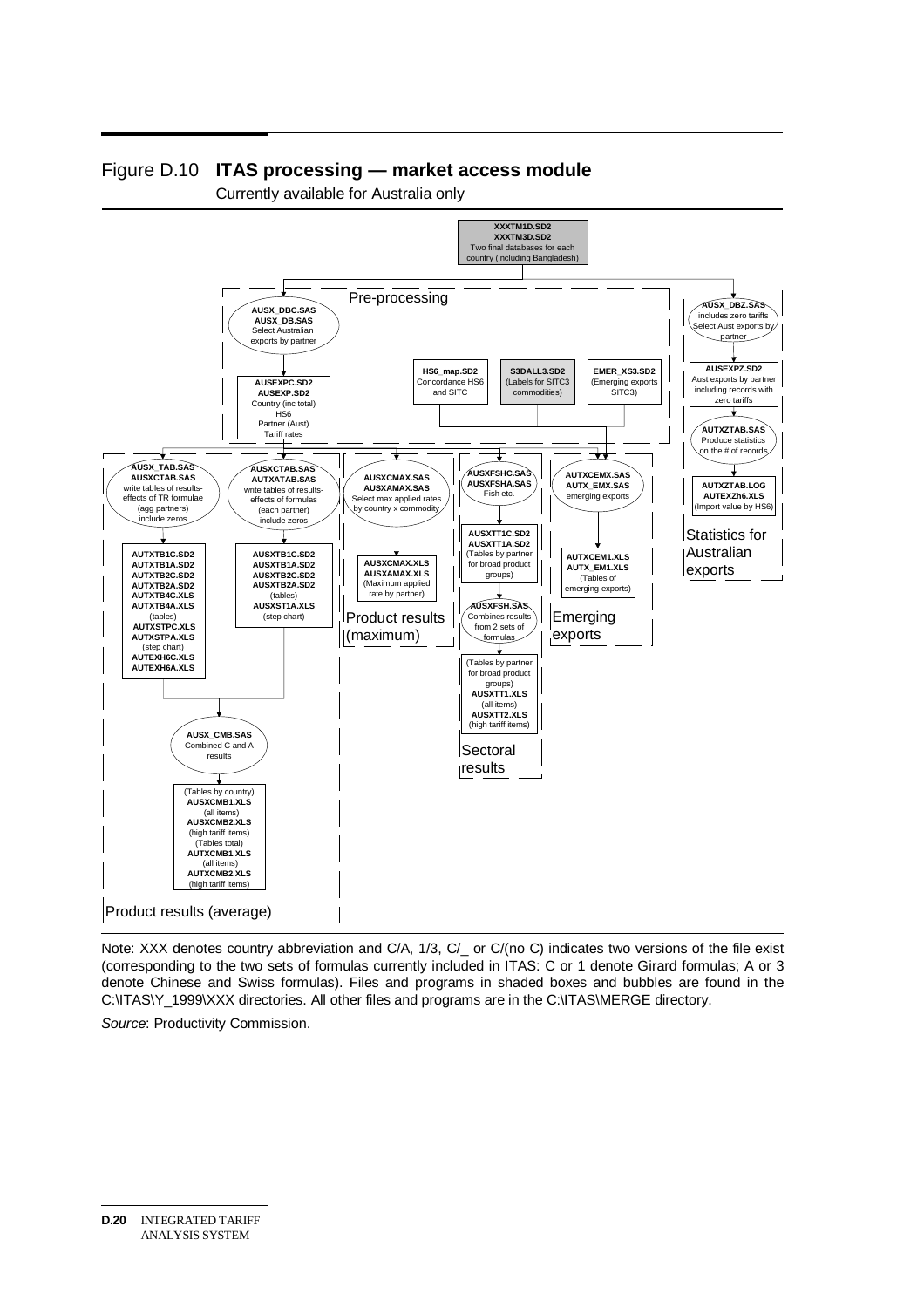## Figure D.10 **ITAS processing — market access module**

Currently available for Australia only

**XXXTM1D.SD2**
**XXXTM3D.SD2**
Two final databases for each country (including Bangladesh)

Pre-processing

**AUSX_DBC.SAS**
**AUSX_DB.SAS**
Select Australian exports by partner

**AUSEXPC.SD2**
**AUSEXP.SD2**
Country (inc total) HS6 Partner (Aust) Tariff rates

**HS6_map.SD2**
Concordance HS6 and SITC

**S3DALL3.SD2**
(Labels for SITC3 commodities)

**EMER_XS3.SD2**
(Emerging exports SITC3)

**AUSX_DBZ.SAS**
includes zero tariffs Select Aust exports by partner

**AUSEXPZ.SD2**
Aust exports by partner including records with zero tariffs

**AUTXZTAB.SAS**
Produce statistics on the # of records

**AUTXZTAB.LOG**
**AUTEXZh6.XLS**
(Import value by HS6)

Statistics for Australian exports

**AUSX_TAB.SAS**
**AUSXCTAB.SAS**
write tables of results-effects of TR formulae (agg partners) include zeros

**AUTXTB1C.SD2**
**AUTXTB1A.SD2**
**AUTXTB2C.SD2**
**AUTXTB2A.SD2**
**AUTXTB4C.XLS**
**AUTXTB4A.XLS**
(tables)
**AUTXSTPC.XLS**
**AUTXSTPA.XLS**
(step chart)
**AUTEXH6C.XLS**
**AUTEXH6A.XLS**

**AUSXCTAB.SAS**
**AUTXATAB.SAS**
write tables of results-effects of formulas (each partner) include zeros

**AUSXTB1C.SD2**
**AUSXTB1A.SD2**
**AUSXTB2C.SD2**
**AUSXTB2A.SD2**
(tables)
**AUSXST1A.XLS**
(step chart)

**AUSX_CMB.SAS**
Combined C and A results

(Tables by country)
**AUSXCMB1.XLS**
(all items)
**AUSXCMB2.XLS**
(high tariff items)
(Tables total)
**AUTXCMB1.XLS**
(all items)
**AUTXCMB2.XLS**
(high tariff items)

Product results (average)

**AUSXCMAX.SAS**
**AUSXAMAX.SAS**
Select max applied rates by country x commodity

**AUSXCMAX.XLS**
**AUSXAMAX.XLS**
(Maximum applied rate by partner)

Product results (maximum)

**AUSXFSHC.SAS**
**AUSXFSHA.SAS**
Fish etc.

**AUSXTT1C.SD2**
**AUSXTT1A.SD2**
(Tables by partner for broad product groups)

**AUSXFSH.SAS**
Combines results from 2 sets of formulas

(Tables by partner for broad product groups)
**AUSXTT1.XLS**
(all items)
**AUSXTT2.XLS**
(high tariff items)

Sectoral results

**AUTXCEMX.SAS**
**AUTX_EMX.SAS**
emerging exports

**AUTXCEM1.XLS**
**AUTX_EM1.XLS**
(Tables of emerging exports)

Emerging exports

Note: XXX denotes country abbreviation and C/A, 1/3, C/_ or C/(no C) indicates two versions of the file exist (corresponding to the two sets of formulas currently included in ITAS: C or 1 denote Girard formulas; A or 3 denote Chinese and Swiss formulas). Files and programs in shaded boxes and bubbles are found in the C:\ITAS\Y_1999\XXX directories. All other files and programs are in the C:\ITAS\MERGE directory.

*Source*: Productivity Commission.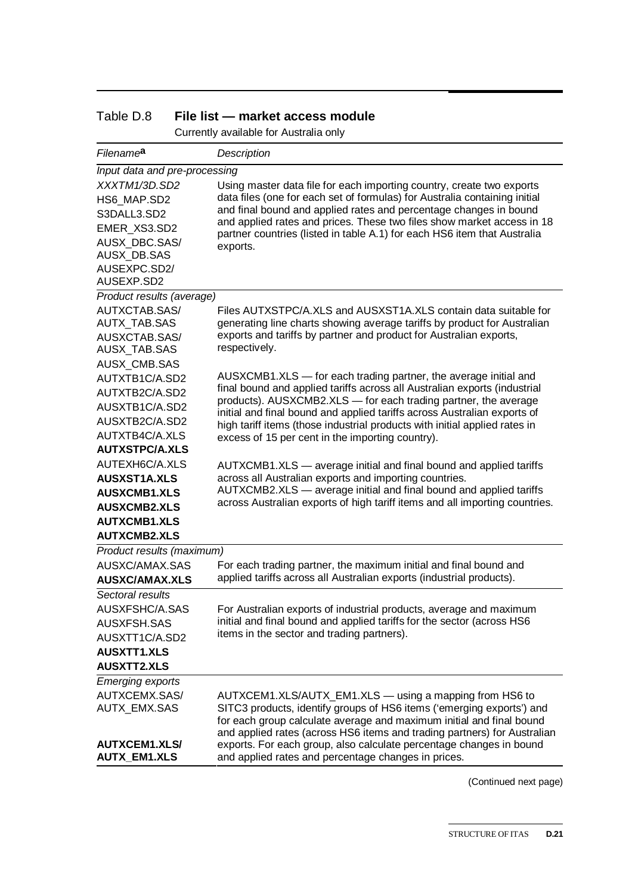Table D.8 **File list — market access module**

Currently available for Australia only

| *Filename*[a] | *Description* |
|---|---|
| *Input data and pre-processing* | |
| *XXXTM1/3D.SD2*<br>HS6_MAP.SD2<br>S3DALL3.SD2<br>EMER_XS3.SD2<br>AUSX_DBC.SAS/<br>AUSX_DB.SAS<br>AUSEXPC.SD2/<br>AUSEXP.SD2 | Using master data file for each importing country, create two exports data files (one for each set of formulas) for Australia containing initial and final bound and applied rates and percentage changes in bound and applied rates and prices. These two files show market access in 18 partner countries (listed in table A.1) for each HS6 item that Australia exports. |
| *Product results (average)* | |
| AUTXCTAB.SAS/<br>AUTX_TAB.SAS<br>AUSXCTAB.SAS/<br>AUSX_TAB.SAS<br>AUSX_CMB.SAS<br>AUTXTB1C/A.SD2<br>AUTXTB2C/A.SD2<br>AUSXTB1C/A.SD2<br>AUSXTB2C/A.SD2<br>AUTXTB4C/A.XLS<br>**AUTXSTPC/A.XLS**<br>AUTEXH6C/A.XLS<br>**AUSXST1A.XLS**<br>**AUSXCMB1.XLS**<br>**AUSXCMB2.XLS**<br>**AUTXCMB1.XLS**<br>**AUTXCMB2.XLS** | Files AUTXSTPC/A.XLS and AUSXST1A.XLS contain data suitable for generating line charts showing average tariffs by product for Australian exports and tariffs by partner and product for Australian exports, respectively.<br><br>AUSXCMB1.XLS — for each trading partner, the average initial and final bound and applied tariffs across all Australian exports (industrial products). AUSXCMB2.XLS — for each trading partner, the average initial and final bound and applied tariffs across Australian exports of high tariff items (those industrial products with initial applied rates in excess of 15 per cent in the importing country).<br><br>AUTXCMB1.XLS — average initial and final bound and applied tariffs across all Australian exports and importing countries. AUTXCMB2.XLS — average initial and final bound and applied tariffs across Australian exports of high tariff items and all importing countries. |
| *Product results (maximum)* | |
| AUSXC/AMAX.SAS<br>**AUSXC/AMAX.XLS** | For each trading partner, the maximum initial and final bound and applied tariffs across all Australian exports (industrial products). |
| *Sectoral results* | |
| AUSXFSHC/A.SAS<br>AUSXFSH.SAS<br>AUSXTT1C/A.SD2<br>**AUSXTT1.XLS**<br>**AUSXTT2.XLS** | For Australian exports of industrial products, average and maximum initial and final bound and applied tariffs for the sector (across HS6 items in the sector and trading partners). |
| *Emerging exports* | |
| AUTXCEMX.SAS/<br>AUTX_EMX.SAS<br>**AUTXCEM1.XLS/**<br>**AUTX_EM1.XLS** | AUTXCEM1.XLS/AUTX_EM1.XLS — using a mapping from HS6 to SITC3 products, identify groups of HS6 items ('emerging exports') and for each group calculate average and maximum initial and final bound and applied rates (across HS6 items and trading partners) for Australian exports. For each group, also calculate percentage changes in bound and applied rates and percentage changes in prices. |

(Continued next page)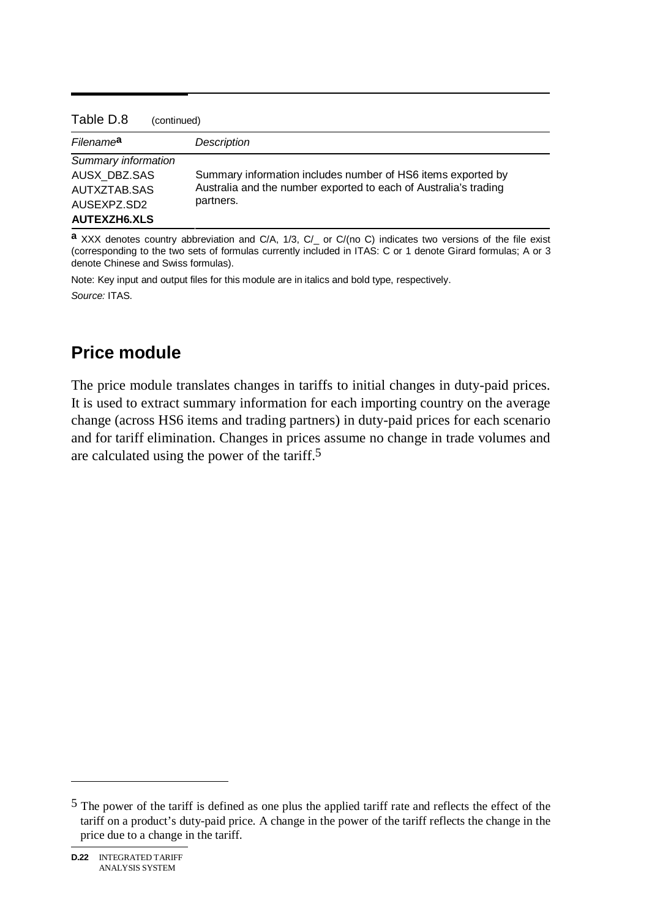Table D.8 (continued)

| *Filename*[a] | *Description* |
|---|---|
| *Summary information* | |
| AUSX_DBZ.SAS<br>AUTXZTAB.SAS<br>AUSEXPZ.SD2<br>**AUTEXZH6.XLS** | Summary information includes number of HS6 items exported by Australia and the number exported to each of Australia's trading partners. |

[a] XXX denotes country abbreviation and C/A, 1/3, C/_ or C/(no C) indicates two versions of the file exist (corresponding to the two sets of formulas currently included in ITAS: C or 1 denote Girard formulas; A or 3 denote Chinese and Swiss formulas).

Note: Key input and output files for this module are in italics and bold type, respectively.

*Source:* ITAS.

## Price module

The price module translates changes in tariffs to initial changes in duty-paid prices. It is used to extract summary information for each importing country on the average change (across HS6 items and trading partners) in duty-paid prices for each scenario and for tariff elimination. Changes in prices assume no change in trade volumes and are calculated using the power of the tariff.[5]

[5] The power of the tariff is defined as one plus the applied tariff rate and reflects the effect of the tariff on a product's duty-paid price. A change in the power of the tariff reflects the change in the price due to a change in the tariff.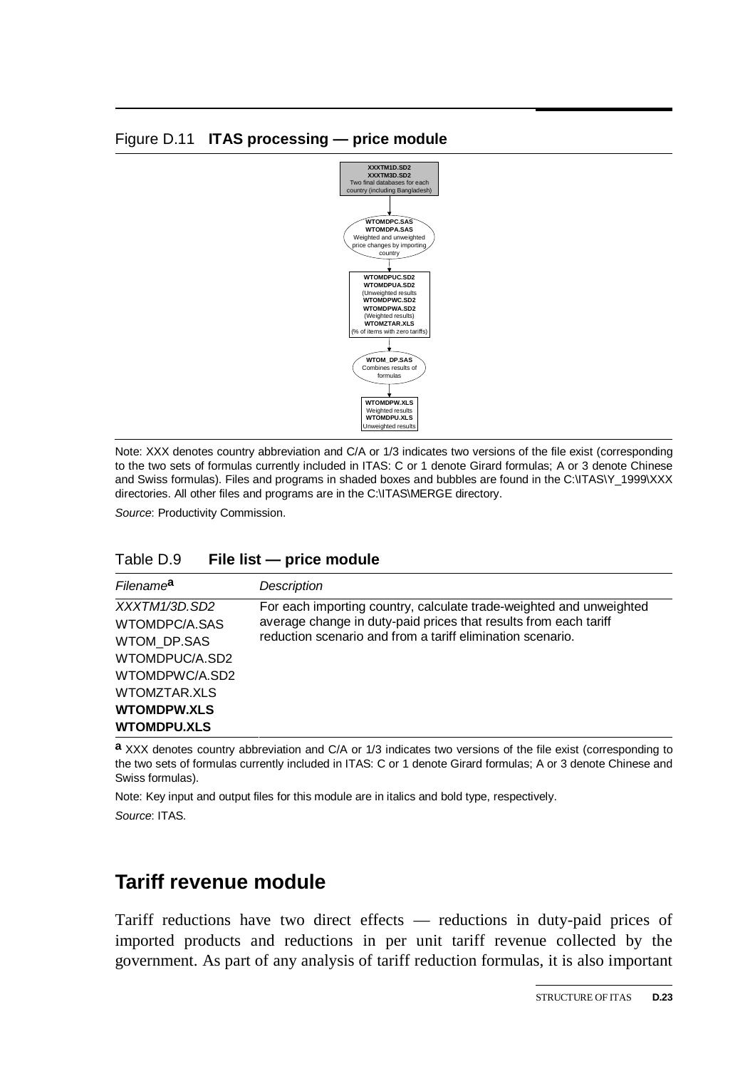Figure D.11 **ITAS processing — price module**

XXXTM1D.SD2
XXXTM3D.SD2
Two final databases for each country (including Bangladesh)

WTOMDPC.SAS
WTOMDPA.SAS
Weighted and unweighted price changes by importing country

WTOMDPUC.SD2
WTOMDPUA.SD2
(Unweighted results
WTOMDPWC.SD2
WTOMDPWA.SD2
(Weighted results)
WTOMZTAR.XLS
(% of items with zero tariffs)

WTOM_DP.SAS
Combines results of formulas

WTOMDPW.XLS
Weighted results
WTOMDPU.XLS
Unweighted results

Note: XXX denotes country abbreviation and C/A or 1/3 indicates two versions of the file exist (corresponding to the two sets of formulas currently included in ITAS: C or 1 denote Girard formulas; A or 3 denote Chinese and Swiss formulas). Files and programs in shaded boxes and bubbles are found in the C:\ITAS\Y_1999\XXX directories. All other files and programs are in the C:\ITAS\MERGE directory.

*Source*: Productivity Commission.

Table D.9 **File list — price module**

| *Filename*[a] | *Description* |
|---|---|
| *XXXTM1/3D.SD2*<br>WTOMDPC/A.SAS<br>WTOM_DP.SAS<br>WTOMDPUC/A.SD2<br>WTOMDPWC/A.SD2<br>WTOMZTAR.XLS<br>**WTOMDPW.XLS**<br>**WTOMDPU.XLS** | For each importing country, calculate trade-weighted and unweighted average change in duty-paid prices that results from each tariff reduction scenario and from a tariff elimination scenario. |

[a] XXX denotes country abbreviation and C/A or 1/3 indicates two versions of the file exist (corresponding to the two sets of formulas currently included in ITAS: C or 1 denote Girard formulas; A or 3 denote Chinese and Swiss formulas).

Note: Key input and output files for this module are in italics and bold type, respectively.

*Source*: ITAS.

## Tariff revenue module

Tariff reductions have two direct effects — reductions in duty-paid prices of imported products and reductions in per unit tariff revenue collected by the government. As part of any analysis of tariff reduction formulas, it is also important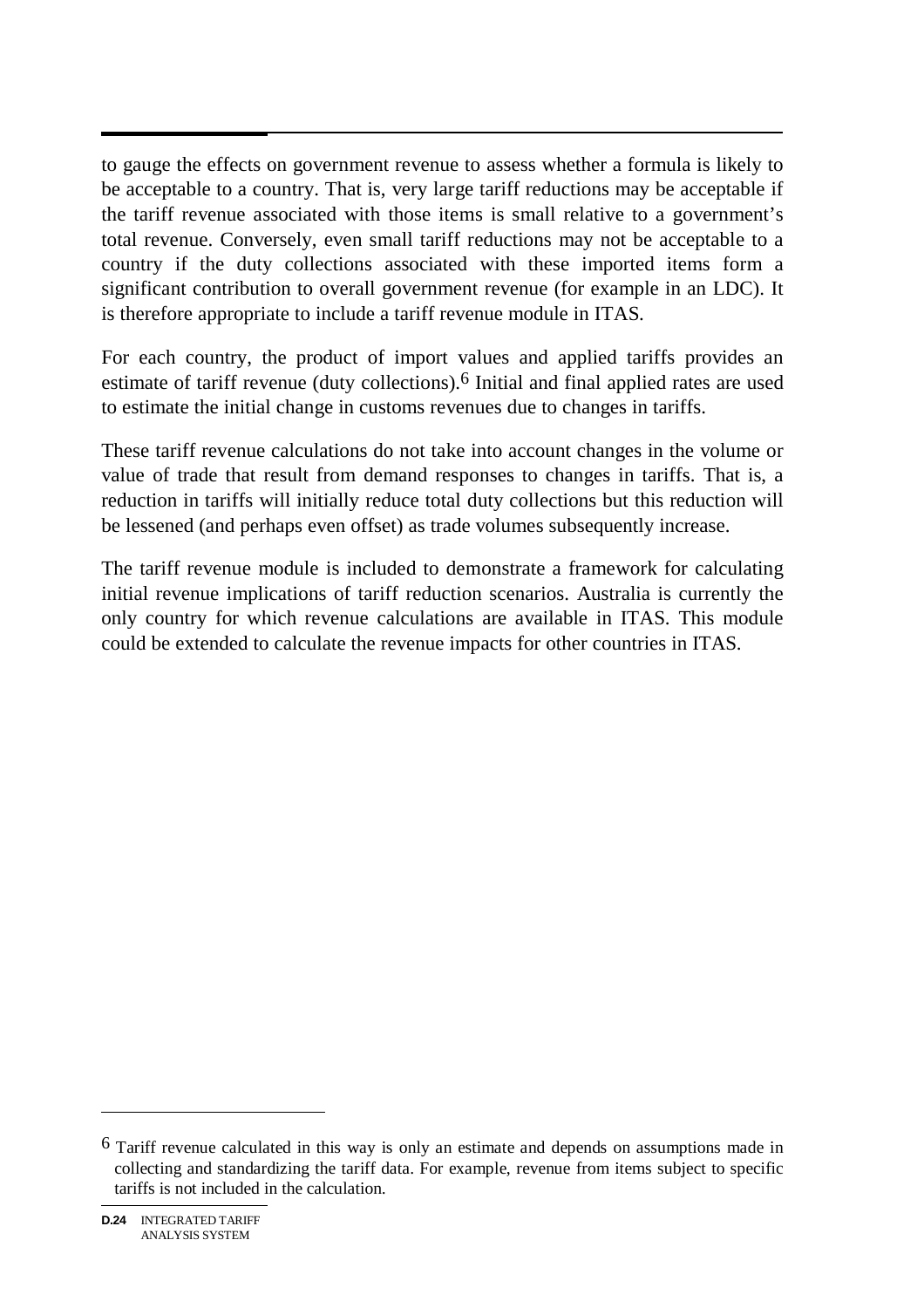to gauge the effects on government revenue to assess whether a formula is likely to be acceptable to a country. That is, very large tariff reductions may be acceptable if the tariff revenue associated with those items is small relative to a government's total revenue. Conversely, even small tariff reductions may not be acceptable to a country if the duty collections associated with these imported items form a significant contribution to overall government revenue (for example in an LDC). It is therefore appropriate to include a tariff revenue module in ITAS.

For each country, the product of import values and applied tariffs provides an estimate of tariff revenue (duty collections).[6] Initial and final applied rates are used to estimate the initial change in customs revenues due to changes in tariffs.

These tariff revenue calculations do not take into account changes in the volume or value of trade that result from demand responses to changes in tariffs. That is, a reduction in tariffs will initially reduce total duty collections but this reduction will be lessened (and perhaps even offset) as trade volumes subsequently increase.

The tariff revenue module is included to demonstrate a framework for calculating initial revenue implications of tariff reduction scenarios. Australia is currently the only country for which revenue calculations are available in ITAS. This module could be extended to calculate the revenue impacts for other countries in ITAS.

---

[6] Tariff revenue calculated in this way is only an estimate and depends on assumptions made in collecting and standardizing the tariff data. For example, revenue from items subject to specific tariffs is not included in the calculation.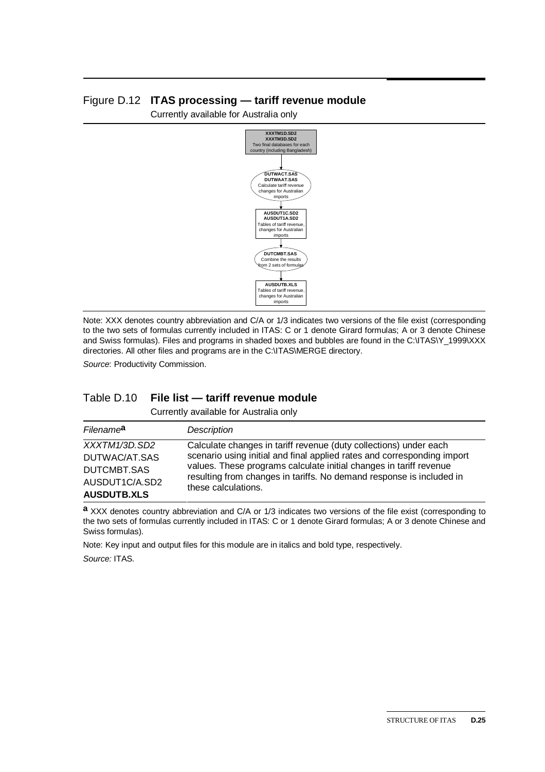Figure D.12 **ITAS processing — tariff revenue module**

Currently available for Australia only

**XXXTM1D.SD2**
**XXXTM3D.SD2**
Two final databases for each country (including Bangladesh)

↓

**DUTWACT.SAS**
**DUTWAAT.SAS**
Calculate tariff revenue changes for Australian imports

↓

**AUSDUT1C.SD2**
**AUSDUT1A.SD2**
Tables of tariff revenue, changes for Australian imports

↓

**DUTCMBT.SAS**
Combine the results from 2 sets of formulas

↓

**AUSDUTB.XLS**
Tables of tariff revenue, changes for Australian imports

Note: XXX denotes country abbreviation and C/A or 1/3 indicates two versions of the file exist (corresponding to the two sets of formulas currently included in ITAS: C or 1 denote Girard formulas; A or 3 denote Chinese and Swiss formulas). Files and programs in shaded boxes and bubbles are found in the C:\ITAS\Y_1999\XXX directories. All other files and programs are in the C:\ITAS\MERGE directory.

*Source*: Productivity Commission.

Table D.10 **File list — tariff revenue module**

Currently available for Australia only

| *Filename*[a] | *Description* |
|---|---|
| *XXXTM1/3D.SD2*<br>DUTWAC/AT.SAS<br>DUTCMBT.SAS<br>AUSDUT1C/A.SD2<br>**AUSDUTB.XLS** | Calculate changes in tariff revenue (duty collections) under each scenario using initial and final applied rates and corresponding import values. These programs calculate initial changes in tariff revenue resulting from changes in tariffs. No demand response is included in these calculations. |

[a] XXX denotes country abbreviation and C/A or 1/3 indicates two versions of the file exist (corresponding to the two sets of formulas currently included in ITAS: C or 1 denote Girard formulas; A or 3 denote Chinese and Swiss formulas).

Note: Key input and output files for this module are in italics and bold type, respectively.

*Source:* ITAS.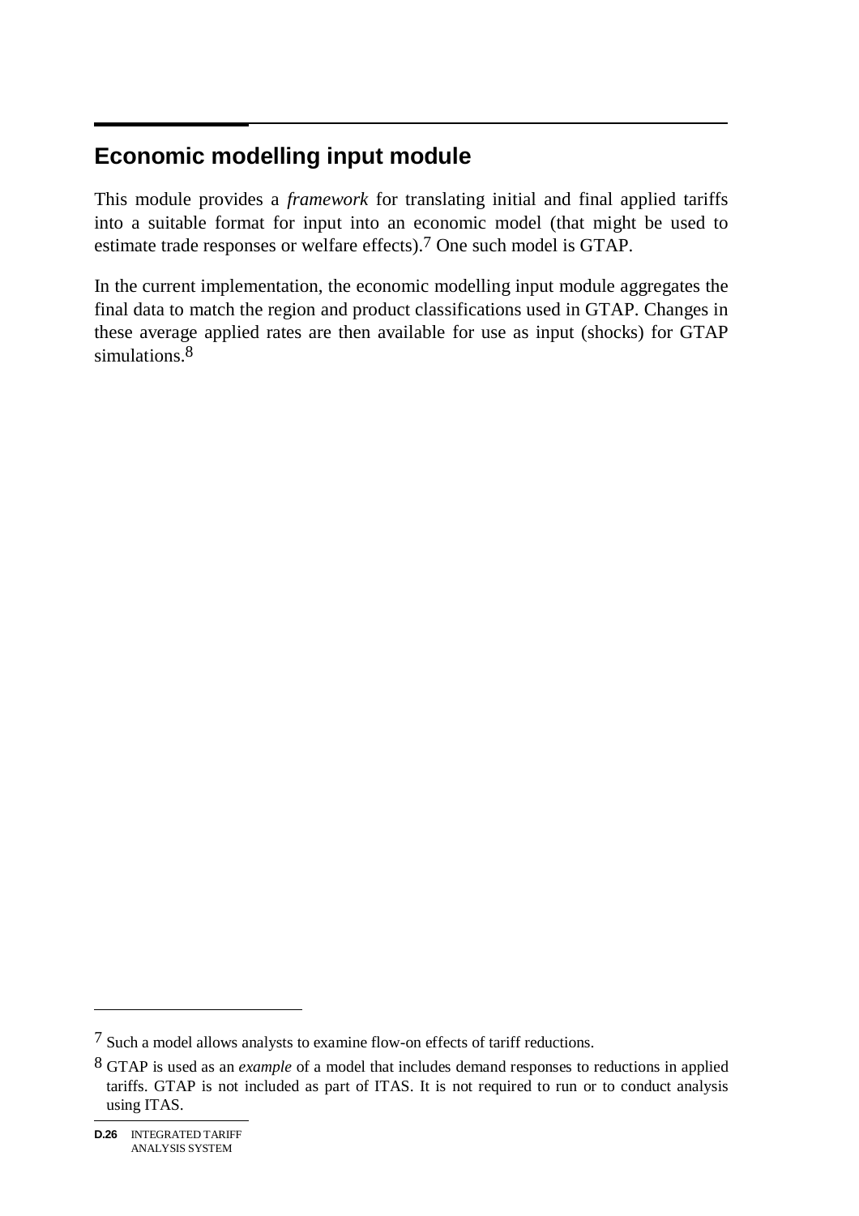## Economic modelling input module

This module provides a *framework* for translating initial and final applied tariffs into a suitable format for input into an economic model (that might be used to estimate trade responses or welfare effects).[7] One such model is GTAP.

In the current implementation, the economic modelling input module aggregates the final data to match the region and product classifications used in GTAP. Changes in these average applied rates are then available for use as input (shocks) for GTAP simulations.[8]

---

[7] Such a model allows analysts to examine flow-on effects of tariff reductions.

[8] GTAP is used as an *example* of a model that includes demand responses to reductions in applied tariffs. GTAP is not included as part of ITAS. It is not required to run or to conduct analysis using ITAS.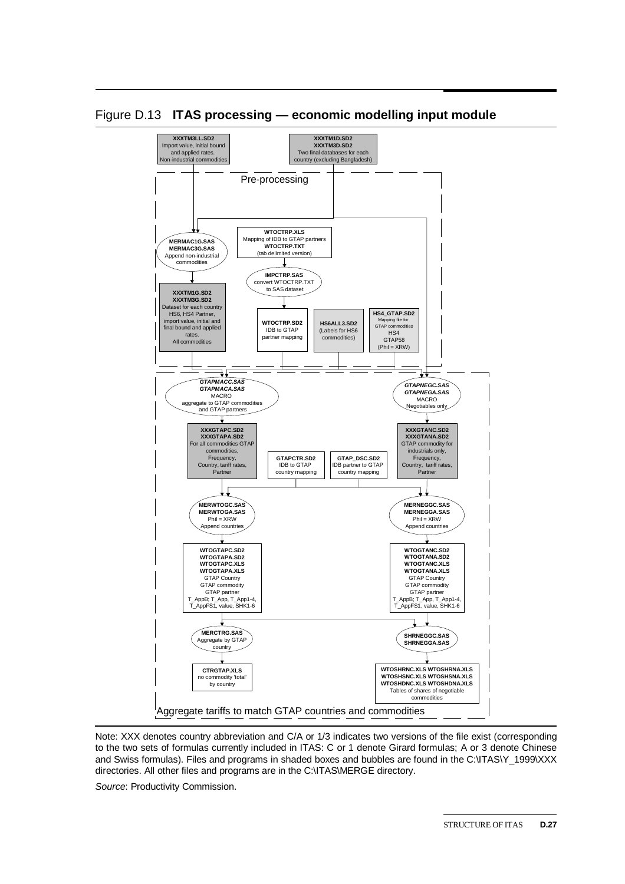## Figure D.13 **ITAS processing — economic modelling input module**

**XXXTM3LL.SD2**
Import value, initial bound and applied rates.
Non-industrial commodities

**XXXTM1D.SD2**
**XXXTM3D.SD2**
Two final databases for each country (excluding Bangladesh)

Pre-processing

**MERMAC1G.SAS**
**MERMAC3G.SAS**
Append non-industrial commodities

**WTOCTRP.XLS**
Mapping of IDB to GTAP partners
**WTOCTRP.TXT**
(tab delimited version)

**IMPCTRP.SAS**
convert WTOCTRP.TXT to SAS dataset

**XXXTM1G.SD2**
**XXXTM3G.SD2**
Dataset for each country HS6, HS4 Partner, import value, initial and final bound and applied rates.
All commodities

**WTOCTRP.SD2**
IDB to GTAP partner mapping

**HS6ALL3.SD2**
(Labels for HS6 commodities)

**HS4_GTAP.SD2**
Mapping file for GTAP commodities
HS4
GTAP58
(Phil = XRW)

***GTAPMACC.SAS***
***GTAPMACA.SAS***
MACRO
aggregate to GTAP commodities and GTAP partners

***GTAPNEGC.SAS***
***GTAPNEGA.SAS***
MACRO
Negotiables only

**XXXGTAPC.SD2**
**XXXGTAPA.SD2**
For all commodities GTAP commodities,
Frequency,
Country, tariff rates,
Partner

**GTAPCTR.SD2**
IDB to GTAP country mapping

**GTAP_DSC.SD2**
IDB partner to GTAP country mapping

**XXXGTANC.SD2**
**XXXGTANA.SD2**
GTAP commodity for industrials only,
Frequency,
Country, tariff rates,
Partner

**MERWTOGC.SAS**
**MERWTOGA.SAS**
Phil = XRW
Append countries

**MERNEGGC.SAS**
**MERNEGGA.SAS**
Phil = XRW
Append countries

**WTOGTAPC.SD2**
**WTOGTAPA.SD2**
**WTOGTAPC.XLS**
**WTOGTAPA.XLS**
GTAP Country
GTAP commodity
GTAP partner
T_AppB; T_App, T_App1-4, T_AppFS1, value, SHK1-6

**WTOGTANC.SD2**
**WTOGTANA.SD2**
**WTOGTANC.XLS**
**WTOGTANA.XLS**
GTAP Country
GTAP commodity
GTAP partner
T_AppB; T_App, T_App1-4, T_AppFS1, value, SHK1-6

**MERCTRG.SAS**
Aggregate by GTAP country

**SHRNEGGC.SAS**
**SHRNEGGA.SAS**

**CTRGTAP.XLS**
no commodity 'total' by country

**WTOSHRNC.XLS WTOSHRNA.XLS**
**WTOSHSNC.XLS WTOSHSNA.XLS**
**WTOSHDNC.XLS WTOSHDNA.XLS**
Tables of shares of negotiable commodities

Aggregate tariffs to match GTAP countries and commodities

Note: XXX denotes country abbreviation and C/A or 1/3 indicates two versions of the file exist (corresponding to the two sets of formulas currently included in ITAS: C or 1 denote Girard formulas; A or 3 denote Chinese and Swiss formulas). Files and programs in shaded boxes and bubbles are found in the C:\ITAS\Y_1999\XXX directories. All other files and programs are in the C:\ITAS\MERGE directory.

*Source*: Productivity Commission.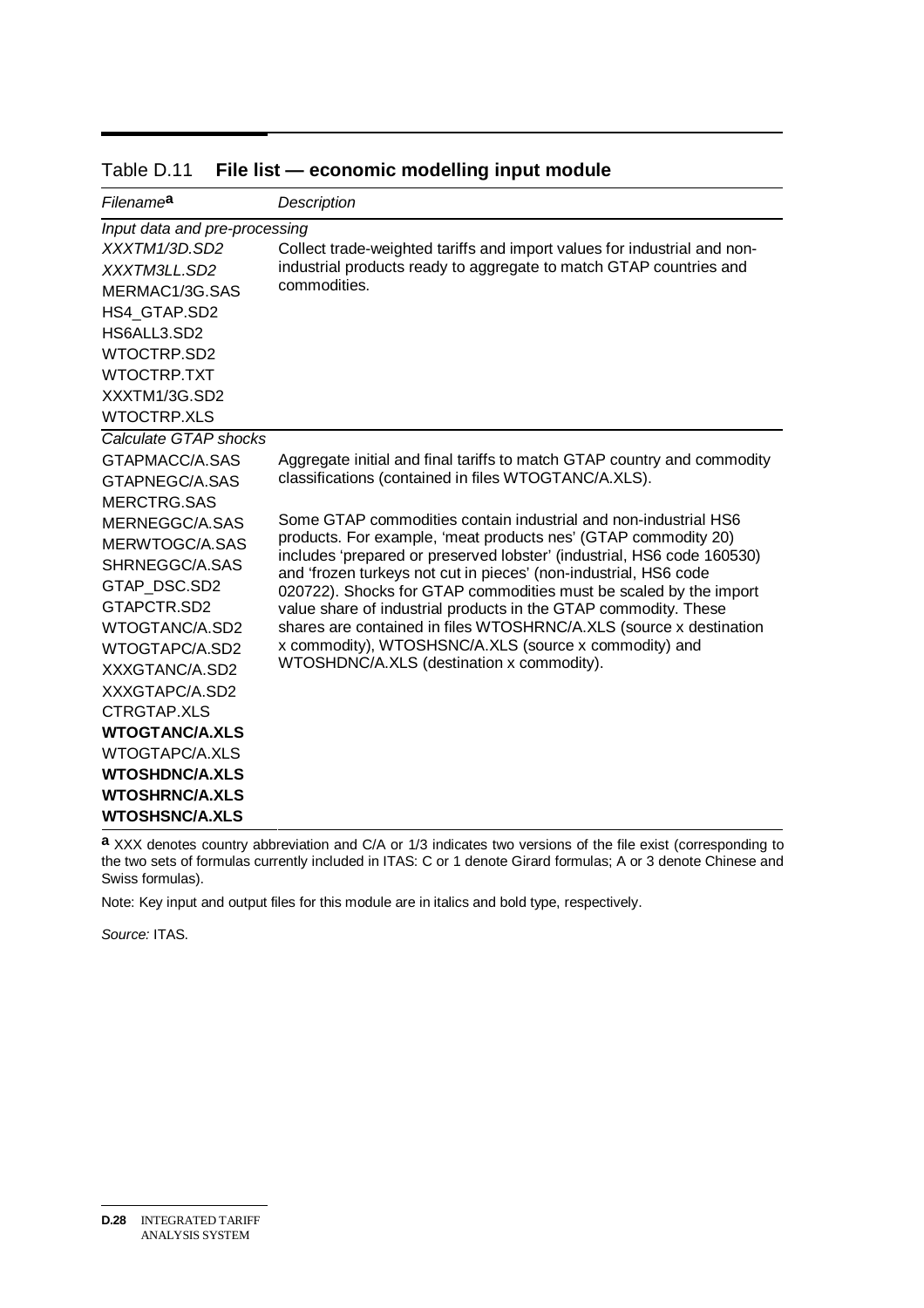Table D.11 **File list — economic modelling input module**

| *Filename*[a] | *Description* |
|---|---|
| *Input data and pre-processing* | |
| *XXXTM1/3D.SD2*<br>*XXXTM3LL.SD2*<br>MERMAC1/3G.SAS<br>HS4_GTAP.SD2<br>HS6ALL3.SD2<br>WTOCTRP.SD2<br>WTOCTRP.TXT<br>XXXTM1/3G.SD2<br>WTOCTRP.XLS | Collect trade-weighted tariffs and import values for industrial and non-industrial products ready to aggregate to match GTAP countries and commodities. |
| *Calculate GTAP shocks* | |
| GTAPMACC/A.SAS<br>GTAPNEGC/A.SAS<br>MERCTRG.SAS<br>MERNEGGC/A.SAS<br>MERWTOGC/A.SAS<br>SHRNEGGC/A.SAS<br>GTAP_DSC.SD2<br>GTAPCTR.SD2<br>WTOGTANC/A.SD2<br>WTOGTAPC/A.SD2<br>XXXGTANC/A.SD2<br>XXXGTAPC/A.SD2<br>CTRGTAP.XLS<br>**WTOGTANC/A.XLS**<br>WTOGTAPC/A.XLS<br>**WTOSHDNC/A.XLS**<br>**WTOSHRNC/A.XLS**<br>**WTOSHSNC/A.XLS** | Aggregate initial and final tariffs to match GTAP country and commodity classifications (contained in files WTOGTANC/A.XLS).<br><br>Some GTAP commodities contain industrial and non-industrial HS6 products. For example, 'meat products nes' (GTAP commodity 20) includes 'prepared or preserved lobster' (industrial, HS6 code 160530) and 'frozen turkeys not cut in pieces' (non-industrial, HS6 code 020722). Shocks for GTAP commodities must be scaled by the import value share of industrial products in the GTAP commodity. These shares are contained in files WTOSHRNC/A.XLS (source x destination x commodity), WTOSHSNC/A.XLS (source x commodity) and WTOSHDNC/A.XLS (destination x commodity). |

**a** XXX denotes country abbreviation and C/A or 1/3 indicates two versions of the file exist (corresponding to the two sets of formulas currently included in ITAS: C or 1 denote Girard formulas; A or 3 denote Chinese and Swiss formulas).

Note: Key input and output files for this module are in italics and bold type, respectively.

*Source:* ITAS.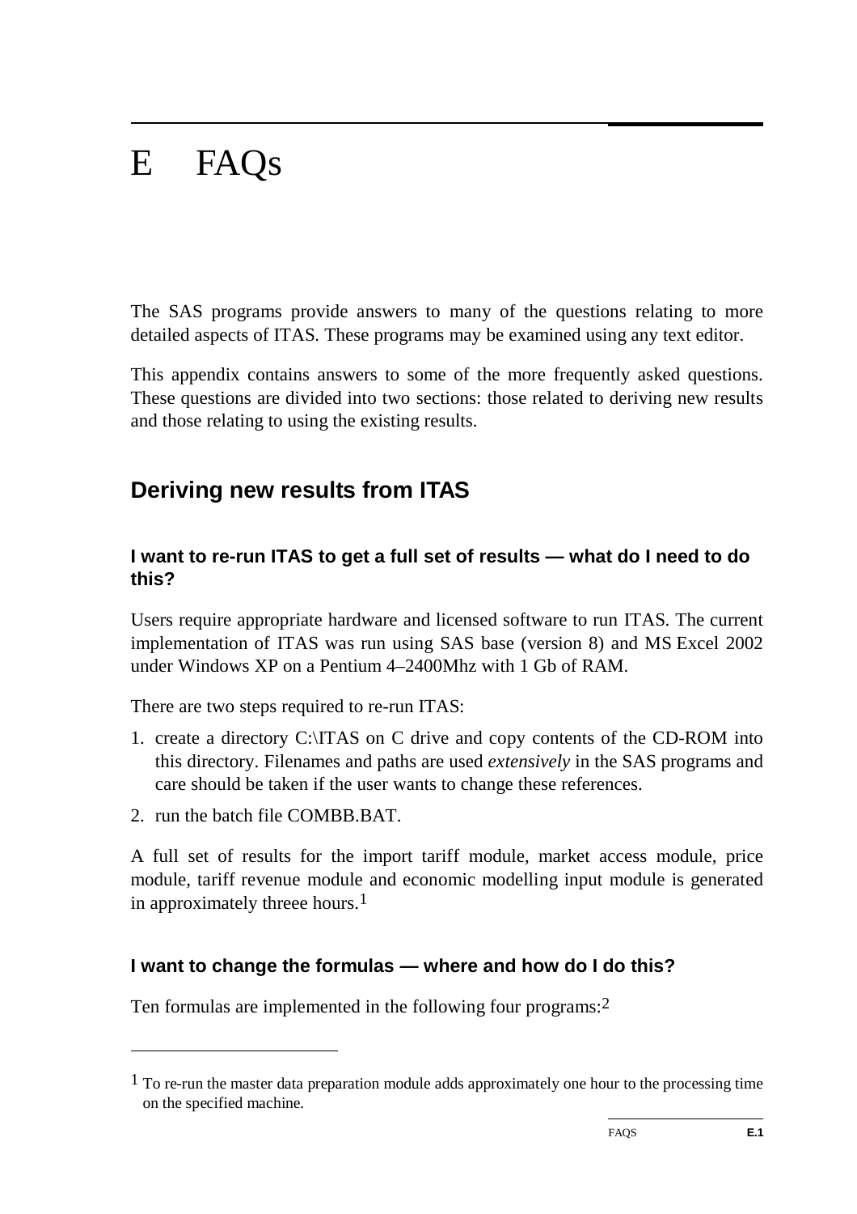# E FAQs

The SAS programs provide answers to many of the questions relating to more detailed aspects of ITAS. These programs may be examined using any text editor.

This appendix contains answers to some of the more frequently asked questions. These questions are divided into two sections: those related to deriving new results and those relating to using the existing results.

## Deriving new results from ITAS

### I want to re-run ITAS to get a full set of results — what do I need to do this?

Users require appropriate hardware and licensed software to run ITAS. The current implementation of ITAS was run using SAS base (version 8) and MS Excel 2002 under Windows XP on a Pentium 4–2400Mhz with 1 Gb of RAM.

There are two steps required to re-run ITAS:

1. create a directory C:\ITAS on C drive and copy contents of the CD-ROM into this directory. Filenames and paths are used *extensively* in the SAS programs and care should be taken if the user wants to change these references.
2. run the batch file COMBB.BAT.

A full set of results for the import tariff module, market access module, price module, tariff revenue module and economic modelling input module is generated in approximately threee hours.[1]

### I want to change the formulas — where and how do I do this?

Ten formulas are implemented in the following four programs:[2]

[1] To re-run the master data preparation module adds approximately one hour to the processing time on the specified machine.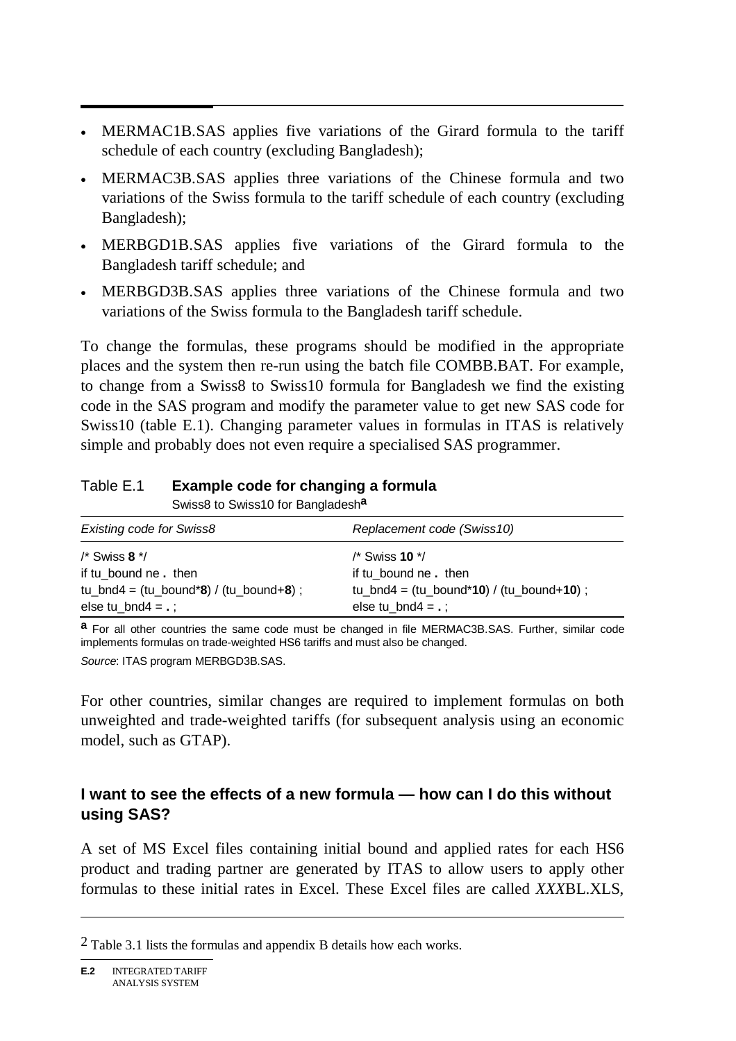- MERMAC1B.SAS applies five variations of the Girard formula to the tariff schedule of each country (excluding Bangladesh);
- MERMAC3B.SAS applies three variations of the Chinese formula and two variations of the Swiss formula to the tariff schedule of each country (excluding Bangladesh);
- MERBGD1B.SAS applies five variations of the Girard formula to the Bangladesh tariff schedule; and
- MERBGD3B.SAS applies three variations of the Chinese formula and two variations of the Swiss formula to the Bangladesh tariff schedule.

To change the formulas, these programs should be modified in the appropriate places and the system then re-run using the batch file COMBB.BAT. For example, to change from a Swiss8 to Swiss10 formula for Bangladesh we find the existing code in the SAS program and modify the parameter value to get new SAS code for Swiss10 (table E.1). Changing parameter values in formulas in ITAS is relatively simple and probably does not even require a specialised SAS programmer.

Table E.1 **Example code for changing a formula**
Swiss8 to Swiss10 for Bangladesh[a]

| *Existing code for Swiss8* | *Replacement code (Swiss10)* |
|---|---|
| /* Swiss **8** */ | /* Swiss **10** */ |
| if tu_bound ne **.** then | if tu_bound ne **.** then |
| tu_bnd4 = (tu_bound***8**) / (tu_bound+**8**) ; | tu_bnd4 = (tu_bound***10**) / (tu_bound+**10**) ; |
| else tu_bnd4 = **.** ; | else tu_bnd4 = **.** ; |

**a** For all other countries the same code must be changed in file MERMAC3B.SAS. Further, similar code implements formulas on trade-weighted HS6 tariffs and must also be changed.

*Source*: ITAS program MERBGD3B.SAS.

For other countries, similar changes are required to implement formulas on both unweighted and trade-weighted tariffs (for subsequent analysis using an economic model, such as GTAP).

### I want to see the effects of a new formula — how can I do this without using SAS?

A set of MS Excel files containing initial bound and applied rates for each HS6 product and trading partner are generated by ITAS to allow users to apply other formulas to these initial rates in Excel. These Excel files are called *XXX*BL.XLS,

2 Table 3.1 lists the formulas and appendix B details how each works.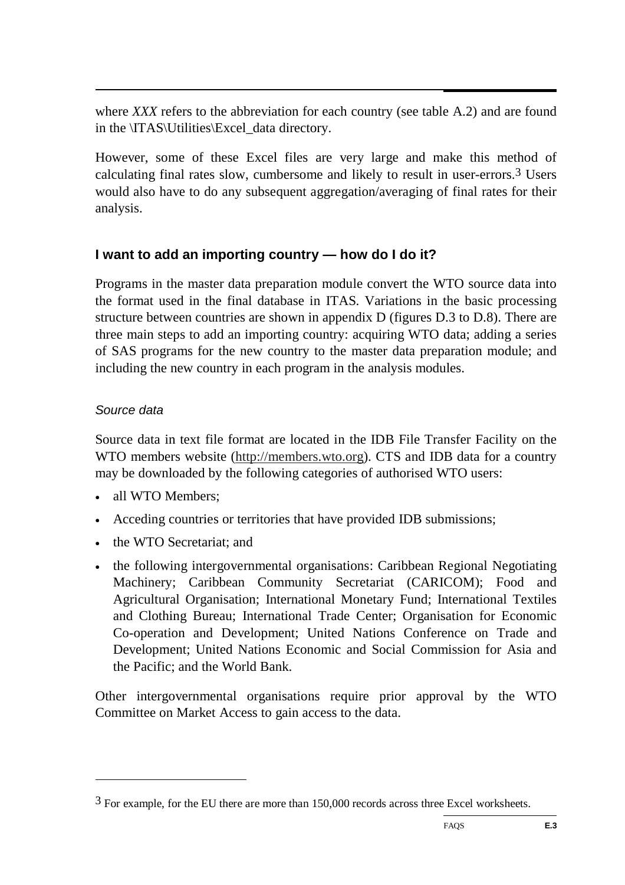where *XXX* refers to the abbreviation for each country (see table A.2) and are found in the \ITAS\Utilities\Excel_data directory.

However, some of these Excel files are very large and make this method of calculating final rates slow, cumbersome and likely to result in user-errors.[3] Users would also have to do any subsequent aggregation/averaging of final rates for their analysis.

### I want to add an importing country — how do I do it?

Programs in the master data preparation module convert the WTO source data into the format used in the final database in ITAS. Variations in the basic processing structure between countries are shown in appendix D (figures D.3 to D.8). There are three main steps to add an importing country: acquiring WTO data; adding a series of SAS programs for the new country to the master data preparation module; and including the new country in each program in the analysis modules.

#### *Source data*

Source data in text file format are located in the IDB File Transfer Facility on the WTO members website (http://members.wto.org). CTS and IDB data for a country may be downloaded by the following categories of authorised WTO users:

- all WTO Members;
- Acceding countries or territories that have provided IDB submissions;
- the WTO Secretariat; and
- the following intergovernmental organisations: Caribbean Regional Negotiating Machinery; Caribbean Community Secretariat (CARICOM); Food and Agricultural Organisation; International Monetary Fund; International Textiles and Clothing Bureau; International Trade Center; Organisation for Economic Co-operation and Development; United Nations Conference on Trade and Development; United Nations Economic and Social Commission for Asia and the Pacific; and the World Bank.

Other intergovernmental organisations require prior approval by the WTO Committee on Market Access to gain access to the data.

---

[3] For example, for the EU there are more than 150,000 records across three Excel worksheets.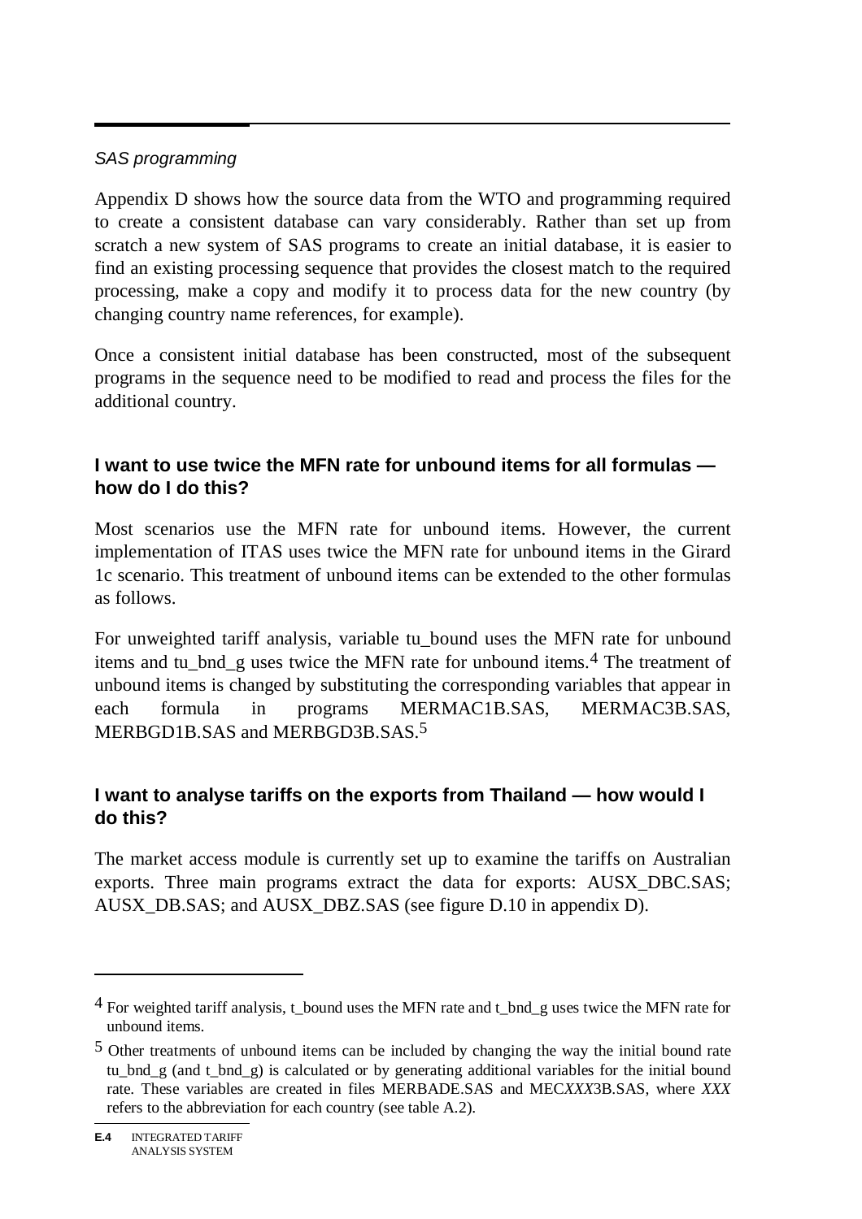*SAS programming*

Appendix D shows how the source data from the WTO and programming required to create a consistent database can vary considerably. Rather than set up from scratch a new system of SAS programs to create an initial database, it is easier to find an existing processing sequence that provides the closest match to the required processing, make a copy and modify it to process data for the new country (by changing country name references, for example).

Once a consistent initial database has been constructed, most of the subsequent programs in the sequence need to be modified to read and process the files for the additional country.

### I want to use twice the MFN rate for unbound items for all formulas — how do I do this?

Most scenarios use the MFN rate for unbound items. However, the current implementation of ITAS uses twice the MFN rate for unbound items in the Girard 1c scenario. This treatment of unbound items can be extended to the other formulas as follows.

For unweighted tariff analysis, variable tu_bound uses the MFN rate for unbound items and tu_bnd_g uses twice the MFN rate for unbound items.[4] The treatment of unbound items is changed by substituting the corresponding variables that appear in each formula in programs MERMAC1B.SAS, MERMAC3B.SAS, MERBGD1B.SAS and MERBGD3B.SAS.[5]

### I want to analyse tariffs on the exports from Thailand — how would I do this?

The market access module is currently set up to examine the tariffs on Australian exports. Three main programs extract the data for exports: AUSX_DBC.SAS; AUSX_DB.SAS; and AUSX_DBZ.SAS (see figure D.10 in appendix D).

---

[4] For weighted tariff analysis, t_bound uses the MFN rate and t_bnd_g uses twice the MFN rate for unbound items.

[5] Other treatments of unbound items can be included by changing the way the initial bound rate tu_bnd_g (and t_bnd_g) is calculated or by generating additional variables for the initial bound rate. These variables are created in files MERBADE.SAS and MEC*XXX*3B.SAS, where *XXX* refers to the abbreviation for each country (see table A.2).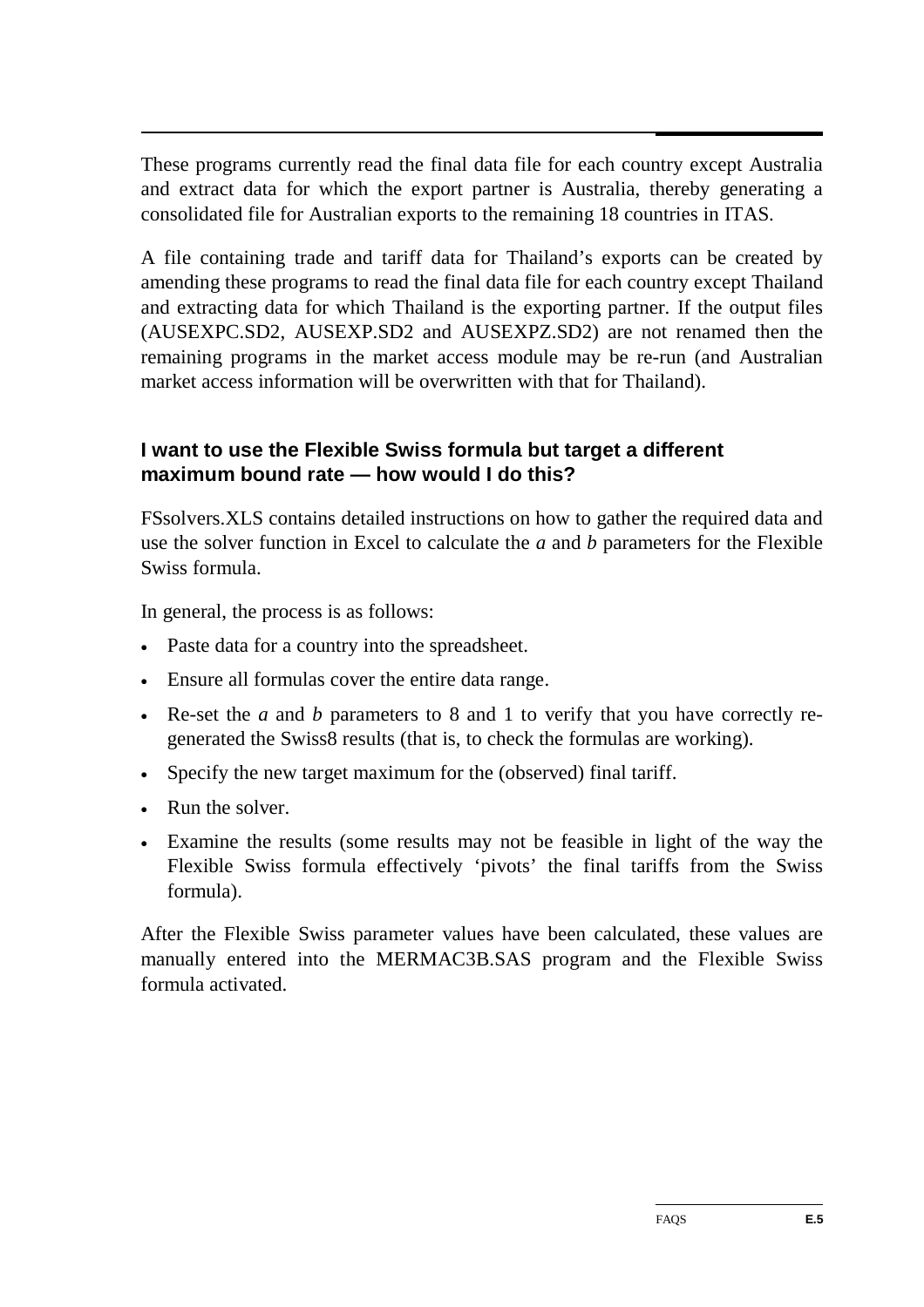These programs currently read the final data file for each country except Australia and extract data for which the export partner is Australia, thereby generating a consolidated file for Australian exports to the remaining 18 countries in ITAS.

A file containing trade and tariff data for Thailand's exports can be created by amending these programs to read the final data file for each country except Thailand and extracting data for which Thailand is the exporting partner. If the output files (AUSEXPC.SD2, AUSEXP.SD2 and AUSEXPZ.SD2) are not renamed then the remaining programs in the market access module may be re-run (and Australian market access information will be overwritten with that for Thailand).

### I want to use the Flexible Swiss formula but target a different maximum bound rate — how would I do this?

FSsolvers.XLS contains detailed instructions on how to gather the required data and use the solver function in Excel to calculate the *a* and *b* parameters for the Flexible Swiss formula.

In general, the process is as follows:

- Paste data for a country into the spreadsheet.
- Ensure all formulas cover the entire data range.
- Re-set the *a* and *b* parameters to 8 and 1 to verify that you have correctly re-generated the Swiss8 results (that is, to check the formulas are working).
- Specify the new target maximum for the (observed) final tariff.
- Run the solver.
- Examine the results (some results may not be feasible in light of the way the Flexible Swiss formula effectively 'pivots' the final tariffs from the Swiss formula).

After the Flexible Swiss parameter values have been calculated, these values are manually entered into the MERMAC3B.SAS program and the Flexible Swiss formula activated.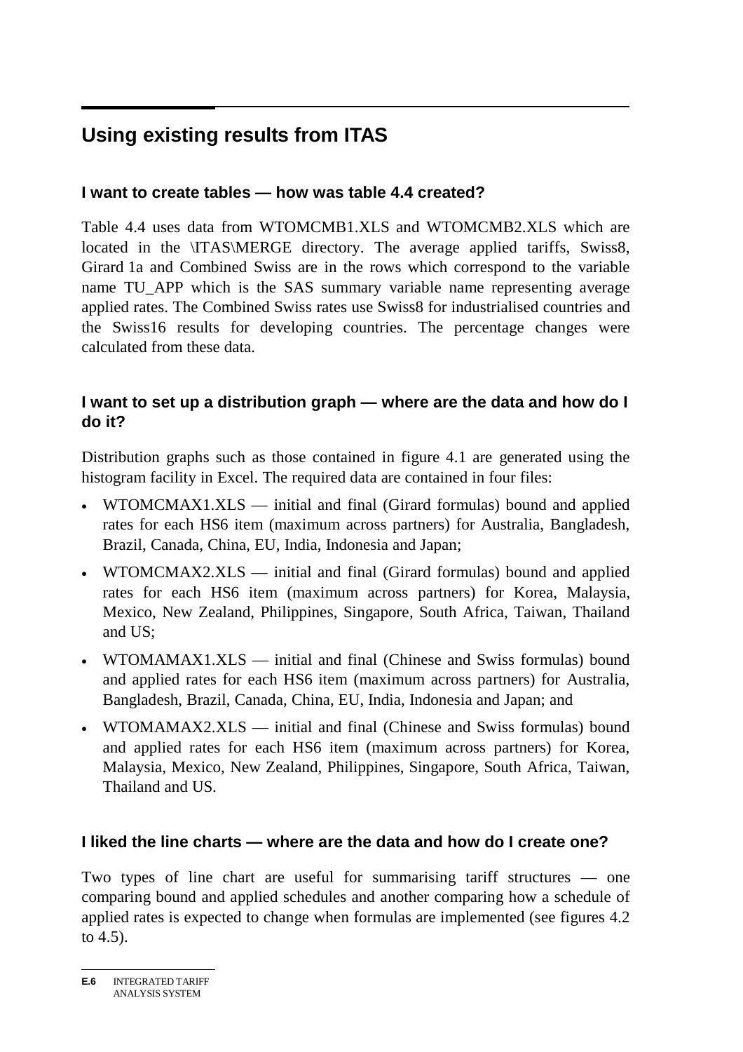# Using existing results from ITAS

### I want to create tables — how was table 4.4 created?

Table 4.4 uses data from WTOMCMB1.XLS and WTOMCMB2.XLS which are located in the \ITAS\MERGE directory. The average applied tariffs, Swiss8, Girard 1a and Combined Swiss are in the rows which correspond to the variable name TU_APP which is the SAS summary variable name representing average applied rates. The Combined Swiss rates use Swiss8 for industrialised countries and the Swiss16 results for developing countries. The percentage changes were calculated from these data.

### I want to set up a distribution graph — where are the data and how do I do it?

Distribution graphs such as those contained in figure 4.1 are generated using the histogram facility in Excel. The required data are contained in four files:

- WTOMCMAX1.XLS — initial and final (Girard formulas) bound and applied rates for each HS6 item (maximum across partners) for Australia, Bangladesh, Brazil, Canada, China, EU, India, Indonesia and Japan;
- WTOMCMAX2.XLS — initial and final (Girard formulas) bound and applied rates for each HS6 item (maximum across partners) for Korea, Malaysia, Mexico, New Zealand, Philippines, Singapore, South Africa, Taiwan, Thailand and US;
- WTOMAMAX1.XLS — initial and final (Chinese and Swiss formulas) bound and applied rates for each HS6 item (maximum across partners) for Australia, Bangladesh, Brazil, Canada, China, EU, India, Indonesia and Japan; and
- WTOMAMAX2.XLS — initial and final (Chinese and Swiss formulas) bound and applied rates for each HS6 item (maximum across partners) for Korea, Malaysia, Mexico, New Zealand, Philippines, Singapore, South Africa, Taiwan, Thailand and US.

### I liked the line charts — where are the data and how do I create one?

Two types of line chart are useful for summarising tariff structures — one comparing bound and applied schedules and another comparing how a schedule of applied rates is expected to change when formulas are implemented (see figures 4.2 to 4.5).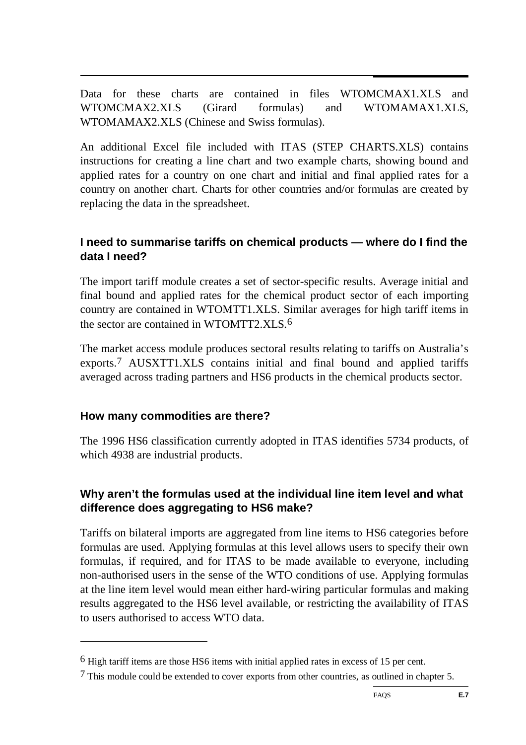Data for these charts are contained in files WTOMCMAX1.XLS and WTOMCMAX2.XLS (Girard formulas) and WTOMAMAX1.XLS, WTOMAMAX2.XLS (Chinese and Swiss formulas).

An additional Excel file included with ITAS (STEP CHARTS.XLS) contains instructions for creating a line chart and two example charts, showing bound and applied rates for a country on one chart and initial and final applied rates for a country on another chart. Charts for other countries and/or formulas are created by replacing the data in the spreadsheet.

### I need to summarise tariffs on chemical products — where do I find the data I need?

The import tariff module creates a set of sector-specific results. Average initial and final bound and applied rates for the chemical product sector of each importing country are contained in WTOMTT1.XLS. Similar averages for high tariff items in the sector are contained in WTOMTT2.XLS.[6]

The market access module produces sectoral results relating to tariffs on Australia's exports.[7] AUSXTT1.XLS contains initial and final bound and applied tariffs averaged across trading partners and HS6 products in the chemical products sector.

### How many commodities are there?

The 1996 HS6 classification currently adopted in ITAS identifies 5734 products, of which 4938 are industrial products.

### Why aren't the formulas used at the individual line item level and what difference does aggregating to HS6 make?

Tariffs on bilateral imports are aggregated from line items to HS6 categories before formulas are used. Applying formulas at this level allows users to specify their own formulas, if required, and for ITAS to be made available to everyone, including non-authorised users in the sense of the WTO conditions of use. Applying formulas at the line item level would mean either hard-wiring particular formulas and making results aggregated to the HS6 level available, or restricting the availability of ITAS to users authorised to access WTO data.

---

[6] High tariff items are those HS6 items with initial applied rates in excess of 15 per cent.

[7] This module could be extended to cover exports from other countries, as outlined in chapter 5.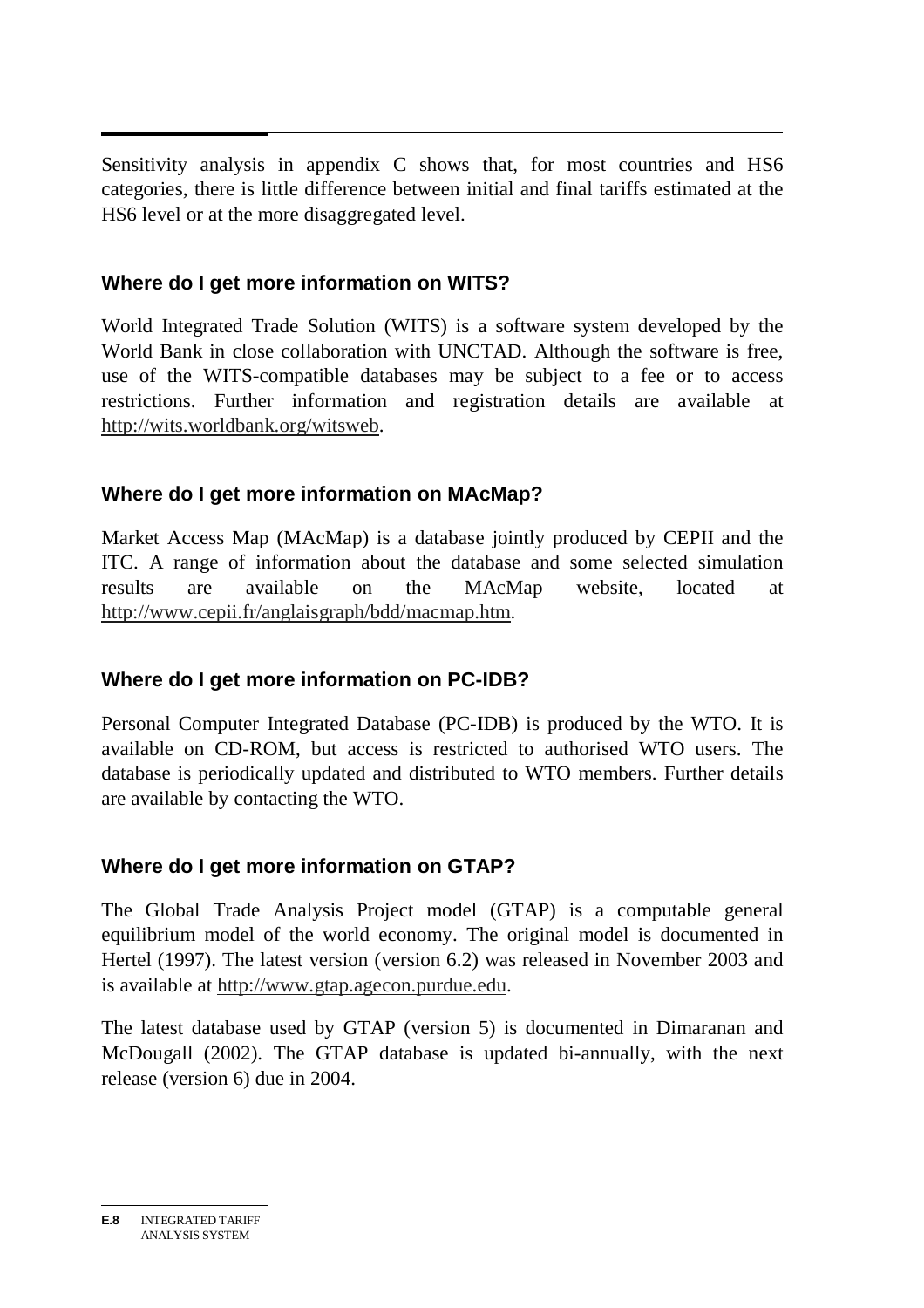Sensitivity analysis in appendix C shows that, for most countries and HS6 categories, there is little difference between initial and final tariffs estimated at the HS6 level or at the more disaggregated level.

### Where do I get more information on WITS?

World Integrated Trade Solution (WITS) is a software system developed by the World Bank in close collaboration with UNCTAD. Although the software is free, use of the WITS-compatible databases may be subject to a fee or to access restrictions. Further information and registration details are available at http://wits.worldbank.org/witsweb.

### Where do I get more information on MAcMap?

Market Access Map (MAcMap) is a database jointly produced by CEPII and the ITC. A range of information about the database and some selected simulation results are available on the MAcMap website, located at http://www.cepii.fr/anglaisgraph/bdd/macmap.htm.

### Where do I get more information on PC-IDB?

Personal Computer Integrated Database (PC-IDB) is produced by the WTO. It is available on CD-ROM, but access is restricted to authorised WTO users. The database is periodically updated and distributed to WTO members. Further details are available by contacting the WTO.

### Where do I get more information on GTAP?

The Global Trade Analysis Project model (GTAP) is a computable general equilibrium model of the world economy. The original model is documented in Hertel (1997). The latest version (version 6.2) was released in November 2003 and is available at http://www.gtap.agecon.purdue.edu.

The latest database used by GTAP (version 5) is documented in Dimaranan and McDougall (2002). The GTAP database is updated bi-annually, with the next release (version 6) due in 2004.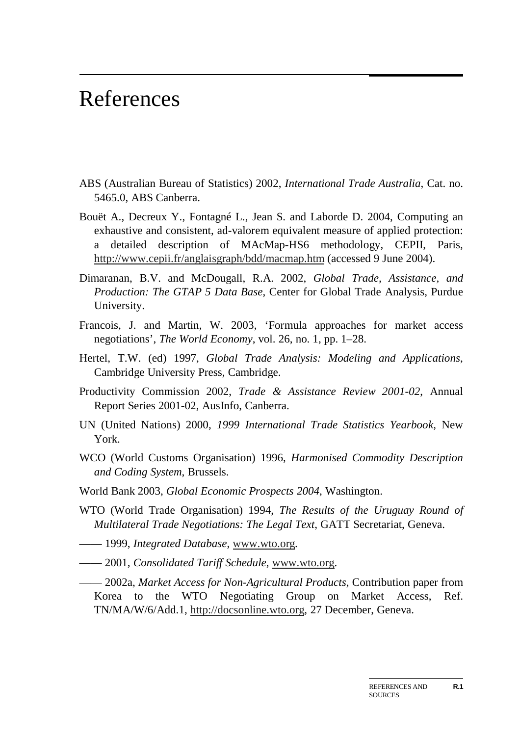# References

ABS (Australian Bureau of Statistics) 2002, *International Trade Australia*, Cat. no. 5465.0, ABS Canberra.

Bouët A., Decreux Y., Fontagné L., Jean S. and Laborde D. 2004, Computing an exhaustive and consistent, ad-valorem equivalent measure of applied protection: a detailed description of MAcMap-HS6 methodology, CEPII, Paris, http://www.cepii.fr/anglaisgraph/bdd/macmap.htm (accessed 9 June 2004).

Dimaranan, B.V. and McDougall, R.A. 2002, *Global Trade, Assistance, and Production: The GTAP 5 Data Base*, Center for Global Trade Analysis, Purdue University.

Francois, J. and Martin, W. 2003, 'Formula approaches for market access negotiations', *The World Economy*, vol. 26, no. 1, pp. 1–28.

Hertel, T.W. (ed) 1997, *Global Trade Analysis: Modeling and Applications*, Cambridge University Press, Cambridge.

Productivity Commission 2002, *Trade & Assistance Review 2001-02*, Annual Report Series 2001-02, AusInfo, Canberra.

UN (United Nations) 2000, *1999 International Trade Statistics Yearbook*, New York.

WCO (World Customs Organisation) 1996, *Harmonised Commodity Description and Coding System*, Brussels.

World Bank 2003, *Global Economic Prospects 2004*, Washington.

WTO (World Trade Organisation) 1994, *The Results of the Uruguay Round of Multilateral Trade Negotiations: The Legal Text*, GATT Secretariat, Geneva.

—— 1999, *Integrated Database*, www.wto.org.

—— 2001, *Consolidated Tariff Schedule*, www.wto.org.

—— 2002a, *Market Access for Non-Agricultural Products*, Contribution paper from Korea to the WTO Negotiating Group on Market Access, Ref. TN/MA/W/6/Add.1, http://docsonline.wto.org, 27 December, Geneva.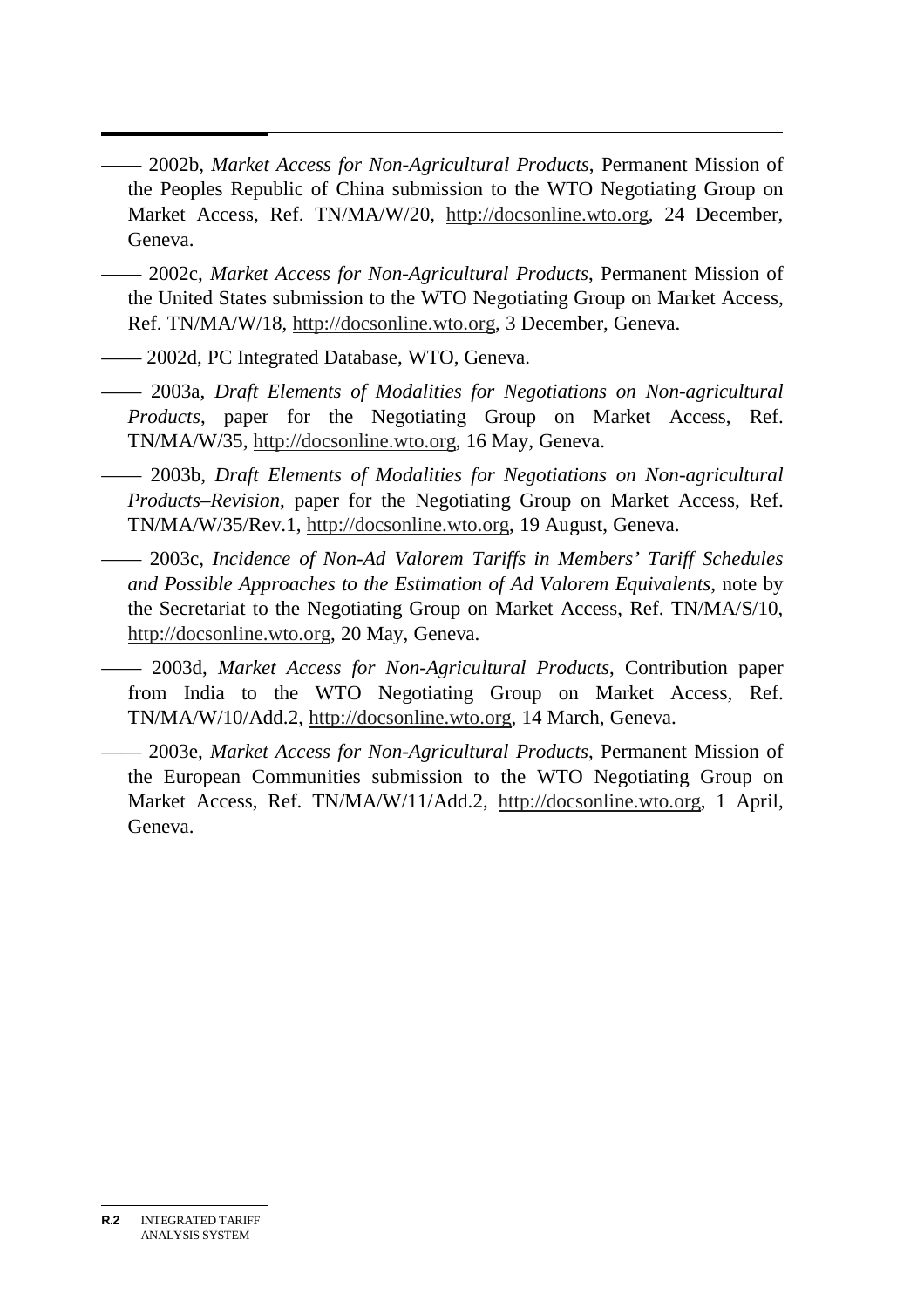—— 2002b, *Market Access for Non-Agricultural Products*, Permanent Mission of the Peoples Republic of China submission to the WTO Negotiating Group on Market Access, Ref. TN/MA/W/20, http://docsonline.wto.org, 24 December, Geneva.

—— 2002c, *Market Access for Non-Agricultural Products*, Permanent Mission of the United States submission to the WTO Negotiating Group on Market Access, Ref. TN/MA/W/18, http://docsonline.wto.org, 3 December, Geneva.

—— 2002d, PC Integrated Database, WTO, Geneva.

—— 2003a, *Draft Elements of Modalities for Negotiations on Non-agricultural Products*, paper for the Negotiating Group on Market Access, Ref. TN/MA/W/35, http://docsonline.wto.org, 16 May, Geneva.

—— 2003b, *Draft Elements of Modalities for Negotiations on Non-agricultural Products–Revision*, paper for the Negotiating Group on Market Access, Ref. TN/MA/W/35/Rev.1, http://docsonline.wto.org, 19 August, Geneva.

—— 2003c, *Incidence of Non-Ad Valorem Tariffs in Members' Tariff Schedules and Possible Approaches to the Estimation of Ad Valorem Equivalents*, note by the Secretariat to the Negotiating Group on Market Access, Ref. TN/MA/S/10, http://docsonline.wto.org, 20 May, Geneva.

—— 2003d, *Market Access for Non-Agricultural Products*, Contribution paper from India to the WTO Negotiating Group on Market Access, Ref. TN/MA/W/10/Add.2, http://docsonline.wto.org, 14 March, Geneva.

—— 2003e, *Market Access for Non-Agricultural Products*, Permanent Mission of the European Communities submission to the WTO Negotiating Group on Market Access, Ref. TN/MA/W/11/Add.2, http://docsonline.wto.org, 1 April, Geneva.